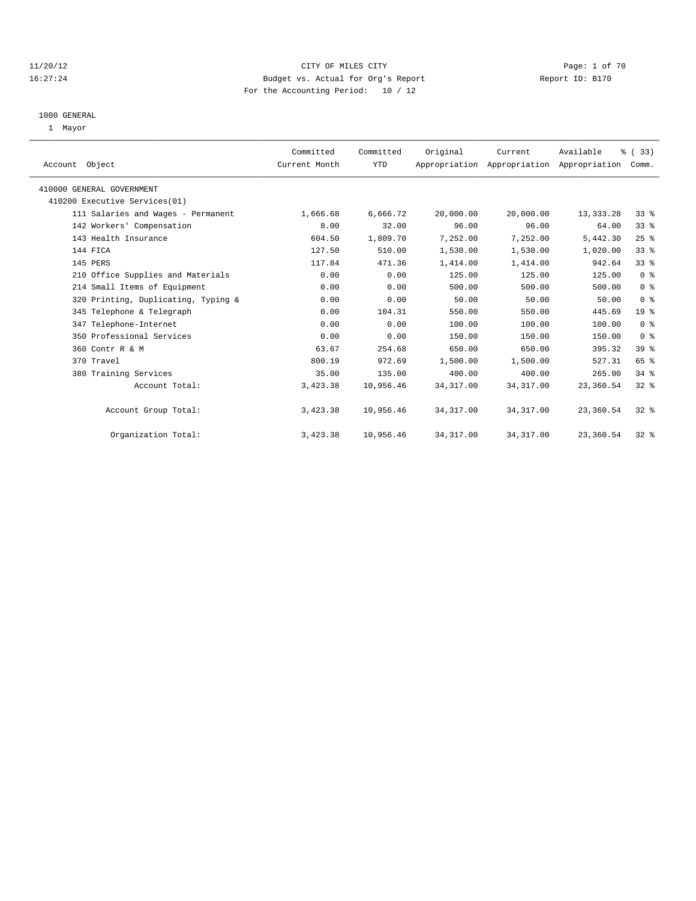11/20/12 CITY OF MILES CITY

16:27:24 Budget vs. Actual for Org's Report Report ID: B170

For the Accounting Period: 10 / 12

1000 GENERAL

1 Mayor

| Account Object | Committed Current Month | Committed YTD | Original Appropriation | Current Appropriation | Available Appropriation | % ( 33) Comm. |
|---|---|---|---|---|---|---|
| 410000 GENERAL GOVERNMENT | | | | | | |
| 410200 Executive Services(01) | | | | | | |
| 111 Salaries and Wages - Permanent | 1,666.68 | 6,666.72 | 20,000.00 | 20,000.00 | 13,333.28 | 33 % |
| 142 Workers' Compensation | 8.00 | 32.00 | 96.00 | 96.00 | 64.00 | 33 % |
| 143 Health Insurance | 604.50 | 1,809.70 | 7,252.00 | 7,252.00 | 5,442.30 | 25 % |
| 144 FICA | 127.50 | 510.00 | 1,530.00 | 1,530.00 | 1,020.00 | 33 % |
| 145 PERS | 117.84 | 471.36 | 1,414.00 | 1,414.00 | 942.64 | 33 % |
| 210 Office Supplies and Materials | 0.00 | 0.00 | 125.00 | 125.00 | 125.00 | 0 % |
| 214 Small Items of Equipment | 0.00 | 0.00 | 500.00 | 500.00 | 500.00 | 0 % |
| 320 Printing, Duplicating, Typing & | 0.00 | 0.00 | 50.00 | 50.00 | 50.00 | 0 % |
| 345 Telephone & Telegraph | 0.00 | 104.31 | 550.00 | 550.00 | 445.69 | 19 % |
| 347 Telephone-Internet | 0.00 | 0.00 | 100.00 | 100.00 | 100.00 | 0 % |
| 350 Professional Services | 0.00 | 0.00 | 150.00 | 150.00 | 150.00 | 0 % |
| 360 Contr R & M | 63.67 | 254.68 | 650.00 | 650.00 | 395.32 | 39 % |
| 370 Travel | 800.19 | 972.69 | 1,500.00 | 1,500.00 | 527.31 | 65 % |
| 380 Training Services | 35.00 | 135.00 | 400.00 | 400.00 | 265.00 | 34 % |
| Account Total: | 3,423.38 | 10,956.46 | 34,317.00 | 34,317.00 | 23,360.54 | 32 % |
| Account Group Total: | 3,423.38 | 10,956.46 | 34,317.00 | 34,317.00 | 23,360.54 | 32 % |
| Organization Total: | 3,423.38 | 10,956.46 | 34,317.00 | 34,317.00 | 23,360.54 | 32 % |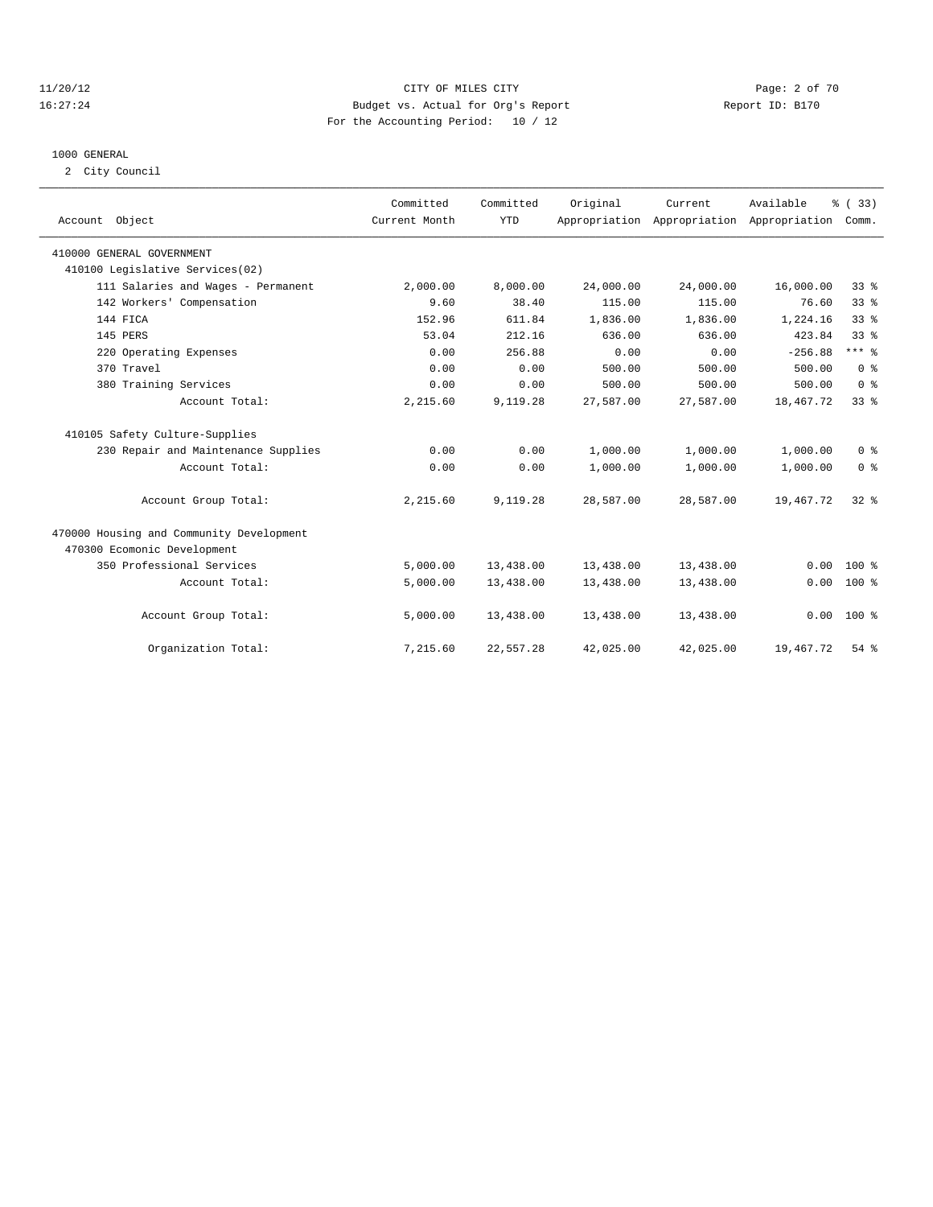CITY OF MILES CITY
Budget vs. Actual for Org's Report
For the Accounting Period: 10 / 12

11/20/12
16:27:24

Report ID: B170

1000 GENERAL
2 City Council

| Account Object | Committed Current Month | Committed YTD | Original Appropriation | Current Appropriation | Available Appropriation | % ( 33) Comm. |
|---|---|---|---|---|---|---|
| 410000 GENERAL GOVERNMENT | | | | | | |
| 410100 Legislative Services(02) | | | | | | |
| 111 Salaries and Wages - Permanent | 2,000.00 | 8,000.00 | 24,000.00 | 24,000.00 | 16,000.00 | 33 % |
| 142 Workers' Compensation | 9.60 | 38.40 | 115.00 | 115.00 | 76.60 | 33 % |
| 144 FICA | 152.96 | 611.84 | 1,836.00 | 1,836.00 | 1,224.16 | 33 % |
| 145 PERS | 53.04 | 212.16 | 636.00 | 636.00 | 423.84 | 33 % |
| 220 Operating Expenses | 0.00 | 256.88 | 0.00 | 0.00 | -256.88 | *** % |
| 370 Travel | 0.00 | 0.00 | 500.00 | 500.00 | 500.00 | 0 % |
| 380 Training Services | 0.00 | 0.00 | 500.00 | 500.00 | 500.00 | 0 % |
| Account Total: | 2,215.60 | 9,119.28 | 27,587.00 | 27,587.00 | 18,467.72 | 33 % |
| 410105 Safety Culture-Supplies | | | | | | |
| 230 Repair and Maintenance Supplies | 0.00 | 0.00 | 1,000.00 | 1,000.00 | 1,000.00 | 0 % |
| Account Total: | 0.00 | 0.00 | 1,000.00 | 1,000.00 | 1,000.00 | 0 % |
| Account Group Total: | 2,215.60 | 9,119.28 | 28,587.00 | 28,587.00 | 19,467.72 | 32 % |
| 470000 Housing and Community Development | | | | | | |
| 470300 Ecomonic Development | | | | | | |
| 350 Professional Services | 5,000.00 | 13,438.00 | 13,438.00 | 13,438.00 | 0.00 | 100 % |
| Account Total: | 5,000.00 | 13,438.00 | 13,438.00 | 13,438.00 | 0.00 | 100 % |
| Account Group Total: | 5,000.00 | 13,438.00 | 13,438.00 | 13,438.00 | 0.00 | 100 % |
| Organization Total: | 7,215.60 | 22,557.28 | 42,025.00 | 42,025.00 | 19,467.72 | 54 % |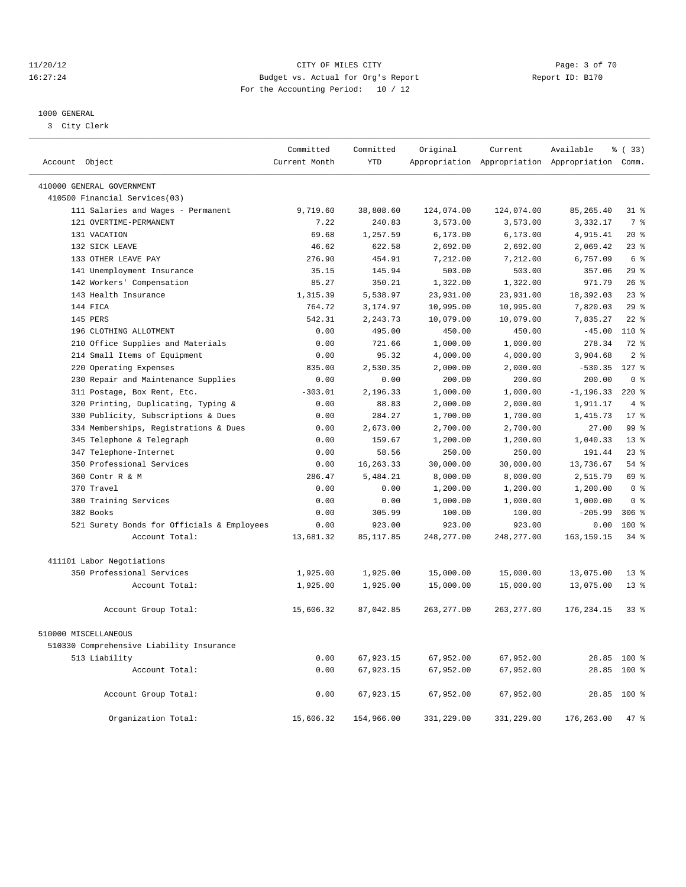CITY OF MILES CITY
Budget vs. Actual for Org's Report
For the Accounting Period: 10 / 12

11/20/12
16:27:24

Report ID: B170

1000 GENERAL
3 City Clerk

| Account Object | Committed Current Month | Committed YTD | Original Appropriation | Current Appropriation | Available Appropriation | % ( 33) Comm. |
|---|---|---|---|---|---|---|
| 410000 GENERAL GOVERNMENT | | | | | | |
| 410500 Financial Services(03) | | | | | | |
| 111 Salaries and Wages - Permanent | 9,719.60 | 38,808.60 | 124,074.00 | 124,074.00 | 85,265.40 | 31 % |
| 121 OVERTIME-PERMANENT | 7.22 | 240.83 | 3,573.00 | 3,573.00 | 3,332.17 | 7 % |
| 131 VACATION | 69.68 | 1,257.59 | 6,173.00 | 6,173.00 | 4,915.41 | 20 % |
| 132 SICK LEAVE | 46.62 | 622.58 | 2,692.00 | 2,692.00 | 2,069.42 | 23 % |
| 133 OTHER LEAVE PAY | 276.90 | 454.91 | 7,212.00 | 7,212.00 | 6,757.09 | 6 % |
| 141 Unemployment Insurance | 35.15 | 145.94 | 503.00 | 503.00 | 357.06 | 29 % |
| 142 Workers' Compensation | 85.27 | 350.21 | 1,322.00 | 1,322.00 | 971.79 | 26 % |
| 143 Health Insurance | 1,315.39 | 5,538.97 | 23,931.00 | 23,931.00 | 18,392.03 | 23 % |
| 144 FICA | 764.72 | 3,174.97 | 10,995.00 | 10,995.00 | 7,820.03 | 29 % |
| 145 PERS | 542.31 | 2,243.73 | 10,079.00 | 10,079.00 | 7,835.27 | 22 % |
| 196 CLOTHING ALLOTMENT | 0.00 | 495.00 | 450.00 | 450.00 | -45.00 | 110 % |
| 210 Office Supplies and Materials | 0.00 | 721.66 | 1,000.00 | 1,000.00 | 278.34 | 72 % |
| 214 Small Items of Equipment | 0.00 | 95.32 | 4,000.00 | 4,000.00 | 3,904.68 | 2 % |
| 220 Operating Expenses | 835.00 | 2,530.35 | 2,000.00 | 2,000.00 | -530.35 | 127 % |
| 230 Repair and Maintenance Supplies | 0.00 | 0.00 | 200.00 | 200.00 | 200.00 | 0 % |
| 311 Postage, Box Rent, Etc. | -303.01 | 2,196.33 | 1,000.00 | 1,000.00 | -1,196.33 | 220 % |
| 320 Printing, Duplicating, Typing & | 0.00 | 88.83 | 2,000.00 | 2,000.00 | 1,911.17 | 4 % |
| 330 Publicity, Subscriptions & Dues | 0.00 | 284.27 | 1,700.00 | 1,700.00 | 1,415.73 | 17 % |
| 334 Memberships, Registrations & Dues | 0.00 | 2,673.00 | 2,700.00 | 2,700.00 | 27.00 | 99 % |
| 345 Telephone & Telegraph | 0.00 | 159.67 | 1,200.00 | 1,200.00 | 1,040.33 | 13 % |
| 347 Telephone-Internet | 0.00 | 58.56 | 250.00 | 250.00 | 191.44 | 23 % |
| 350 Professional Services | 0.00 | 16,263.33 | 30,000.00 | 30,000.00 | 13,736.67 | 54 % |
| 360 Contr R & M | 286.47 | 5,484.21 | 8,000.00 | 8,000.00 | 2,515.79 | 69 % |
| 370 Travel | 0.00 | 0.00 | 1,200.00 | 1,200.00 | 1,200.00 | 0 % |
| 380 Training Services | 0.00 | 0.00 | 1,000.00 | 1,000.00 | 1,000.00 | 0 % |
| 382 Books | 0.00 | 305.99 | 100.00 | 100.00 | -205.99 | 306 % |
| 521 Surety Bonds for Officials & Employees | 0.00 | 923.00 | 923.00 | 923.00 | 0.00 | 100 % |
| Account Total: | 13,681.32 | 85,117.85 | 248,277.00 | 248,277.00 | 163,159.15 | 34 % |
| 411101 Labor Negotiations | | | | | | |
| 350 Professional Services | 1,925.00 | 1,925.00 | 15,000.00 | 15,000.00 | 13,075.00 | 13 % |
| Account Total: | 1,925.00 | 1,925.00 | 15,000.00 | 15,000.00 | 13,075.00 | 13 % |
| Account Group Total: | 15,606.32 | 87,042.85 | 263,277.00 | 263,277.00 | 176,234.15 | 33 % |
| 510000 MISCELLANEOUS | | | | | | |
| 510330 Comprehensive Liability Insurance | | | | | | |
| 513 Liability | 0.00 | 67,923.15 | 67,952.00 | 67,952.00 | 28.85 | 100 % |
| Account Total: | 0.00 | 67,923.15 | 67,952.00 | 67,952.00 | 28.85 | 100 % |
| Account Group Total: | 0.00 | 67,923.15 | 67,952.00 | 67,952.00 | 28.85 | 100 % |
| Organization Total: | 15,606.32 | 154,966.00 | 331,229.00 | 331,229.00 | 176,263.00 | 47 % |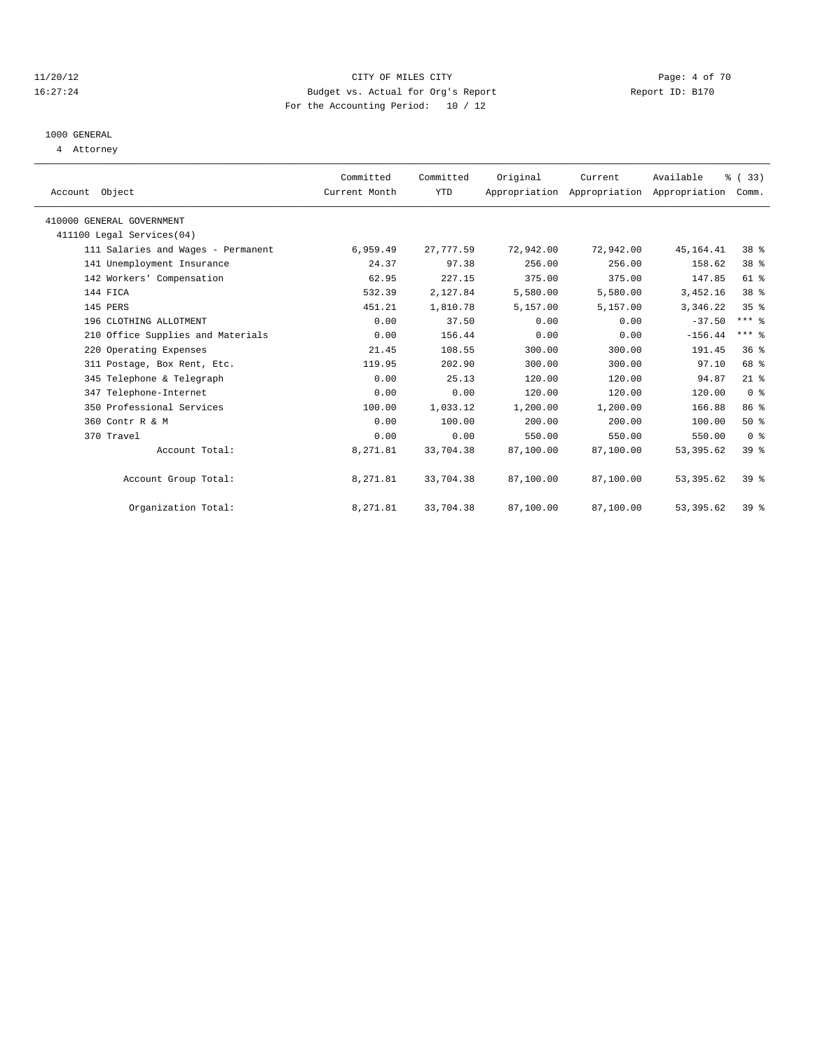CITY OF MILES CITY
Budget vs. Actual for Org's Report
For the Accounting Period: 10 / 12

1000 GENERAL
4 Attorney

| Account Object | Committed Current Month | Committed YTD | Original Appropriation | Current Appropriation | Available Appropriation | % ( 33) Comm. |
|---|---|---|---|---|---|---|
| 410000 GENERAL GOVERNMENT | | | | | | |
| 411100 Legal Services(04) | | | | | | |
| 111 Salaries and Wages - Permanent | 6,959.49 | 27,777.59 | 72,942.00 | 72,942.00 | 45,164.41 | 38 % |
| 141 Unemployment Insurance | 24.37 | 97.38 | 256.00 | 256.00 | 158.62 | 38 % |
| 142 Workers' Compensation | 62.95 | 227.15 | 375.00 | 375.00 | 147.85 | 61 % |
| 144 FICA | 532.39 | 2,127.84 | 5,580.00 | 5,580.00 | 3,452.16 | 38 % |
| 145 PERS | 451.21 | 1,810.78 | 5,157.00 | 5,157.00 | 3,346.22 | 35 % |
| 196 CLOTHING ALLOTMENT | 0.00 | 37.50 | 0.00 | 0.00 | -37.50 | *** % |
| 210 Office Supplies and Materials | 0.00 | 156.44 | 0.00 | 0.00 | -156.44 | *** % |
| 220 Operating Expenses | 21.45 | 108.55 | 300.00 | 300.00 | 191.45 | 36 % |
| 311 Postage, Box Rent, Etc. | 119.95 | 202.90 | 300.00 | 300.00 | 97.10 | 68 % |
| 345 Telephone & Telegraph | 0.00 | 25.13 | 120.00 | 120.00 | 94.87 | 21 % |
| 347 Telephone-Internet | 0.00 | 0.00 | 120.00 | 120.00 | 120.00 | 0 % |
| 350 Professional Services | 100.00 | 1,033.12 | 1,200.00 | 1,200.00 | 166.88 | 86 % |
| 360 Contr R & M | 0.00 | 100.00 | 200.00 | 200.00 | 100.00 | 50 % |
| 370 Travel | 0.00 | 0.00 | 550.00 | 550.00 | 550.00 | 0 % |
| Account Total: | 8,271.81 | 33,704.38 | 87,100.00 | 87,100.00 | 53,395.62 | 39 % |
| Account Group Total: | 8,271.81 | 33,704.38 | 87,100.00 | 87,100.00 | 53,395.62 | 39 % |
| Organization Total: | 8,271.81 | 33,704.38 | 87,100.00 | 87,100.00 | 53,395.62 | 39 % |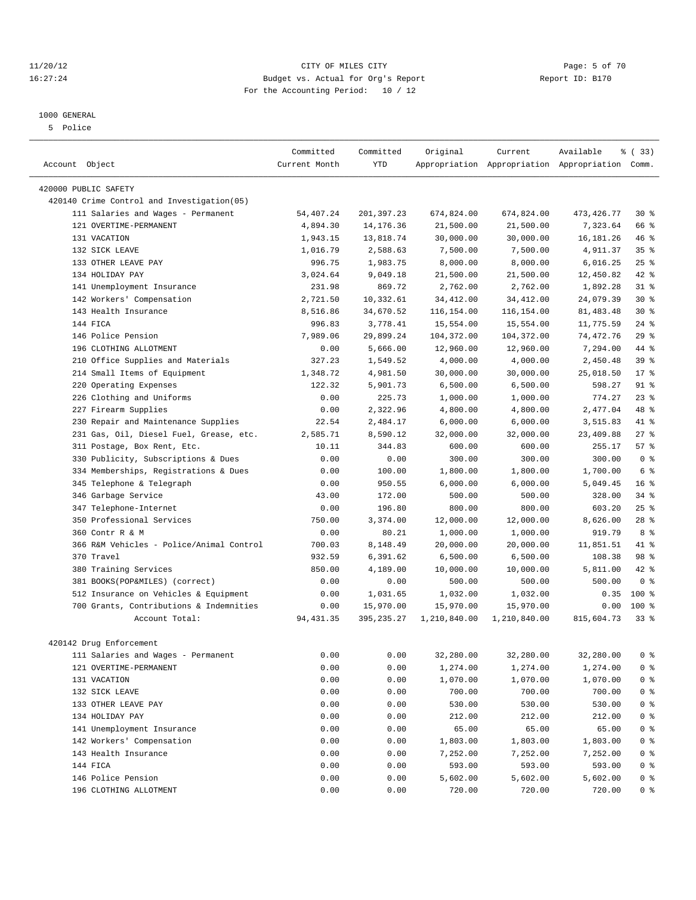CITY OF MILES CITY

Budget vs. Actual for Org's Report

For the Accounting Period: 10 / 12

1000 GENERAL

5 Police

| Account Object | Committed Current Month | Committed YTD | Original Appropriation | Current Appropriation | Available Appropriation | % ( 33) Comm. |
|---|---|---|---|---|---|---|
| 420000 PUBLIC SAFETY | | | | | | |
| 420140 Crime Control and Investigation(05) | | | | | | |
| 111 Salaries and Wages - Permanent | 54,407.24 | 201,397.23 | 674,824.00 | 674,824.00 | 473,426.77 | 30 % |
| 121 OVERTIME-PERMANENT | 4,894.30 | 14,176.36 | 21,500.00 | 21,500.00 | 7,323.64 | 66 % |
| 131 VACATION | 1,943.15 | 13,818.74 | 30,000.00 | 30,000.00 | 16,181.26 | 46 % |
| 132 SICK LEAVE | 1,016.79 | 2,588.63 | 7,500.00 | 7,500.00 | 4,911.37 | 35 % |
| 133 OTHER LEAVE PAY | 996.75 | 1,983.75 | 8,000.00 | 8,000.00 | 6,016.25 | 25 % |
| 134 HOLIDAY PAY | 3,024.64 | 9,049.18 | 21,500.00 | 21,500.00 | 12,450.82 | 42 % |
| 141 Unemployment Insurance | 231.98 | 869.72 | 2,762.00 | 2,762.00 | 1,892.28 | 31 % |
| 142 Workers' Compensation | 2,721.50 | 10,332.61 | 34,412.00 | 34,412.00 | 24,079.39 | 30 % |
| 143 Health Insurance | 8,516.86 | 34,670.52 | 116,154.00 | 116,154.00 | 81,483.48 | 30 % |
| 144 FICA | 996.83 | 3,778.41 | 15,554.00 | 15,554.00 | 11,775.59 | 24 % |
| 146 Police Pension | 7,989.06 | 29,899.24 | 104,372.00 | 104,372.00 | 74,472.76 | 29 % |
| 196 CLOTHING ALLOTMENT | 0.00 | 5,666.00 | 12,960.00 | 12,960.00 | 7,294.00 | 44 % |
| 210 Office Supplies and Materials | 327.23 | 1,549.52 | 4,000.00 | 4,000.00 | 2,450.48 | 39 % |
| 214 Small Items of Equipment | 1,348.72 | 4,981.50 | 30,000.00 | 30,000.00 | 25,018.50 | 17 % |
| 220 Operating Expenses | 122.32 | 5,901.73 | 6,500.00 | 6,500.00 | 598.27 | 91 % |
| 226 Clothing and Uniforms | 0.00 | 225.73 | 1,000.00 | 1,000.00 | 774.27 | 23 % |
| 227 Firearm Supplies | 0.00 | 2,322.96 | 4,800.00 | 4,800.00 | 2,477.04 | 48 % |
| 230 Repair and Maintenance Supplies | 22.54 | 2,484.17 | 6,000.00 | 6,000.00 | 3,515.83 | 41 % |
| 231 Gas, Oil, Diesel Fuel, Grease, etc. | 2,585.71 | 8,590.12 | 32,000.00 | 32,000.00 | 23,409.88 | 27 % |
| 311 Postage, Box Rent, Etc. | 10.11 | 344.83 | 600.00 | 600.00 | 255.17 | 57 % |
| 330 Publicity, Subscriptions & Dues | 0.00 | 0.00 | 300.00 | 300.00 | 300.00 | 0 % |
| 334 Memberships, Registrations & Dues | 0.00 | 100.00 | 1,800.00 | 1,800.00 | 1,700.00 | 6 % |
| 345 Telephone & Telegraph | 0.00 | 950.55 | 6,000.00 | 6,000.00 | 5,049.45 | 16 % |
| 346 Garbage Service | 43.00 | 172.00 | 500.00 | 500.00 | 328.00 | 34 % |
| 347 Telephone-Internet | 0.00 | 196.80 | 800.00 | 800.00 | 603.20 | 25 % |
| 350 Professional Services | 750.00 | 3,374.00 | 12,000.00 | 12,000.00 | 8,626.00 | 28 % |
| 360 Contr R & M | 0.00 | 80.21 | 1,000.00 | 1,000.00 | 919.79 | 8 % |
| 366 R&M Vehicles - Police/Animal Control | 700.03 | 8,148.49 | 20,000.00 | 20,000.00 | 11,851.51 | 41 % |
| 370 Travel | 932.59 | 6,391.62 | 6,500.00 | 6,500.00 | 108.38 | 98 % |
| 380 Training Services | 850.00 | 4,189.00 | 10,000.00 | 10,000.00 | 5,811.00 | 42 % |
| 381 BOOKS(POP&MILES) (correct) | 0.00 | 0.00 | 500.00 | 500.00 | 500.00 | 0 % |
| 512 Insurance on Vehicles & Equipment | 0.00 | 1,031.65 | 1,032.00 | 1,032.00 | 0.35 | 100 % |
| 700 Grants, Contributions & Indemnities | 0.00 | 15,970.00 | 15,970.00 | 15,970.00 | 0.00 | 100 % |
| Account Total: | 94,431.35 | 395,235.27 | 1,210,840.00 | 1,210,840.00 | 815,604.73 | 33 % |
| 420142 Drug Enforcement | | | | | | |
| 111 Salaries and Wages - Permanent | 0.00 | 0.00 | 32,280.00 | 32,280.00 | 32,280.00 | 0 % |
| 121 OVERTIME-PERMANENT | 0.00 | 0.00 | 1,274.00 | 1,274.00 | 1,274.00 | 0 % |
| 131 VACATION | 0.00 | 0.00 | 1,070.00 | 1,070.00 | 1,070.00 | 0 % |
| 132 SICK LEAVE | 0.00 | 0.00 | 700.00 | 700.00 | 700.00 | 0 % |
| 133 OTHER LEAVE PAY | 0.00 | 0.00 | 530.00 | 530.00 | 530.00 | 0 % |
| 134 HOLIDAY PAY | 0.00 | 0.00 | 212.00 | 212.00 | 212.00 | 0 % |
| 141 Unemployment Insurance | 0.00 | 0.00 | 65.00 | 65.00 | 65.00 | 0 % |
| 142 Workers' Compensation | 0.00 | 0.00 | 1,803.00 | 1,803.00 | 1,803.00 | 0 % |
| 143 Health Insurance | 0.00 | 0.00 | 7,252.00 | 7,252.00 | 7,252.00 | 0 % |
| 144 FICA | 0.00 | 0.00 | 593.00 | 593.00 | 593.00 | 0 % |
| 146 Police Pension | 0.00 | 0.00 | 5,602.00 | 5,602.00 | 5,602.00 | 0 % |
| 196 CLOTHING ALLOTMENT | 0.00 | 0.00 | 720.00 | 720.00 | 720.00 | 0 % |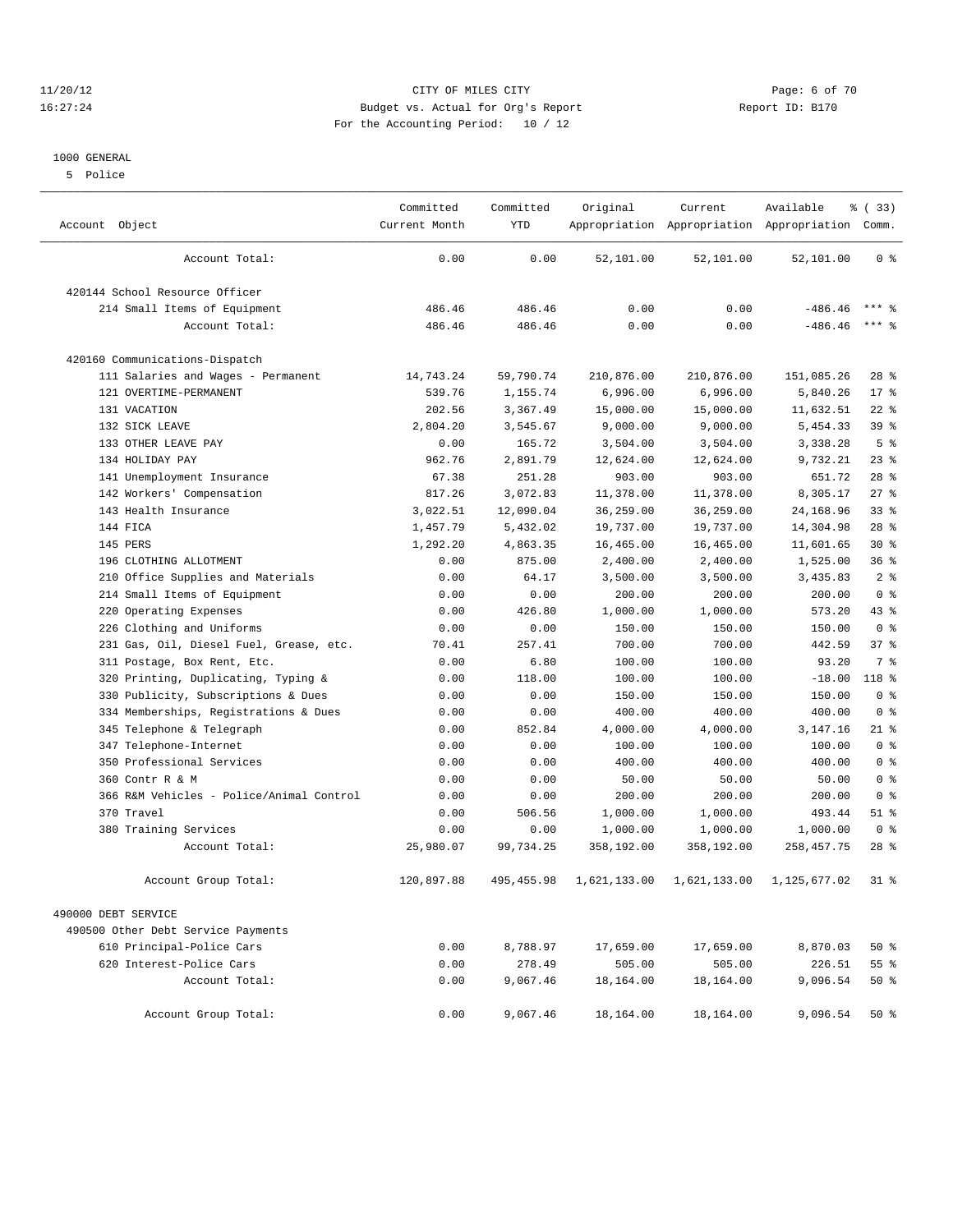1000 GENERAL

5 Police

| Account Object | Committed Current Month | Committed YTD | Original Appropriation | Current Appropriation | Available Appropriation | % ( 33) Comm. |
|---|---|---|---|---|---|---|
| Account Total: | 0.00 | 0.00 | 52,101.00 | 52,101.00 | 52,101.00 | 0 % |
| 420144 School Resource Officer | | | | | | |
| 214 Small Items of Equipment | 486.46 | 486.46 | 0.00 | 0.00 | -486.46 | *** % |
| Account Total: | 486.46 | 486.46 | 0.00 | 0.00 | -486.46 | *** % |
| 420160 Communications-Dispatch | | | | | | |
| 111 Salaries and Wages - Permanent | 14,743.24 | 59,790.74 | 210,876.00 | 210,876.00 | 151,085.26 | 28 % |
| 121 OVERTIME-PERMANENT | 539.76 | 1,155.74 | 6,996.00 | 6,996.00 | 5,840.26 | 17 % |
| 131 VACATION | 202.56 | 3,367.49 | 15,000.00 | 15,000.00 | 11,632.51 | 22 % |
| 132 SICK LEAVE | 2,804.20 | 3,545.67 | 9,000.00 | 9,000.00 | 5,454.33 | 39 % |
| 133 OTHER LEAVE PAY | 0.00 | 165.72 | 3,504.00 | 3,504.00 | 3,338.28 | 5 % |
| 134 HOLIDAY PAY | 962.76 | 2,891.79 | 12,624.00 | 12,624.00 | 9,732.21 | 23 % |
| 141 Unemployment Insurance | 67.38 | 251.28 | 903.00 | 903.00 | 651.72 | 28 % |
| 142 Workers' Compensation | 817.26 | 3,072.83 | 11,378.00 | 11,378.00 | 8,305.17 | 27 % |
| 143 Health Insurance | 3,022.51 | 12,090.04 | 36,259.00 | 36,259.00 | 24,168.96 | 33 % |
| 144 FICA | 1,457.79 | 5,432.02 | 19,737.00 | 19,737.00 | 14,304.98 | 28 % |
| 145 PERS | 1,292.20 | 4,863.35 | 16,465.00 | 16,465.00 | 11,601.65 | 30 % |
| 196 CLOTHING ALLOTMENT | 0.00 | 875.00 | 2,400.00 | 2,400.00 | 1,525.00 | 36 % |
| 210 Office Supplies and Materials | 0.00 | 64.17 | 3,500.00 | 3,500.00 | 3,435.83 | 2 % |
| 214 Small Items of Equipment | 0.00 | 0.00 | 200.00 | 200.00 | 200.00 | 0 % |
| 220 Operating Expenses | 0.00 | 426.80 | 1,000.00 | 1,000.00 | 573.20 | 43 % |
| 226 Clothing and Uniforms | 0.00 | 0.00 | 150.00 | 150.00 | 150.00 | 0 % |
| 231 Gas, Oil, Diesel Fuel, Grease, etc. | 70.41 | 257.41 | 700.00 | 700.00 | 442.59 | 37 % |
| 311 Postage, Box Rent, Etc. | 0.00 | 6.80 | 100.00 | 100.00 | 93.20 | 7 % |
| 320 Printing, Duplicating, Typing & | 0.00 | 118.00 | 100.00 | 100.00 | -18.00 | 118 % |
| 330 Publicity, Subscriptions & Dues | 0.00 | 0.00 | 150.00 | 150.00 | 150.00 | 0 % |
| 334 Memberships, Registrations & Dues | 0.00 | 0.00 | 400.00 | 400.00 | 400.00 | 0 % |
| 345 Telephone & Telegraph | 0.00 | 852.84 | 4,000.00 | 4,000.00 | 3,147.16 | 21 % |
| 347 Telephone-Internet | 0.00 | 0.00 | 100.00 | 100.00 | 100.00 | 0 % |
| 350 Professional Services | 0.00 | 0.00 | 400.00 | 400.00 | 400.00 | 0 % |
| 360 Contr R & M | 0.00 | 0.00 | 50.00 | 50.00 | 50.00 | 0 % |
| 366 R&M Vehicles - Police/Animal Control | 0.00 | 0.00 | 200.00 | 200.00 | 200.00 | 0 % |
| 370 Travel | 0.00 | 506.56 | 1,000.00 | 1,000.00 | 493.44 | 51 % |
| 380 Training Services | 0.00 | 0.00 | 1,000.00 | 1,000.00 | 1,000.00 | 0 % |
| Account Total: | 25,980.07 | 99,734.25 | 358,192.00 | 358,192.00 | 258,457.75 | 28 % |
| Account Group Total: | 120,897.88 | 495,455.98 | 1,621,133.00 | 1,621,133.00 | 1,125,677.02 | 31 % |
| 490000 DEBT SERVICE | | | | | | |
| 490500 Other Debt Service Payments | | | | | | |
| 610 Principal-Police Cars | 0.00 | 8,788.97 | 17,659.00 | 17,659.00 | 8,870.03 | 50 % |
| 620 Interest-Police Cars | 0.00 | 278.49 | 505.00 | 505.00 | 226.51 | 55 % |
| Account Total: | 0.00 | 9,067.46 | 18,164.00 | 18,164.00 | 9,096.54 | 50 % |
| Account Group Total: | 0.00 | 9,067.46 | 18,164.00 | 18,164.00 | 9,096.54 | 50 % |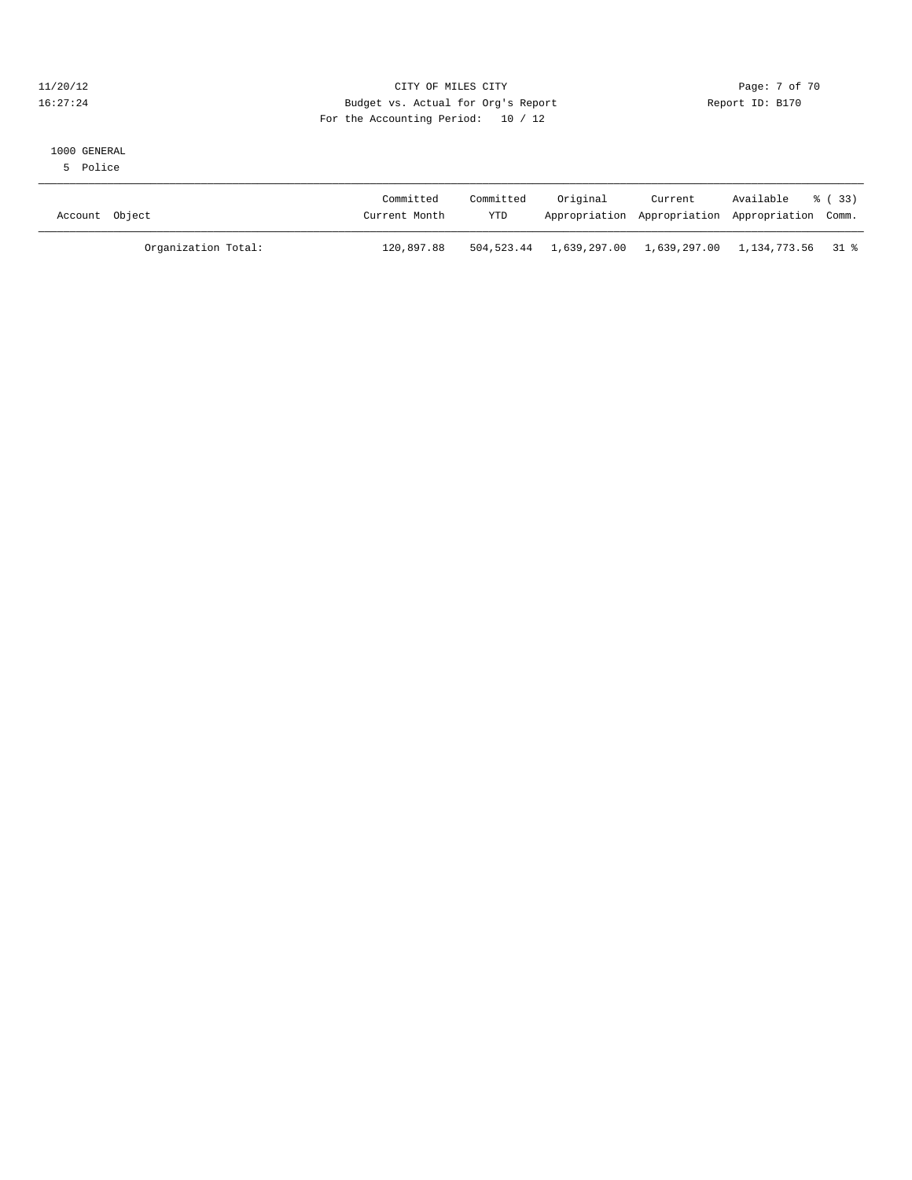CITY OF MILES CITY
Budget vs. Actual for Org's Report
For the Accounting Period: 10 / 12

11/20/12
16:27:24

Report ID: B170

1000 GENERAL
5 Police

| Account Object | Committed Current Month | Committed YTD | Original Appropriation | Current Appropriation | Available Appropriation | % ( 33) Comm. |
|---|---|---|---|---|---|---|
| Organization Total: | 120,897.88 | 504,523.44 | 1,639,297.00 | 1,639,297.00 | 1,134,773.56 | 31 % |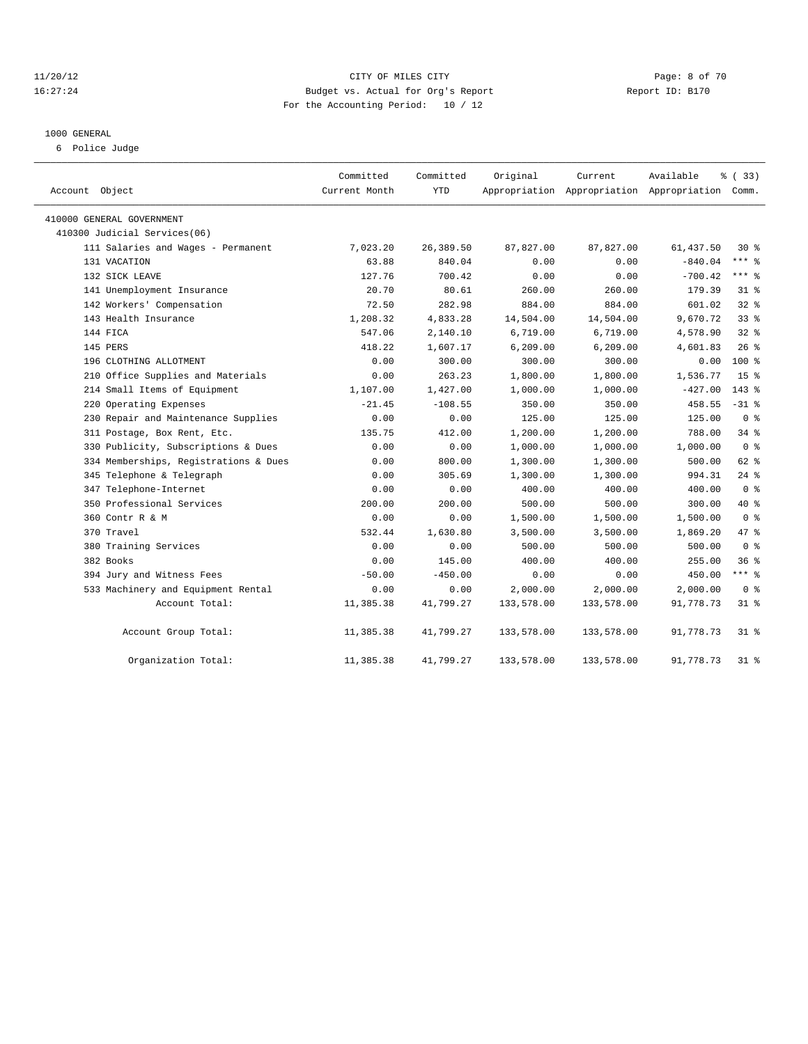# CITY OF MILES CITY

Budget vs. Actual for Org's Report

For the Accounting Period: 10 / 12

11/20/12 16:27:24 — Report ID: B170

## 1000 GENERAL

6 Police Judge

| Account Object | Committed Current Month | Committed YTD | Original Appropriation | Current Appropriation | Available Appropriation | % ( 33) Comm. |
|---|---|---|---|---|---|---|
| 410000 GENERAL GOVERNMENT | | | | | | |
| 410300 Judicial Services(06) | | | | | | |
| 111 Salaries and Wages - Permanent | 7,023.20 | 26,389.50 | 87,827.00 | 87,827.00 | 61,437.50 | 30 % |
| 131 VACATION | 63.88 | 840.04 | 0.00 | 0.00 | -840.04 | *** % |
| 132 SICK LEAVE | 127.76 | 700.42 | 0.00 | 0.00 | -700.42 | *** % |
| 141 Unemployment Insurance | 20.70 | 80.61 | 260.00 | 260.00 | 179.39 | 31 % |
| 142 Workers' Compensation | 72.50 | 282.98 | 884.00 | 884.00 | 601.02 | 32 % |
| 143 Health Insurance | 1,208.32 | 4,833.28 | 14,504.00 | 14,504.00 | 9,670.72 | 33 % |
| 144 FICA | 547.06 | 2,140.10 | 6,719.00 | 6,719.00 | 4,578.90 | 32 % |
| 145 PERS | 418.22 | 1,607.17 | 6,209.00 | 6,209.00 | 4,601.83 | 26 % |
| 196 CLOTHING ALLOTMENT | 0.00 | 300.00 | 300.00 | 300.00 | 0.00 | 100 % |
| 210 Office Supplies and Materials | 0.00 | 263.23 | 1,800.00 | 1,800.00 | 1,536.77 | 15 % |
| 214 Small Items of Equipment | 1,107.00 | 1,427.00 | 1,000.00 | 1,000.00 | -427.00 | 143 % |
| 220 Operating Expenses | -21.45 | -108.55 | 350.00 | 350.00 | 458.55 | -31 % |
| 230 Repair and Maintenance Supplies | 0.00 | 0.00 | 125.00 | 125.00 | 125.00 | 0 % |
| 311 Postage, Box Rent, Etc. | 135.75 | 412.00 | 1,200.00 | 1,200.00 | 788.00 | 34 % |
| 330 Publicity, Subscriptions & Dues | 0.00 | 0.00 | 1,000.00 | 1,000.00 | 1,000.00 | 0 % |
| 334 Memberships, Registrations & Dues | 0.00 | 800.00 | 1,300.00 | 1,300.00 | 500.00 | 62 % |
| 345 Telephone & Telegraph | 0.00 | 305.69 | 1,300.00 | 1,300.00 | 994.31 | 24 % |
| 347 Telephone-Internet | 0.00 | 0.00 | 400.00 | 400.00 | 400.00 | 0 % |
| 350 Professional Services | 200.00 | 200.00 | 500.00 | 500.00 | 300.00 | 40 % |
| 360 Contr R & M | 0.00 | 0.00 | 1,500.00 | 1,500.00 | 1,500.00 | 0 % |
| 370 Travel | 532.44 | 1,630.80 | 3,500.00 | 3,500.00 | 1,869.20 | 47 % |
| 380 Training Services | 0.00 | 0.00 | 500.00 | 500.00 | 500.00 | 0 % |
| 382 Books | 0.00 | 145.00 | 400.00 | 400.00 | 255.00 | 36 % |
| 394 Jury and Witness Fees | -50.00 | -450.00 | 0.00 | 0.00 | 450.00 | *** % |
| 533 Machinery and Equipment Rental | 0.00 | 0.00 | 2,000.00 | 2,000.00 | 2,000.00 | 0 % |
| Account Total: | 11,385.38 | 41,799.27 | 133,578.00 | 133,578.00 | 91,778.73 | 31 % |
| Account Group Total: | 11,385.38 | 41,799.27 | 133,578.00 | 133,578.00 | 91,778.73 | 31 % |
| Organization Total: | 11,385.38 | 41,799.27 | 133,578.00 | 133,578.00 | 91,778.73 | 31 % |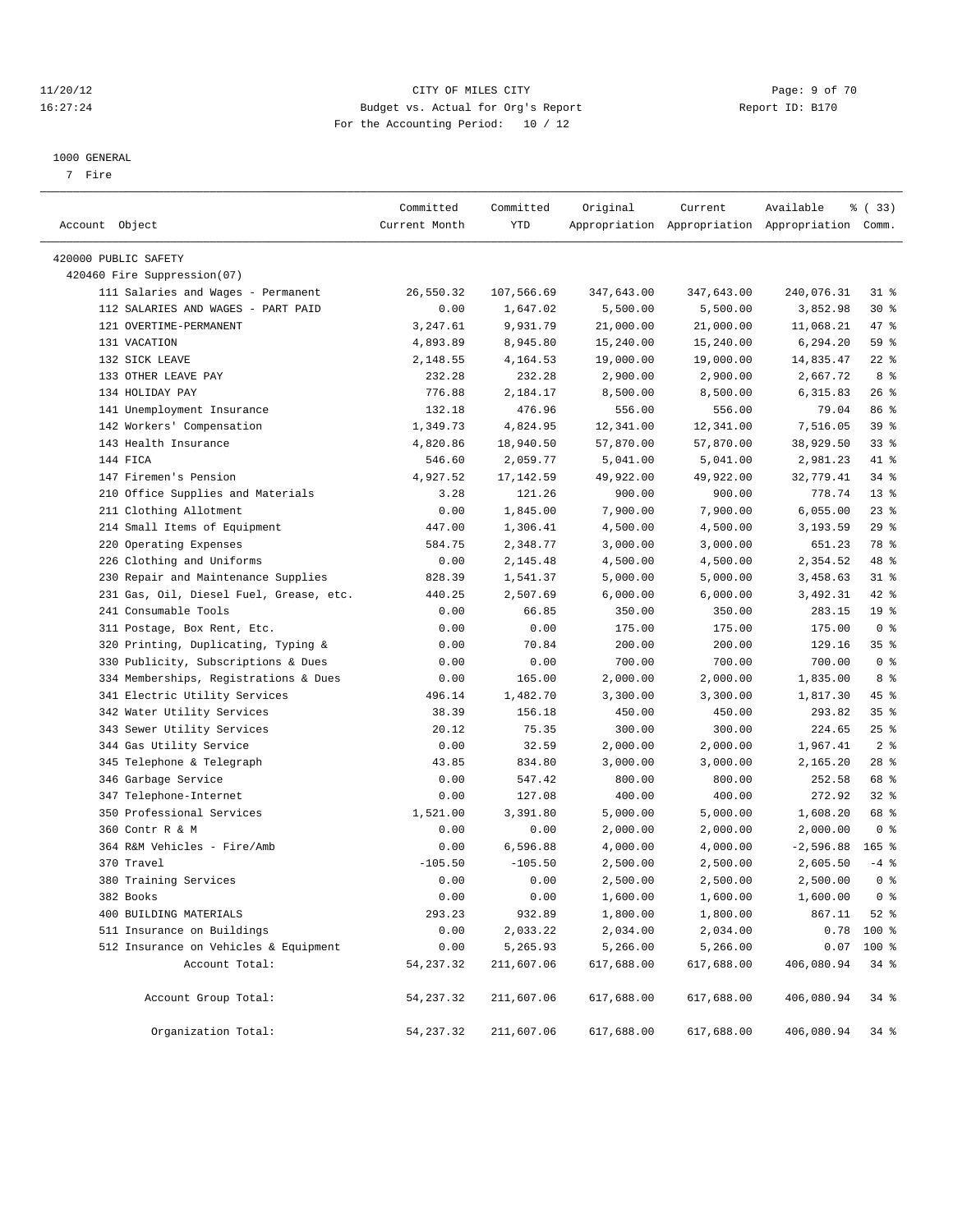CITY OF MILES CITY
Budget vs. Actual for Org's Report
For the Accounting Period: 10 / 12

11/20/12 16:27:24 Report ID: B170

1000 GENERAL
7 Fire

| Account Object | Committed Current Month | Committed YTD | Original Appropriation | Current Appropriation | Available Appropriation | % ( 33) Comm. |
|---|---|---|---|---|---|---|
| 420000 PUBLIC SAFETY | | | | | | |
| 420460 Fire Suppression(07) | | | | | | |
| 111 Salaries and Wages - Permanent | 26,550.32 | 107,566.69 | 347,643.00 | 347,643.00 | 240,076.31 | 31 % |
| 112 SALARIES AND WAGES - PART PAID | 0.00 | 1,647.02 | 5,500.00 | 5,500.00 | 3,852.98 | 30 % |
| 121 OVERTIME-PERMANENT | 3,247.61 | 9,931.79 | 21,000.00 | 21,000.00 | 11,068.21 | 47 % |
| 131 VACATION | 4,893.89 | 8,945.80 | 15,240.00 | 15,240.00 | 6,294.20 | 59 % |
| 132 SICK LEAVE | 2,148.55 | 4,164.53 | 19,000.00 | 19,000.00 | 14,835.47 | 22 % |
| 133 OTHER LEAVE PAY | 232.28 | 232.28 | 2,900.00 | 2,900.00 | 2,667.72 | 8 % |
| 134 HOLIDAY PAY | 776.88 | 2,184.17 | 8,500.00 | 8,500.00 | 6,315.83 | 26 % |
| 141 Unemployment Insurance | 132.18 | 476.96 | 556.00 | 556.00 | 79.04 | 86 % |
| 142 Workers' Compensation | 1,349.73 | 4,824.95 | 12,341.00 | 12,341.00 | 7,516.05 | 39 % |
| 143 Health Insurance | 4,820.86 | 18,940.50 | 57,870.00 | 57,870.00 | 38,929.50 | 33 % |
| 144 FICA | 546.60 | 2,059.77 | 5,041.00 | 5,041.00 | 2,981.23 | 41 % |
| 147 Firemen's Pension | 4,927.52 | 17,142.59 | 49,922.00 | 49,922.00 | 32,779.41 | 34 % |
| 210 Office Supplies and Materials | 3.28 | 121.26 | 900.00 | 900.00 | 778.74 | 13 % |
| 211 Clothing Allotment | 0.00 | 1,845.00 | 7,900.00 | 7,900.00 | 6,055.00 | 23 % |
| 214 Small Items of Equipment | 447.00 | 1,306.41 | 4,500.00 | 4,500.00 | 3,193.59 | 29 % |
| 220 Operating Expenses | 584.75 | 2,348.77 | 3,000.00 | 3,000.00 | 651.23 | 78 % |
| 226 Clothing and Uniforms | 0.00 | 2,145.48 | 4,500.00 | 4,500.00 | 2,354.52 | 48 % |
| 230 Repair and Maintenance Supplies | 828.39 | 1,541.37 | 5,000.00 | 5,000.00 | 3,458.63 | 31 % |
| 231 Gas, Oil, Diesel Fuel, Grease, etc. | 440.25 | 2,507.69 | 6,000.00 | 6,000.00 | 3,492.31 | 42 % |
| 241 Consumable Tools | 0.00 | 66.85 | 350.00 | 350.00 | 283.15 | 19 % |
| 311 Postage, Box Rent, Etc. | 0.00 | 0.00 | 175.00 | 175.00 | 175.00 | 0 % |
| 320 Printing, Duplicating, Typing & | 0.00 | 70.84 | 200.00 | 200.00 | 129.16 | 35 % |
| 330 Publicity, Subscriptions & Dues | 0.00 | 0.00 | 700.00 | 700.00 | 700.00 | 0 % |
| 334 Memberships, Registrations & Dues | 0.00 | 165.00 | 2,000.00 | 2,000.00 | 1,835.00 | 8 % |
| 341 Electric Utility Services | 496.14 | 1,482.70 | 3,300.00 | 3,300.00 | 1,817.30 | 45 % |
| 342 Water Utility Services | 38.39 | 156.18 | 450.00 | 450.00 | 293.82 | 35 % |
| 343 Sewer Utility Services | 20.12 | 75.35 | 300.00 | 300.00 | 224.65 | 25 % |
| 344 Gas Utility Service | 0.00 | 32.59 | 2,000.00 | 2,000.00 | 1,967.41 | 2 % |
| 345 Telephone & Telegraph | 43.85 | 834.80 | 3,000.00 | 3,000.00 | 2,165.20 | 28 % |
| 346 Garbage Service | 0.00 | 547.42 | 800.00 | 800.00 | 252.58 | 68 % |
| 347 Telephone-Internet | 0.00 | 127.08 | 400.00 | 400.00 | 272.92 | 32 % |
| 350 Professional Services | 1,521.00 | 3,391.80 | 5,000.00 | 5,000.00 | 1,608.20 | 68 % |
| 360 Contr R & M | 0.00 | 0.00 | 2,000.00 | 2,000.00 | 2,000.00 | 0 % |
| 364 R&M Vehicles - Fire/Amb | 0.00 | 6,596.88 | 4,000.00 | 4,000.00 | -2,596.88 | 165 % |
| 370 Travel | -105.50 | -105.50 | 2,500.00 | 2,500.00 | 2,605.50 | -4 % |
| 380 Training Services | 0.00 | 0.00 | 2,500.00 | 2,500.00 | 2,500.00 | 0 % |
| 382 Books | 0.00 | 0.00 | 1,600.00 | 1,600.00 | 1,600.00 | 0 % |
| 400 BUILDING MATERIALS | 293.23 | 932.89 | 1,800.00 | 1,800.00 | 867.11 | 52 % |
| 511 Insurance on Buildings | 0.00 | 2,033.22 | 2,034.00 | 2,034.00 | 0.78 | 100 % |
| 512 Insurance on Vehicles & Equipment | 0.00 | 5,265.93 | 5,266.00 | 5,266.00 | 0.07 | 100 % |
| Account Total: | 54,237.32 | 211,607.06 | 617,688.00 | 617,688.00 | 406,080.94 | 34 % |
| Account Group Total: | 54,237.32 | 211,607.06 | 617,688.00 | 617,688.00 | 406,080.94 | 34 % |
| Organization Total: | 54,237.32 | 211,607.06 | 617,688.00 | 617,688.00 | 406,080.94 | 34 % |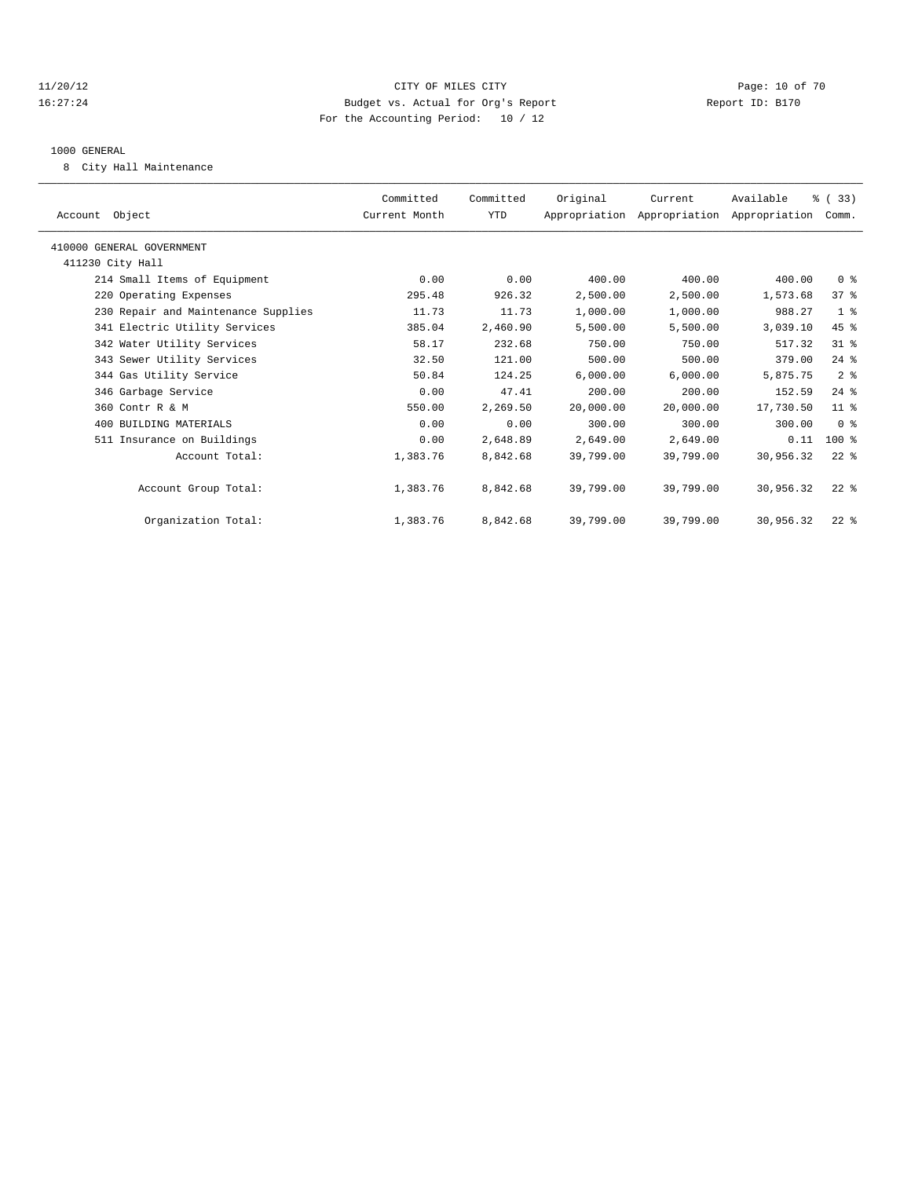CITY OF MILES CITY
Budget vs. Actual for Org's Report
For the Accounting Period: 10 / 12

1000 GENERAL

8 City Hall Maintenance

| Account Object | Committed Current Month | Committed YTD | Original Appropriation | Current Appropriation | Available Appropriation | % ( 33) Comm. |
|---|---|---|---|---|---|---|
| 410000 GENERAL GOVERNMENT | | | | | | |
| 411230 City Hall | | | | | | |
| 214 Small Items of Equipment | 0.00 | 0.00 | 400.00 | 400.00 | 400.00 | 0 % |
| 220 Operating Expenses | 295.48 | 926.32 | 2,500.00 | 2,500.00 | 1,573.68 | 37 % |
| 230 Repair and Maintenance Supplies | 11.73 | 11.73 | 1,000.00 | 1,000.00 | 988.27 | 1 % |
| 341 Electric Utility Services | 385.04 | 2,460.90 | 5,500.00 | 5,500.00 | 3,039.10 | 45 % |
| 342 Water Utility Services | 58.17 | 232.68 | 750.00 | 750.00 | 517.32 | 31 % |
| 343 Sewer Utility Services | 32.50 | 121.00 | 500.00 | 500.00 | 379.00 | 24 % |
| 344 Gas Utility Service | 50.84 | 124.25 | 6,000.00 | 6,000.00 | 5,875.75 | 2 % |
| 346 Garbage Service | 0.00 | 47.41 | 200.00 | 200.00 | 152.59 | 24 % |
| 360 Contr R & M | 550.00 | 2,269.50 | 20,000.00 | 20,000.00 | 17,730.50 | 11 % |
| 400 BUILDING MATERIALS | 0.00 | 0.00 | 300.00 | 300.00 | 300.00 | 0 % |
| 511 Insurance on Buildings | 0.00 | 2,648.89 | 2,649.00 | 2,649.00 | 0.11 | 100 % |
| Account Total: | 1,383.76 | 8,842.68 | 39,799.00 | 39,799.00 | 30,956.32 | 22 % |
| Account Group Total: | 1,383.76 | 8,842.68 | 39,799.00 | 39,799.00 | 30,956.32 | 22 % |
| Organization Total: | 1,383.76 | 8,842.68 | 39,799.00 | 39,799.00 | 30,956.32 | 22 % |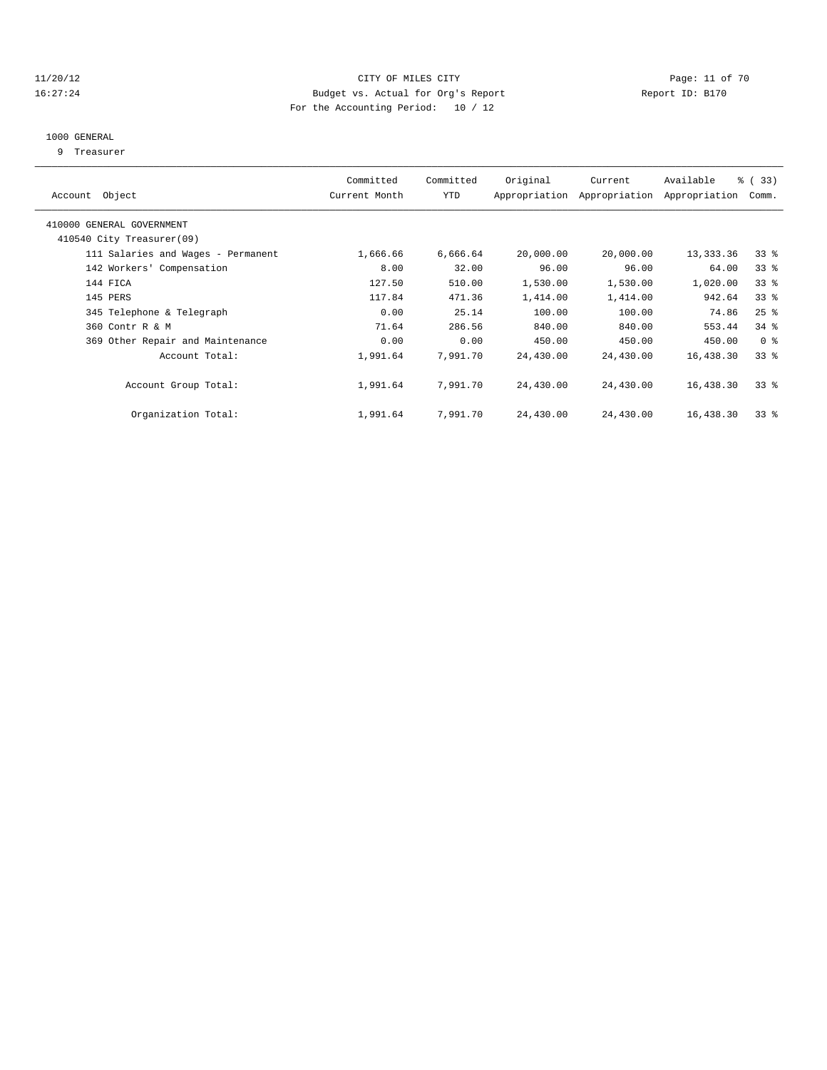CITY OF MILES CITY
Budget vs. Actual for Org's Report
For the Accounting Period: 10 / 12

11/20/12
16:27:24

Report ID: B170

1000 GENERAL
9 Treasurer

| Account Object | Committed Current Month | Committed YTD | Original Appropriation | Current Appropriation | Available Appropriation | % ( 33) Comm. |
|---|---|---|---|---|---|---|
| 410000 GENERAL GOVERNMENT | | | | | | |
| 410540 City Treasurer(09) | | | | | | |
| 111 Salaries and Wages - Permanent | 1,666.66 | 6,666.64 | 20,000.00 | 20,000.00 | 13,333.36 | 33 % |
| 142 Workers' Compensation | 8.00 | 32.00 | 96.00 | 96.00 | 64.00 | 33 % |
| 144 FICA | 127.50 | 510.00 | 1,530.00 | 1,530.00 | 1,020.00 | 33 % |
| 145 PERS | 117.84 | 471.36 | 1,414.00 | 1,414.00 | 942.64 | 33 % |
| 345 Telephone & Telegraph | 0.00 | 25.14 | 100.00 | 100.00 | 74.86 | 25 % |
| 360 Contr R & M | 71.64 | 286.56 | 840.00 | 840.00 | 553.44 | 34 % |
| 369 Other Repair and Maintenance | 0.00 | 0.00 | 450.00 | 450.00 | 450.00 | 0 % |
| Account Total: | 1,991.64 | 7,991.70 | 24,430.00 | 24,430.00 | 16,438.30 | 33 % |
| Account Group Total: | 1,991.64 | 7,991.70 | 24,430.00 | 24,430.00 | 16,438.30 | 33 % |
| Organization Total: | 1,991.64 | 7,991.70 | 24,430.00 | 24,430.00 | 16,438.30 | 33 % |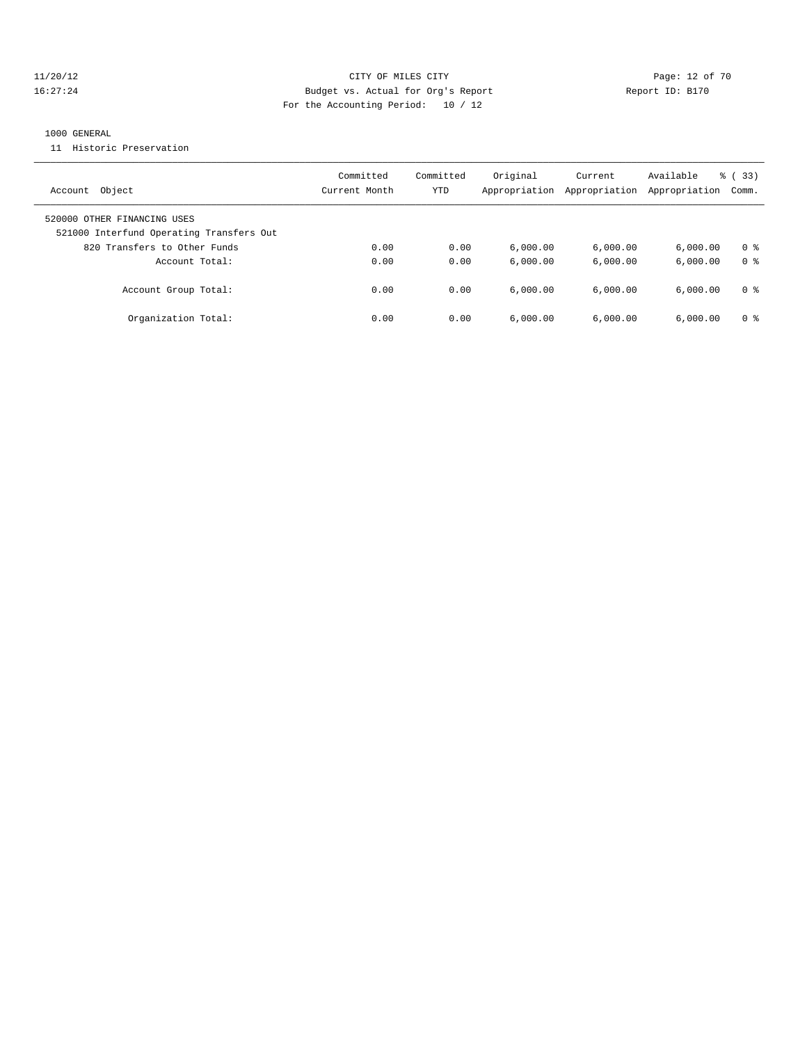CITY OF MILES CITY
Budget vs. Actual for Org's Report
For the Accounting Period: 10 / 12

11/20/12
16:27:24

Report ID: B170

1000 GENERAL

11 Historic Preservation

| Account Object | Committed Current Month | Committed YTD | Original Appropriation | Current Appropriation | Available Appropriation | % ( 33) Comm. |
|---|---|---|---|---|---|---|
| 520000 OTHER FINANCING USES | | | | | | |
| 521000 Interfund Operating Transfers Out | | | | | | |
| 820 Transfers to Other Funds | 0.00 | 0.00 | 6,000.00 | 6,000.00 | 6,000.00 | 0 % |
| Account Total: | 0.00 | 0.00 | 6,000.00 | 6,000.00 | 6,000.00 | 0 % |
| Account Group Total: | 0.00 | 0.00 | 6,000.00 | 6,000.00 | 6,000.00 | 0 % |
| Organization Total: | 0.00 | 0.00 | 6,000.00 | 6,000.00 | 6,000.00 | 0 % |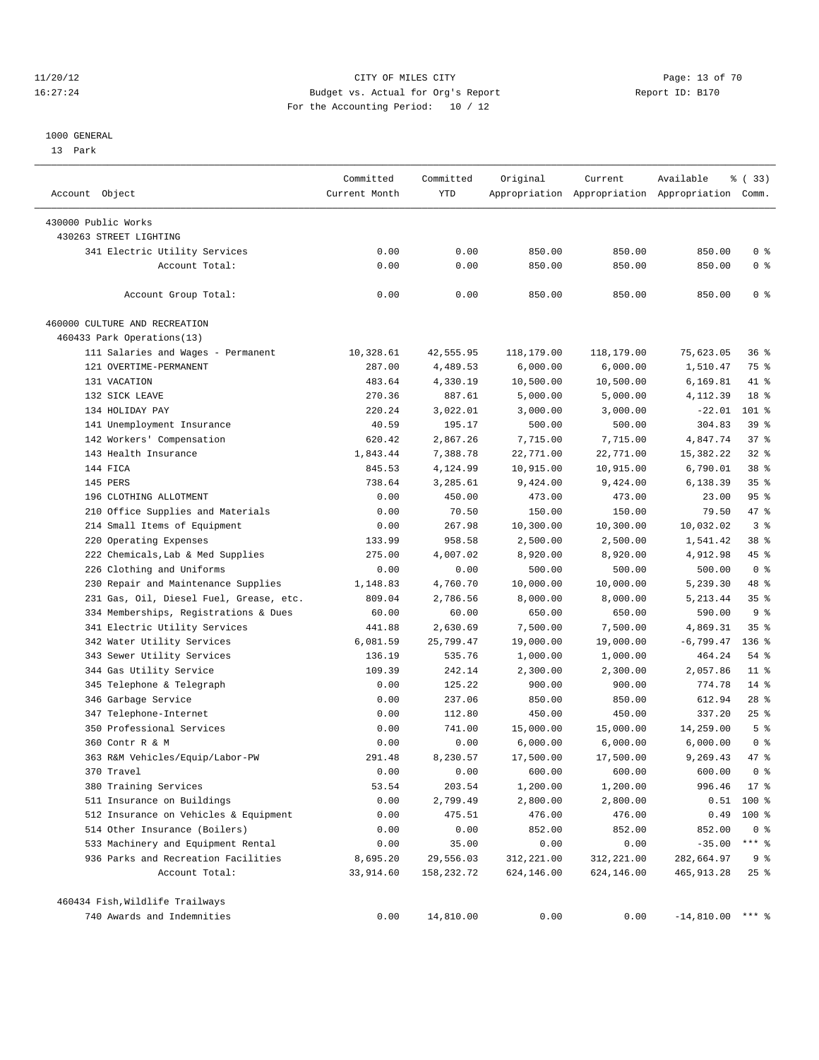11/20/12 CITY OF MILES CITY
16:27:24 Budget vs. Actual for Org's Report Report ID: B170
For the Accounting Period: 10 / 12

1000 GENERAL
13 Park

| Account Object | Committed Current Month | Committed YTD | Original Appropriation | Current Appropriation | Available Appropriation | % ( 33) Comm. |
|---|---|---|---|---|---|---|
| 430000 Public Works | | | | | | |
| 430263 STREET LIGHTING | | | | | | |
| 341 Electric Utility Services | 0.00 | 0.00 | 850.00 | 850.00 | 850.00 | 0 % |
| Account Total: | 0.00 | 0.00 | 850.00 | 850.00 | 850.00 | 0 % |
| Account Group Total: | 0.00 | 0.00 | 850.00 | 850.00 | 850.00 | 0 % |
| 460000 CULTURE AND RECREATION | | | | | | |
| 460433 Park Operations(13) | | | | | | |
| 111 Salaries and Wages - Permanent | 10,328.61 | 42,555.95 | 118,179.00 | 118,179.00 | 75,623.05 | 36 % |
| 121 OVERTIME-PERMANENT | 287.00 | 4,489.53 | 6,000.00 | 6,000.00 | 1,510.47 | 75 % |
| 131 VACATION | 483.64 | 4,330.19 | 10,500.00 | 10,500.00 | 6,169.81 | 41 % |
| 132 SICK LEAVE | 270.36 | 887.61 | 5,000.00 | 5,000.00 | 4,112.39 | 18 % |
| 134 HOLIDAY PAY | 220.24 | 3,022.01 | 3,000.00 | 3,000.00 | -22.01 | 101 % |
| 141 Unemployment Insurance | 40.59 | 195.17 | 500.00 | 500.00 | 304.83 | 39 % |
| 142 Workers' Compensation | 620.42 | 2,867.26 | 7,715.00 | 7,715.00 | 4,847.74 | 37 % |
| 143 Health Insurance | 1,843.44 | 7,388.78 | 22,771.00 | 22,771.00 | 15,382.22 | 32 % |
| 144 FICA | 845.53 | 4,124.99 | 10,915.00 | 10,915.00 | 6,790.01 | 38 % |
| 145 PERS | 738.64 | 3,285.61 | 9,424.00 | 9,424.00 | 6,138.39 | 35 % |
| 196 CLOTHING ALLOTMENT | 0.00 | 450.00 | 473.00 | 473.00 | 23.00 | 95 % |
| 210 Office Supplies and Materials | 0.00 | 70.50 | 150.00 | 150.00 | 79.50 | 47 % |
| 214 Small Items of Equipment | 0.00 | 267.98 | 10,300.00 | 10,300.00 | 10,032.02 | 3 % |
| 220 Operating Expenses | 133.99 | 958.58 | 2,500.00 | 2,500.00 | 1,541.42 | 38 % |
| 222 Chemicals,Lab & Med Supplies | 275.00 | 4,007.02 | 8,920.00 | 8,920.00 | 4,912.98 | 45 % |
| 226 Clothing and Uniforms | 0.00 | 0.00 | 500.00 | 500.00 | 500.00 | 0 % |
| 230 Repair and Maintenance Supplies | 1,148.83 | 4,760.70 | 10,000.00 | 10,000.00 | 5,239.30 | 48 % |
| 231 Gas, Oil, Diesel Fuel, Grease, etc. | 809.04 | 2,786.56 | 8,000.00 | 8,000.00 | 5,213.44 | 35 % |
| 334 Memberships, Registrations & Dues | 60.00 | 60.00 | 650.00 | 650.00 | 590.00 | 9 % |
| 341 Electric Utility Services | 441.88 | 2,630.69 | 7,500.00 | 7,500.00 | 4,869.31 | 35 % |
| 342 Water Utility Services | 6,081.59 | 25,799.47 | 19,000.00 | 19,000.00 | -6,799.47 | 136 % |
| 343 Sewer Utility Services | 136.19 | 535.76 | 1,000.00 | 1,000.00 | 464.24 | 54 % |
| 344 Gas Utility Service | 109.39 | 242.14 | 2,300.00 | 2,300.00 | 2,057.86 | 11 % |
| 345 Telephone & Telegraph | 0.00 | 125.22 | 900.00 | 900.00 | 774.78 | 14 % |
| 346 Garbage Service | 0.00 | 237.06 | 850.00 | 850.00 | 612.94 | 28 % |
| 347 Telephone-Internet | 0.00 | 112.80 | 450.00 | 450.00 | 337.20 | 25 % |
| 350 Professional Services | 0.00 | 741.00 | 15,000.00 | 15,000.00 | 14,259.00 | 5 % |
| 360 Contr R & M | 0.00 | 0.00 | 6,000.00 | 6,000.00 | 6,000.00 | 0 % |
| 363 R&M Vehicles/Equip/Labor-PW | 291.48 | 8,230.57 | 17,500.00 | 17,500.00 | 9,269.43 | 47 % |
| 370 Travel | 0.00 | 0.00 | 600.00 | 600.00 | 600.00 | 0 % |
| 380 Training Services | 53.54 | 203.54 | 1,200.00 | 1,200.00 | 996.46 | 17 % |
| 511 Insurance on Buildings | 0.00 | 2,799.49 | 2,800.00 | 2,800.00 | 0.51 | 100 % |
| 512 Insurance on Vehicles & Equipment | 0.00 | 475.51 | 476.00 | 476.00 | 0.49 | 100 % |
| 514 Other Insurance (Boilers) | 0.00 | 0.00 | 852.00 | 852.00 | 852.00 | 0 % |
| 533 Machinery and Equipment Rental | 0.00 | 35.00 | 0.00 | 0.00 | -35.00 | *** % |
| 936 Parks and Recreation Facilities | 8,695.20 | 29,556.03 | 312,221.00 | 312,221.00 | 282,664.97 | 9 % |
| Account Total: | 33,914.60 | 158,232.72 | 624,146.00 | 624,146.00 | 465,913.28 | 25 % |
| 460434 Fish,Wildlife Trailways | | | | | | |
| 740 Awards and Indemnities | 0.00 | 14,810.00 | 0.00 | 0.00 | -14,810.00 | *** % |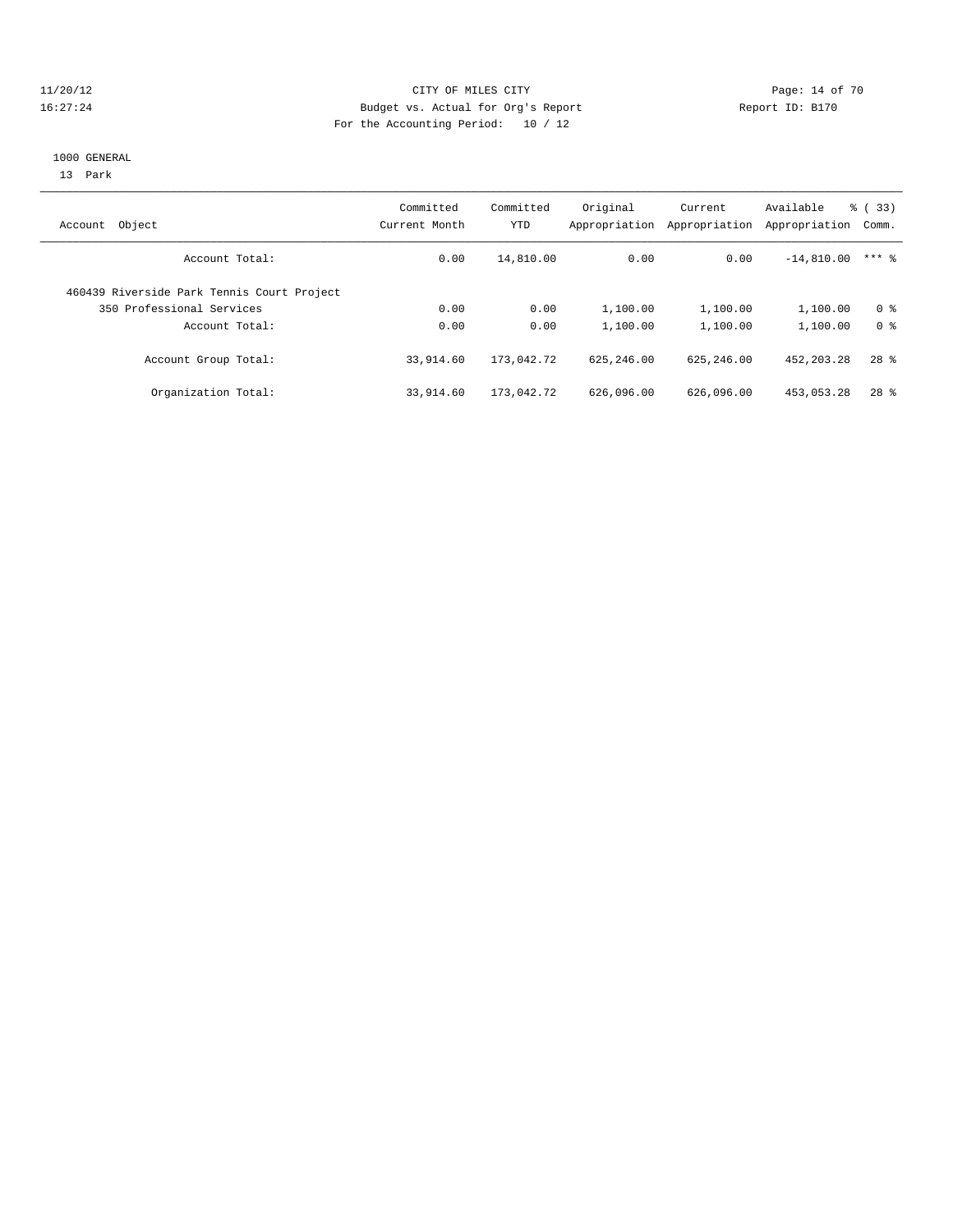11/20/12 CITY OF MILES CITY

16:27:24 Budget vs. Actual for Org's Report Report ID: B170

For the Accounting Period: 10 / 12

1000 GENERAL

13 Park

| Account Object | Committed Current Month | Committed YTD | Original Appropriation | Current Appropriation | Available Appropriation | % ( 33) Comm. |
|---|---|---|---|---|---|---|
| Account Total: | 0.00 | 14,810.00 | 0.00 | 0.00 | -14,810.00 | *** % |
| 460439 Riverside Park Tennis Court Project | | | | | | |
| 350 Professional Services | 0.00 | 0.00 | 1,100.00 | 1,100.00 | 1,100.00 | 0 % |
| Account Total: | 0.00 | 0.00 | 1,100.00 | 1,100.00 | 1,100.00 | 0 % |
| Account Group Total: | 33,914.60 | 173,042.72 | 625,246.00 | 625,246.00 | 452,203.28 | 28 % |
| Organization Total: | 33,914.60 | 173,042.72 | 626,096.00 | 626,096.00 | 453,053.28 | 28 % |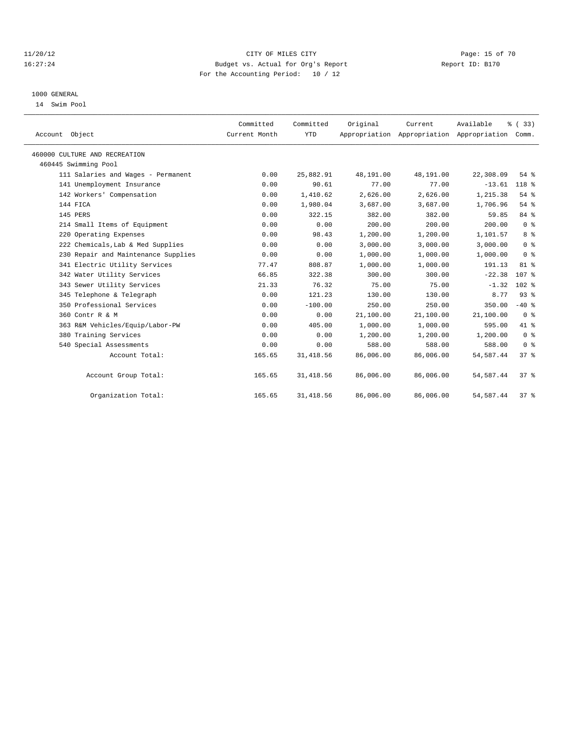CITY OF MILES CITY

Budget vs. Actual for Org's Report

For the Accounting Period: 10 / 12

1000 GENERAL

14 Swim Pool

| Account Object | Committed Current Month | Committed YTD | Original Appropriation | Current Appropriation | Available Appropriation | % ( 33) Comm. |
|---|---|---|---|---|---|---|
| 460000 CULTURE AND RECREATION | | | | | | |
| 460445 Swimming Pool | | | | | | |
| 111 Salaries and Wages - Permanent | 0.00 | 25,882.91 | 48,191.00 | 48,191.00 | 22,308.09 | 54 % |
| 141 Unemployment Insurance | 0.00 | 90.61 | 77.00 | 77.00 | -13.61 | 118 % |
| 142 Workers' Compensation | 0.00 | 1,410.62 | 2,626.00 | 2,626.00 | 1,215.38 | 54 % |
| 144 FICA | 0.00 | 1,980.04 | 3,687.00 | 3,687.00 | 1,706.96 | 54 % |
| 145 PERS | 0.00 | 322.15 | 382.00 | 382.00 | 59.85 | 84 % |
| 214 Small Items of Equipment | 0.00 | 0.00 | 200.00 | 200.00 | 200.00 | 0 % |
| 220 Operating Expenses | 0.00 | 98.43 | 1,200.00 | 1,200.00 | 1,101.57 | 8 % |
| 222 Chemicals, Lab & Med Supplies | 0.00 | 0.00 | 3,000.00 | 3,000.00 | 3,000.00 | 0 % |
| 230 Repair and Maintenance Supplies | 0.00 | 0.00 | 1,000.00 | 1,000.00 | 1,000.00 | 0 % |
| 341 Electric Utility Services | 77.47 | 808.87 | 1,000.00 | 1,000.00 | 191.13 | 81 % |
| 342 Water Utility Services | 66.85 | 322.38 | 300.00 | 300.00 | -22.38 | 107 % |
| 343 Sewer Utility Services | 21.33 | 76.32 | 75.00 | 75.00 | -1.32 | 102 % |
| 345 Telephone & Telegraph | 0.00 | 121.23 | 130.00 | 130.00 | 8.77 | 93 % |
| 350 Professional Services | 0.00 | -100.00 | 250.00 | 250.00 | 350.00 | -40 % |
| 360 Contr R & M | 0.00 | 0.00 | 21,100.00 | 21,100.00 | 21,100.00 | 0 % |
| 363 R&M Vehicles/Equip/Labor-PW | 0.00 | 405.00 | 1,000.00 | 1,000.00 | 595.00 | 41 % |
| 380 Training Services | 0.00 | 0.00 | 1,200.00 | 1,200.00 | 1,200.00 | 0 % |
| 540 Special Assessments | 0.00 | 0.00 | 588.00 | 588.00 | 588.00 | 0 % |
| Account Total: | 165.65 | 31,418.56 | 86,006.00 | 86,006.00 | 54,587.44 | 37 % |
| Account Group Total: | 165.65 | 31,418.56 | 86,006.00 | 86,006.00 | 54,587.44 | 37 % |
| Organization Total: | 165.65 | 31,418.56 | 86,006.00 | 86,006.00 | 54,587.44 | 37 % |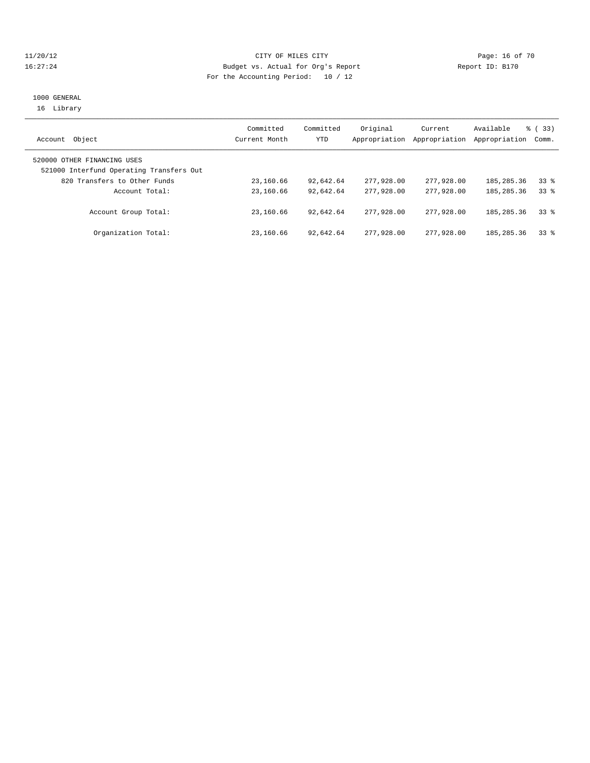CITY OF MILES CITY
Budget vs. Actual for Org's Report
For the Accounting Period: 10 / 12

11/20/12
16:27:24

Report ID: B170

1000 GENERAL
16 Library

| Account Object | Committed Current Month | Committed YTD | Original Appropriation | Current Appropriation | Available Appropriation | % ( 33) Comm. |
|---|---|---|---|---|---|---|
| 520000 OTHER FINANCING USES | | | | | | |
| 521000 Interfund Operating Transfers Out | | | | | | |
| 820 Transfers to Other Funds | 23,160.66 | 92,642.64 | 277,928.00 | 277,928.00 | 185,285.36 | 33 % |
| Account Total: | 23,160.66 | 92,642.64 | 277,928.00 | 277,928.00 | 185,285.36 | 33 % |
| Account Group Total: | 23,160.66 | 92,642.64 | 277,928.00 | 277,928.00 | 185,285.36 | 33 % |
| Organization Total: | 23,160.66 | 92,642.64 | 277,928.00 | 277,928.00 | 185,285.36 | 33 % |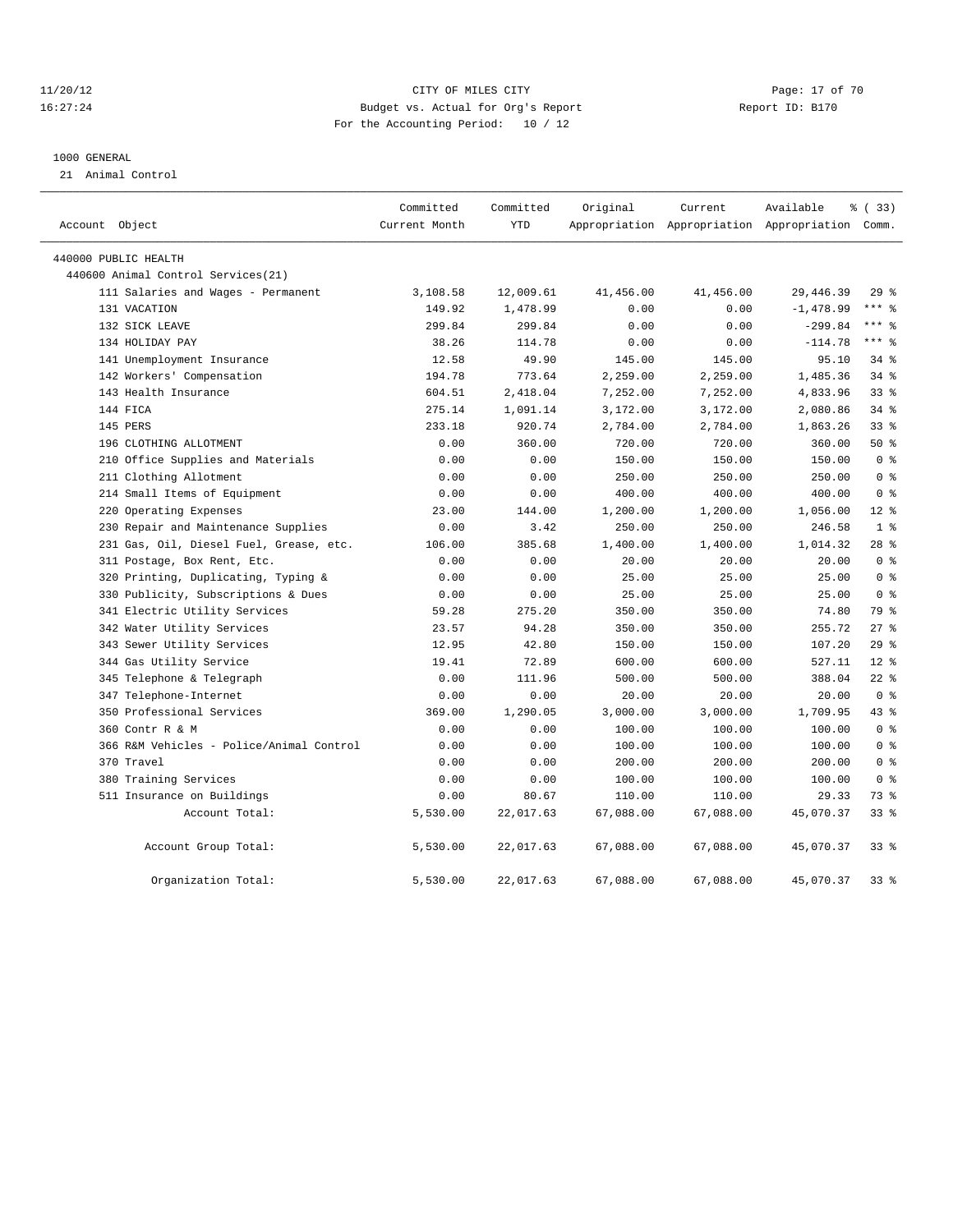CITY OF MILES CITY
Budget vs. Actual for Org's Report
For the Accounting Period: 10 / 12

11/20/12
16:27:24

Report ID: B170

1000 GENERAL
21 Animal Control

| Account Object | Committed Current Month | Committed YTD | Original Appropriation | Current Appropriation | Available Appropriation | % ( 33) Comm. |
|---|---|---|---|---|---|---|
| 440000 PUBLIC HEALTH | | | | | | |
| 440600 Animal Control Services(21) | | | | | | |
| 111 Salaries and Wages - Permanent | 3,108.58 | 12,009.61 | 41,456.00 | 41,456.00 | 29,446.39 | 29 % |
| 131 VACATION | 149.92 | 1,478.99 | 0.00 | 0.00 | -1,478.99 | *** % |
| 132 SICK LEAVE | 299.84 | 299.84 | 0.00 | 0.00 | -299.84 | *** % |
| 134 HOLIDAY PAY | 38.26 | 114.78 | 0.00 | 0.00 | -114.78 | *** % |
| 141 Unemployment Insurance | 12.58 | 49.90 | 145.00 | 145.00 | 95.10 | 34 % |
| 142 Workers' Compensation | 194.78 | 773.64 | 2,259.00 | 2,259.00 | 1,485.36 | 34 % |
| 143 Health Insurance | 604.51 | 2,418.04 | 7,252.00 | 7,252.00 | 4,833.96 | 33 % |
| 144 FICA | 275.14 | 1,091.14 | 3,172.00 | 3,172.00 | 2,080.86 | 34 % |
| 145 PERS | 233.18 | 920.74 | 2,784.00 | 2,784.00 | 1,863.26 | 33 % |
| 196 CLOTHING ALLOTMENT | 0.00 | 360.00 | 720.00 | 720.00 | 360.00 | 50 % |
| 210 Office Supplies and Materials | 0.00 | 0.00 | 150.00 | 150.00 | 150.00 | 0 % |
| 211 Clothing Allotment | 0.00 | 0.00 | 250.00 | 250.00 | 250.00 | 0 % |
| 214 Small Items of Equipment | 0.00 | 0.00 | 400.00 | 400.00 | 400.00 | 0 % |
| 220 Operating Expenses | 23.00 | 144.00 | 1,200.00 | 1,200.00 | 1,056.00 | 12 % |
| 230 Repair and Maintenance Supplies | 0.00 | 3.42 | 250.00 | 250.00 | 246.58 | 1 % |
| 231 Gas, Oil, Diesel Fuel, Grease, etc. | 106.00 | 385.68 | 1,400.00 | 1,400.00 | 1,014.32 | 28 % |
| 311 Postage, Box Rent, Etc. | 0.00 | 0.00 | 20.00 | 20.00 | 20.00 | 0 % |
| 320 Printing, Duplicating, Typing & | 0.00 | 0.00 | 25.00 | 25.00 | 25.00 | 0 % |
| 330 Publicity, Subscriptions & Dues | 0.00 | 0.00 | 25.00 | 25.00 | 25.00 | 0 % |
| 341 Electric Utility Services | 59.28 | 275.20 | 350.00 | 350.00 | 74.80 | 79 % |
| 342 Water Utility Services | 23.57 | 94.28 | 350.00 | 350.00 | 255.72 | 27 % |
| 343 Sewer Utility Services | 12.95 | 42.80 | 150.00 | 150.00 | 107.20 | 29 % |
| 344 Gas Utility Service | 19.41 | 72.89 | 600.00 | 600.00 | 527.11 | 12 % |
| 345 Telephone & Telegraph | 0.00 | 111.96 | 500.00 | 500.00 | 388.04 | 22 % |
| 347 Telephone-Internet | 0.00 | 0.00 | 20.00 | 20.00 | 20.00 | 0 % |
| 350 Professional Services | 369.00 | 1,290.05 | 3,000.00 | 3,000.00 | 1,709.95 | 43 % |
| 360 Contr R & M | 0.00 | 0.00 | 100.00 | 100.00 | 100.00 | 0 % |
| 366 R&M Vehicles - Police/Animal Control | 0.00 | 0.00 | 100.00 | 100.00 | 100.00 | 0 % |
| 370 Travel | 0.00 | 0.00 | 200.00 | 200.00 | 200.00 | 0 % |
| 380 Training Services | 0.00 | 0.00 | 100.00 | 100.00 | 100.00 | 0 % |
| 511 Insurance on Buildings | 0.00 | 80.67 | 110.00 | 110.00 | 29.33 | 73 % |
| Account Total: | 5,530.00 | 22,017.63 | 67,088.00 | 67,088.00 | 45,070.37 | 33 % |
| Account Group Total: | 5,530.00 | 22,017.63 | 67,088.00 | 67,088.00 | 45,070.37 | 33 % |
| Organization Total: | 5,530.00 | 22,017.63 | 67,088.00 | 67,088.00 | 45,070.37 | 33 % |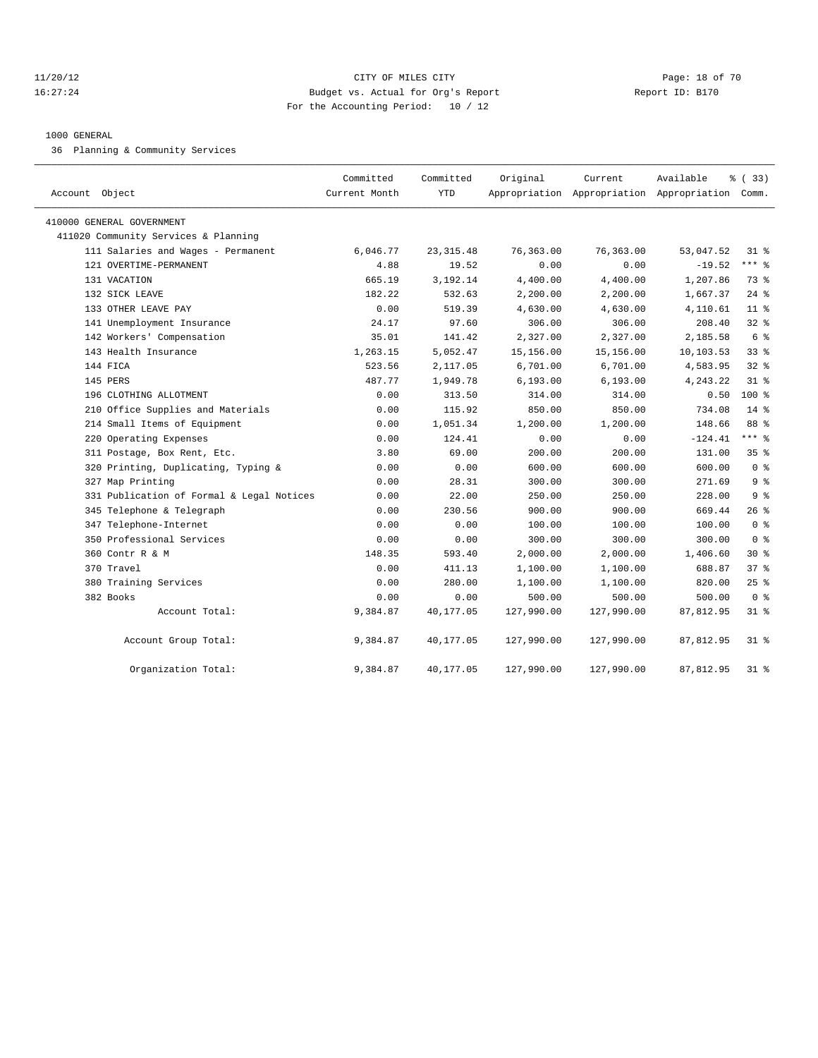CITY OF MILES CITY
Budget vs. Actual for Org's Report
For the Accounting Period: 10 / 12

11/20/12
16:27:24

Report ID: B170

1000 GENERAL

36 Planning & Community Services

| Account Object | Committed Current Month | Committed YTD | Original Appropriation | Current Appropriation | Available Appropriation | % ( 33) Comm. |
|---|---|---|---|---|---|---|
| 410000 GENERAL GOVERNMENT | | | | | | |
| 411020 Community Services & Planning | | | | | | |
| 111 Salaries and Wages - Permanent | 6,046.77 | 23,315.48 | 76,363.00 | 76,363.00 | 53,047.52 | 31 % |
| 121 OVERTIME-PERMANENT | 4.88 | 19.52 | 0.00 | 0.00 | -19.52 | *** % |
| 131 VACATION | 665.19 | 3,192.14 | 4,400.00 | 4,400.00 | 1,207.86 | 73 % |
| 132 SICK LEAVE | 182.22 | 532.63 | 2,200.00 | 2,200.00 | 1,667.37 | 24 % |
| 133 OTHER LEAVE PAY | 0.00 | 519.39 | 4,630.00 | 4,630.00 | 4,110.61 | 11 % |
| 141 Unemployment Insurance | 24.17 | 97.60 | 306.00 | 306.00 | 208.40 | 32 % |
| 142 Workers' Compensation | 35.01 | 141.42 | 2,327.00 | 2,327.00 | 2,185.58 | 6 % |
| 143 Health Insurance | 1,263.15 | 5,052.47 | 15,156.00 | 15,156.00 | 10,103.53 | 33 % |
| 144 FICA | 523.56 | 2,117.05 | 6,701.00 | 6,701.00 | 4,583.95 | 32 % |
| 145 PERS | 487.77 | 1,949.78 | 6,193.00 | 6,193.00 | 4,243.22 | 31 % |
| 196 CLOTHING ALLOTMENT | 0.00 | 313.50 | 314.00 | 314.00 | 0.50 | 100 % |
| 210 Office Supplies and Materials | 0.00 | 115.92 | 850.00 | 850.00 | 734.08 | 14 % |
| 214 Small Items of Equipment | 0.00 | 1,051.34 | 1,200.00 | 1,200.00 | 148.66 | 88 % |
| 220 Operating Expenses | 0.00 | 124.41 | 0.00 | 0.00 | -124.41 | *** % |
| 311 Postage, Box Rent, Etc. | 3.80 | 69.00 | 200.00 | 200.00 | 131.00 | 35 % |
| 320 Printing, Duplicating, Typing & | 0.00 | 0.00 | 600.00 | 600.00 | 600.00 | 0 % |
| 327 Map Printing | 0.00 | 28.31 | 300.00 | 300.00 | 271.69 | 9 % |
| 331 Publication of Formal & Legal Notices | 0.00 | 22.00 | 250.00 | 250.00 | 228.00 | 9 % |
| 345 Telephone & Telegraph | 0.00 | 230.56 | 900.00 | 900.00 | 669.44 | 26 % |
| 347 Telephone-Internet | 0.00 | 0.00 | 100.00 | 100.00 | 100.00 | 0 % |
| 350 Professional Services | 0.00 | 0.00 | 300.00 | 300.00 | 300.00 | 0 % |
| 360 Contr R & M | 148.35 | 593.40 | 2,000.00 | 2,000.00 | 1,406.60 | 30 % |
| 370 Travel | 0.00 | 411.13 | 1,100.00 | 1,100.00 | 688.87 | 37 % |
| 380 Training Services | 0.00 | 280.00 | 1,100.00 | 1,100.00 | 820.00 | 25 % |
| 382 Books | 0.00 | 0.00 | 500.00 | 500.00 | 500.00 | 0 % |
| Account Total: | 9,384.87 | 40,177.05 | 127,990.00 | 127,990.00 | 87,812.95 | 31 % |
| Account Group Total: | 9,384.87 | 40,177.05 | 127,990.00 | 127,990.00 | 87,812.95 | 31 % |
| Organization Total: | 9,384.87 | 40,177.05 | 127,990.00 | 127,990.00 | 87,812.95 | 31 % |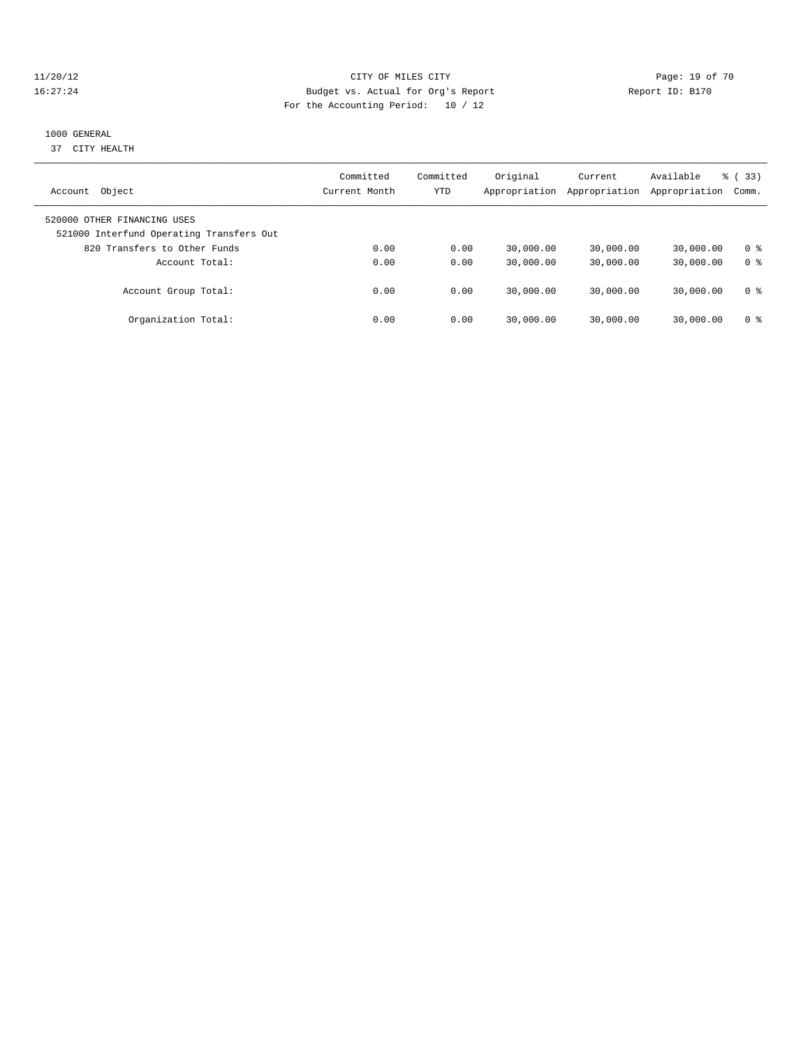CITY OF MILES CITY
Budget vs. Actual for Org's Report
For the Accounting Period: 10 / 12

11/20/12
16:27:24

Report ID: B170

1000 GENERAL
37 CITY HEALTH

| Account Object | Committed Current Month | Committed YTD | Original Appropriation | Current Appropriation | Available Appropriation | % ( 33) Comm. |
|---|---|---|---|---|---|---|
| 520000 OTHER FINANCING USES | | | | | | |
| 521000 Interfund Operating Transfers Out | | | | | | |
| 820 Transfers to Other Funds | 0.00 | 0.00 | 30,000.00 | 30,000.00 | 30,000.00 | 0 % |
| Account Total: | 0.00 | 0.00 | 30,000.00 | 30,000.00 | 30,000.00 | 0 % |
| Account Group Total: | 0.00 | 0.00 | 30,000.00 | 30,000.00 | 30,000.00 | 0 % |
| Organization Total: | 0.00 | 0.00 | 30,000.00 | 30,000.00 | 30,000.00 | 0 % |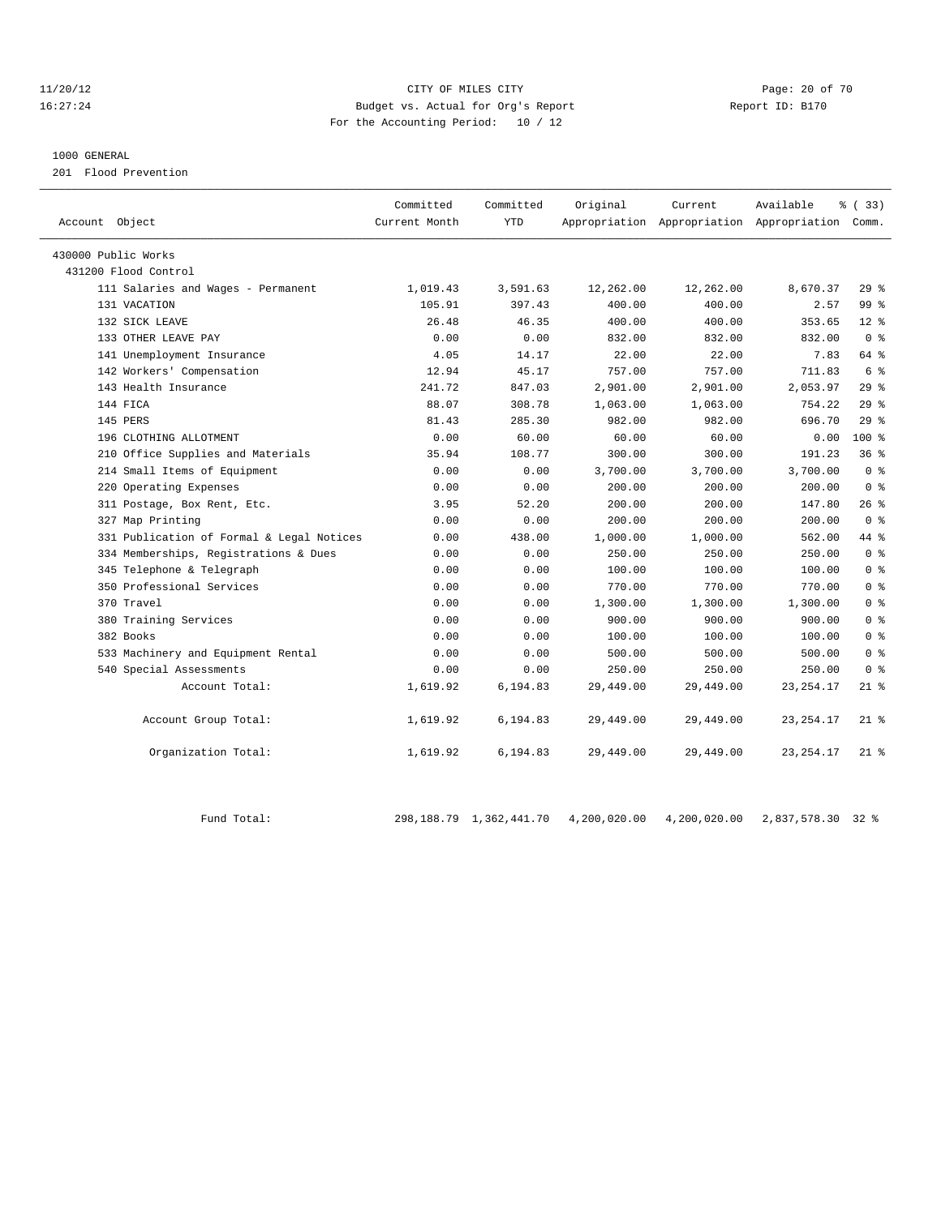CITY OF MILES CITY
Budget vs. Actual for Org's Report
For the Accounting Period: 10 / 12

11/20/12
16:27:24

Report ID: B170

1000 GENERAL
201 Flood Prevention

| Account Object | Committed Current Month | Committed YTD | Original Appropriation | Current Appropriation | Available Appropriation | % ( 33) Comm. |
|---|---|---|---|---|---|---|
| 430000 Public Works | | | | | | |
| 431200 Flood Control | | | | | | |
| 111 Salaries and Wages - Permanent | 1,019.43 | 3,591.63 | 12,262.00 | 12,262.00 | 8,670.37 | 29 % |
| 131 VACATION | 105.91 | 397.43 | 400.00 | 400.00 | 2.57 | 99 % |
| 132 SICK LEAVE | 26.48 | 46.35 | 400.00 | 400.00 | 353.65 | 12 % |
| 133 OTHER LEAVE PAY | 0.00 | 0.00 | 832.00 | 832.00 | 832.00 | 0 % |
| 141 Unemployment Insurance | 4.05 | 14.17 | 22.00 | 22.00 | 7.83 | 64 % |
| 142 Workers' Compensation | 12.94 | 45.17 | 757.00 | 757.00 | 711.83 | 6 % |
| 143 Health Insurance | 241.72 | 847.03 | 2,901.00 | 2,901.00 | 2,053.97 | 29 % |
| 144 FICA | 88.07 | 308.78 | 1,063.00 | 1,063.00 | 754.22 | 29 % |
| 145 PERS | 81.43 | 285.30 | 982.00 | 982.00 | 696.70 | 29 % |
| 196 CLOTHING ALLOTMENT | 0.00 | 60.00 | 60.00 | 60.00 | 0.00 | 100 % |
| 210 Office Supplies and Materials | 35.94 | 108.77 | 300.00 | 300.00 | 191.23 | 36 % |
| 214 Small Items of Equipment | 0.00 | 0.00 | 3,700.00 | 3,700.00 | 3,700.00 | 0 % |
| 220 Operating Expenses | 0.00 | 0.00 | 200.00 | 200.00 | 200.00 | 0 % |
| 311 Postage, Box Rent, Etc. | 3.95 | 52.20 | 200.00 | 200.00 | 147.80 | 26 % |
| 327 Map Printing | 0.00 | 0.00 | 200.00 | 200.00 | 200.00 | 0 % |
| 331 Publication of Formal & Legal Notices | 0.00 | 438.00 | 1,000.00 | 1,000.00 | 562.00 | 44 % |
| 334 Memberships, Registrations & Dues | 0.00 | 0.00 | 250.00 | 250.00 | 250.00 | 0 % |
| 345 Telephone & Telegraph | 0.00 | 0.00 | 100.00 | 100.00 | 100.00 | 0 % |
| 350 Professional Services | 0.00 | 0.00 | 770.00 | 770.00 | 770.00 | 0 % |
| 370 Travel | 0.00 | 0.00 | 1,300.00 | 1,300.00 | 1,300.00 | 0 % |
| 380 Training Services | 0.00 | 0.00 | 900.00 | 900.00 | 900.00 | 0 % |
| 382 Books | 0.00 | 0.00 | 100.00 | 100.00 | 100.00 | 0 % |
| 533 Machinery and Equipment Rental | 0.00 | 0.00 | 500.00 | 500.00 | 500.00 | 0 % |
| 540 Special Assessments | 0.00 | 0.00 | 250.00 | 250.00 | 250.00 | 0 % |
| Account Total: | 1,619.92 | 6,194.83 | 29,449.00 | 29,449.00 | 23,254.17 | 21 % |
| Account Group Total: | 1,619.92 | 6,194.83 | 29,449.00 | 29,449.00 | 23,254.17 | 21 % |
| Organization Total: | 1,619.92 | 6,194.83 | 29,449.00 | 29,449.00 | 23,254.17 | 21 % |
| Fund Total: | 298,188.79 | 1,362,441.70 | 4,200,020.00 | 4,200,020.00 | 2,837,578.30 | 32 % |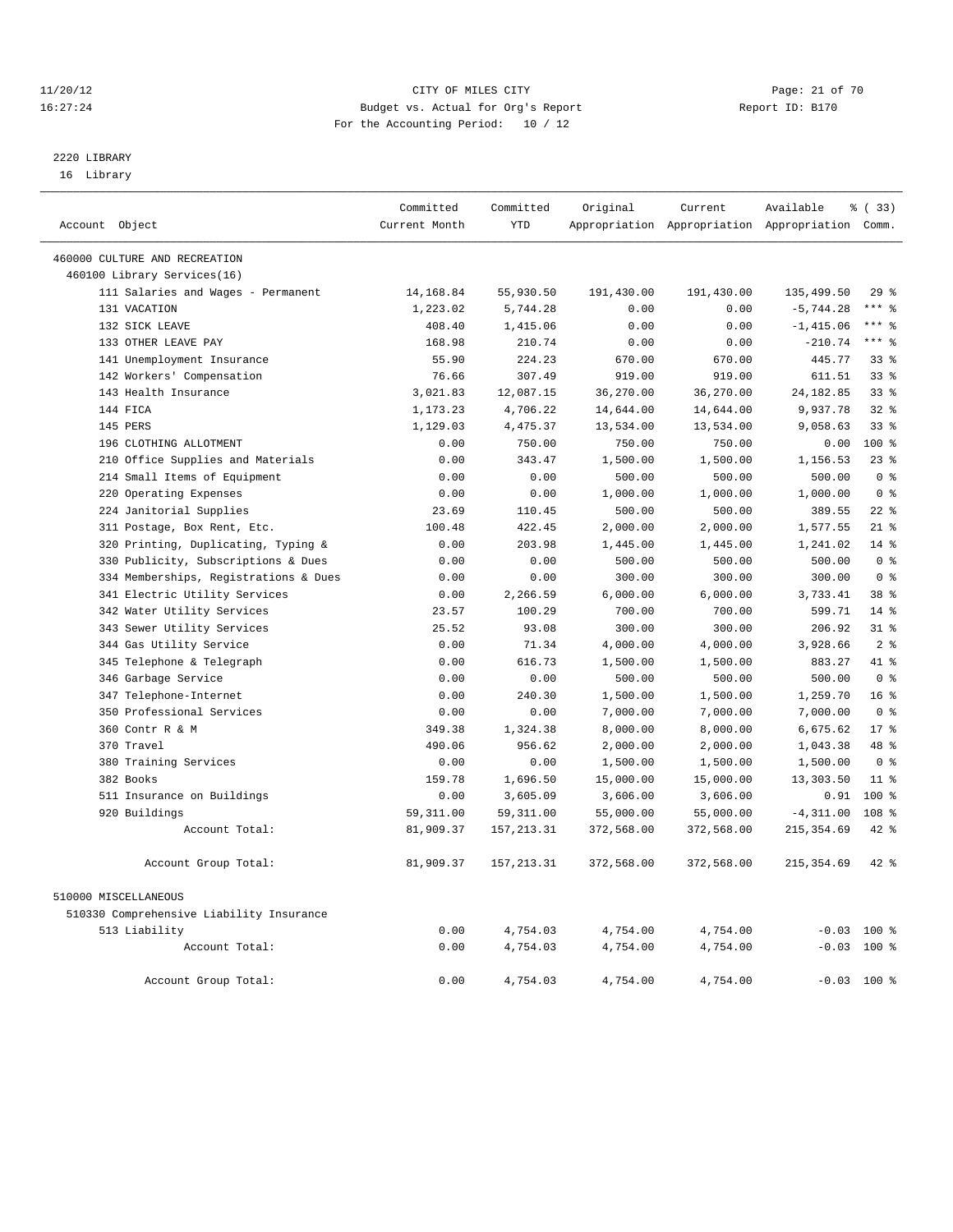CITY OF MILES CITY
Budget vs. Actual for Org's Report
For the Accounting Period: 10 / 12

11/20/12
16:27:24

Report ID: B170

2220 LIBRARY
16 Library

| Account Object | Committed Current Month | Committed YTD | Original Appropriation | Current Appropriation | Available Appropriation | % ( 33) Comm. |
|---|---|---|---|---|---|---|
| 460000 CULTURE AND RECREATION | | | | | | |
| 460100 Library Services(16) | | | | | | |
| 111 Salaries and Wages - Permanent | 14,168.84 | 55,930.50 | 191,430.00 | 191,430.00 | 135,499.50 | 29 % |
| 131 VACATION | 1,223.02 | 5,744.28 | 0.00 | 0.00 | -5,744.28 | *** % |
| 132 SICK LEAVE | 408.40 | 1,415.06 | 0.00 | 0.00 | -1,415.06 | *** % |
| 133 OTHER LEAVE PAY | 168.98 | 210.74 | 0.00 | 0.00 | -210.74 | *** % |
| 141 Unemployment Insurance | 55.90 | 224.23 | 670.00 | 670.00 | 445.77 | 33 % |
| 142 Workers' Compensation | 76.66 | 307.49 | 919.00 | 919.00 | 611.51 | 33 % |
| 143 Health Insurance | 3,021.83 | 12,087.15 | 36,270.00 | 36,270.00 | 24,182.85 | 33 % |
| 144 FICA | 1,173.23 | 4,706.22 | 14,644.00 | 14,644.00 | 9,937.78 | 32 % |
| 145 PERS | 1,129.03 | 4,475.37 | 13,534.00 | 13,534.00 | 9,058.63 | 33 % |
| 196 CLOTHING ALLOTMENT | 0.00 | 750.00 | 750.00 | 750.00 | 0.00 | 100 % |
| 210 Office Supplies and Materials | 0.00 | 343.47 | 1,500.00 | 1,500.00 | 1,156.53 | 23 % |
| 214 Small Items of Equipment | 0.00 | 0.00 | 500.00 | 500.00 | 500.00 | 0 % |
| 220 Operating Expenses | 0.00 | 0.00 | 1,000.00 | 1,000.00 | 1,000.00 | 0 % |
| 224 Janitorial Supplies | 23.69 | 110.45 | 500.00 | 500.00 | 389.55 | 22 % |
| 311 Postage, Box Rent, Etc. | 100.48 | 422.45 | 2,000.00 | 2,000.00 | 1,577.55 | 21 % |
| 320 Printing, Duplicating, Typing & | 0.00 | 203.98 | 1,445.00 | 1,445.00 | 1,241.02 | 14 % |
| 330 Publicity, Subscriptions & Dues | 0.00 | 0.00 | 500.00 | 500.00 | 500.00 | 0 % |
| 334 Memberships, Registrations & Dues | 0.00 | 0.00 | 300.00 | 300.00 | 300.00 | 0 % |
| 341 Electric Utility Services | 0.00 | 2,266.59 | 6,000.00 | 6,000.00 | 3,733.41 | 38 % |
| 342 Water Utility Services | 23.57 | 100.29 | 700.00 | 700.00 | 599.71 | 14 % |
| 343 Sewer Utility Services | 25.52 | 93.08 | 300.00 | 300.00 | 206.92 | 31 % |
| 344 Gas Utility Service | 0.00 | 71.34 | 4,000.00 | 4,000.00 | 3,928.66 | 2 % |
| 345 Telephone & Telegraph | 0.00 | 616.73 | 1,500.00 | 1,500.00 | 883.27 | 41 % |
| 346 Garbage Service | 0.00 | 0.00 | 500.00 | 500.00 | 500.00 | 0 % |
| 347 Telephone-Internet | 0.00 | 240.30 | 1,500.00 | 1,500.00 | 1,259.70 | 16 % |
| 350 Professional Services | 0.00 | 0.00 | 7,000.00 | 7,000.00 | 7,000.00 | 0 % |
| 360 Contr R & M | 349.38 | 1,324.38 | 8,000.00 | 8,000.00 | 6,675.62 | 17 % |
| 370 Travel | 490.06 | 956.62 | 2,000.00 | 2,000.00 | 1,043.38 | 48 % |
| 380 Training Services | 0.00 | 0.00 | 1,500.00 | 1,500.00 | 1,500.00 | 0 % |
| 382 Books | 159.78 | 1,696.50 | 15,000.00 | 15,000.00 | 13,303.50 | 11 % |
| 511 Insurance on Buildings | 0.00 | 3,605.09 | 3,606.00 | 3,606.00 | 0.91 | 100 % |
| 920 Buildings | 59,311.00 | 59,311.00 | 55,000.00 | 55,000.00 | -4,311.00 | 108 % |
| Account Total: | 81,909.37 | 157,213.31 | 372,568.00 | 372,568.00 | 215,354.69 | 42 % |
| Account Group Total: | 81,909.37 | 157,213.31 | 372,568.00 | 372,568.00 | 215,354.69 | 42 % |
| 510000 MISCELLANEOUS | | | | | | |
| 510330 Comprehensive Liability Insurance | | | | | | |
| 513 Liability | 0.00 | 4,754.03 | 4,754.00 | 4,754.00 | -0.03 | 100 % |
| Account Total: | 0.00 | 4,754.03 | 4,754.00 | 4,754.00 | -0.03 | 100 % |
| Account Group Total: | 0.00 | 4,754.03 | 4,754.00 | 4,754.00 | -0.03 | 100 % |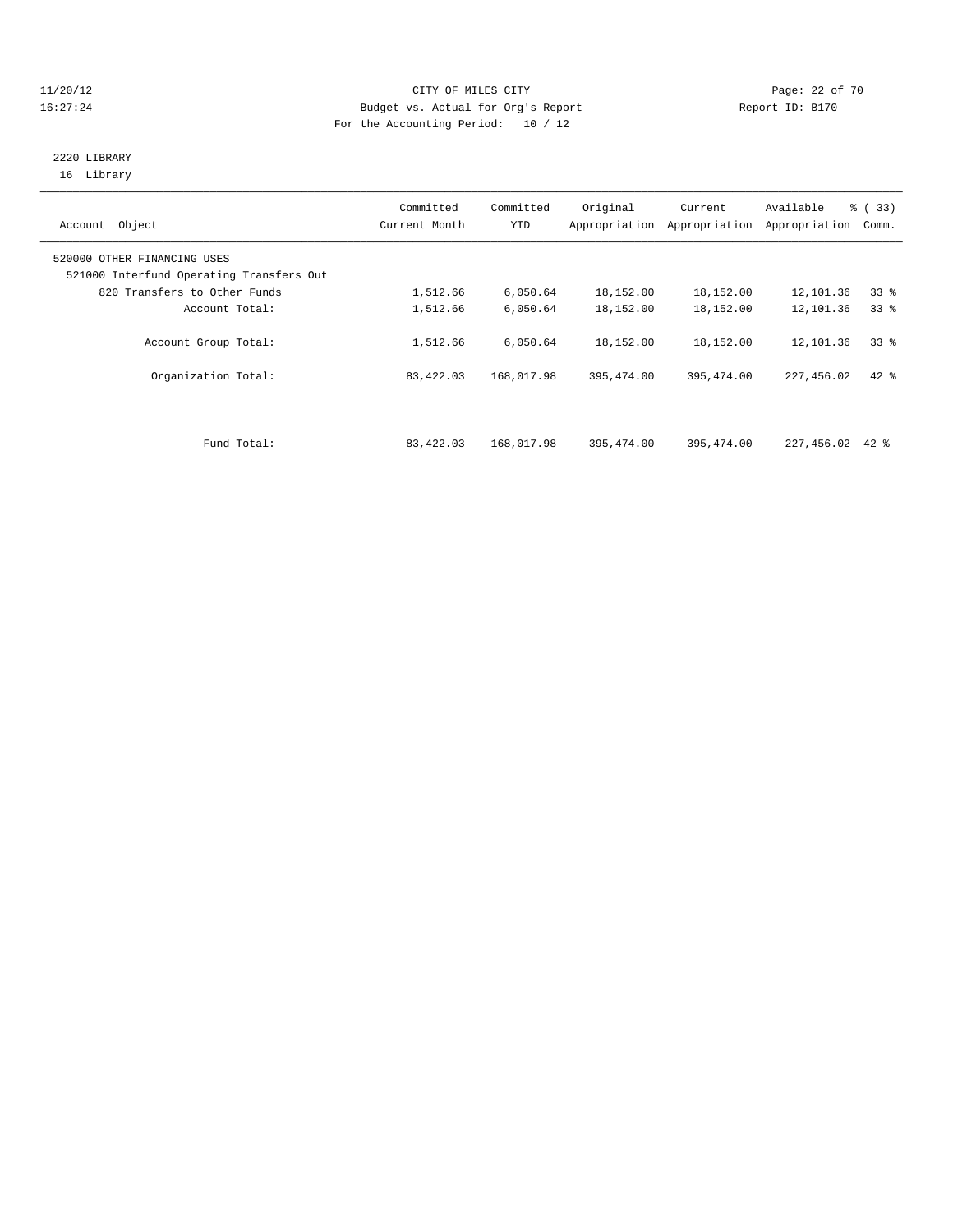CITY OF MILES CITY
Budget vs. Actual for Org's Report
For the Accounting Period: 10 / 12

11/20/12
16:27:24

Report ID: B170

2220 LIBRARY
16 Library

| Account Object | Committed Current Month | Committed YTD | Original Appropriation | Current Appropriation | Available Appropriation | % ( 33) Comm. |
|---|---|---|---|---|---|---|
| 520000 OTHER FINANCING USES | | | | | | |
| 521000 Interfund Operating Transfers Out | | | | | | |
| 820 Transfers to Other Funds | 1,512.66 | 6,050.64 | 18,152.00 | 18,152.00 | 12,101.36 | 33 % |
| Account Total: | 1,512.66 | 6,050.64 | 18,152.00 | 18,152.00 | 12,101.36 | 33 % |
| Account Group Total: | 1,512.66 | 6,050.64 | 18,152.00 | 18,152.00 | 12,101.36 | 33 % |
| Organization Total: | 83,422.03 | 168,017.98 | 395,474.00 | 395,474.00 | 227,456.02 | 42 % |
| Fund Total: | 83,422.03 | 168,017.98 | 395,474.00 | 395,474.00 | 227,456.02 | 42 % |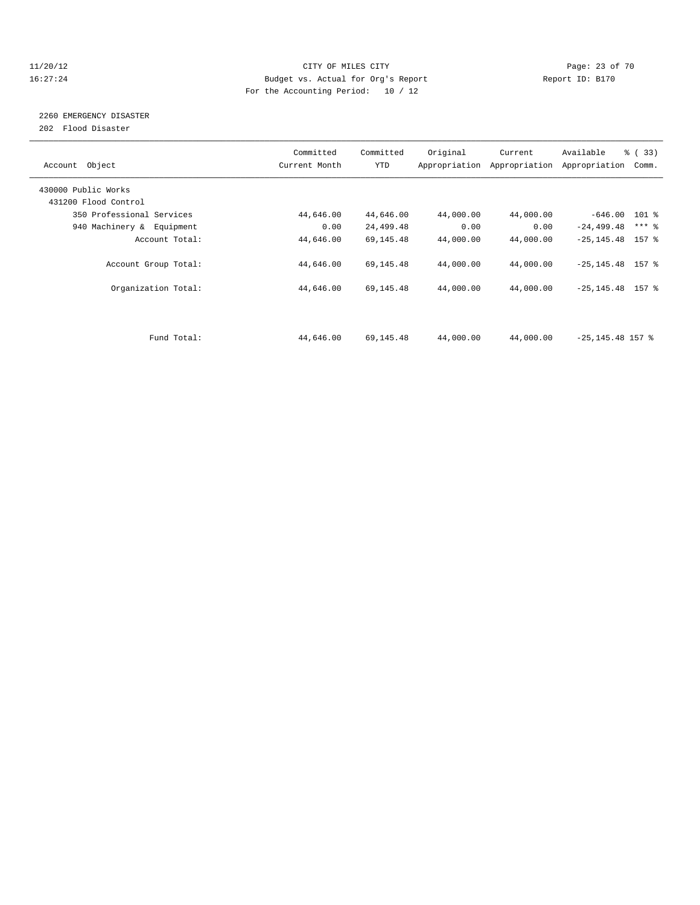CITY OF MILES CITY
Budget vs. Actual for Org's Report
For the Accounting Period: 10 / 12

11/20/12
16:27:24

Report ID: B170

## 2260 EMERGENCY DISASTER

202 Flood Disaster

| Account Object | Committed Current Month | Committed YTD | Original Appropriation | Current Appropriation | Available Appropriation | % ( 33) Comm. |
|---|---|---|---|---|---|---|
| 430000 Public Works | | | | | | |
| 431200 Flood Control | | | | | | |
| 350 Professional Services | 44,646.00 | 44,646.00 | 44,000.00 | 44,000.00 | -646.00 | 101 % |
| 940 Machinery & Equipment | 0.00 | 24,499.48 | 0.00 | 0.00 | -24,499.48 | *** % |
| Account Total: | 44,646.00 | 69,145.48 | 44,000.00 | 44,000.00 | -25,145.48 | 157 % |
| Account Group Total: | 44,646.00 | 69,145.48 | 44,000.00 | 44,000.00 | -25,145.48 | 157 % |
| Organization Total: | 44,646.00 | 69,145.48 | 44,000.00 | 44,000.00 | -25,145.48 | 157 % |
| Fund Total: | 44,646.00 | 69,145.48 | 44,000.00 | 44,000.00 | -25,145.48 | 157 % |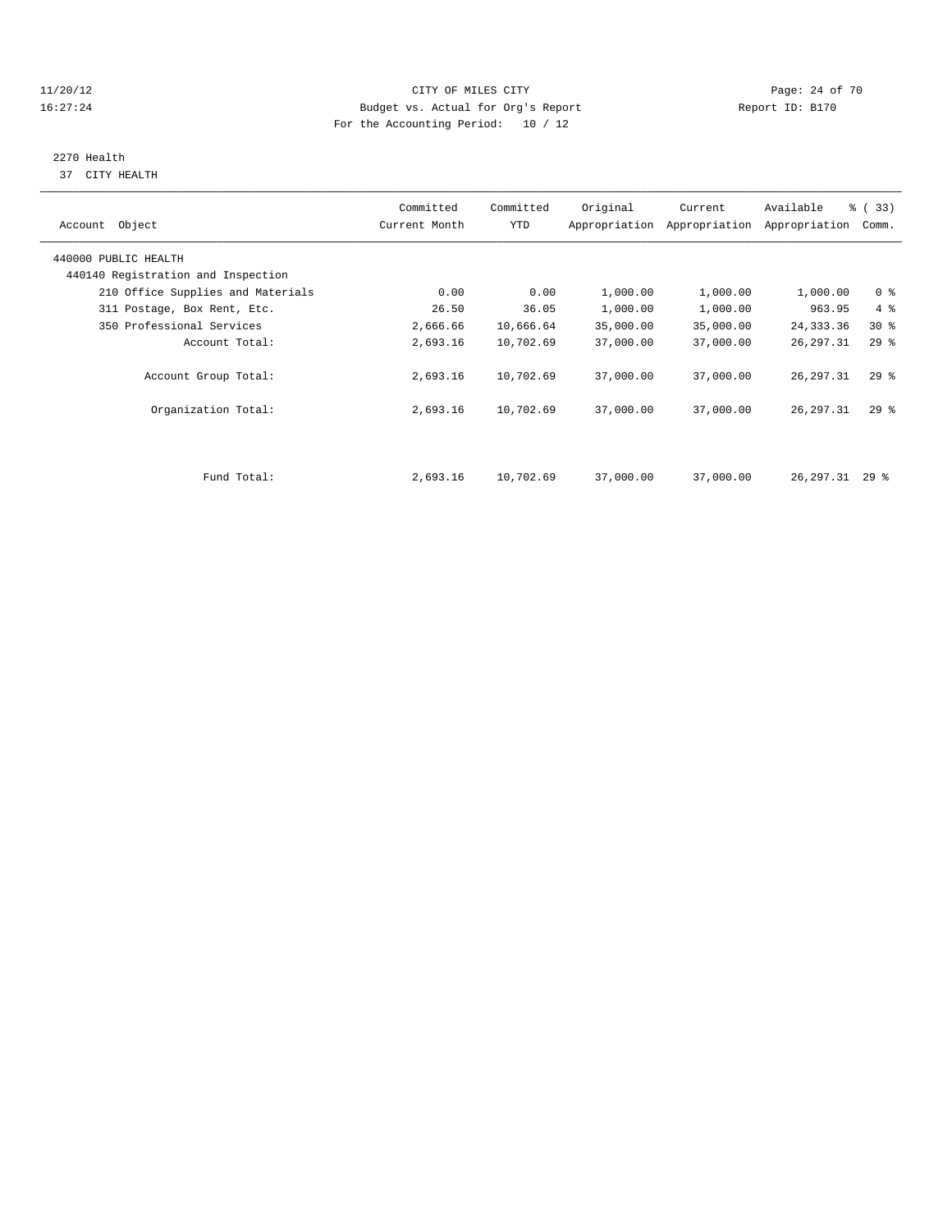CITY OF MILES CITY
Budget vs. Actual for Org's Report
For the Accounting Period: 10 / 12

11/20/12
16:27:24

Report ID: B170

2270 Health
37 CITY HEALTH

| Account Object | Committed Current Month | Committed YTD | Original Appropriation | Current Appropriation | Available Appropriation | % ( 33) Comm. |
|---|---|---|---|---|---|---|
| 440000 PUBLIC HEALTH | | | | | | |
| 440140 Registration and Inspection | | | | | | |
| 210 Office Supplies and Materials | 0.00 | 0.00 | 1,000.00 | 1,000.00 | 1,000.00 | 0 % |
| 311 Postage, Box Rent, Etc. | 26.50 | 36.05 | 1,000.00 | 1,000.00 | 963.95 | 4 % |
| 350 Professional Services | 2,666.66 | 10,666.64 | 35,000.00 | 35,000.00 | 24,333.36 | 30 % |
| Account Total: | 2,693.16 | 10,702.69 | 37,000.00 | 37,000.00 | 26,297.31 | 29 % |
| Account Group Total: | 2,693.16 | 10,702.69 | 37,000.00 | 37,000.00 | 26,297.31 | 29 % |
| Organization Total: | 2,693.16 | 10,702.69 | 37,000.00 | 37,000.00 | 26,297.31 | 29 % |
| Fund Total: | 2,693.16 | 10,702.69 | 37,000.00 | 37,000.00 | 26,297.31 | 29 % |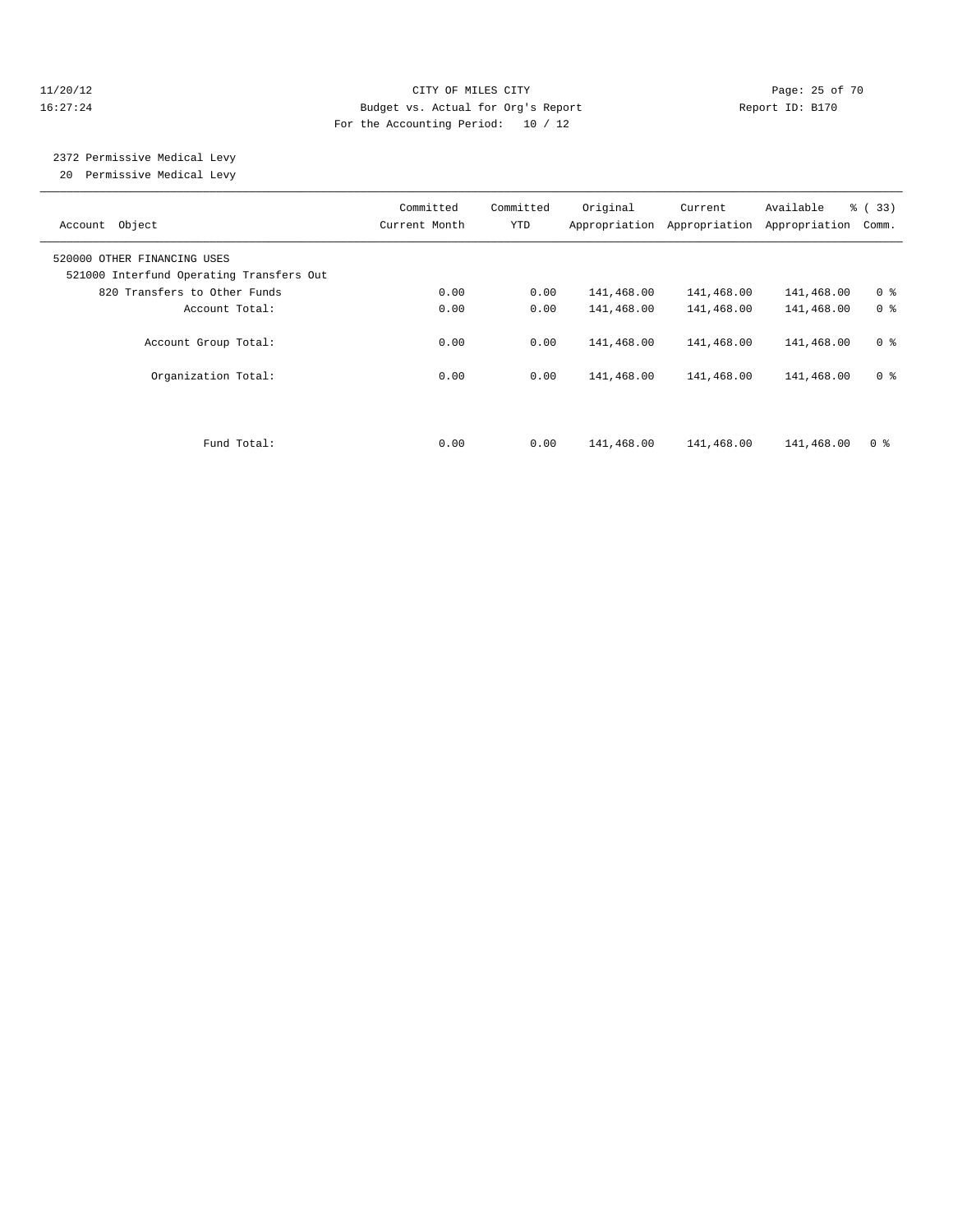CITY OF MILES CITY
Budget vs. Actual for Org's Report
For the Accounting Period: 10 / 12

11/20/12
16:27:24

Report ID: B170

2372 Permissive Medical Levy
20 Permissive Medical Levy

| Account Object | Committed Current Month | Committed YTD | Original Appropriation | Current Appropriation | Available Appropriation | % ( 33) Comm. |
|---|---|---|---|---|---|---|
| 520000 OTHER FINANCING USES | | | | | | |
| 521000 Interfund Operating Transfers Out | | | | | | |
| 820 Transfers to Other Funds | 0.00 | 0.00 | 141,468.00 | 141,468.00 | 141,468.00 | 0 % |
| Account Total: | 0.00 | 0.00 | 141,468.00 | 141,468.00 | 141,468.00 | 0 % |
| Account Group Total: | 0.00 | 0.00 | 141,468.00 | 141,468.00 | 141,468.00 | 0 % |
| Organization Total: | 0.00 | 0.00 | 141,468.00 | 141,468.00 | 141,468.00 | 0 % |
| Fund Total: | 0.00 | 0.00 | 141,468.00 | 141,468.00 | 141,468.00 | 0 % |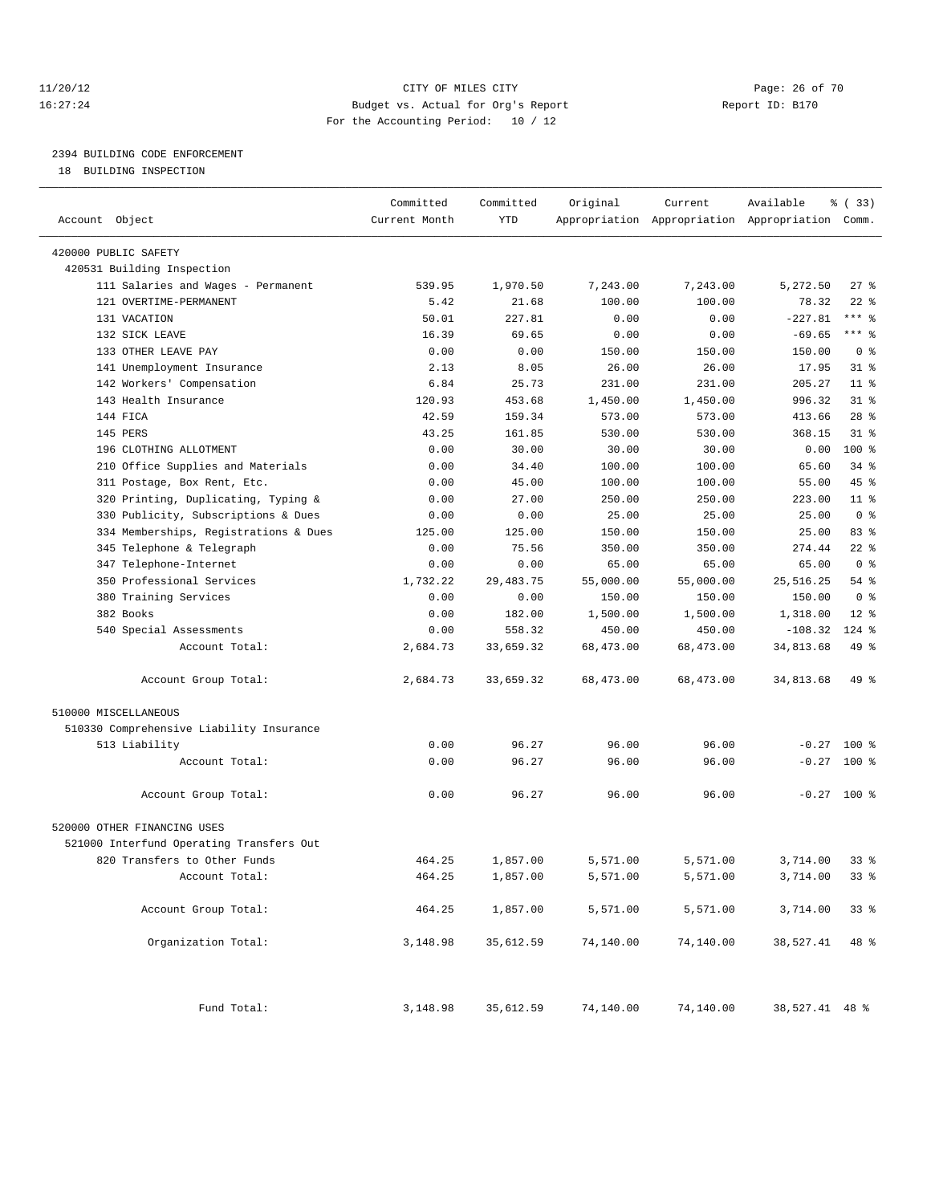CITY OF MILES CITY
Budget vs. Actual for Org's Report
For the Accounting Period: 10 / 12

11/20/12
16:27:24

Report ID: B170

## 2394 BUILDING CODE ENFORCEMENT

18 BUILDING INSPECTION

| Account Object | Committed Current Month | Committed YTD | Original Appropriation | Current Appropriation | Available Appropriation | % ( 33) Comm. |
|---|---|---|---|---|---|---|
| 420000 PUBLIC SAFETY | | | | | | |
| 420531 Building Inspection | | | | | | |
| 111 Salaries and Wages - Permanent | 539.95 | 1,970.50 | 7,243.00 | 7,243.00 | 5,272.50 | 27 % |
| 121 OVERTIME-PERMANENT | 5.42 | 21.68 | 100.00 | 100.00 | 78.32 | 22 % |
| 131 VACATION | 50.01 | 227.81 | 0.00 | 0.00 | -227.81 | *** % |
| 132 SICK LEAVE | 16.39 | 69.65 | 0.00 | 0.00 | -69.65 | *** % |
| 133 OTHER LEAVE PAY | 0.00 | 0.00 | 150.00 | 150.00 | 150.00 | 0 % |
| 141 Unemployment Insurance | 2.13 | 8.05 | 26.00 | 26.00 | 17.95 | 31 % |
| 142 Workers' Compensation | 6.84 | 25.73 | 231.00 | 231.00 | 205.27 | 11 % |
| 143 Health Insurance | 120.93 | 453.68 | 1,450.00 | 1,450.00 | 996.32 | 31 % |
| 144 FICA | 42.59 | 159.34 | 573.00 | 573.00 | 413.66 | 28 % |
| 145 PERS | 43.25 | 161.85 | 530.00 | 530.00 | 368.15 | 31 % |
| 196 CLOTHING ALLOTMENT | 0.00 | 30.00 | 30.00 | 30.00 | 0.00 | 100 % |
| 210 Office Supplies and Materials | 0.00 | 34.40 | 100.00 | 100.00 | 65.60 | 34 % |
| 311 Postage, Box Rent, Etc. | 0.00 | 45.00 | 100.00 | 100.00 | 55.00 | 45 % |
| 320 Printing, Duplicating, Typing & | 0.00 | 27.00 | 250.00 | 250.00 | 223.00 | 11 % |
| 330 Publicity, Subscriptions & Dues | 0.00 | 0.00 | 25.00 | 25.00 | 25.00 | 0 % |
| 334 Memberships, Registrations & Dues | 125.00 | 125.00 | 150.00 | 150.00 | 25.00 | 83 % |
| 345 Telephone & Telegraph | 0.00 | 75.56 | 350.00 | 350.00 | 274.44 | 22 % |
| 347 Telephone-Internet | 0.00 | 0.00 | 65.00 | 65.00 | 65.00 | 0 % |
| 350 Professional Services | 1,732.22 | 29,483.75 | 55,000.00 | 55,000.00 | 25,516.25 | 54 % |
| 380 Training Services | 0.00 | 0.00 | 150.00 | 150.00 | 150.00 | 0 % |
| 382 Books | 0.00 | 182.00 | 1,500.00 | 1,500.00 | 1,318.00 | 12 % |
| 540 Special Assessments | 0.00 | 558.32 | 450.00 | 450.00 | -108.32 | 124 % |
| Account Total: | 2,684.73 | 33,659.32 | 68,473.00 | 68,473.00 | 34,813.68 | 49 % |
| Account Group Total: | 2,684.73 | 33,659.32 | 68,473.00 | 68,473.00 | 34,813.68 | 49 % |
| 510000 MISCELLANEOUS | | | | | | |
| 510330 Comprehensive Liability Insurance | | | | | | |
| 513 Liability | 0.00 | 96.27 | 96.00 | 96.00 | -0.27 | 100 % |
| Account Total: | 0.00 | 96.27 | 96.00 | 96.00 | -0.27 | 100 % |
| Account Group Total: | 0.00 | 96.27 | 96.00 | 96.00 | -0.27 | 100 % |
| 520000 OTHER FINANCING USES | | | | | | |
| 521000 Interfund Operating Transfers Out | | | | | | |
| 820 Transfers to Other Funds | 464.25 | 1,857.00 | 5,571.00 | 5,571.00 | 3,714.00 | 33 % |
| Account Total: | 464.25 | 1,857.00 | 5,571.00 | 5,571.00 | 3,714.00 | 33 % |
| Account Group Total: | 464.25 | 1,857.00 | 5,571.00 | 5,571.00 | 3,714.00 | 33 % |
| Organization Total: | 3,148.98 | 35,612.59 | 74,140.00 | 74,140.00 | 38,527.41 | 48 % |
| Fund Total: | 3,148.98 | 35,612.59 | 74,140.00 | 74,140.00 | 38,527.41 | 48 % |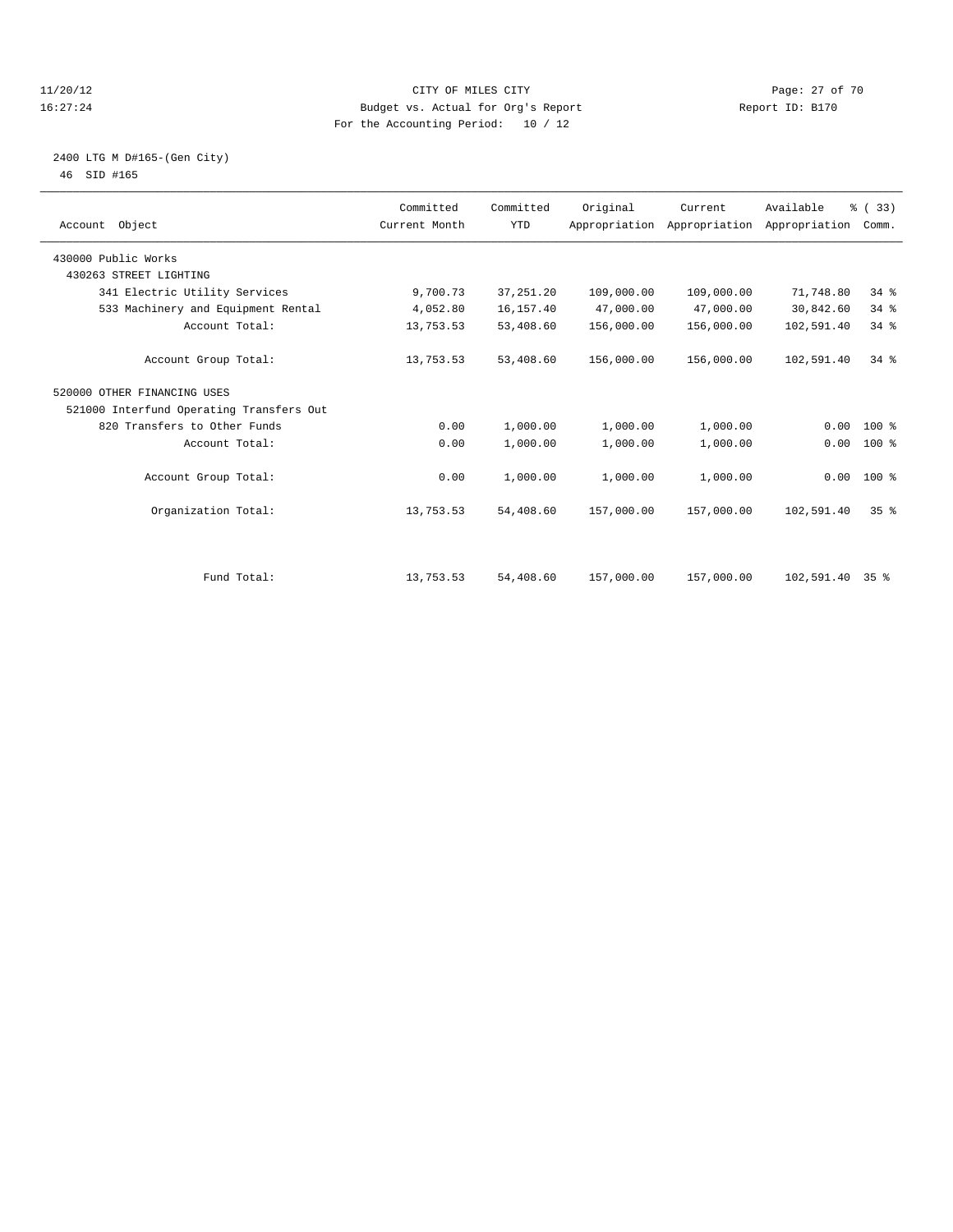CITY OF MILES CITY
Budget vs. Actual for Org's Report
For the Accounting Period: 10 / 12

11/20/12
16:27:24

Report ID: B170

2400 LTG M D#165-(Gen City)
46 SID #165

| Account Object | Committed Current Month | Committed YTD | Original Appropriation | Current Appropriation | Available Appropriation | % ( 33) Comm. |
|---|---|---|---|---|---|---|
| 430000 Public Works | | | | | | |
| 430263 STREET LIGHTING | | | | | | |
| 341 Electric Utility Services | 9,700.73 | 37,251.20 | 109,000.00 | 109,000.00 | 71,748.80 | 34 % |
| 533 Machinery and Equipment Rental | 4,052.80 | 16,157.40 | 47,000.00 | 47,000.00 | 30,842.60 | 34 % |
| Account Total: | 13,753.53 | 53,408.60 | 156,000.00 | 156,000.00 | 102,591.40 | 34 % |
| Account Group Total: | 13,753.53 | 53,408.60 | 156,000.00 | 156,000.00 | 102,591.40 | 34 % |
| 520000 OTHER FINANCING USES | | | | | | |
| 521000 Interfund Operating Transfers Out | | | | | | |
| 820 Transfers to Other Funds | 0.00 | 1,000.00 | 1,000.00 | 1,000.00 | 0.00 | 100 % |
| Account Total: | 0.00 | 1,000.00 | 1,000.00 | 1,000.00 | 0.00 | 100 % |
| Account Group Total: | 0.00 | 1,000.00 | 1,000.00 | 1,000.00 | 0.00 | 100 % |
| Organization Total: | 13,753.53 | 54,408.60 | 157,000.00 | 157,000.00 | 102,591.40 | 35 % |
| Fund Total: | 13,753.53 | 54,408.60 | 157,000.00 | 157,000.00 | 102,591.40 | 35 % |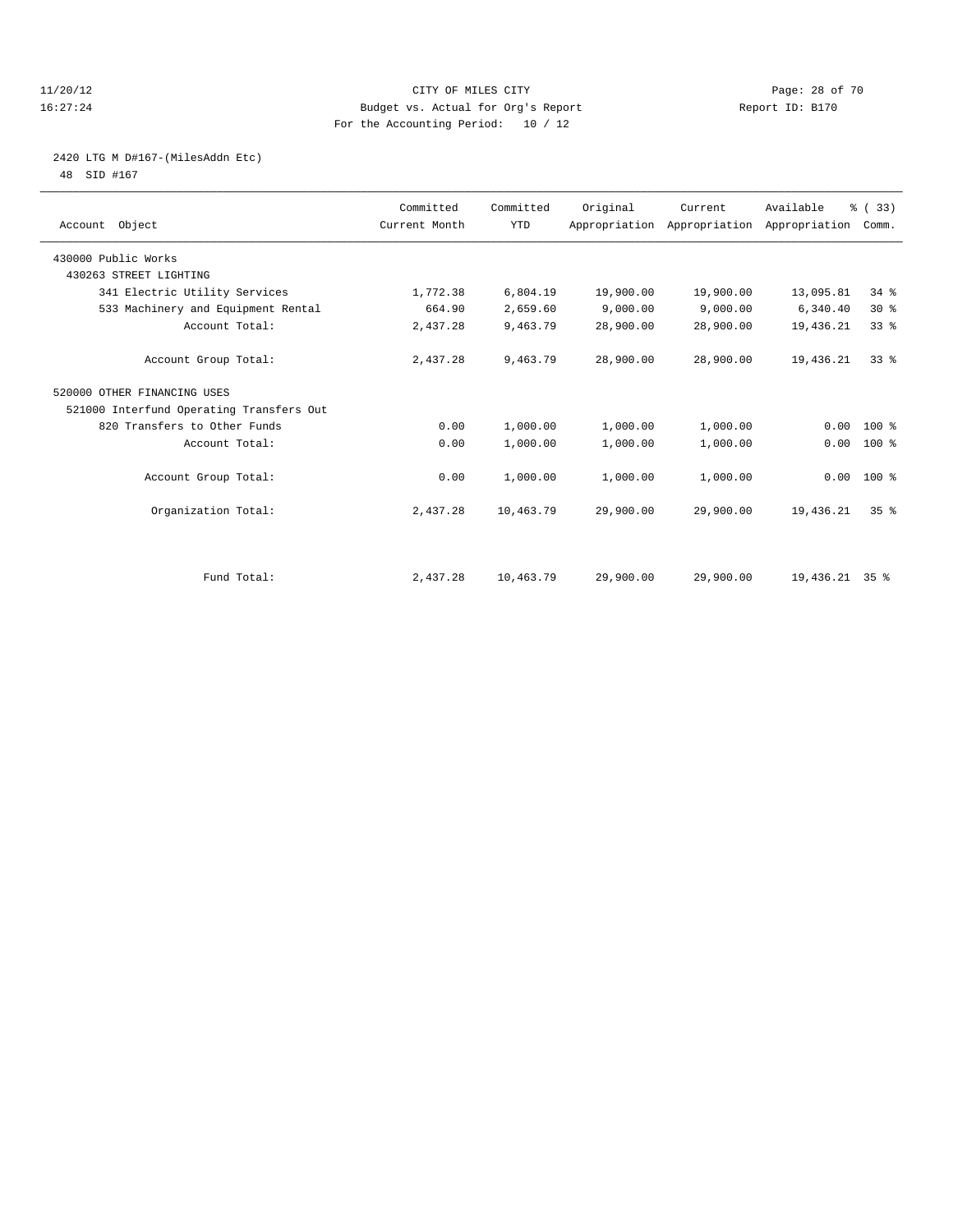CITY OF MILES CITY
Budget vs. Actual for Org's Report
For the Accounting Period: 10 / 12

11/20/12
16:27:24

Report ID: B170

2420 LTG M D#167-(MilesAddn Etc)
48 SID #167

| Account Object | Committed Current Month | Committed YTD | Original Appropriation | Current Appropriation | Available Appropriation | % ( 33) Comm. |
|---|---|---|---|---|---|---|
| 430000 Public Works | | | | | | |
| 430263 STREET LIGHTING | | | | | | |
| 341 Electric Utility Services | 1,772.38 | 6,804.19 | 19,900.00 | 19,900.00 | 13,095.81 | 34 % |
| 533 Machinery and Equipment Rental | 664.90 | 2,659.60 | 9,000.00 | 9,000.00 | 6,340.40 | 30 % |
| Account Total: | 2,437.28 | 9,463.79 | 28,900.00 | 28,900.00 | 19,436.21 | 33 % |
| Account Group Total: | 2,437.28 | 9,463.79 | 28,900.00 | 28,900.00 | 19,436.21 | 33 % |
| 520000 OTHER FINANCING USES | | | | | | |
| 521000 Interfund Operating Transfers Out | | | | | | |
| 820 Transfers to Other Funds | 0.00 | 1,000.00 | 1,000.00 | 1,000.00 | 0.00 | 100 % |
| Account Total: | 0.00 | 1,000.00 | 1,000.00 | 1,000.00 | 0.00 | 100 % |
| Account Group Total: | 0.00 | 1,000.00 | 1,000.00 | 1,000.00 | 0.00 | 100 % |
| Organization Total: | 2,437.28 | 10,463.79 | 29,900.00 | 29,900.00 | 19,436.21 | 35 % |
| Fund Total: | 2,437.28 | 10,463.79 | 29,900.00 | 29,900.00 | 19,436.21 | 35 % |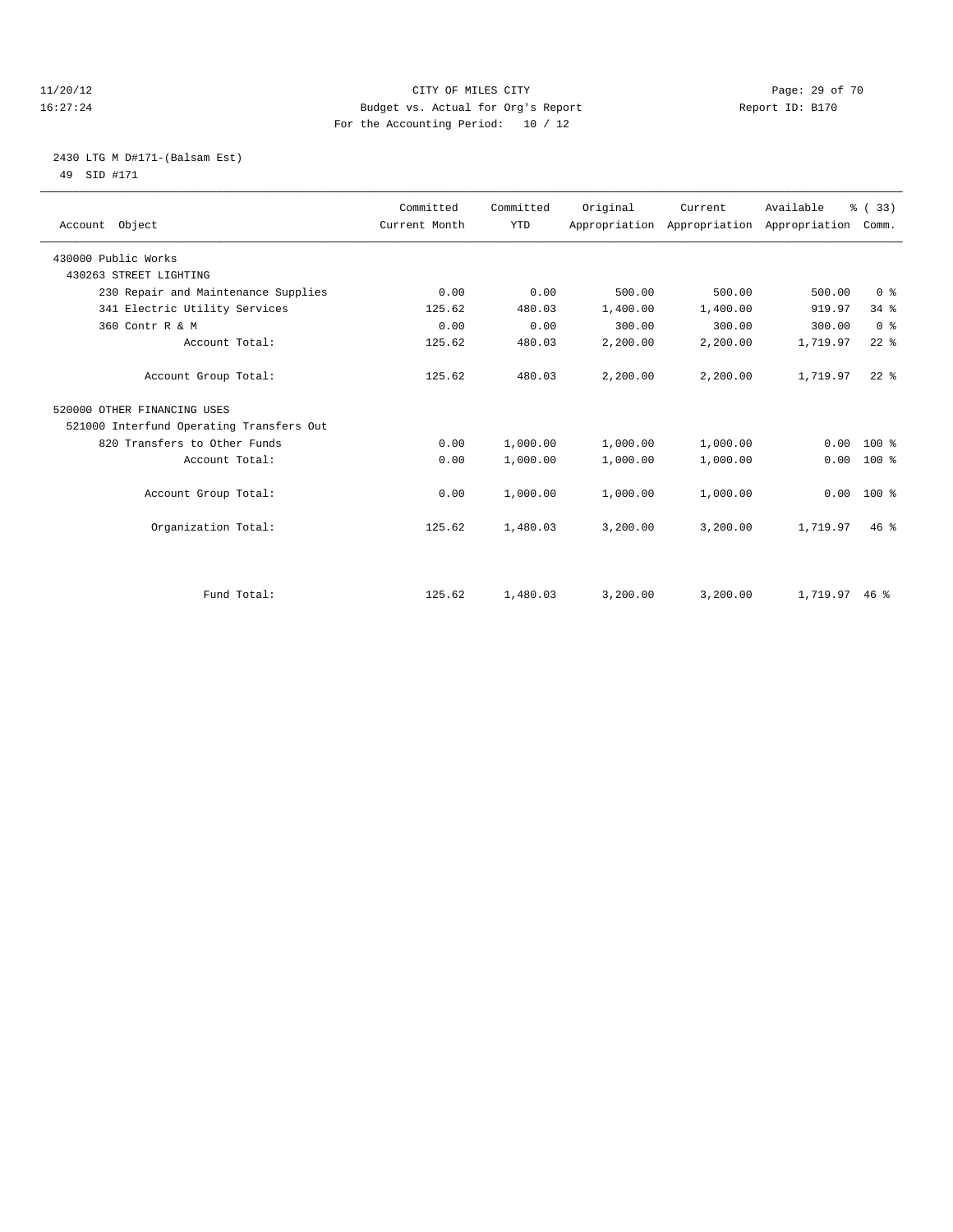11/20/12 CITY OF MILES CITY
16:27:24 Budget vs. Actual for Org's Report Report ID: B170
For the Accounting Period: 10 / 12

2430 LTG M D#171-(Balsam Est)
49 SID #171

| Account Object | Committed Current Month | Committed YTD | Original Appropriation | Current Appropriation | Available Appropriation | % ( 33) Comm. |
|---|---|---|---|---|---|---|
| 430000 Public Works | | | | | | |
| 430263 STREET LIGHTING | | | | | | |
| 230 Repair and Maintenance Supplies | 0.00 | 0.00 | 500.00 | 500.00 | 500.00 | 0 % |
| 341 Electric Utility Services | 125.62 | 480.03 | 1,400.00 | 1,400.00 | 919.97 | 34 % |
| 360 Contr R & M | 0.00 | 0.00 | 300.00 | 300.00 | 300.00 | 0 % |
| Account Total: | 125.62 | 480.03 | 2,200.00 | 2,200.00 | 1,719.97 | 22 % |
| Account Group Total: | 125.62 | 480.03 | 2,200.00 | 2,200.00 | 1,719.97 | 22 % |
| 520000 OTHER FINANCING USES | | | | | | |
| 521000 Interfund Operating Transfers Out | | | | | | |
| 820 Transfers to Other Funds | 0.00 | 1,000.00 | 1,000.00 | 1,000.00 | 0.00 | 100 % |
| Account Total: | 0.00 | 1,000.00 | 1,000.00 | 1,000.00 | 0.00 | 100 % |
| Account Group Total: | 0.00 | 1,000.00 | 1,000.00 | 1,000.00 | 0.00 | 100 % |
| Organization Total: | 125.62 | 1,480.03 | 3,200.00 | 3,200.00 | 1,719.97 | 46 % |
| Fund Total: | 125.62 | 1,480.03 | 3,200.00 | 3,200.00 | 1,719.97 | 46 % |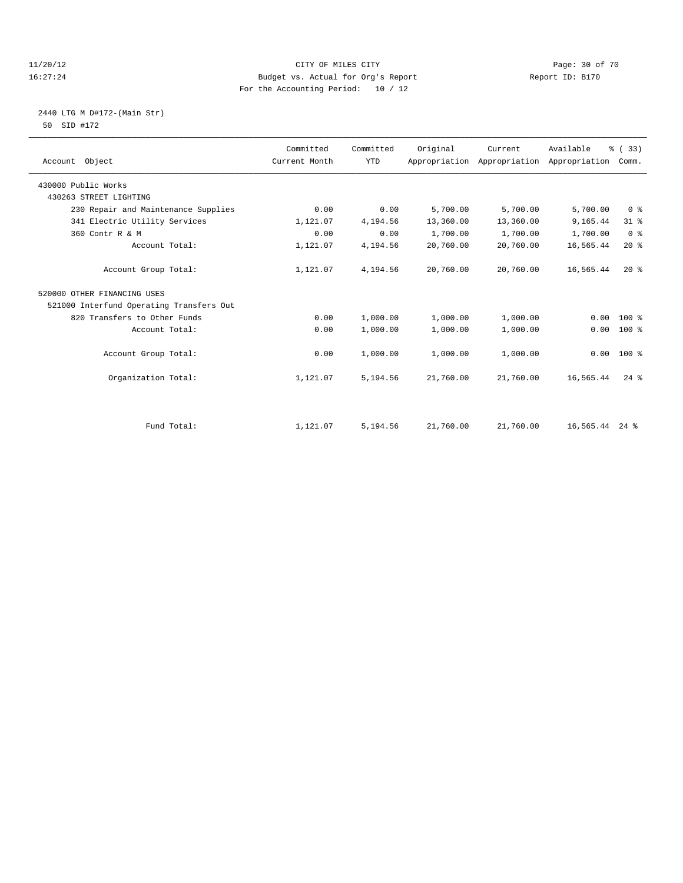CITY OF MILES CITY
Budget vs. Actual for Org's Report
For the Accounting Period: 10 / 12

11/20/12
16:27:24

Report ID: B170

2440 LTG M D#172-(Main Str)
50 SID #172

| Account Object | Committed Current Month | Committed YTD | Original Appropriation | Current Appropriation | Available Appropriation | % ( 33) Comm. |
|---|---|---|---|---|---|---|
| 430000 Public Works | | | | | | |
| 430263 STREET LIGHTING | | | | | | |
| 230 Repair and Maintenance Supplies | 0.00 | 0.00 | 5,700.00 | 5,700.00 | 5,700.00 | 0 % |
| 341 Electric Utility Services | 1,121.07 | 4,194.56 | 13,360.00 | 13,360.00 | 9,165.44 | 31 % |
| 360 Contr R & M | 0.00 | 0.00 | 1,700.00 | 1,700.00 | 1,700.00 | 0 % |
| Account Total: | 1,121.07 | 4,194.56 | 20,760.00 | 20,760.00 | 16,565.44 | 20 % |
| Account Group Total: | 1,121.07 | 4,194.56 | 20,760.00 | 20,760.00 | 16,565.44 | 20 % |
| 520000 OTHER FINANCING USES | | | | | | |
| 521000 Interfund Operating Transfers Out | | | | | | |
| 820 Transfers to Other Funds | 0.00 | 1,000.00 | 1,000.00 | 1,000.00 | 0.00 | 100 % |
| Account Total: | 0.00 | 1,000.00 | 1,000.00 | 1,000.00 | 0.00 | 100 % |
| Account Group Total: | 0.00 | 1,000.00 | 1,000.00 | 1,000.00 | 0.00 | 100 % |
| Organization Total: | 1,121.07 | 5,194.56 | 21,760.00 | 21,760.00 | 16,565.44 | 24 % |
| Fund Total: | 1,121.07 | 5,194.56 | 21,760.00 | 21,760.00 | 16,565.44 | 24 % |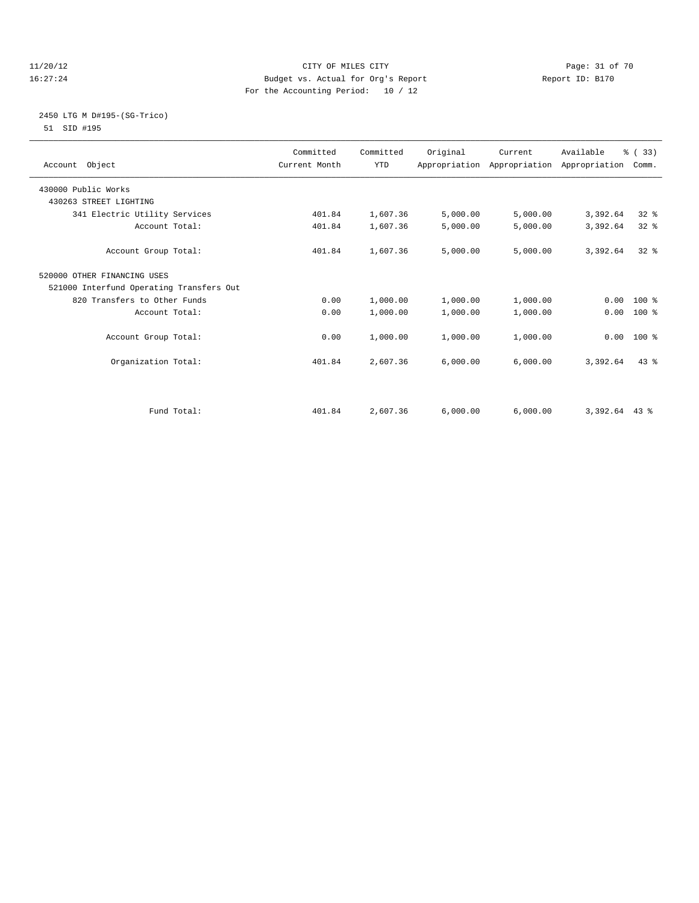CITY OF MILES CITY
Budget vs. Actual for Org's Report
For the Accounting Period: 10 / 12

11/20/12
16:27:24

Report ID: B170

2450 LTG M D#195-(SG-Trico)
51 SID #195

| Account Object | Committed Current Month | Committed YTD | Original Appropriation | Current Appropriation | Available Appropriation | % ( 33) Comm. |
|---|---|---|---|---|---|---|
| 430000 Public Works | | | | | | |
| 430263 STREET LIGHTING | | | | | | |
| 341 Electric Utility Services | 401.84 | 1,607.36 | 5,000.00 | 5,000.00 | 3,392.64 | 32 % |
| Account Total: | 401.84 | 1,607.36 | 5,000.00 | 5,000.00 | 3,392.64 | 32 % |
| Account Group Total: | 401.84 | 1,607.36 | 5,000.00 | 5,000.00 | 3,392.64 | 32 % |
| 520000 OTHER FINANCING USES | | | | | | |
| 521000 Interfund Operating Transfers Out | | | | | | |
| 820 Transfers to Other Funds | 0.00 | 1,000.00 | 1,000.00 | 1,000.00 | 0.00 | 100 % |
| Account Total: | 0.00 | 1,000.00 | 1,000.00 | 1,000.00 | 0.00 | 100 % |
| Account Group Total: | 0.00 | 1,000.00 | 1,000.00 | 1,000.00 | 0.00 | 100 % |
| Organization Total: | 401.84 | 2,607.36 | 6,000.00 | 6,000.00 | 3,392.64 | 43 % |
| Fund Total: | 401.84 | 2,607.36 | 6,000.00 | 6,000.00 | 3,392.64 | 43 % |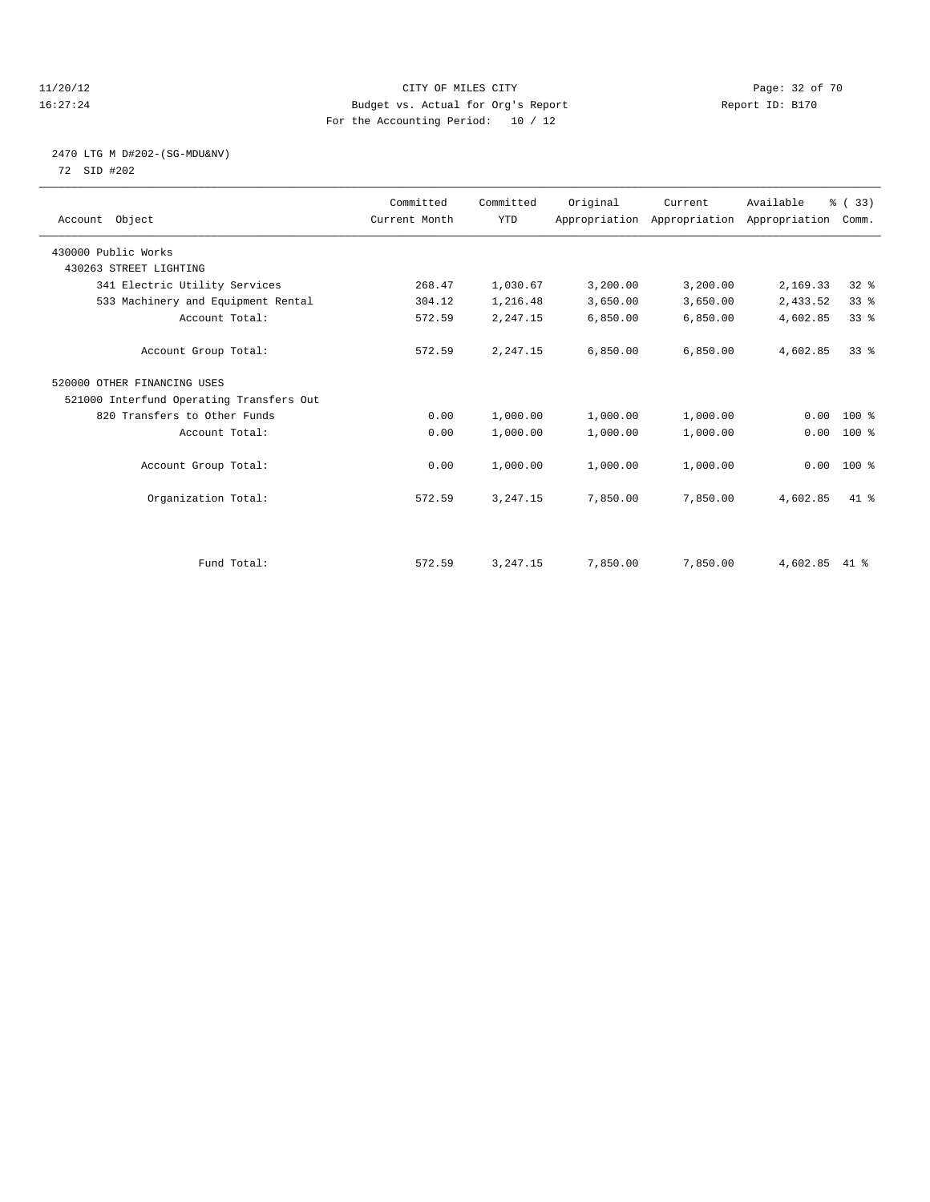CITY OF MILES CITY
Budget vs. Actual for Org's Report
For the Accounting Period: 10 / 12

11/20/12
16:27:24

Report ID: B170

2470 LTG M D#202-(SG-MDU&NV)
72 SID #202

| Account Object | Committed Current Month | Committed YTD | Original Appropriation | Current Appropriation | Available Appropriation | % ( 33) Comm. |
|---|---|---|---|---|---|---|
| 430000 Public Works | | | | | | |
| 430263 STREET LIGHTING | | | | | | |
| 341 Electric Utility Services | 268.47 | 1,030.67 | 3,200.00 | 3,200.00 | 2,169.33 | 32 % |
| 533 Machinery and Equipment Rental | 304.12 | 1,216.48 | 3,650.00 | 3,650.00 | 2,433.52 | 33 % |
| Account Total: | 572.59 | 2,247.15 | 6,850.00 | 6,850.00 | 4,602.85 | 33 % |
| Account Group Total: | 572.59 | 2,247.15 | 6,850.00 | 6,850.00 | 4,602.85 | 33 % |
| 520000 OTHER FINANCING USES | | | | | | |
| 521000 Interfund Operating Transfers Out | | | | | | |
| 820 Transfers to Other Funds | 0.00 | 1,000.00 | 1,000.00 | 1,000.00 | 0.00 | 100 % |
| Account Total: | 0.00 | 1,000.00 | 1,000.00 | 1,000.00 | 0.00 | 100 % |
| Account Group Total: | 0.00 | 1,000.00 | 1,000.00 | 1,000.00 | 0.00 | 100 % |
| Organization Total: | 572.59 | 3,247.15 | 7,850.00 | 7,850.00 | 4,602.85 | 41 % |
| Fund Total: | 572.59 | 3,247.15 | 7,850.00 | 7,850.00 | 4,602.85 | 41 % |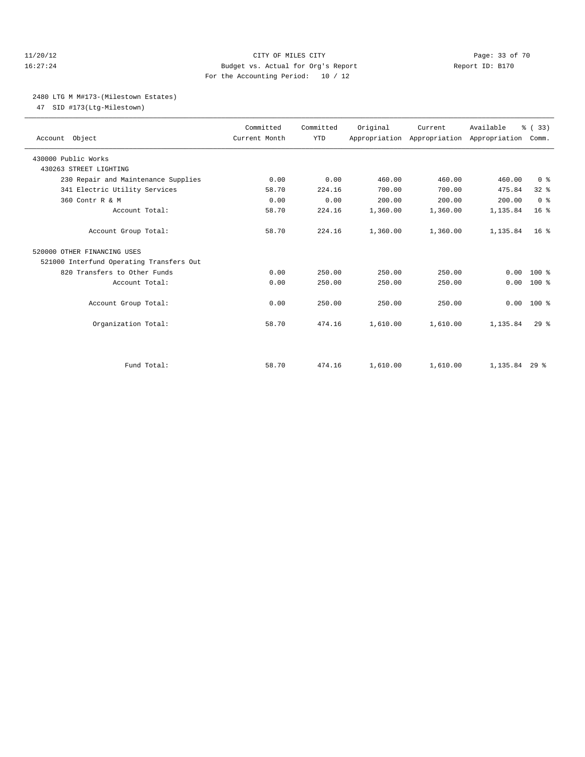CITY OF MILES CITY
Budget vs. Actual for Org's Report
For the Accounting Period: 10 / 12

2480 LTG M M#173-(Milestown Estates)
47 SID #173(Ltg-Milestown)

| Account Object | Committed Current Month | Committed YTD | Original Appropriation | Current Appropriation | Available Appropriation | % ( 33) Comm. |
|---|---|---|---|---|---|---|
| 430000 Public Works | | | | | | |
| 430263 STREET LIGHTING | | | | | | |
| 230 Repair and Maintenance Supplies | 0.00 | 0.00 | 460.00 | 460.00 | 460.00 | 0 % |
| 341 Electric Utility Services | 58.70 | 224.16 | 700.00 | 700.00 | 475.84 | 32 % |
| 360 Contr R & M | 0.00 | 0.00 | 200.00 | 200.00 | 200.00 | 0 % |
| Account Total: | 58.70 | 224.16 | 1,360.00 | 1,360.00 | 1,135.84 | 16 % |
| Account Group Total: | 58.70 | 224.16 | 1,360.00 | 1,360.00 | 1,135.84 | 16 % |
| 520000 OTHER FINANCING USES | | | | | | |
| 521000 Interfund Operating Transfers Out | | | | | | |
| 820 Transfers to Other Funds | 0.00 | 250.00 | 250.00 | 250.00 | 0.00 | 100 % |
| Account Total: | 0.00 | 250.00 | 250.00 | 250.00 | 0.00 | 100 % |
| Account Group Total: | 0.00 | 250.00 | 250.00 | 250.00 | 0.00 | 100 % |
| Organization Total: | 58.70 | 474.16 | 1,610.00 | 1,610.00 | 1,135.84 | 29 % |
| Fund Total: | 58.70 | 474.16 | 1,610.00 | 1,610.00 | 1,135.84 | 29 % |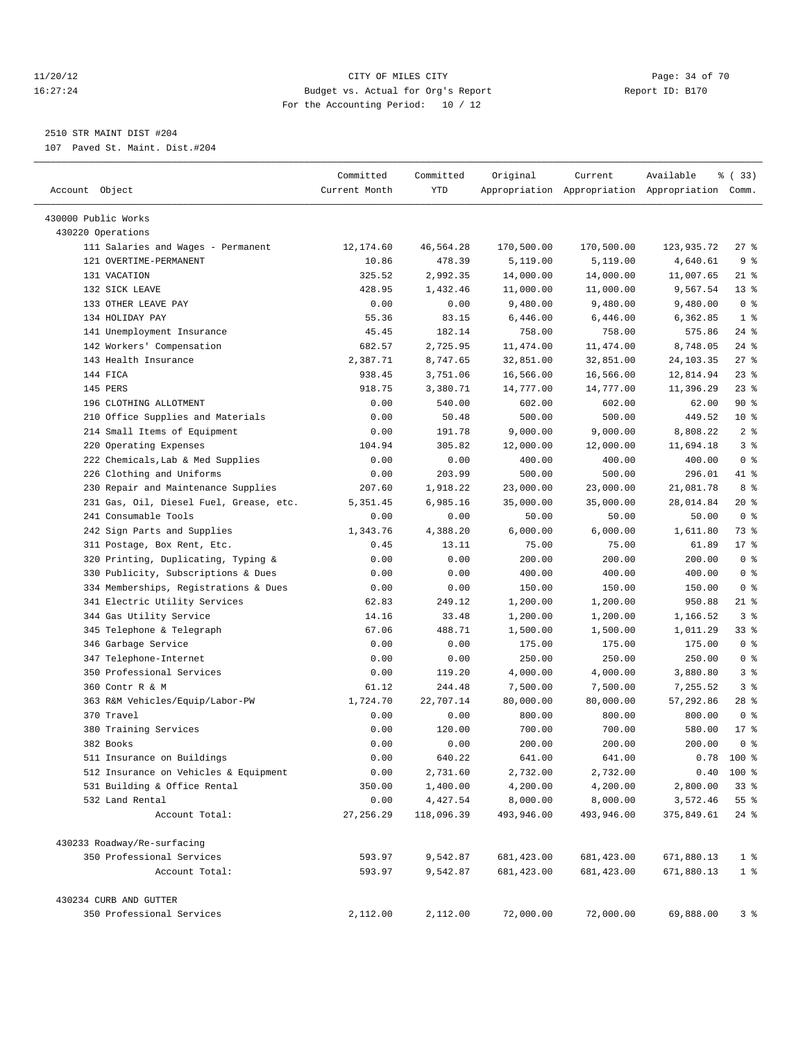CITY OF MILES CITY
Budget vs. Actual for Org's Report
For the Accounting Period: 10 / 12

11/20/12
16:27:24

Report ID: B170

2510 STR MAINT DIST #204
107 Paved St. Maint. Dist.#204

| Account Object | Committed Current Month | Committed YTD | Original Appropriation | Current Appropriation | Available Appropriation | % ( 33) Comm. |
|---|---|---|---|---|---|---|
| 430000 Public Works | | | | | | |
| 430220 Operations | | | | | | |
| 111 Salaries and Wages - Permanent | 12,174.60 | 46,564.28 | 170,500.00 | 170,500.00 | 123,935.72 | 27 % |
| 121 OVERTIME-PERMANENT | 10.86 | 478.39 | 5,119.00 | 5,119.00 | 4,640.61 | 9 % |
| 131 VACATION | 325.52 | 2,992.35 | 14,000.00 | 14,000.00 | 11,007.65 | 21 % |
| 132 SICK LEAVE | 428.95 | 1,432.46 | 11,000.00 | 11,000.00 | 9,567.54 | 13 % |
| 133 OTHER LEAVE PAY | 0.00 | 0.00 | 9,480.00 | 9,480.00 | 9,480.00 | 0 % |
| 134 HOLIDAY PAY | 55.36 | 83.15 | 6,446.00 | 6,446.00 | 6,362.85 | 1 % |
| 141 Unemployment Insurance | 45.45 | 182.14 | 758.00 | 758.00 | 575.86 | 24 % |
| 142 Workers' Compensation | 682.57 | 2,725.95 | 11,474.00 | 11,474.00 | 8,748.05 | 24 % |
| 143 Health Insurance | 2,387.71 | 8,747.65 | 32,851.00 | 32,851.00 | 24,103.35 | 27 % |
| 144 FICA | 938.45 | 3,751.06 | 16,566.00 | 16,566.00 | 12,814.94 | 23 % |
| 145 PERS | 918.75 | 3,380.71 | 14,777.00 | 14,777.00 | 11,396.29 | 23 % |
| 196 CLOTHING ALLOTMENT | 0.00 | 540.00 | 602.00 | 602.00 | 62.00 | 90 % |
| 210 Office Supplies and Materials | 0.00 | 50.48 | 500.00 | 500.00 | 449.52 | 10 % |
| 214 Small Items of Equipment | 0.00 | 191.78 | 9,000.00 | 9,000.00 | 8,808.22 | 2 % |
| 220 Operating Expenses | 104.94 | 305.82 | 12,000.00 | 12,000.00 | 11,694.18 | 3 % |
| 222 Chemicals,Lab & Med Supplies | 0.00 | 0.00 | 400.00 | 400.00 | 400.00 | 0 % |
| 226 Clothing and Uniforms | 0.00 | 203.99 | 500.00 | 500.00 | 296.01 | 41 % |
| 230 Repair and Maintenance Supplies | 207.60 | 1,918.22 | 23,000.00 | 23,000.00 | 21,081.78 | 8 % |
| 231 Gas, Oil, Diesel Fuel, Grease, etc. | 5,351.45 | 6,985.16 | 35,000.00 | 35,000.00 | 28,014.84 | 20 % |
| 241 Consumable Tools | 0.00 | 0.00 | 50.00 | 50.00 | 50.00 | 0 % |
| 242 Sign Parts and Supplies | 1,343.76 | 4,388.20 | 6,000.00 | 6,000.00 | 1,611.80 | 73 % |
| 311 Postage, Box Rent, Etc. | 0.45 | 13.11 | 75.00 | 75.00 | 61.89 | 17 % |
| 320 Printing, Duplicating, Typing & | 0.00 | 0.00 | 200.00 | 200.00 | 200.00 | 0 % |
| 330 Publicity, Subscriptions & Dues | 0.00 | 0.00 | 400.00 | 400.00 | 400.00 | 0 % |
| 334 Memberships, Registrations & Dues | 0.00 | 0.00 | 150.00 | 150.00 | 150.00 | 0 % |
| 341 Electric Utility Services | 62.83 | 249.12 | 1,200.00 | 1,200.00 | 950.88 | 21 % |
| 344 Gas Utility Service | 14.16 | 33.48 | 1,200.00 | 1,200.00 | 1,166.52 | 3 % |
| 345 Telephone & Telegraph | 67.06 | 488.71 | 1,500.00 | 1,500.00 | 1,011.29 | 33 % |
| 346 Garbage Service | 0.00 | 0.00 | 175.00 | 175.00 | 175.00 | 0 % |
| 347 Telephone-Internet | 0.00 | 0.00 | 250.00 | 250.00 | 250.00 | 0 % |
| 350 Professional Services | 0.00 | 119.20 | 4,000.00 | 4,000.00 | 3,880.80 | 3 % |
| 360 Contr R & M | 61.12 | 244.48 | 7,500.00 | 7,500.00 | 7,255.52 | 3 % |
| 363 R&M Vehicles/Equip/Labor-PW | 1,724.70 | 22,707.14 | 80,000.00 | 80,000.00 | 57,292.86 | 28 % |
| 370 Travel | 0.00 | 0.00 | 800.00 | 800.00 | 800.00 | 0 % |
| 380 Training Services | 0.00 | 120.00 | 700.00 | 700.00 | 580.00 | 17 % |
| 382 Books | 0.00 | 0.00 | 200.00 | 200.00 | 200.00 | 0 % |
| 511 Insurance on Buildings | 0.00 | 640.22 | 641.00 | 641.00 | 0.78 | 100 % |
| 512 Insurance on Vehicles & Equipment | 0.00 | 2,731.60 | 2,732.00 | 2,732.00 | 0.40 | 100 % |
| 531 Building & Office Rental | 350.00 | 1,400.00 | 4,200.00 | 4,200.00 | 2,800.00 | 33 % |
| 532 Land Rental | 0.00 | 4,427.54 | 8,000.00 | 8,000.00 | 3,572.46 | 55 % |
| Account Total: | 27,256.29 | 118,096.39 | 493,946.00 | 493,946.00 | 375,849.61 | 24 % |
| 430233 Roadway/Re-surfacing | | | | | | |
| 350 Professional Services | 593.97 | 9,542.87 | 681,423.00 | 681,423.00 | 671,880.13 | 1 % |
| Account Total: | 593.97 | 9,542.87 | 681,423.00 | 681,423.00 | 671,880.13 | 1 % |
| 430234 CURB AND GUTTER | | | | | | |
| 350 Professional Services | 2,112.00 | 2,112.00 | 72,000.00 | 72,000.00 | 69,888.00 | 3 % |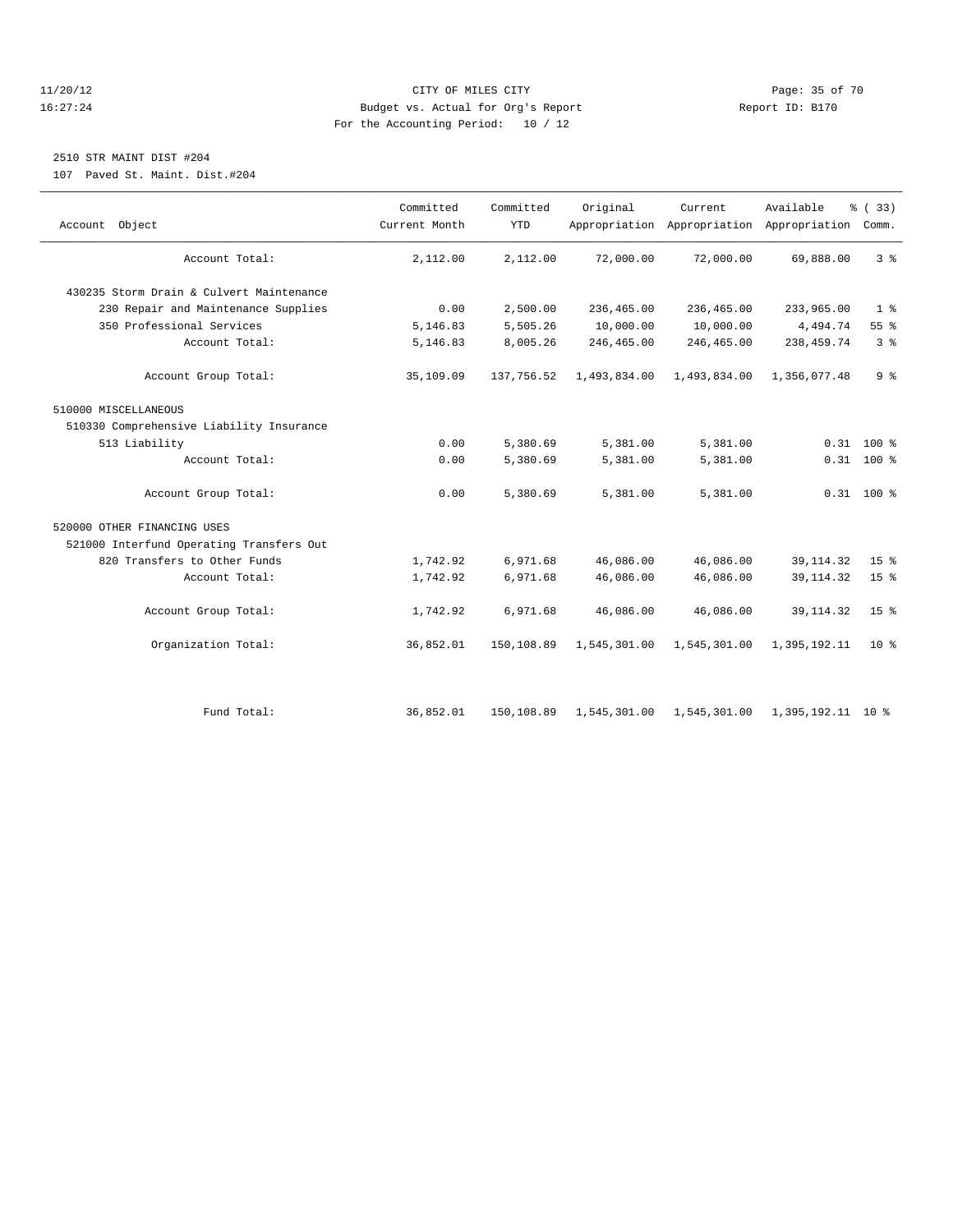CITY OF MILES CITY
Budget vs. Actual for Org's Report
For the Accounting Period: 10 / 12

11/20/12
16:27:24

Report ID: B170

## 2510 STR MAINT DIST #204

107 Paved St. Maint. Dist.#204

| Account Object | Committed Current Month | Committed YTD | Original Appropriation | Current Appropriation | Available Appropriation | % ( 33) Comm. |
|---|---|---|---|---|---|---|
| Account Total: | 2,112.00 | 2,112.00 | 72,000.00 | 72,000.00 | 69,888.00 | 3 % |
| 430235 Storm Drain & Culvert Maintenance | | | | | | |
| 230 Repair and Maintenance Supplies | 0.00 | 2,500.00 | 236,465.00 | 236,465.00 | 233,965.00 | 1 % |
| 350 Professional Services | 5,146.83 | 5,505.26 | 10,000.00 | 10,000.00 | 4,494.74 | 55 % |
| Account Total: | 5,146.83 | 8,005.26 | 246,465.00 | 246,465.00 | 238,459.74 | 3 % |
| Account Group Total: | 35,109.09 | 137,756.52 | 1,493,834.00 | 1,493,834.00 | 1,356,077.48 | 9 % |
| 510000 MISCELLANEOUS | | | | | | |
| 510330 Comprehensive Liability Insurance | | | | | | |
| 513 Liability | 0.00 | 5,380.69 | 5,381.00 | 5,381.00 | 0.31 | 100 % |
| Account Total: | 0.00 | 5,380.69 | 5,381.00 | 5,381.00 | 0.31 | 100 % |
| Account Group Total: | 0.00 | 5,380.69 | 5,381.00 | 5,381.00 | 0.31 | 100 % |
| 520000 OTHER FINANCING USES | | | | | | |
| 521000 Interfund Operating Transfers Out | | | | | | |
| 820 Transfers to Other Funds | 1,742.92 | 6,971.68 | 46,086.00 | 46,086.00 | 39,114.32 | 15 % |
| Account Total: | 1,742.92 | 6,971.68 | 46,086.00 | 46,086.00 | 39,114.32 | 15 % |
| Account Group Total: | 1,742.92 | 6,971.68 | 46,086.00 | 46,086.00 | 39,114.32 | 15 % |
| Organization Total: | 36,852.01 | 150,108.89 | 1,545,301.00 | 1,545,301.00 | 1,395,192.11 | 10 % |
| Fund Total: | 36,852.01 | 150,108.89 | 1,545,301.00 | 1,545,301.00 | 1,395,192.11 | 10 % |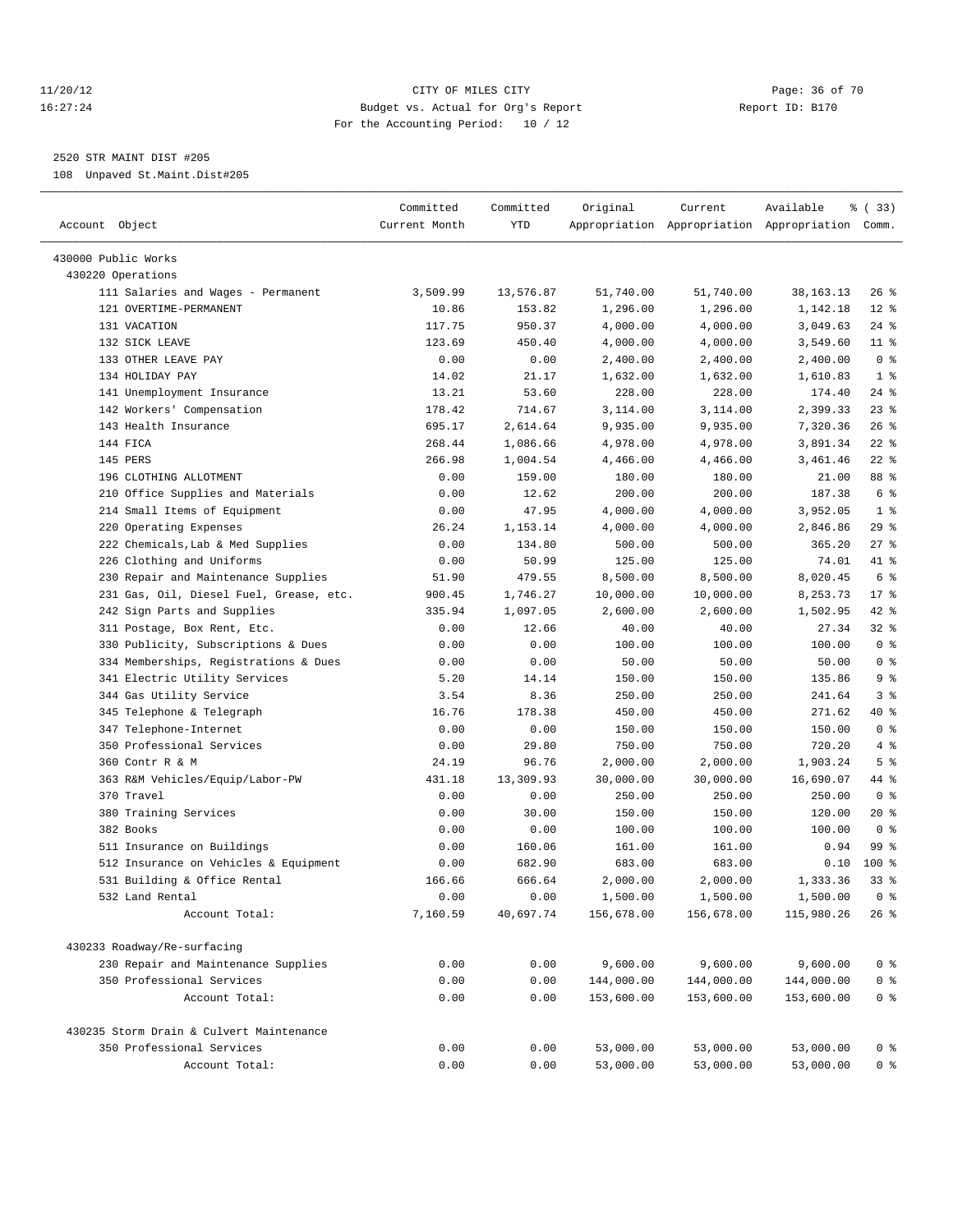11/20/12 CITY OF MILES CITY
16:27:24 Budget vs. Actual for Org's Report Report ID: B170
For the Accounting Period: 10 / 12

2520 STR MAINT DIST #205
108 Unpaved St.Maint.Dist#205

| Account Object | Committed Current Month | Committed YTD | Original Appropriation | Current Appropriation | Available Appropriation | % ( 33) Comm. |
|---|---|---|---|---|---|---|
| 430000 Public Works | | | | | | |
| 430220 Operations | | | | | | |
| 111 Salaries and Wages - Permanent | 3,509.99 | 13,576.87 | 51,740.00 | 51,740.00 | 38,163.13 | 26 % |
| 121 OVERTIME-PERMANENT | 10.86 | 153.82 | 1,296.00 | 1,296.00 | 1,142.18 | 12 % |
| 131 VACATION | 117.75 | 950.37 | 4,000.00 | 4,000.00 | 3,049.63 | 24 % |
| 132 SICK LEAVE | 123.69 | 450.40 | 4,000.00 | 4,000.00 | 3,549.60 | 11 % |
| 133 OTHER LEAVE PAY | 0.00 | 0.00 | 2,400.00 | 2,400.00 | 2,400.00 | 0 % |
| 134 HOLIDAY PAY | 14.02 | 21.17 | 1,632.00 | 1,632.00 | 1,610.83 | 1 % |
| 141 Unemployment Insurance | 13.21 | 53.60 | 228.00 | 228.00 | 174.40 | 24 % |
| 142 Workers' Compensation | 178.42 | 714.67 | 3,114.00 | 3,114.00 | 2,399.33 | 23 % |
| 143 Health Insurance | 695.17 | 2,614.64 | 9,935.00 | 9,935.00 | 7,320.36 | 26 % |
| 144 FICA | 268.44 | 1,086.66 | 4,978.00 | 4,978.00 | 3,891.34 | 22 % |
| 145 PERS | 266.98 | 1,004.54 | 4,466.00 | 4,466.00 | 3,461.46 | 22 % |
| 196 CLOTHING ALLOTMENT | 0.00 | 159.00 | 180.00 | 180.00 | 21.00 | 88 % |
| 210 Office Supplies and Materials | 0.00 | 12.62 | 200.00 | 200.00 | 187.38 | 6 % |
| 214 Small Items of Equipment | 0.00 | 47.95 | 4,000.00 | 4,000.00 | 3,952.05 | 1 % |
| 220 Operating Expenses | 26.24 | 1,153.14 | 4,000.00 | 4,000.00 | 2,846.86 | 29 % |
| 222 Chemicals,Lab & Med Supplies | 0.00 | 134.80 | 500.00 | 500.00 | 365.20 | 27 % |
| 226 Clothing and Uniforms | 0.00 | 50.99 | 125.00 | 125.00 | 74.01 | 41 % |
| 230 Repair and Maintenance Supplies | 51.90 | 479.55 | 8,500.00 | 8,500.00 | 8,020.45 | 6 % |
| 231 Gas, Oil, Diesel Fuel, Grease, etc. | 900.45 | 1,746.27 | 10,000.00 | 10,000.00 | 8,253.73 | 17 % |
| 242 Sign Parts and Supplies | 335.94 | 1,097.05 | 2,600.00 | 2,600.00 | 1,502.95 | 42 % |
| 311 Postage, Box Rent, Etc. | 0.00 | 12.66 | 40.00 | 40.00 | 27.34 | 32 % |
| 330 Publicity, Subscriptions & Dues | 0.00 | 0.00 | 100.00 | 100.00 | 100.00 | 0 % |
| 334 Memberships, Registrations & Dues | 0.00 | 0.00 | 50.00 | 50.00 | 50.00 | 0 % |
| 341 Electric Utility Services | 5.20 | 14.14 | 150.00 | 150.00 | 135.86 | 9 % |
| 344 Gas Utility Service | 3.54 | 8.36 | 250.00 | 250.00 | 241.64 | 3 % |
| 345 Telephone & Telegraph | 16.76 | 178.38 | 450.00 | 450.00 | 271.62 | 40 % |
| 347 Telephone-Internet | 0.00 | 0.00 | 150.00 | 150.00 | 150.00 | 0 % |
| 350 Professional Services | 0.00 | 29.80 | 750.00 | 750.00 | 720.20 | 4 % |
| 360 Contr R & M | 24.19 | 96.76 | 2,000.00 | 2,000.00 | 1,903.24 | 5 % |
| 363 R&M Vehicles/Equip/Labor-PW | 431.18 | 13,309.93 | 30,000.00 | 30,000.00 | 16,690.07 | 44 % |
| 370 Travel | 0.00 | 0.00 | 250.00 | 250.00 | 250.00 | 0 % |
| 380 Training Services | 0.00 | 30.00 | 150.00 | 150.00 | 120.00 | 20 % |
| 382 Books | 0.00 | 0.00 | 100.00 | 100.00 | 100.00 | 0 % |
| 511 Insurance on Buildings | 0.00 | 160.06 | 161.00 | 161.00 | 0.94 | 99 % |
| 512 Insurance on Vehicles & Equipment | 0.00 | 682.90 | 683.00 | 683.00 | 0.10 | 100 % |
| 531 Building & Office Rental | 166.66 | 666.64 | 2,000.00 | 2,000.00 | 1,333.36 | 33 % |
| 532 Land Rental | 0.00 | 0.00 | 1,500.00 | 1,500.00 | 1,500.00 | 0 % |
| Account Total: | 7,160.59 | 40,697.74 | 156,678.00 | 156,678.00 | 115,980.26 | 26 % |
| 430233 Roadway/Re-surfacing | | | | | | |
| 230 Repair and Maintenance Supplies | 0.00 | 0.00 | 9,600.00 | 9,600.00 | 9,600.00 | 0 % |
| 350 Professional Services | 0.00 | 0.00 | 144,000.00 | 144,000.00 | 144,000.00 | 0 % |
| Account Total: | 0.00 | 0.00 | 153,600.00 | 153,600.00 | 153,600.00 | 0 % |
| 430235 Storm Drain & Culvert Maintenance | | | | | | |
| 350 Professional Services | 0.00 | 0.00 | 53,000.00 | 53,000.00 | 53,000.00 | 0 % |
| Account Total: | 0.00 | 0.00 | 53,000.00 | 53,000.00 | 53,000.00 | 0 % |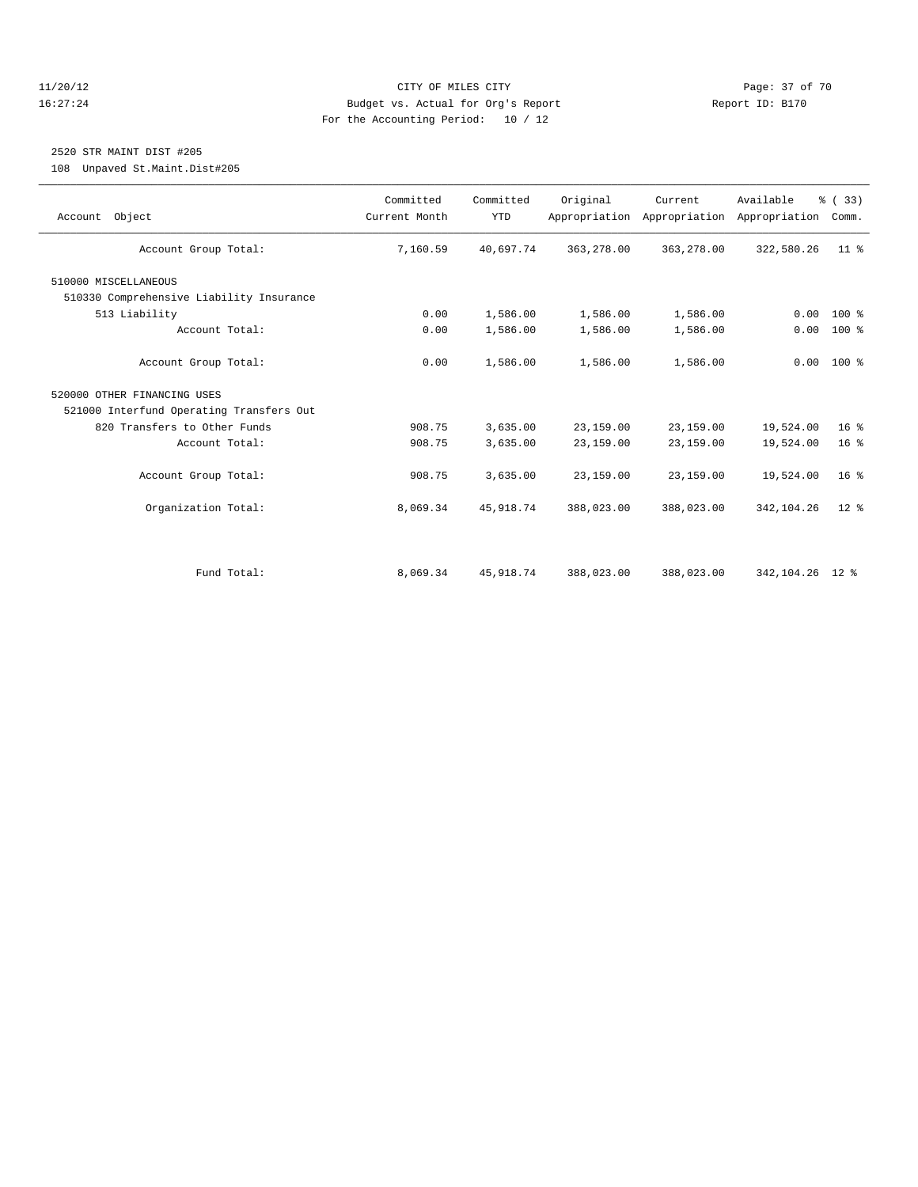CITY OF MILES CITY
Budget vs. Actual for Org's Report
For the Accounting Period: 10 / 12

2520 STR MAINT DIST #205
108 Unpaved St.Maint.Dist#205

| Account Object | Committed Current Month | Committed YTD | Original Appropriation | Current Appropriation | Available Appropriation | % ( 33) Comm. |
|---|---|---|---|---|---|---|
| Account Group Total: | 7,160.59 | 40,697.74 | 363,278.00 | 363,278.00 | 322,580.26 | 11 % |
| 510000 MISCELLANEOUS | | | | | | |
| 510330 Comprehensive Liability Insurance | | | | | | |
| 513 Liability | 0.00 | 1,586.00 | 1,586.00 | 1,586.00 | 0.00 | 100 % |
| Account Total: | 0.00 | 1,586.00 | 1,586.00 | 1,586.00 | 0.00 | 100 % |
| Account Group Total: | 0.00 | 1,586.00 | 1,586.00 | 1,586.00 | 0.00 | 100 % |
| 520000 OTHER FINANCING USES | | | | | | |
| 521000 Interfund Operating Transfers Out | | | | | | |
| 820 Transfers to Other Funds | 908.75 | 3,635.00 | 23,159.00 | 23,159.00 | 19,524.00 | 16 % |
| Account Total: | 908.75 | 3,635.00 | 23,159.00 | 23,159.00 | 19,524.00 | 16 % |
| Account Group Total: | 908.75 | 3,635.00 | 23,159.00 | 23,159.00 | 19,524.00 | 16 % |
| Organization Total: | 8,069.34 | 45,918.74 | 388,023.00 | 388,023.00 | 342,104.26 | 12 % |
| Fund Total: | 8,069.34 | 45,918.74 | 388,023.00 | 388,023.00 | 342,104.26 | 12 % |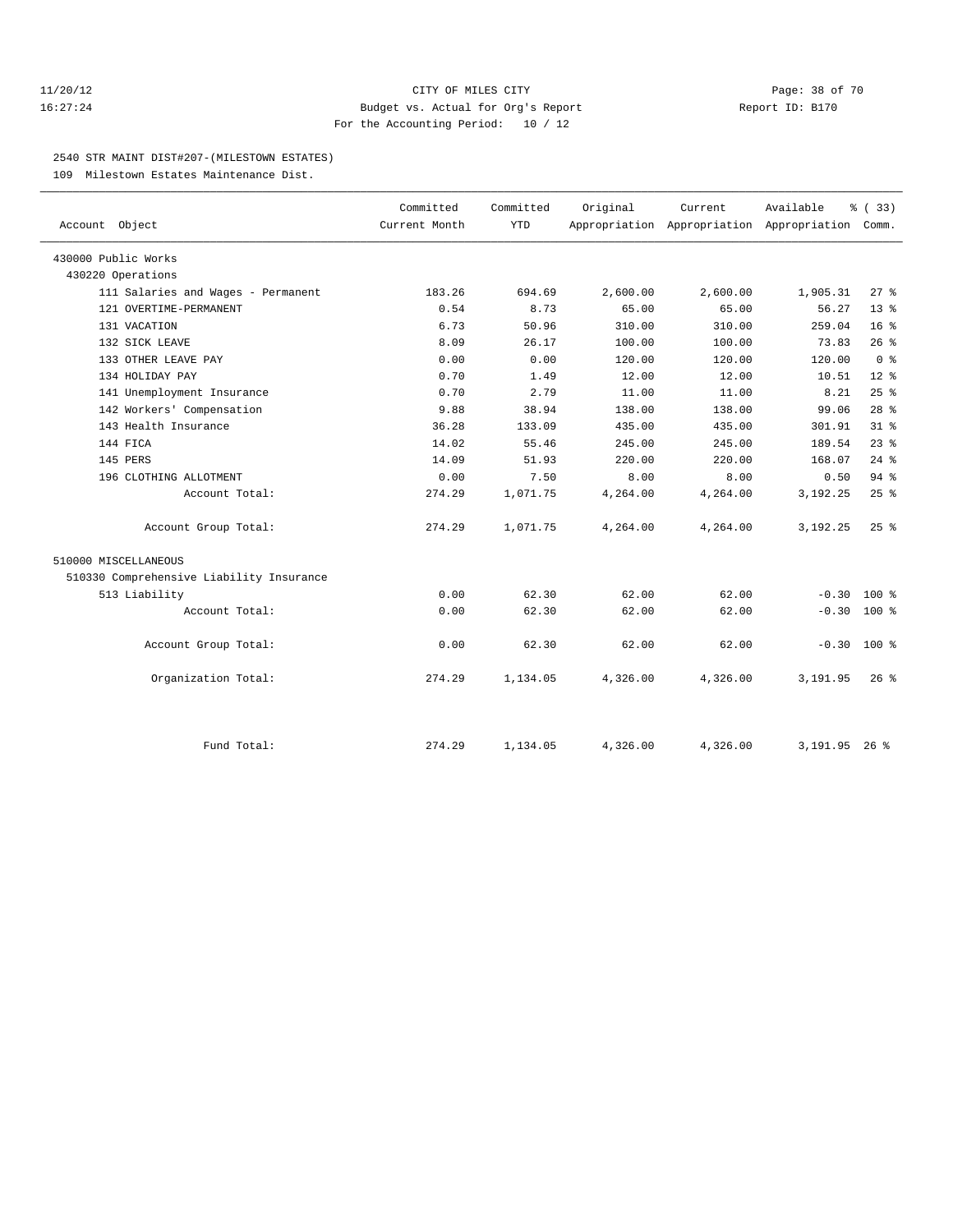CITY OF MILES CITY
Budget vs. Actual for Org's Report
For the Accounting Period: 10 / 12

11/20/12
16:27:24

Report ID: B170

## 2540 STR MAINT DIST#207-(MILESTOWN ESTATES)

109 Milestown Estates Maintenance Dist.

| Account Object | Committed Current Month | Committed YTD | Original Appropriation | Current Appropriation | Available Appropriation | % ( 33) Comm. |
|---|---|---|---|---|---|---|
| 430000 Public Works | | | | | | |
| 430220 Operations | | | | | | |
| 111 Salaries and Wages - Permanent | 183.26 | 694.69 | 2,600.00 | 2,600.00 | 1,905.31 | 27 % |
| 121 OVERTIME-PERMANENT | 0.54 | 8.73 | 65.00 | 65.00 | 56.27 | 13 % |
| 131 VACATION | 6.73 | 50.96 | 310.00 | 310.00 | 259.04 | 16 % |
| 132 SICK LEAVE | 8.09 | 26.17 | 100.00 | 100.00 | 73.83 | 26 % |
| 133 OTHER LEAVE PAY | 0.00 | 0.00 | 120.00 | 120.00 | 120.00 | 0 % |
| 134 HOLIDAY PAY | 0.70 | 1.49 | 12.00 | 12.00 | 10.51 | 12 % |
| 141 Unemployment Insurance | 0.70 | 2.79 | 11.00 | 11.00 | 8.21 | 25 % |
| 142 Workers' Compensation | 9.88 | 38.94 | 138.00 | 138.00 | 99.06 | 28 % |
| 143 Health Insurance | 36.28 | 133.09 | 435.00 | 435.00 | 301.91 | 31 % |
| 144 FICA | 14.02 | 55.46 | 245.00 | 245.00 | 189.54 | 23 % |
| 145 PERS | 14.09 | 51.93 | 220.00 | 220.00 | 168.07 | 24 % |
| 196 CLOTHING ALLOTMENT | 0.00 | 7.50 | 8.00 | 8.00 | 0.50 | 94 % |
| Account Total: | 274.29 | 1,071.75 | 4,264.00 | 4,264.00 | 3,192.25 | 25 % |
| Account Group Total: | 274.29 | 1,071.75 | 4,264.00 | 4,264.00 | 3,192.25 | 25 % |
| 510000 MISCELLANEOUS | | | | | | |
| 510330 Comprehensive Liability Insurance | | | | | | |
| 513 Liability | 0.00 | 62.30 | 62.00 | 62.00 | -0.30 | 100 % |
| Account Total: | 0.00 | 62.30 | 62.00 | 62.00 | -0.30 | 100 % |
| Account Group Total: | 0.00 | 62.30 | 62.00 | 62.00 | -0.30 | 100 % |
| Organization Total: | 274.29 | 1,134.05 | 4,326.00 | 4,326.00 | 3,191.95 | 26 % |
| Fund Total: | 274.29 | 1,134.05 | 4,326.00 | 4,326.00 | 3,191.95 | 26 % |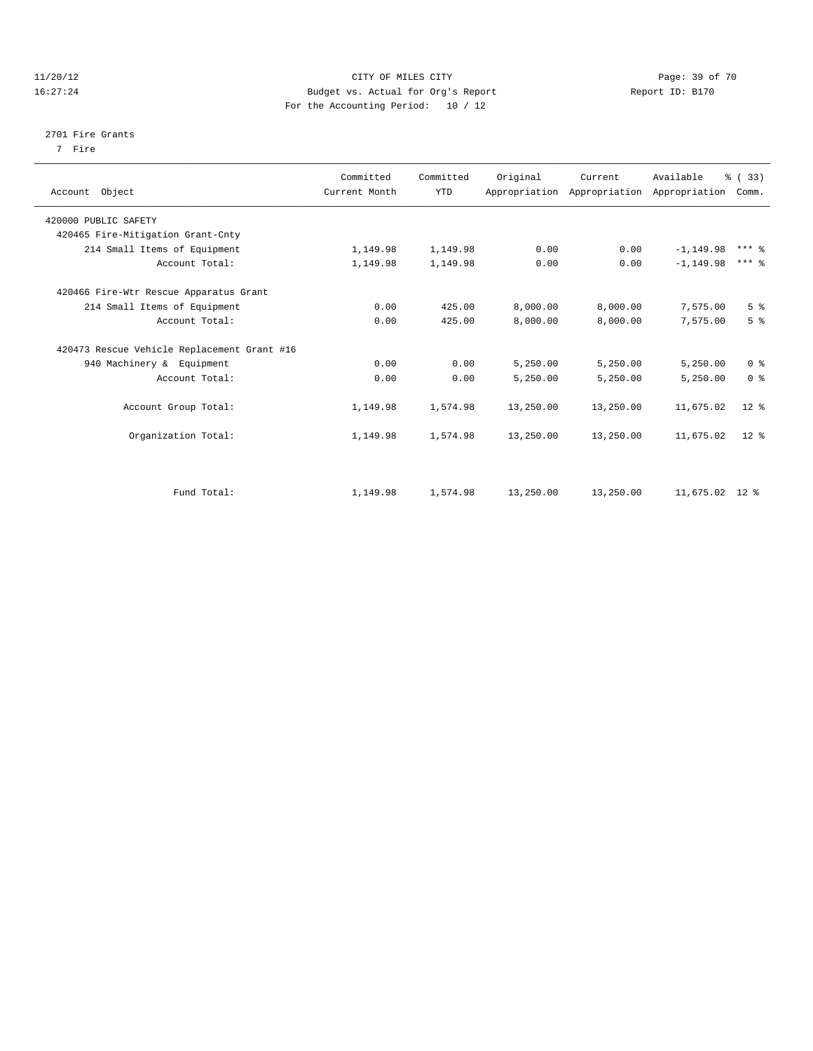CITY OF MILES CITY
Budget vs. Actual for Org's Report
For the Accounting Period: 10 / 12

11/20/12
16:27:24

Report ID: B170

2701 Fire Grants
7 Fire

| Account Object | Committed Current Month | Committed YTD | Original Appropriation | Current Appropriation | Available Appropriation | % ( 33) Comm. |
|---|---|---|---|---|---|---|
| 420000 PUBLIC SAFETY | | | | | | |
| 420465 Fire-Mitigation Grant-Cnty | | | | | | |
| 214 Small Items of Equipment | 1,149.98 | 1,149.98 | 0.00 | 0.00 | -1,149.98 | *** % |
| Account Total: | 1,149.98 | 1,149.98 | 0.00 | 0.00 | -1,149.98 | *** % |
| 420466 Fire-Wtr Rescue Apparatus Grant | | | | | | |
| 214 Small Items of Equipment | 0.00 | 425.00 | 8,000.00 | 8,000.00 | 7,575.00 | 5 % |
| Account Total: | 0.00 | 425.00 | 8,000.00 | 8,000.00 | 7,575.00 | 5 % |
| 420473 Rescue Vehicle Replacement Grant #16 | | | | | | |
| 940 Machinery & Equipment | 0.00 | 0.00 | 5,250.00 | 5,250.00 | 5,250.00 | 0 % |
| Account Total: | 0.00 | 0.00 | 5,250.00 | 5,250.00 | 5,250.00 | 0 % |
| Account Group Total: | 1,149.98 | 1,574.98 | 13,250.00 | 13,250.00 | 11,675.02 | 12 % |
| Organization Total: | 1,149.98 | 1,574.98 | 13,250.00 | 13,250.00 | 11,675.02 | 12 % |
| Fund Total: | 1,149.98 | 1,574.98 | 13,250.00 | 13,250.00 | 11,675.02 | 12 % |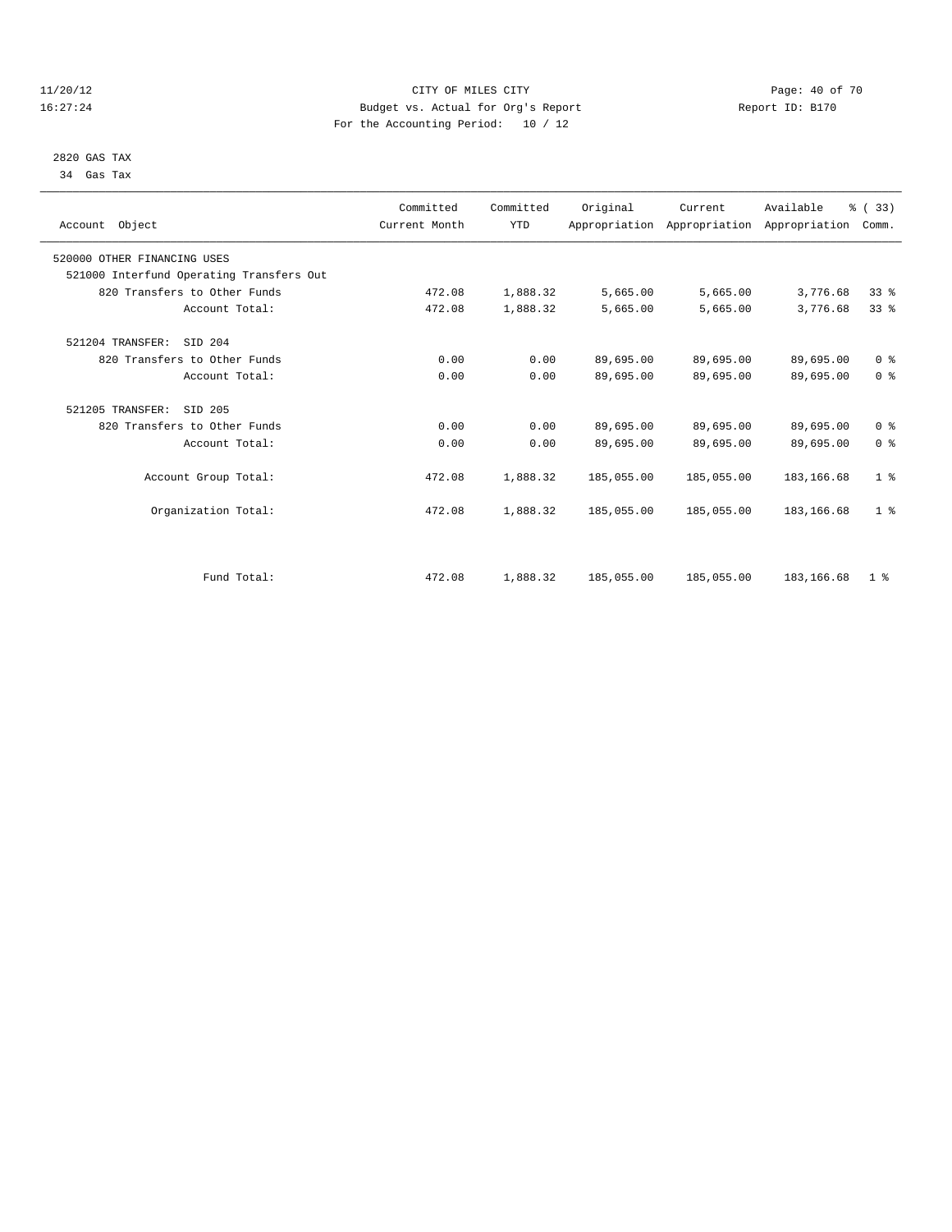CITY OF MILES CITY
Budget vs. Actual for Org's Report
For the Accounting Period: 10 / 12

2820 GAS TAX
34 Gas Tax

| Account Object | Committed Current Month | Committed YTD | Original Appropriation | Current Appropriation | Available Appropriation | % ( 33) Comm. |
|---|---|---|---|---|---|---|
| 520000 OTHER FINANCING USES | | | | | | |
| 521000 Interfund Operating Transfers Out | | | | | | |
| 820 Transfers to Other Funds | 472.08 | 1,888.32 | 5,665.00 | 5,665.00 | 3,776.68 | 33 % |
| Account Total: | 472.08 | 1,888.32 | 5,665.00 | 5,665.00 | 3,776.68 | 33 % |
| 521204 TRANSFER: SID 204 | | | | | | |
| 820 Transfers to Other Funds | 0.00 | 0.00 | 89,695.00 | 89,695.00 | 89,695.00 | 0 % |
| Account Total: | 0.00 | 0.00 | 89,695.00 | 89,695.00 | 89,695.00 | 0 % |
| 521205 TRANSFER: SID 205 | | | | | | |
| 820 Transfers to Other Funds | 0.00 | 0.00 | 89,695.00 | 89,695.00 | 89,695.00 | 0 % |
| Account Total: | 0.00 | 0.00 | 89,695.00 | 89,695.00 | 89,695.00 | 0 % |
| Account Group Total: | 472.08 | 1,888.32 | 185,055.00 | 185,055.00 | 183,166.68 | 1 % |
| Organization Total: | 472.08 | 1,888.32 | 185,055.00 | 185,055.00 | 183,166.68 | 1 % |
| Fund Total: | 472.08 | 1,888.32 | 185,055.00 | 185,055.00 | 183,166.68 | 1 % |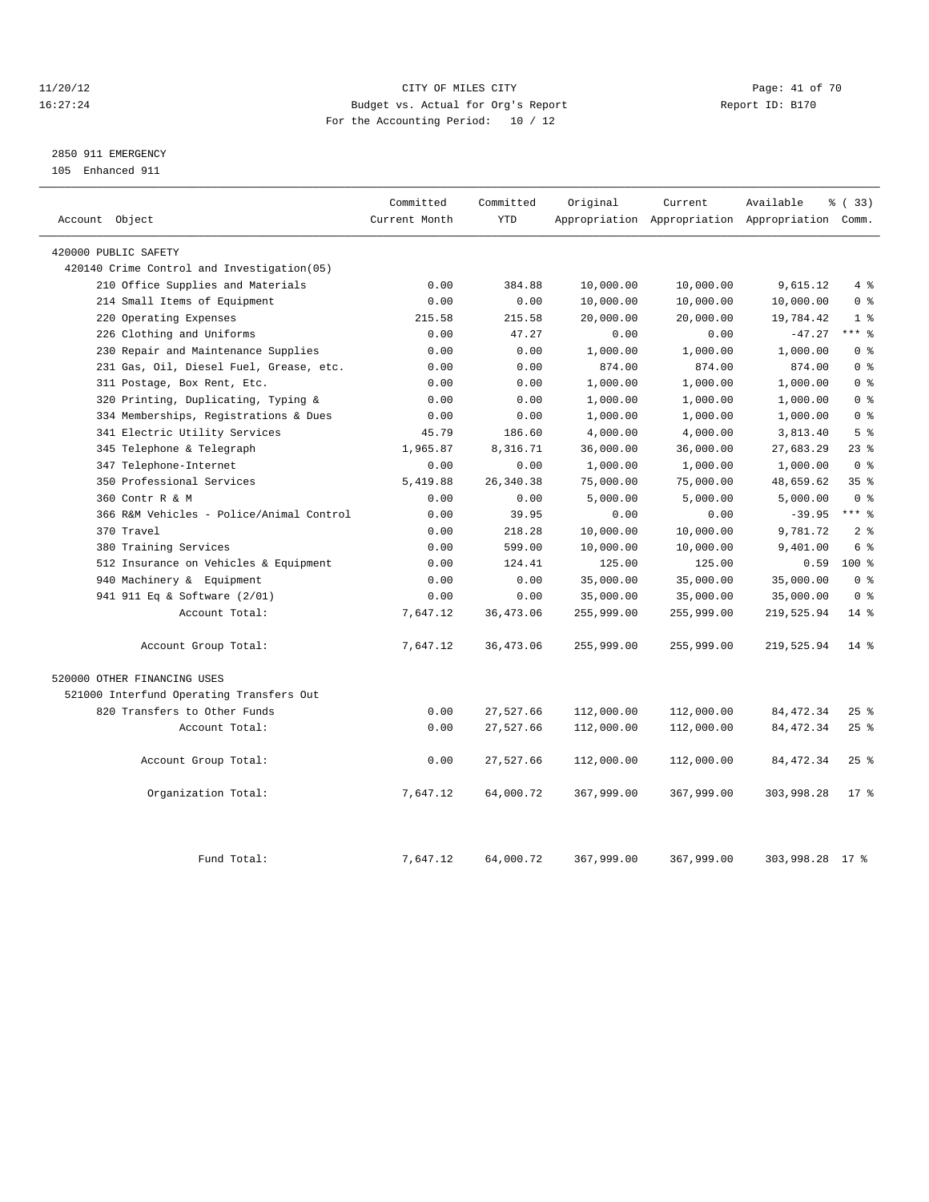CITY OF MILES CITY
Budget vs. Actual for Org's Report
For the Accounting Period: 10 / 12

11/20/12
16:27:24

Report ID: B170

2850 911 EMERGENCY
105 Enhanced 911

| Account Object | Committed Current Month | Committed YTD | Original Appropriation | Current Appropriation | Available Appropriation | % ( 33) Comm. |
|---|---|---|---|---|---|---|
| 420000 PUBLIC SAFETY | | | | | | |
| 420140 Crime Control and Investigation(05) | | | | | | |
| 210 Office Supplies and Materials | 0.00 | 384.88 | 10,000.00 | 10,000.00 | 9,615.12 | 4 % |
| 214 Small Items of Equipment | 0.00 | 0.00 | 10,000.00 | 10,000.00 | 10,000.00 | 0 % |
| 220 Operating Expenses | 215.58 | 215.58 | 20,000.00 | 20,000.00 | 19,784.42 | 1 % |
| 226 Clothing and Uniforms | 0.00 | 47.27 | 0.00 | 0.00 | -47.27 | *** % |
| 230 Repair and Maintenance Supplies | 0.00 | 0.00 | 1,000.00 | 1,000.00 | 1,000.00 | 0 % |
| 231 Gas, Oil, Diesel Fuel, Grease, etc. | 0.00 | 0.00 | 874.00 | 874.00 | 874.00 | 0 % |
| 311 Postage, Box Rent, Etc. | 0.00 | 0.00 | 1,000.00 | 1,000.00 | 1,000.00 | 0 % |
| 320 Printing, Duplicating, Typing & | 0.00 | 0.00 | 1,000.00 | 1,000.00 | 1,000.00 | 0 % |
| 334 Memberships, Registrations & Dues | 0.00 | 0.00 | 1,000.00 | 1,000.00 | 1,000.00 | 0 % |
| 341 Electric Utility Services | 45.79 | 186.60 | 4,000.00 | 4,000.00 | 3,813.40 | 5 % |
| 345 Telephone & Telegraph | 1,965.87 | 8,316.71 | 36,000.00 | 36,000.00 | 27,683.29 | 23 % |
| 347 Telephone-Internet | 0.00 | 0.00 | 1,000.00 | 1,000.00 | 1,000.00 | 0 % |
| 350 Professional Services | 5,419.88 | 26,340.38 | 75,000.00 | 75,000.00 | 48,659.62 | 35 % |
| 360 Contr R & M | 0.00 | 0.00 | 5,000.00 | 5,000.00 | 5,000.00 | 0 % |
| 366 R&M Vehicles - Police/Animal Control | 0.00 | 39.95 | 0.00 | 0.00 | -39.95 | *** % |
| 370 Travel | 0.00 | 218.28 | 10,000.00 | 10,000.00 | 9,781.72 | 2 % |
| 380 Training Services | 0.00 | 599.00 | 10,000.00 | 10,000.00 | 9,401.00 | 6 % |
| 512 Insurance on Vehicles & Equipment | 0.00 | 124.41 | 125.00 | 125.00 | 0.59 | 100 % |
| 940 Machinery & Equipment | 0.00 | 0.00 | 35,000.00 | 35,000.00 | 35,000.00 | 0 % |
| 941 911 Eq & Software (2/01) | 0.00 | 0.00 | 35,000.00 | 35,000.00 | 35,000.00 | 0 % |
| Account Total: | 7,647.12 | 36,473.06 | 255,999.00 | 255,999.00 | 219,525.94 | 14 % |
| Account Group Total: | 7,647.12 | 36,473.06 | 255,999.00 | 255,999.00 | 219,525.94 | 14 % |
| 520000 OTHER FINANCING USES | | | | | | |
| 521000 Interfund Operating Transfers Out | | | | | | |
| 820 Transfers to Other Funds | 0.00 | 27,527.66 | 112,000.00 | 112,000.00 | 84,472.34 | 25 % |
| Account Total: | 0.00 | 27,527.66 | 112,000.00 | 112,000.00 | 84,472.34 | 25 % |
| Account Group Total: | 0.00 | 27,527.66 | 112,000.00 | 112,000.00 | 84,472.34 | 25 % |
| Organization Total: | 7,647.12 | 64,000.72 | 367,999.00 | 367,999.00 | 303,998.28 | 17 % |
| Fund Total: | 7,647.12 | 64,000.72 | 367,999.00 | 367,999.00 | 303,998.28 | 17 % |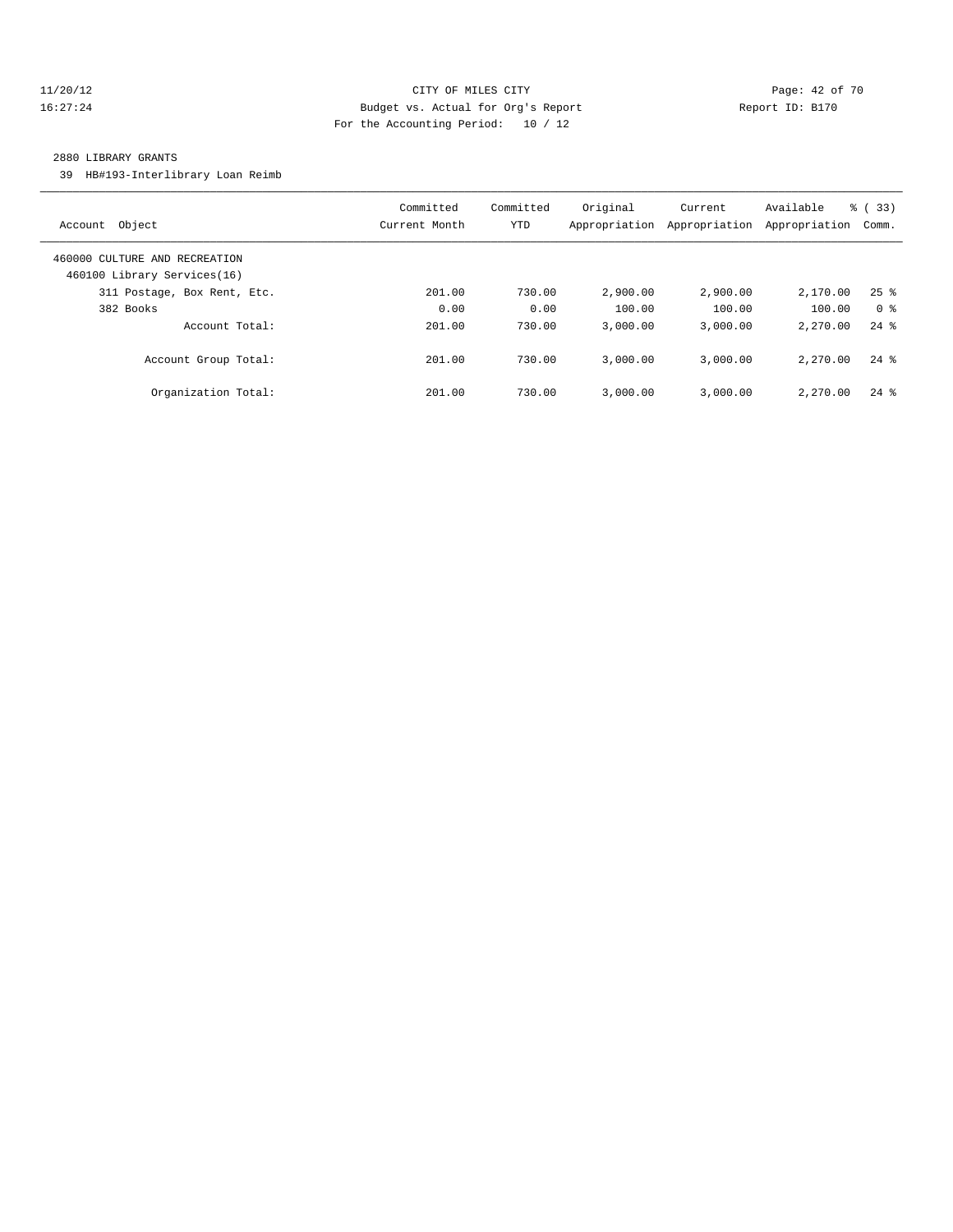CITY OF MILES CITY
Budget vs. Actual for Org's Report
For the Accounting Period: 10 / 12

11/20/12
16:27:24

Report ID: B170

2880 LIBRARY GRANTS

39 HB#193-Interlibrary Loan Reimb

| Account Object | Committed Current Month | Committed YTD | Original Appropriation | Current Appropriation | Available Appropriation | % ( 33) Comm. |
|---|---|---|---|---|---|---|
| 460000 CULTURE AND RECREATION | | | | | | |
| 460100 Library Services(16) | | | | | | |
| 311 Postage, Box Rent, Etc. | 201.00 | 730.00 | 2,900.00 | 2,900.00 | 2,170.00 | 25 % |
| 382 Books | 0.00 | 0.00 | 100.00 | 100.00 | 100.00 | 0 % |
| Account Total: | 201.00 | 730.00 | 3,000.00 | 3,000.00 | 2,270.00 | 24 % |
| Account Group Total: | 201.00 | 730.00 | 3,000.00 | 3,000.00 | 2,270.00 | 24 % |
| Organization Total: | 201.00 | 730.00 | 3,000.00 | 3,000.00 | 2,270.00 | 24 % |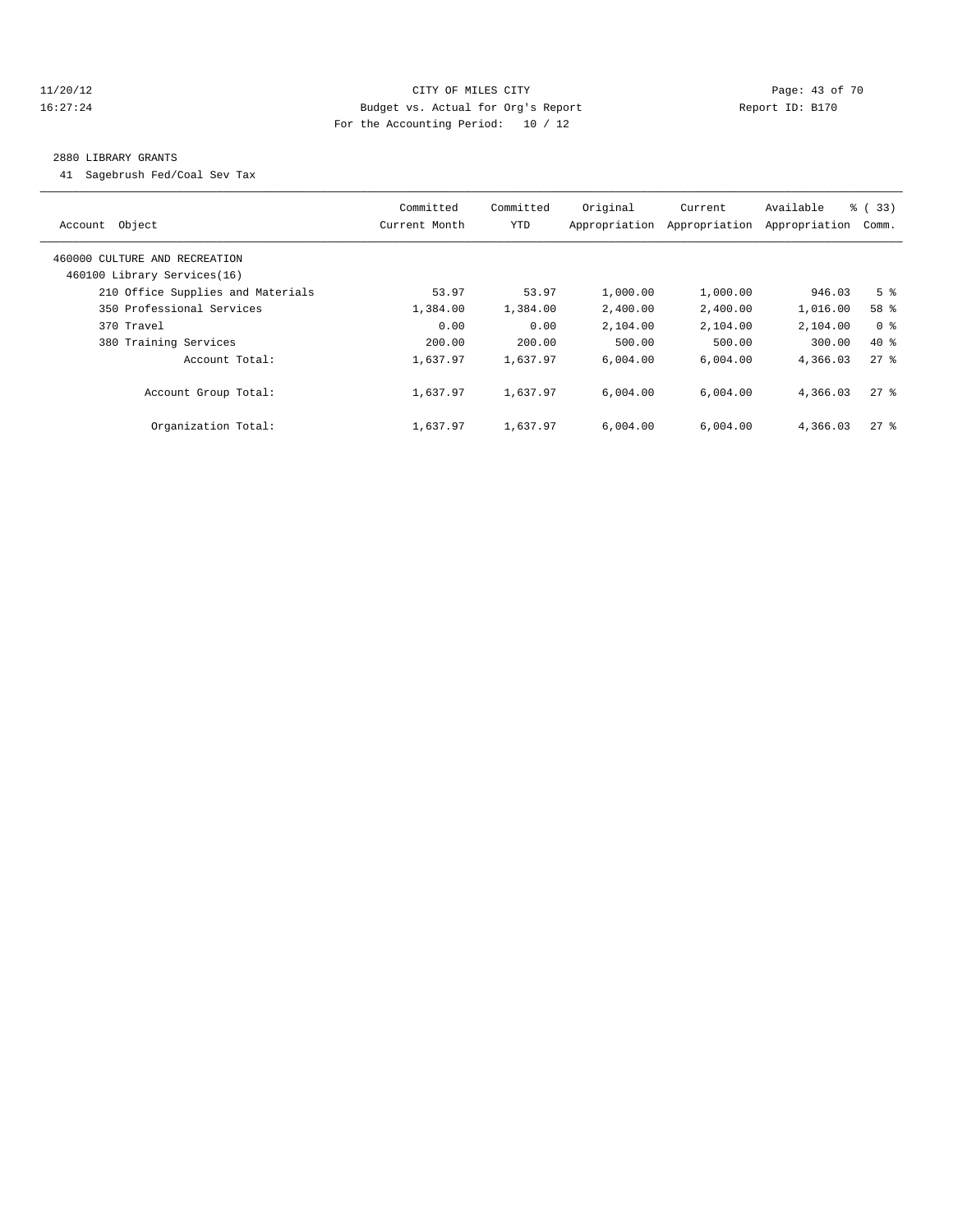CITY OF MILES CITY
Budget vs. Actual for Org's Report
For the Accounting Period: 10 / 12

11/20/12
16:27:24

Report ID: B170

## 2880 LIBRARY GRANTS

41 Sagebrush Fed/Coal Sev Tax

| Account Object | Committed Current Month | Committed YTD | Original Appropriation | Current Appropriation | Available Appropriation | % ( 33) Comm. |
|---|---|---|---|---|---|---|
| 460000 CULTURE AND RECREATION | | | | | | |
| 460100 Library Services(16) | | | | | | |
| 210 Office Supplies and Materials | 53.97 | 53.97 | 1,000.00 | 1,000.00 | 946.03 | 5 % |
| 350 Professional Services | 1,384.00 | 1,384.00 | 2,400.00 | 2,400.00 | 1,016.00 | 58 % |
| 370 Travel | 0.00 | 0.00 | 2,104.00 | 2,104.00 | 2,104.00 | 0 % |
| 380 Training Services | 200.00 | 200.00 | 500.00 | 500.00 | 300.00 | 40 % |
| Account Total: | 1,637.97 | 1,637.97 | 6,004.00 | 6,004.00 | 4,366.03 | 27 % |
| Account Group Total: | 1,637.97 | 1,637.97 | 6,004.00 | 6,004.00 | 4,366.03 | 27 % |
| Organization Total: | 1,637.97 | 1,637.97 | 6,004.00 | 6,004.00 | 4,366.03 | 27 % |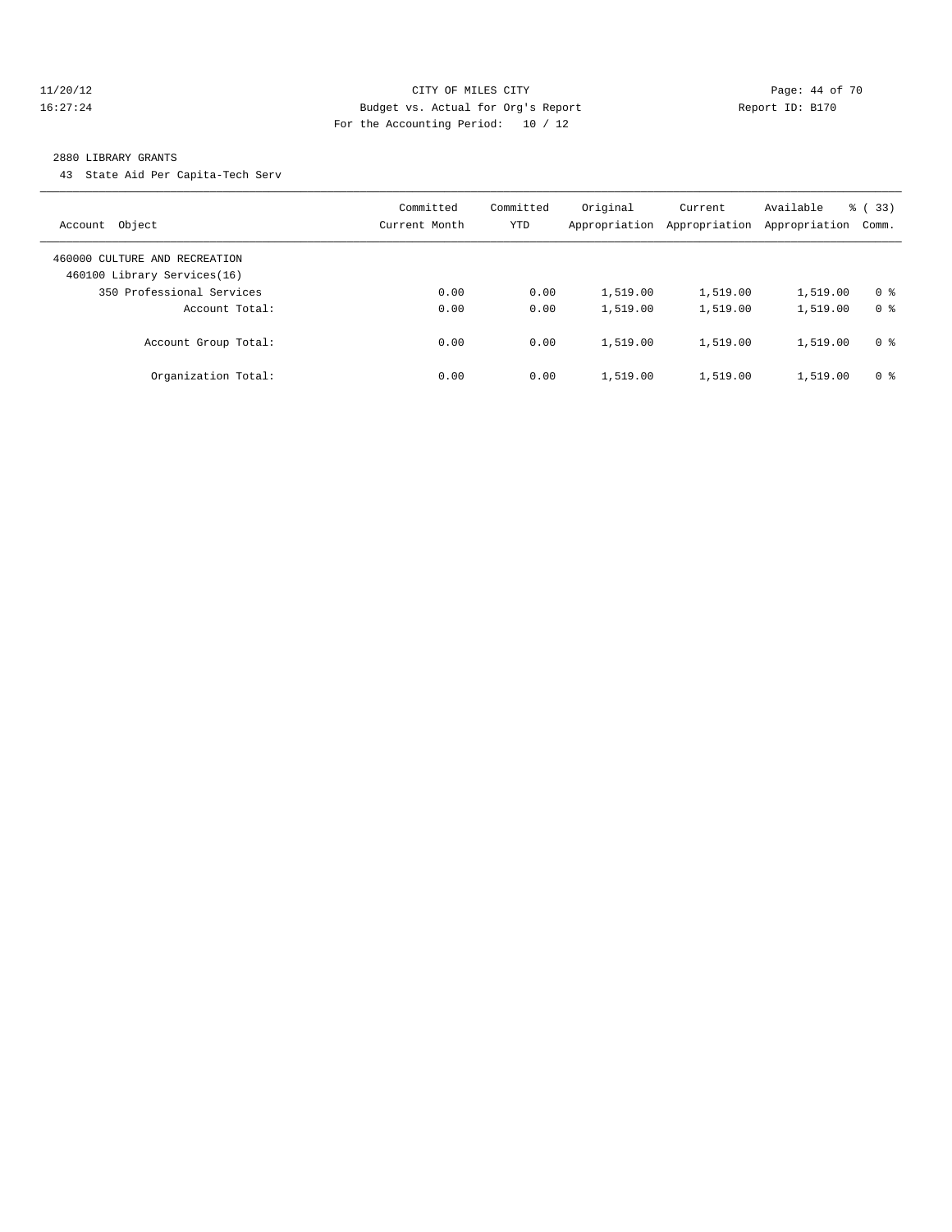CITY OF MILES CITY
Budget vs. Actual for Org's Report
For the Accounting Period: 10 / 12

11/20/12
16:27:24

Report ID: B170

2880 LIBRARY GRANTS
43 State Aid Per Capita-Tech Serv

| Account Object | Committed Current Month | Committed YTD | Original Appropriation | Current Appropriation | Available Appropriation | % ( 33) Comm. |
|---|---|---|---|---|---|---|
| 460000 CULTURE AND RECREATION | | | | | | |
| 460100 Library Services(16) | | | | | | |
| 350 Professional Services | 0.00 | 0.00 | 1,519.00 | 1,519.00 | 1,519.00 | 0 % |
| Account Total: | 0.00 | 0.00 | 1,519.00 | 1,519.00 | 1,519.00 | 0 % |
| Account Group Total: | 0.00 | 0.00 | 1,519.00 | 1,519.00 | 1,519.00 | 0 % |
| Organization Total: | 0.00 | 0.00 | 1,519.00 | 1,519.00 | 1,519.00 | 0 % |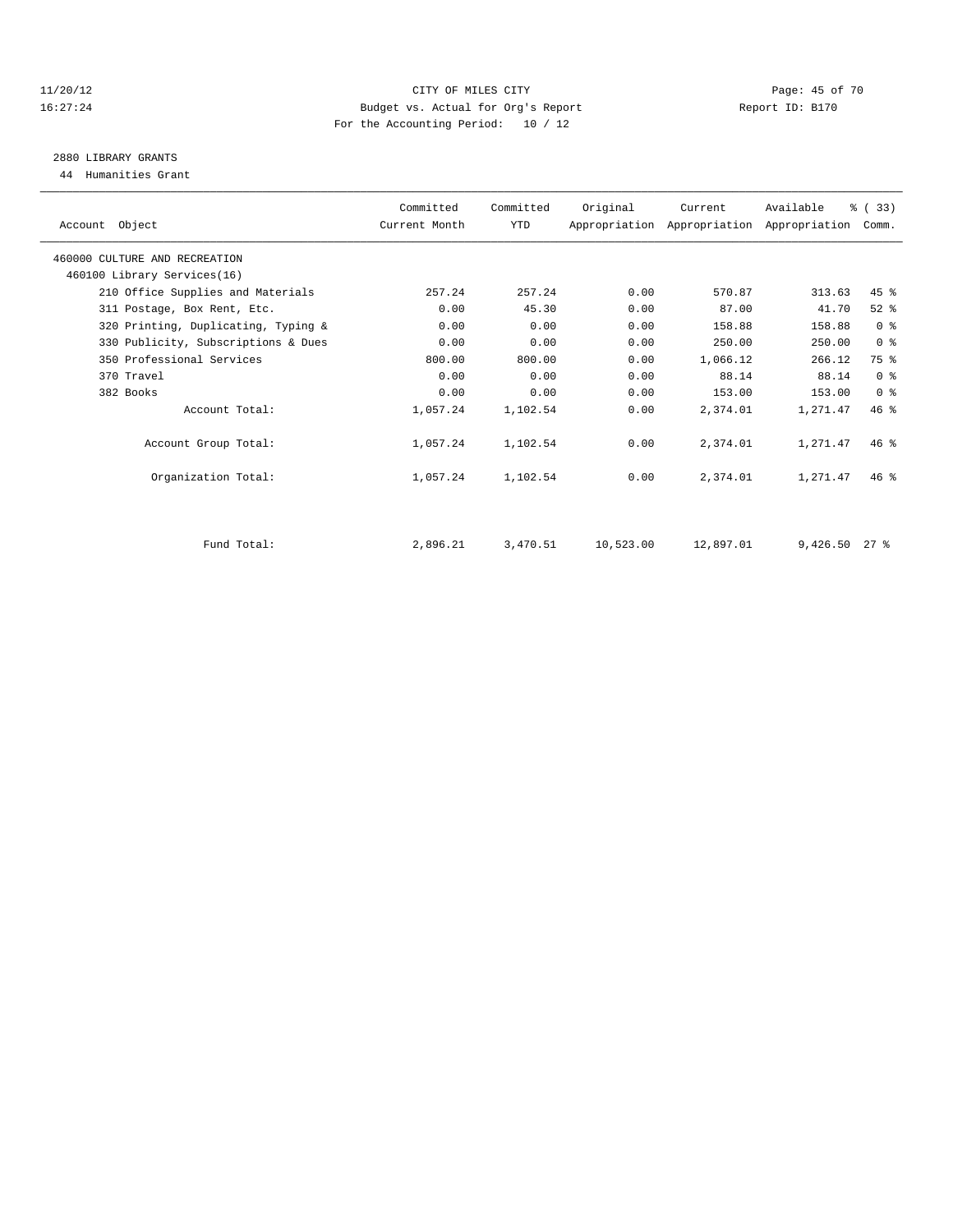CITY OF MILES CITY
Budget vs. Actual for Org's Report
For the Accounting Period: 10 / 12

11/20/12
16:27:24

Report ID: B170

## 2880 LIBRARY GRANTS

44 Humanities Grant

| Account Object | Committed Current Month | Committed YTD | Original Appropriation | Current Appropriation | Available Appropriation | % ( 33) Comm. |
|---|---|---|---|---|---|---|
| 460000 CULTURE AND RECREATION | | | | | | |
| 460100 Library Services(16) | | | | | | |
| 210 Office Supplies and Materials | 257.24 | 257.24 | 0.00 | 570.87 | 313.63 | 45 % |
| 311 Postage, Box Rent, Etc. | 0.00 | 45.30 | 0.00 | 87.00 | 41.70 | 52 % |
| 320 Printing, Duplicating, Typing & | 0.00 | 0.00 | 0.00 | 158.88 | 158.88 | 0 % |
| 330 Publicity, Subscriptions & Dues | 0.00 | 0.00 | 0.00 | 250.00 | 250.00 | 0 % |
| 350 Professional Services | 800.00 | 800.00 | 0.00 | 1,066.12 | 266.12 | 75 % |
| 370 Travel | 0.00 | 0.00 | 0.00 | 88.14 | 88.14 | 0 % |
| 382 Books | 0.00 | 0.00 | 0.00 | 153.00 | 153.00 | 0 % |
| Account Total: | 1,057.24 | 1,102.54 | 0.00 | 2,374.01 | 1,271.47 | 46 % |
| Account Group Total: | 1,057.24 | 1,102.54 | 0.00 | 2,374.01 | 1,271.47 | 46 % |
| Organization Total: | 1,057.24 | 1,102.54 | 0.00 | 2,374.01 | 1,271.47 | 46 % |
| Fund Total: | 2,896.21 | 3,470.51 | 10,523.00 | 12,897.01 | 9,426.50 | 27 % |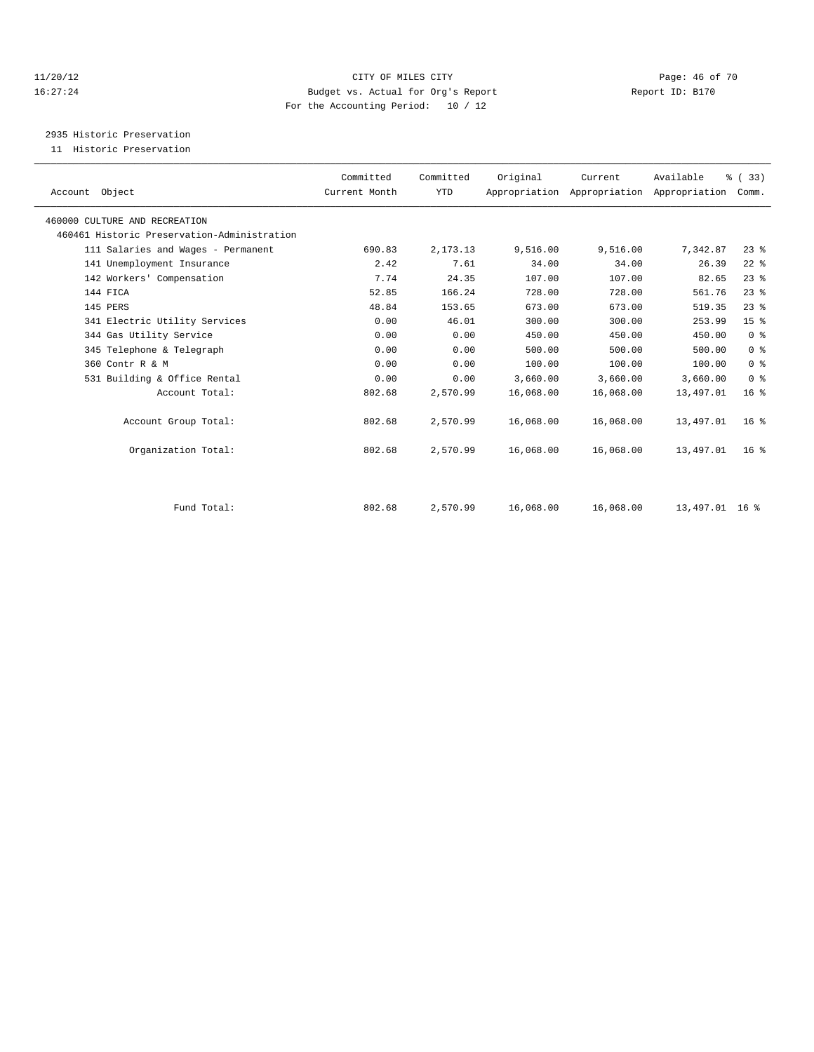CITY OF MILES CITY
Budget vs. Actual for Org's Report
For the Accounting Period: 10 / 12

11/20/12
16:27:24

Report ID: B170

## 2935 Historic Preservation

11 Historic Preservation

| Account Object | Committed Current Month | Committed YTD | Original Appropriation | Current Appropriation | Available Appropriation | % ( 33) Comm. |
|---|---|---|---|---|---|---|
| 460000 CULTURE AND RECREATION | | | | | | |
| 460461 Historic Preservation-Administration | | | | | | |
| 111 Salaries and Wages - Permanent | 690.83 | 2,173.13 | 9,516.00 | 9,516.00 | 7,342.87 | 23 % |
| 141 Unemployment Insurance | 2.42 | 7.61 | 34.00 | 34.00 | 26.39 | 22 % |
| 142 Workers' Compensation | 7.74 | 24.35 | 107.00 | 107.00 | 82.65 | 23 % |
| 144 FICA | 52.85 | 166.24 | 728.00 | 728.00 | 561.76 | 23 % |
| 145 PERS | 48.84 | 153.65 | 673.00 | 673.00 | 519.35 | 23 % |
| 341 Electric Utility Services | 0.00 | 46.01 | 300.00 | 300.00 | 253.99 | 15 % |
| 344 Gas Utility Service | 0.00 | 0.00 | 450.00 | 450.00 | 450.00 | 0 % |
| 345 Telephone & Telegraph | 0.00 | 0.00 | 500.00 | 500.00 | 500.00 | 0 % |
| 360 Contr R & M | 0.00 | 0.00 | 100.00 | 100.00 | 100.00 | 0 % |
| 531 Building & Office Rental | 0.00 | 0.00 | 3,660.00 | 3,660.00 | 3,660.00 | 0 % |
| Account Total: | 802.68 | 2,570.99 | 16,068.00 | 16,068.00 | 13,497.01 | 16 % |
| Account Group Total: | 802.68 | 2,570.99 | 16,068.00 | 16,068.00 | 13,497.01 | 16 % |
| Organization Total: | 802.68 | 2,570.99 | 16,068.00 | 16,068.00 | 13,497.01 | 16 % |
| Fund Total: | 802.68 | 2,570.99 | 16,068.00 | 16,068.00 | 13,497.01 | 16 % |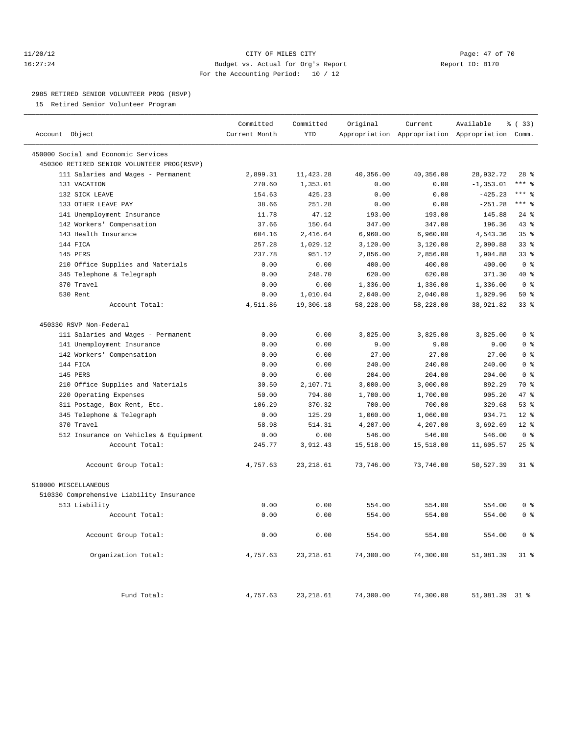11/20/12 CITY OF MILES CITY
16:27:24 Budget vs. Actual for Org's Report Report ID: B170
For the Accounting Period: 10 / 12

2985 RETIRED SENIOR VOLUNTEER PROG (RSVP)

15 Retired Senior Volunteer Program

| Account Object | Committed Current Month | Committed YTD | Original Appropriation | Current Appropriation | Available Appropriation | % ( 33) Comm. |
|---|---|---|---|---|---|---|
| 450000 Social and Economic Services | | | | | | |
| 450300 RETIRED SENIOR VOLUNTEER PROG(RSVP) | | | | | | |
| 111 Salaries and Wages - Permanent | 2,899.31 | 11,423.28 | 40,356.00 | 40,356.00 | 28,932.72 | 28 % |
| 131 VACATION | 270.60 | 1,353.01 | 0.00 | 0.00 | -1,353.01 | *** % |
| 132 SICK LEAVE | 154.63 | 425.23 | 0.00 | 0.00 | -425.23 | *** % |
| 133 OTHER LEAVE PAY | 38.66 | 251.28 | 0.00 | 0.00 | -251.28 | *** % |
| 141 Unemployment Insurance | 11.78 | 47.12 | 193.00 | 193.00 | 145.88 | 24 % |
| 142 Workers' Compensation | 37.66 | 150.64 | 347.00 | 347.00 | 196.36 | 43 % |
| 143 Health Insurance | 604.16 | 2,416.64 | 6,960.00 | 6,960.00 | 4,543.36 | 35 % |
| 144 FICA | 257.28 | 1,029.12 | 3,120.00 | 3,120.00 | 2,090.88 | 33 % |
| 145 PERS | 237.78 | 951.12 | 2,856.00 | 2,856.00 | 1,904.88 | 33 % |
| 210 Office Supplies and Materials | 0.00 | 0.00 | 400.00 | 400.00 | 400.00 | 0 % |
| 345 Telephone & Telegraph | 0.00 | 248.70 | 620.00 | 620.00 | 371.30 | 40 % |
| 370 Travel | 0.00 | 0.00 | 1,336.00 | 1,336.00 | 1,336.00 | 0 % |
| 530 Rent | 0.00 | 1,010.04 | 2,040.00 | 2,040.00 | 1,029.96 | 50 % |
| Account Total: | 4,511.86 | 19,306.18 | 58,228.00 | 58,228.00 | 38,921.82 | 33 % |
| 450330 RSVP Non-Federal | | | | | | |
| 111 Salaries and Wages - Permanent | 0.00 | 0.00 | 3,825.00 | 3,825.00 | 3,825.00 | 0 % |
| 141 Unemployment Insurance | 0.00 | 0.00 | 9.00 | 9.00 | 9.00 | 0 % |
| 142 Workers' Compensation | 0.00 | 0.00 | 27.00 | 27.00 | 27.00 | 0 % |
| 144 FICA | 0.00 | 0.00 | 240.00 | 240.00 | 240.00 | 0 % |
| 145 PERS | 0.00 | 0.00 | 204.00 | 204.00 | 204.00 | 0 % |
| 210 Office Supplies and Materials | 30.50 | 2,107.71 | 3,000.00 | 3,000.00 | 892.29 | 70 % |
| 220 Operating Expenses | 50.00 | 794.80 | 1,700.00 | 1,700.00 | 905.20 | 47 % |
| 311 Postage, Box Rent, Etc. | 106.29 | 370.32 | 700.00 | 700.00 | 329.68 | 53 % |
| 345 Telephone & Telegraph | 0.00 | 125.29 | 1,060.00 | 1,060.00 | 934.71 | 12 % |
| 370 Travel | 58.98 | 514.31 | 4,207.00 | 4,207.00 | 3,692.69 | 12 % |
| 512 Insurance on Vehicles & Equipment | 0.00 | 0.00 | 546.00 | 546.00 | 546.00 | 0 % |
| Account Total: | 245.77 | 3,912.43 | 15,518.00 | 15,518.00 | 11,605.57 | 25 % |
| Account Group Total: | 4,757.63 | 23,218.61 | 73,746.00 | 73,746.00 | 50,527.39 | 31 % |
| 510000 MISCELLANEOUS | | | | | | |
| 510330 Comprehensive Liability Insurance | | | | | | |
| 513 Liability | 0.00 | 0.00 | 554.00 | 554.00 | 554.00 | 0 % |
| Account Total: | 0.00 | 0.00 | 554.00 | 554.00 | 554.00 | 0 % |
| Account Group Total: | 0.00 | 0.00 | 554.00 | 554.00 | 554.00 | 0 % |
| Organization Total: | 4,757.63 | 23,218.61 | 74,300.00 | 74,300.00 | 51,081.39 | 31 % |
| Fund Total: | 4,757.63 | 23,218.61 | 74,300.00 | 74,300.00 | 51,081.39 | 31 % |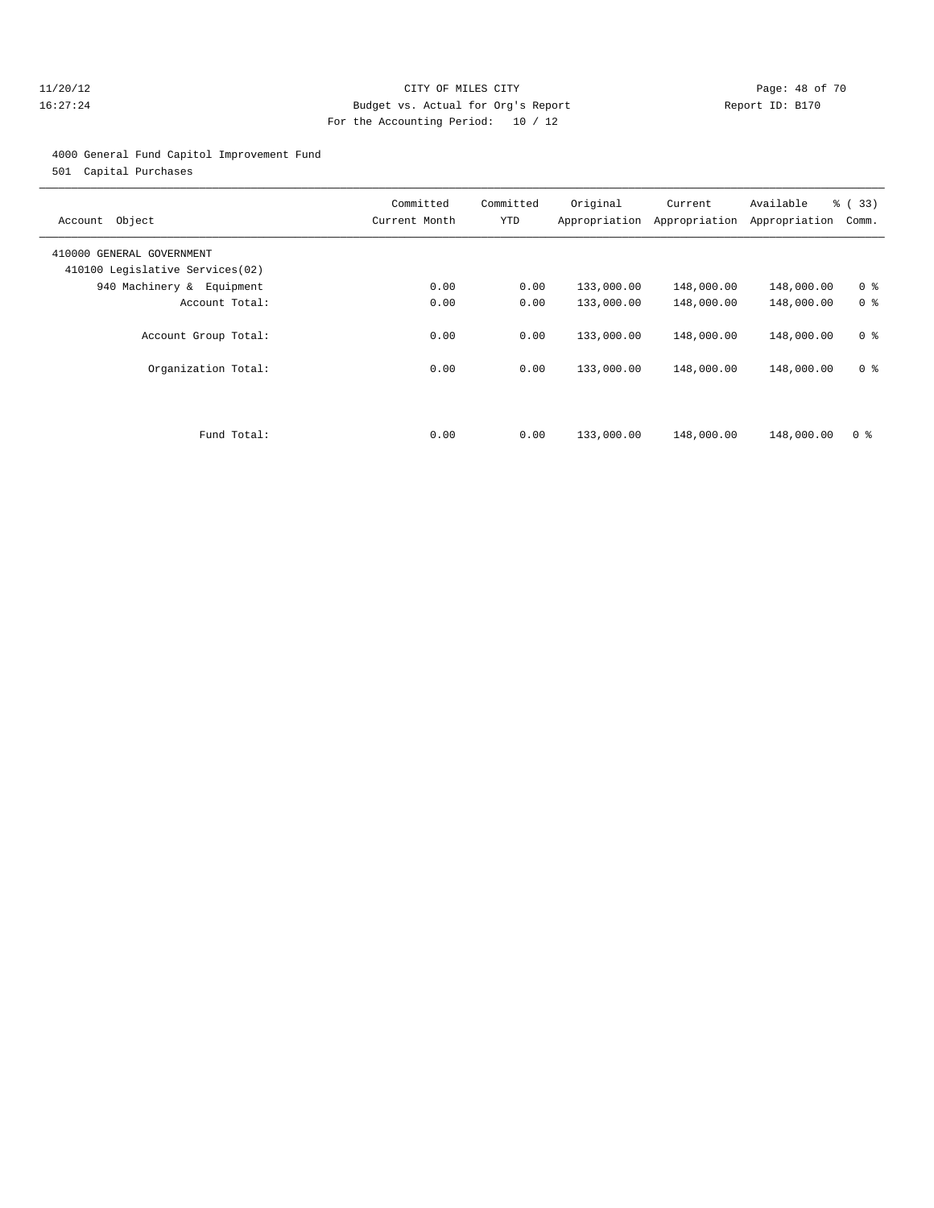CITY OF MILES CITY

Budget vs. Actual for Org's Report

Report ID: B170

For the Accounting Period: 10 / 12

11/20/12
16:27:24

4000 General Fund Capitol Improvement Fund

501 Capital Purchases

| Account Object | Committed Current Month | Committed YTD | Original Appropriation | Current Appropriation | Available Appropriation | % ( 33) Comm. |
|---|---|---|---|---|---|---|
| 410000 GENERAL GOVERNMENT | | | | | | |
| 410100 Legislative Services(02) | | | | | | |
| 940 Machinery & Equipment | 0.00 | 0.00 | 133,000.00 | 148,000.00 | 148,000.00 | 0 % |
| Account Total: | 0.00 | 0.00 | 133,000.00 | 148,000.00 | 148,000.00 | 0 % |
| Account Group Total: | 0.00 | 0.00 | 133,000.00 | 148,000.00 | 148,000.00 | 0 % |
| Organization Total: | 0.00 | 0.00 | 133,000.00 | 148,000.00 | 148,000.00 | 0 % |
| Fund Total: | 0.00 | 0.00 | 133,000.00 | 148,000.00 | 148,000.00 | 0 % |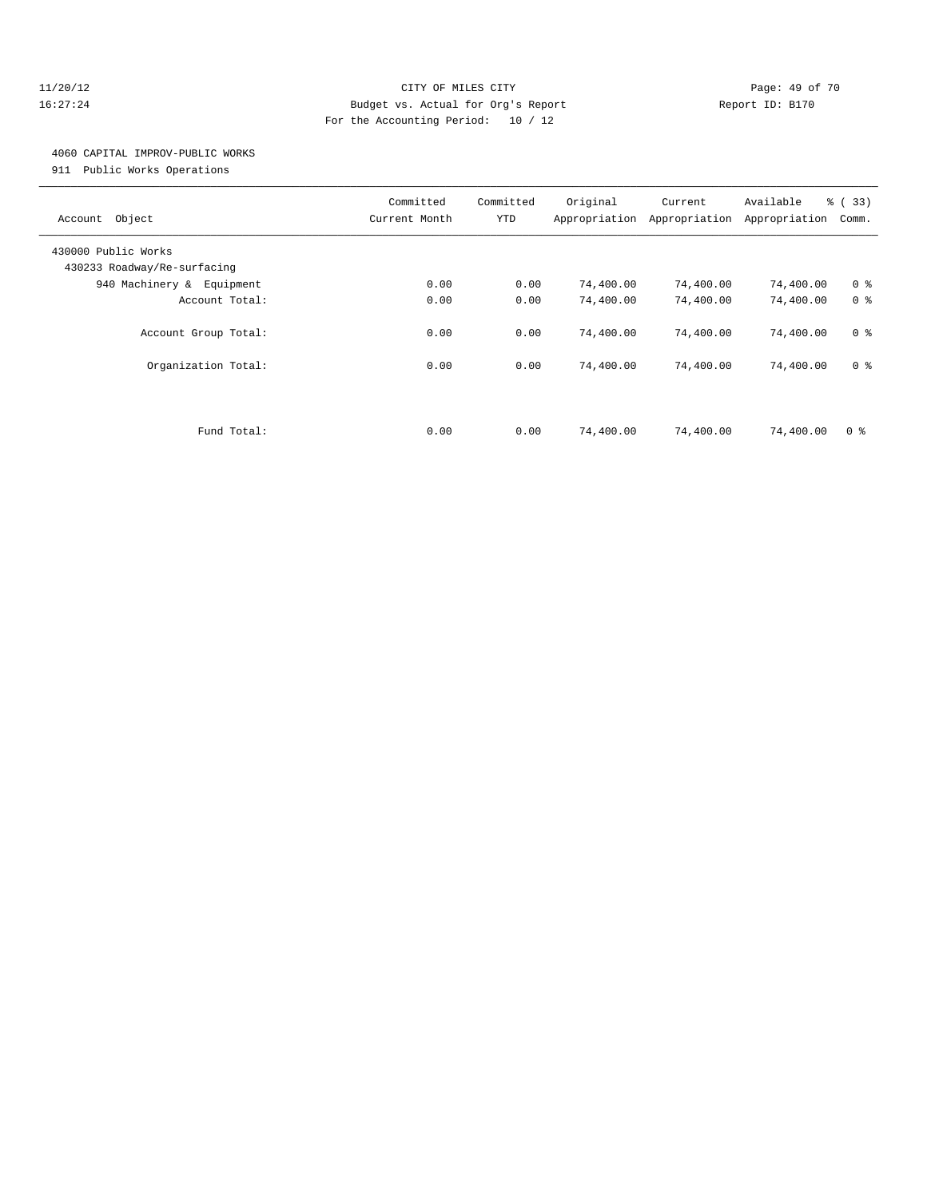CITY OF MILES CITY
Budget vs. Actual for Org's Report
For the Accounting Period: 10 / 12

11/20/12
16:27:24

Report ID: B170

4060 CAPITAL IMPROV-PUBLIC WORKS
911 Public Works Operations

| Account Object | Committed Current Month | Committed YTD | Original Appropriation | Current Appropriation | Available Appropriation | % ( 33) Comm. |
|---|---|---|---|---|---|---|
| 430000 Public Works | | | | | | |
| 430233 Roadway/Re-surfacing | | | | | | |
| 940 Machinery & Equipment | 0.00 | 0.00 | 74,400.00 | 74,400.00 | 74,400.00 | 0 % |
| Account Total: | 0.00 | 0.00 | 74,400.00 | 74,400.00 | 74,400.00 | 0 % |
| Account Group Total: | 0.00 | 0.00 | 74,400.00 | 74,400.00 | 74,400.00 | 0 % |
| Organization Total: | 0.00 | 0.00 | 74,400.00 | 74,400.00 | 74,400.00 | 0 % |
| Fund Total: | 0.00 | 0.00 | 74,400.00 | 74,400.00 | 74,400.00 | 0 % |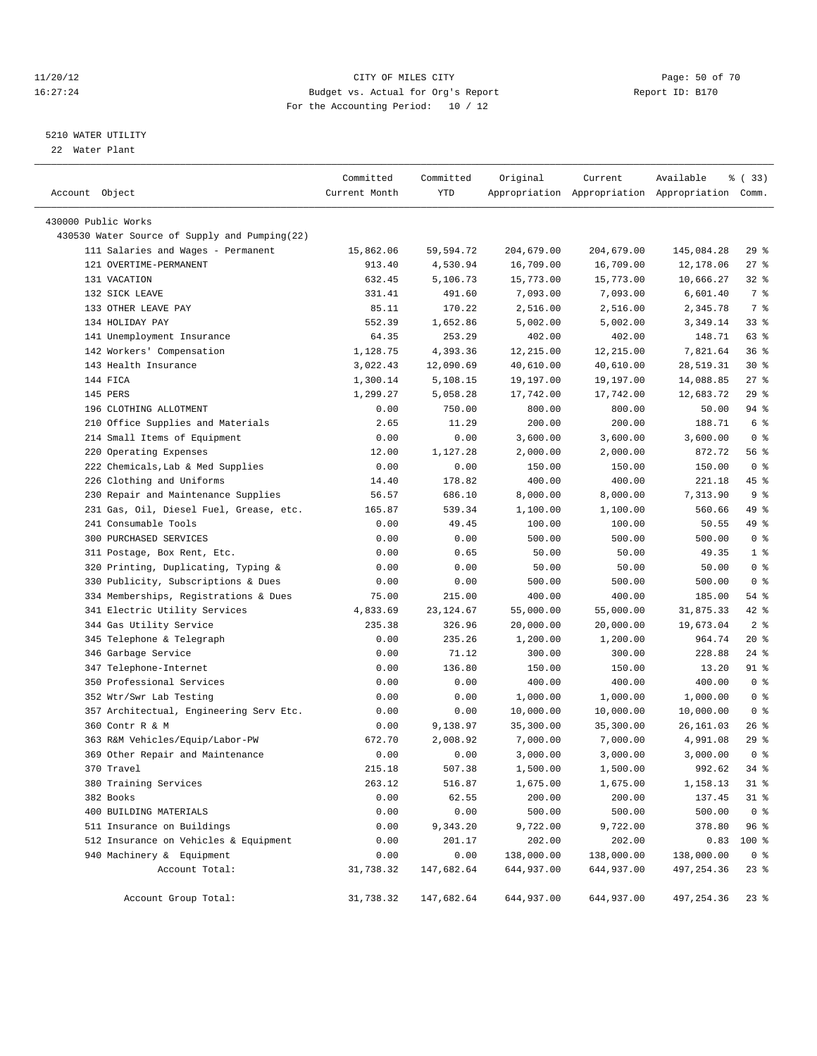11/20/12 CITY OF MILES CITY
16:27:24 Budget vs. Actual for Org's Report Report ID: B170
For the Accounting Period: 10 / 12

5210 WATER UTILITY
22 Water Plant

| Account Object | Committed Current Month | Committed YTD | Original Appropriation | Current Appropriation | Available Appropriation | % ( 33) Comm. |
|---|---|---|---|---|---|---|
| 430000 Public Works | | | | | | |
| 430530 Water Source of Supply and Pumping(22) | | | | | | |
| 111 Salaries and Wages - Permanent | 15,862.06 | 59,594.72 | 204,679.00 | 204,679.00 | 145,084.28 | 29 % |
| 121 OVERTIME-PERMANENT | 913.40 | 4,530.94 | 16,709.00 | 16,709.00 | 12,178.06 | 27 % |
| 131 VACATION | 632.45 | 5,106.73 | 15,773.00 | 15,773.00 | 10,666.27 | 32 % |
| 132 SICK LEAVE | 331.41 | 491.60 | 7,093.00 | 7,093.00 | 6,601.40 | 7 % |
| 133 OTHER LEAVE PAY | 85.11 | 170.22 | 2,516.00 | 2,516.00 | 2,345.78 | 7 % |
| 134 HOLIDAY PAY | 552.39 | 1,652.86 | 5,002.00 | 5,002.00 | 3,349.14 | 33 % |
| 141 Unemployment Insurance | 64.35 | 253.29 | 402.00 | 402.00 | 148.71 | 63 % |
| 142 Workers' Compensation | 1,128.75 | 4,393.36 | 12,215.00 | 12,215.00 | 7,821.64 | 36 % |
| 143 Health Insurance | 3,022.43 | 12,090.69 | 40,610.00 | 40,610.00 | 28,519.31 | 30 % |
| 144 FICA | 1,300.14 | 5,108.15 | 19,197.00 | 19,197.00 | 14,088.85 | 27 % |
| 145 PERS | 1,299.27 | 5,058.28 | 17,742.00 | 17,742.00 | 12,683.72 | 29 % |
| 196 CLOTHING ALLOTMENT | 0.00 | 750.00 | 800.00 | 800.00 | 50.00 | 94 % |
| 210 Office Supplies and Materials | 2.65 | 11.29 | 200.00 | 200.00 | 188.71 | 6 % |
| 214 Small Items of Equipment | 0.00 | 0.00 | 3,600.00 | 3,600.00 | 3,600.00 | 0 % |
| 220 Operating Expenses | 12.00 | 1,127.28 | 2,000.00 | 2,000.00 | 872.72 | 56 % |
| 222 Chemicals,Lab & Med Supplies | 0.00 | 0.00 | 150.00 | 150.00 | 150.00 | 0 % |
| 226 Clothing and Uniforms | 14.40 | 178.82 | 400.00 | 400.00 | 221.18 | 45 % |
| 230 Repair and Maintenance Supplies | 56.57 | 686.10 | 8,000.00 | 8,000.00 | 7,313.90 | 9 % |
| 231 Gas, Oil, Diesel Fuel, Grease, etc. | 165.87 | 539.34 | 1,100.00 | 1,100.00 | 560.66 | 49 % |
| 241 Consumable Tools | 0.00 | 49.45 | 100.00 | 100.00 | 50.55 | 49 % |
| 300 PURCHASED SERVICES | 0.00 | 0.00 | 500.00 | 500.00 | 500.00 | 0 % |
| 311 Postage, Box Rent, Etc. | 0.00 | 0.65 | 50.00 | 50.00 | 49.35 | 1 % |
| 320 Printing, Duplicating, Typing & | 0.00 | 0.00 | 50.00 | 50.00 | 50.00 | 0 % |
| 330 Publicity, Subscriptions & Dues | 0.00 | 0.00 | 500.00 | 500.00 | 500.00 | 0 % |
| 334 Memberships, Registrations & Dues | 75.00 | 215.00 | 400.00 | 400.00 | 185.00 | 54 % |
| 341 Electric Utility Services | 4,833.69 | 23,124.67 | 55,000.00 | 55,000.00 | 31,875.33 | 42 % |
| 344 Gas Utility Service | 235.38 | 326.96 | 20,000.00 | 20,000.00 | 19,673.04 | 2 % |
| 345 Telephone & Telegraph | 0.00 | 235.26 | 1,200.00 | 1,200.00 | 964.74 | 20 % |
| 346 Garbage Service | 0.00 | 71.12 | 300.00 | 300.00 | 228.88 | 24 % |
| 347 Telephone-Internet | 0.00 | 136.80 | 150.00 | 150.00 | 13.20 | 91 % |
| 350 Professional Services | 0.00 | 0.00 | 400.00 | 400.00 | 400.00 | 0 % |
| 352 Wtr/Swr Lab Testing | 0.00 | 0.00 | 1,000.00 | 1,000.00 | 1,000.00 | 0 % |
| 357 Architectual, Engineering Serv Etc. | 0.00 | 0.00 | 10,000.00 | 10,000.00 | 10,000.00 | 0 % |
| 360 Contr R & M | 0.00 | 9,138.97 | 35,300.00 | 35,300.00 | 26,161.03 | 26 % |
| 363 R&M Vehicles/Equip/Labor-PW | 672.70 | 2,008.92 | 7,000.00 | 7,000.00 | 4,991.08 | 29 % |
| 369 Other Repair and Maintenance | 0.00 | 0.00 | 3,000.00 | 3,000.00 | 3,000.00 | 0 % |
| 370 Travel | 215.18 | 507.38 | 1,500.00 | 1,500.00 | 992.62 | 34 % |
| 380 Training Services | 263.12 | 516.87 | 1,675.00 | 1,675.00 | 1,158.13 | 31 % |
| 382 Books | 0.00 | 62.55 | 200.00 | 200.00 | 137.45 | 31 % |
| 400 BUILDING MATERIALS | 0.00 | 0.00 | 500.00 | 500.00 | 500.00 | 0 % |
| 511 Insurance on Buildings | 0.00 | 9,343.20 | 9,722.00 | 9,722.00 | 378.80 | 96 % |
| 512 Insurance on Vehicles & Equipment | 0.00 | 201.17 | 202.00 | 202.00 | 0.83 | 100 % |
| 940 Machinery & Equipment | 0.00 | 0.00 | 138,000.00 | 138,000.00 | 138,000.00 | 0 % |
| Account Total: | 31,738.32 | 147,682.64 | 644,937.00 | 644,937.00 | 497,254.36 | 23 % |
| Account Group Total: | 31,738.32 | 147,682.64 | 644,937.00 | 644,937.00 | 497,254.36 | 23 % |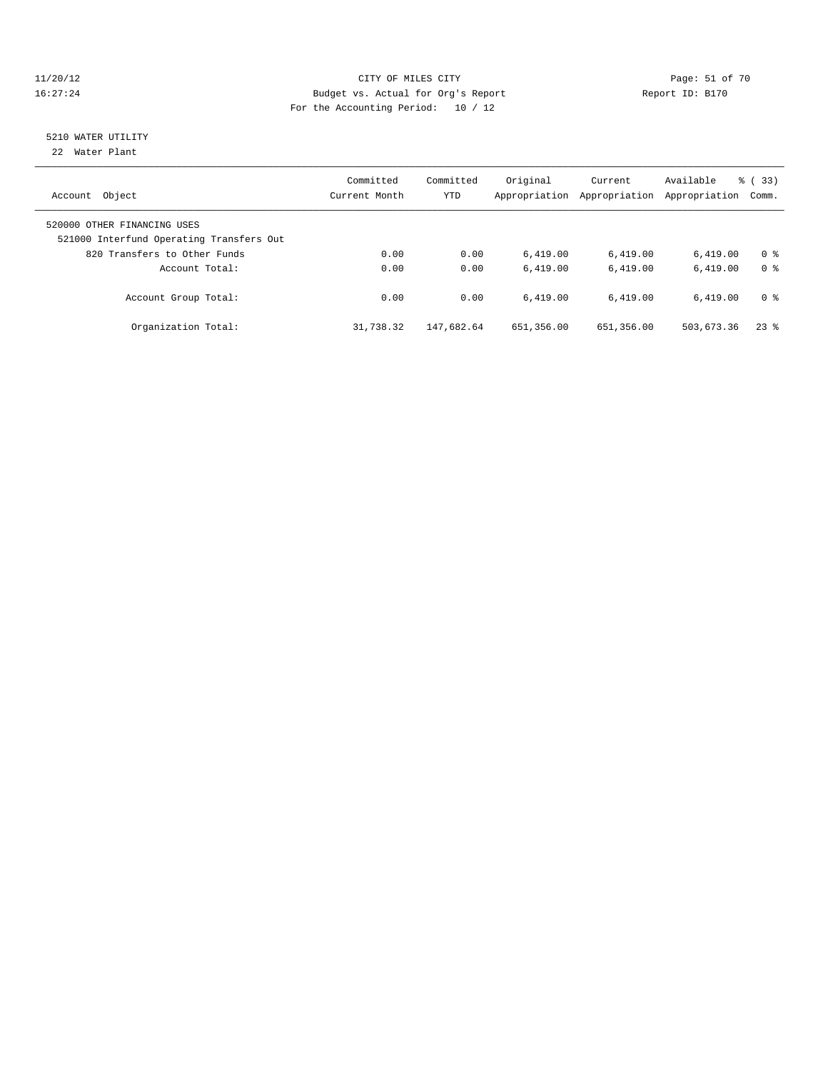11/20/12 CITY OF MILES CITY
16:27:24 Budget vs. Actual for Org's Report Report ID: B170
For the Accounting Period: 10 / 12

5210 WATER UTILITY
22 Water Plant

| Account Object | Committed Current Month | Committed YTD | Original Appropriation | Current Appropriation | Available Appropriation | % ( 33) Comm. |
|---|---|---|---|---|---|---|
| 520000 OTHER FINANCING USES | | | | | | |
| 521000 Interfund Operating Transfers Out | | | | | | |
| 820 Transfers to Other Funds | 0.00 | 0.00 | 6,419.00 | 6,419.00 | 6,419.00 | 0 % |
| Account Total: | 0.00 | 0.00 | 6,419.00 | 6,419.00 | 6,419.00 | 0 % |
| Account Group Total: | 0.00 | 0.00 | 6,419.00 | 6,419.00 | 6,419.00 | 0 % |
| Organization Total: | 31,738.32 | 147,682.64 | 651,356.00 | 651,356.00 | 503,673.36 | 23 % |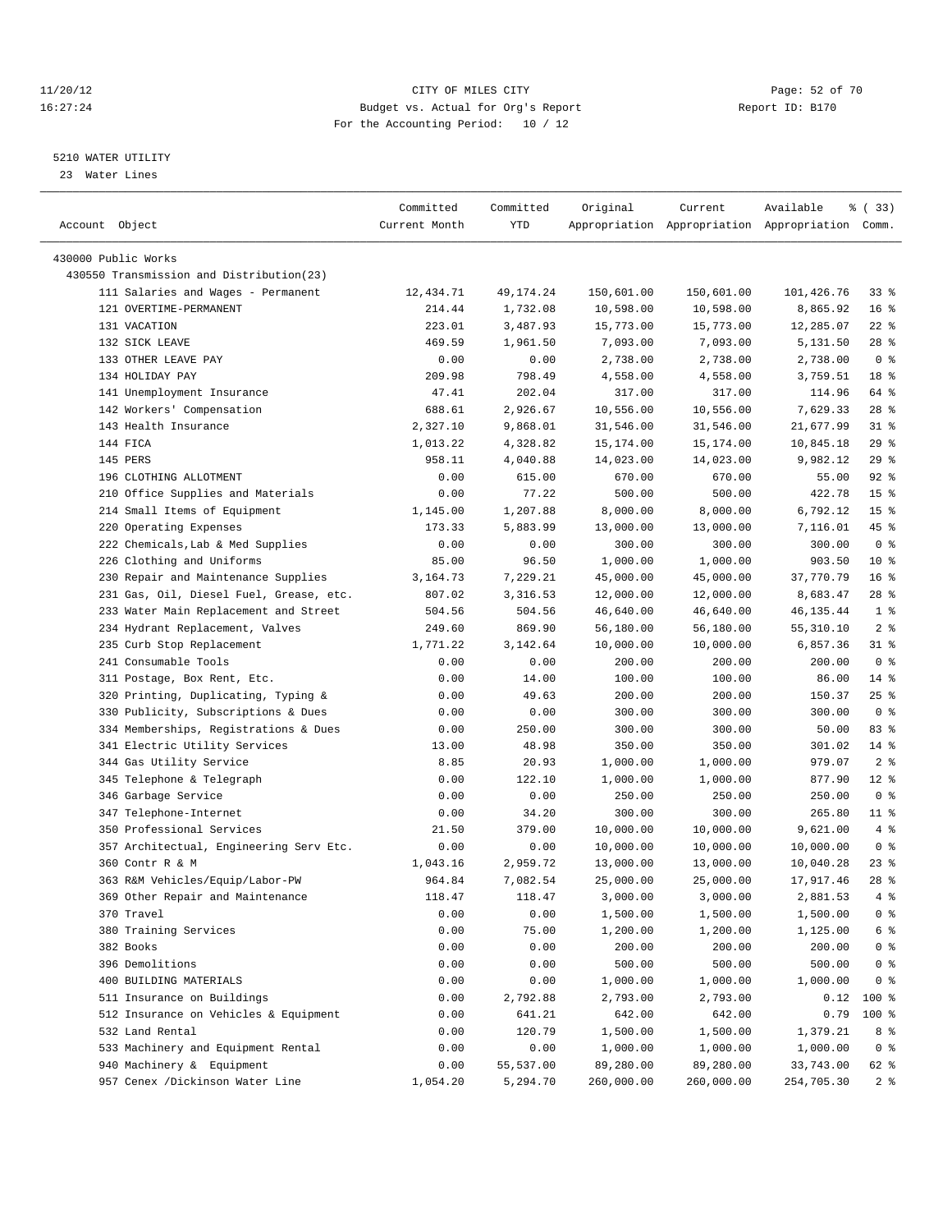11/20/12 CITY OF MILES CITY
16:27:24 Budget vs. Actual for Org's Report Report ID: B170
For the Accounting Period: 10 / 12

5210 WATER UTILITY
23 Water Lines

| Account Object | Committed Current Month | Committed YTD | Original Appropriation | Current Appropriation | Available Appropriation | % ( 33) Comm. |
|---|---|---|---|---|---|---|
| 430000 Public Works | | | | | | |
| 430550 Transmission and Distribution(23) | | | | | | |
| 111 Salaries and Wages - Permanent | 12,434.71 | 49,174.24 | 150,601.00 | 150,601.00 | 101,426.76 | 33 % |
| 121 OVERTIME-PERMANENT | 214.44 | 1,732.08 | 10,598.00 | 10,598.00 | 8,865.92 | 16 % |
| 131 VACATION | 223.01 | 3,487.93 | 15,773.00 | 15,773.00 | 12,285.07 | 22 % |
| 132 SICK LEAVE | 469.59 | 1,961.50 | 7,093.00 | 7,093.00 | 5,131.50 | 28 % |
| 133 OTHER LEAVE PAY | 0.00 | 0.00 | 2,738.00 | 2,738.00 | 2,738.00 | 0 % |
| 134 HOLIDAY PAY | 209.98 | 798.49 | 4,558.00 | 4,558.00 | 3,759.51 | 18 % |
| 141 Unemployment Insurance | 47.41 | 202.04 | 317.00 | 317.00 | 114.96 | 64 % |
| 142 Workers' Compensation | 688.61 | 2,926.67 | 10,556.00 | 10,556.00 | 7,629.33 | 28 % |
| 143 Health Insurance | 2,327.10 | 9,868.01 | 31,546.00 | 31,546.00 | 21,677.99 | 31 % |
| 144 FICA | 1,013.22 | 4,328.82 | 15,174.00 | 15,174.00 | 10,845.18 | 29 % |
| 145 PERS | 958.11 | 4,040.88 | 14,023.00 | 14,023.00 | 9,982.12 | 29 % |
| 196 CLOTHING ALLOTMENT | 0.00 | 615.00 | 670.00 | 670.00 | 55.00 | 92 % |
| 210 Office Supplies and Materials | 0.00 | 77.22 | 500.00 | 500.00 | 422.78 | 15 % |
| 214 Small Items of Equipment | 1,145.00 | 1,207.88 | 8,000.00 | 8,000.00 | 6,792.12 | 15 % |
| 220 Operating Expenses | 173.33 | 5,883.99 | 13,000.00 | 13,000.00 | 7,116.01 | 45 % |
| 222 Chemicals,Lab & Med Supplies | 0.00 | 0.00 | 300.00 | 300.00 | 300.00 | 0 % |
| 226 Clothing and Uniforms | 85.00 | 96.50 | 1,000.00 | 1,000.00 | 903.50 | 10 % |
| 230 Repair and Maintenance Supplies | 3,164.73 | 7,229.21 | 45,000.00 | 45,000.00 | 37,770.79 | 16 % |
| 231 Gas, Oil, Diesel Fuel, Grease, etc. | 807.02 | 3,316.53 | 12,000.00 | 12,000.00 | 8,683.47 | 28 % |
| 233 Water Main Replacement and Street | 504.56 | 504.56 | 46,640.00 | 46,640.00 | 46,135.44 | 1 % |
| 234 Hydrant Replacement, Valves | 249.60 | 869.90 | 56,180.00 | 56,180.00 | 55,310.10 | 2 % |
| 235 Curb Stop Replacement | 1,771.22 | 3,142.64 | 10,000.00 | 10,000.00 | 6,857.36 | 31 % |
| 241 Consumable Tools | 0.00 | 0.00 | 200.00 | 200.00 | 200.00 | 0 % |
| 311 Postage, Box Rent, Etc. | 0.00 | 14.00 | 100.00 | 100.00 | 86.00 | 14 % |
| 320 Printing, Duplicating, Typing & | 0.00 | 49.63 | 200.00 | 200.00 | 150.37 | 25 % |
| 330 Publicity, Subscriptions & Dues | 0.00 | 0.00 | 300.00 | 300.00 | 300.00 | 0 % |
| 334 Memberships, Registrations & Dues | 0.00 | 250.00 | 300.00 | 300.00 | 50.00 | 83 % |
| 341 Electric Utility Services | 13.00 | 48.98 | 350.00 | 350.00 | 301.02 | 14 % |
| 344 Gas Utility Service | 8.85 | 20.93 | 1,000.00 | 1,000.00 | 979.07 | 2 % |
| 345 Telephone & Telegraph | 0.00 | 122.10 | 1,000.00 | 1,000.00 | 877.90 | 12 % |
| 346 Garbage Service | 0.00 | 0.00 | 250.00 | 250.00 | 250.00 | 0 % |
| 347 Telephone-Internet | 0.00 | 34.20 | 300.00 | 300.00 | 265.80 | 11 % |
| 350 Professional Services | 21.50 | 379.00 | 10,000.00 | 10,000.00 | 9,621.00 | 4 % |
| 357 Architectual, Engineering Serv Etc. | 0.00 | 0.00 | 10,000.00 | 10,000.00 | 10,000.00 | 0 % |
| 360 Contr R & M | 1,043.16 | 2,959.72 | 13,000.00 | 13,000.00 | 10,040.28 | 23 % |
| 363 R&M Vehicles/Equip/Labor-PW | 964.84 | 7,082.54 | 25,000.00 | 25,000.00 | 17,917.46 | 28 % |
| 369 Other Repair and Maintenance | 118.47 | 118.47 | 3,000.00 | 3,000.00 | 2,881.53 | 4 % |
| 370 Travel | 0.00 | 0.00 | 1,500.00 | 1,500.00 | 1,500.00 | 0 % |
| 380 Training Services | 0.00 | 75.00 | 1,200.00 | 1,200.00 | 1,125.00 | 6 % |
| 382 Books | 0.00 | 0.00 | 200.00 | 200.00 | 200.00 | 0 % |
| 396 Demolitions | 0.00 | 0.00 | 500.00 | 500.00 | 500.00 | 0 % |
| 400 BUILDING MATERIALS | 0.00 | 0.00 | 1,000.00 | 1,000.00 | 1,000.00 | 0 % |
| 511 Insurance on Buildings | 0.00 | 2,792.88 | 2,793.00 | 2,793.00 | 0.12 | 100 % |
| 512 Insurance on Vehicles & Equipment | 0.00 | 641.21 | 642.00 | 642.00 | 0.79 | 100 % |
| 532 Land Rental | 0.00 | 120.79 | 1,500.00 | 1,500.00 | 1,379.21 | 8 % |
| 533 Machinery and Equipment Rental | 0.00 | 0.00 | 1,000.00 | 1,000.00 | 1,000.00 | 0 % |
| 940 Machinery & Equipment | 0.00 | 55,537.00 | 89,280.00 | 89,280.00 | 33,743.00 | 62 % |
| 957 Cenex /Dickinson Water Line | 1,054.20 | 5,294.70 | 260,000.00 | 260,000.00 | 254,705.30 | 2 % |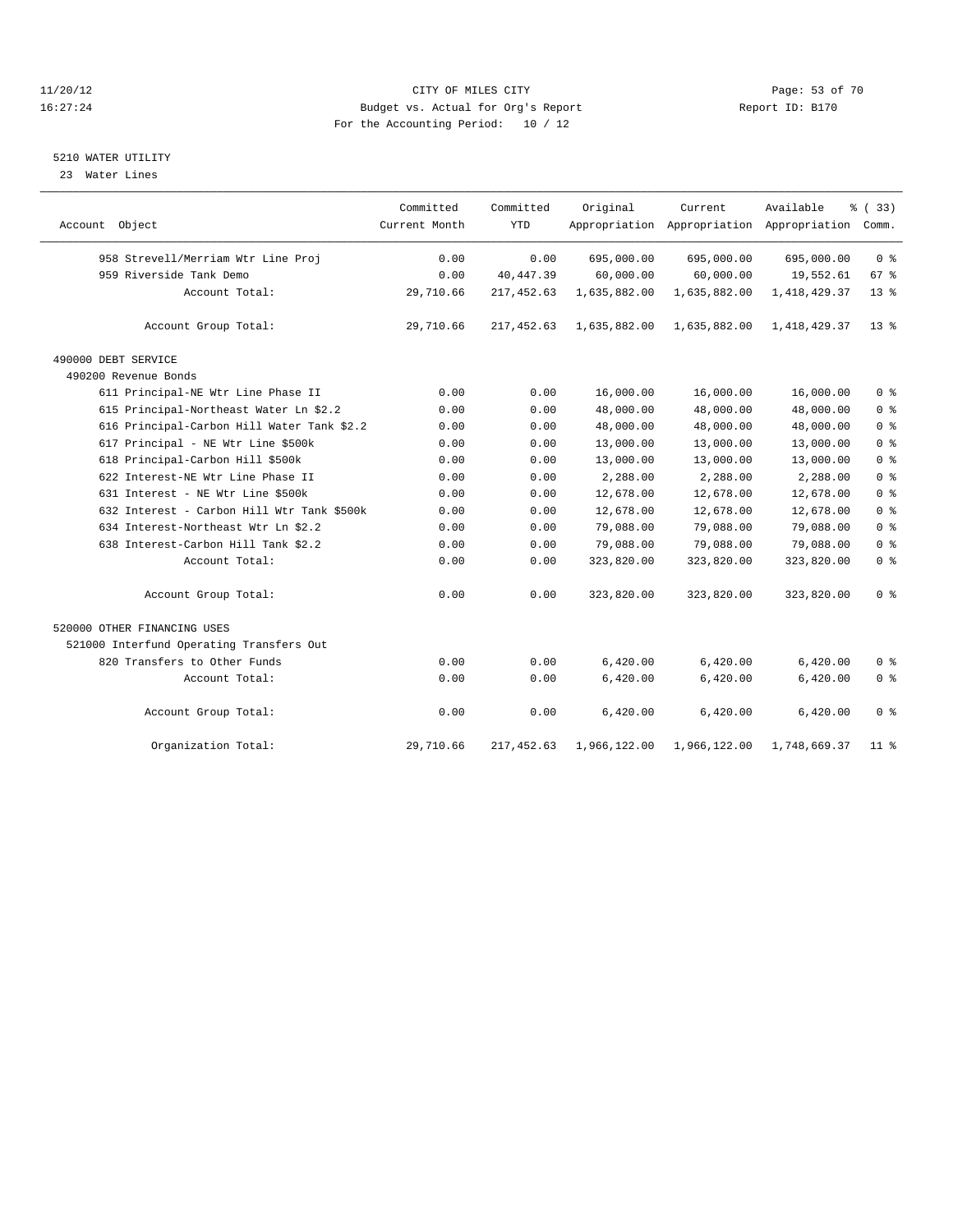CITY OF MILES CITY
Budget vs. Actual for Org's Report
For the Accounting Period: 10 / 12

11/20/12
16:27:24

Report ID: B170

5210 WATER UTILITY
23 Water Lines

| Account Object | Committed Current Month | Committed YTD | Original Appropriation | Current Appropriation | Available Appropriation | % ( 33) Comm. |
|---|---|---|---|---|---|---|
| 958 Strevell/Merriam Wtr Line Proj | 0.00 | 0.00 | 695,000.00 | 695,000.00 | 695,000.00 | 0 % |
| 959 Riverside Tank Demo | 0.00 | 40,447.39 | 60,000.00 | 60,000.00 | 19,552.61 | 67 % |
| Account Total: | 29,710.66 | 217,452.63 | 1,635,882.00 | 1,635,882.00 | 1,418,429.37 | 13 % |
| Account Group Total: | 29,710.66 | 217,452.63 | 1,635,882.00 | 1,635,882.00 | 1,418,429.37 | 13 % |
| 490000 DEBT SERVICE | | | | | | |
| 490200 Revenue Bonds | | | | | | |
| 611 Principal-NE Wtr Line Phase II | 0.00 | 0.00 | 16,000.00 | 16,000.00 | 16,000.00 | 0 % |
| 615 Principal-Northeast Water Ln $2.2 | 0.00 | 0.00 | 48,000.00 | 48,000.00 | 48,000.00 | 0 % |
| 616 Principal-Carbon Hill Water Tank $2.2 | 0.00 | 0.00 | 48,000.00 | 48,000.00 | 48,000.00 | 0 % |
| 617 Principal - NE Wtr Line $500k | 0.00 | 0.00 | 13,000.00 | 13,000.00 | 13,000.00 | 0 % |
| 618 Principal-Carbon Hill $500k | 0.00 | 0.00 | 13,000.00 | 13,000.00 | 13,000.00 | 0 % |
| 622 Interest-NE Wtr Line Phase II | 0.00 | 0.00 | 2,288.00 | 2,288.00 | 2,288.00 | 0 % |
| 631 Interest - NE Wtr Line $500k | 0.00 | 0.00 | 12,678.00 | 12,678.00 | 12,678.00 | 0 % |
| 632 Interest - Carbon Hill Wtr Tank $500k | 0.00 | 0.00 | 12,678.00 | 12,678.00 | 12,678.00 | 0 % |
| 634 Interest-Northeast Wtr Ln $2.2 | 0.00 | 0.00 | 79,088.00 | 79,088.00 | 79,088.00 | 0 % |
| 638 Interest-Carbon Hill Tank $2.2 | 0.00 | 0.00 | 79,088.00 | 79,088.00 | 79,088.00 | 0 % |
| Account Total: | 0.00 | 0.00 | 323,820.00 | 323,820.00 | 323,820.00 | 0 % |
| Account Group Total: | 0.00 | 0.00 | 323,820.00 | 323,820.00 | 323,820.00 | 0 % |
| 520000 OTHER FINANCING USES | | | | | | |
| 521000 Interfund Operating Transfers Out | | | | | | |
| 820 Transfers to Other Funds | 0.00 | 0.00 | 6,420.00 | 6,420.00 | 6,420.00 | 0 % |
| Account Total: | 0.00 | 0.00 | 6,420.00 | 6,420.00 | 6,420.00 | 0 % |
| Account Group Total: | 0.00 | 0.00 | 6,420.00 | 6,420.00 | 6,420.00 | 0 % |
| Organization Total: | 29,710.66 | 217,452.63 | 1,966,122.00 | 1,966,122.00 | 1,748,669.37 | 11 % |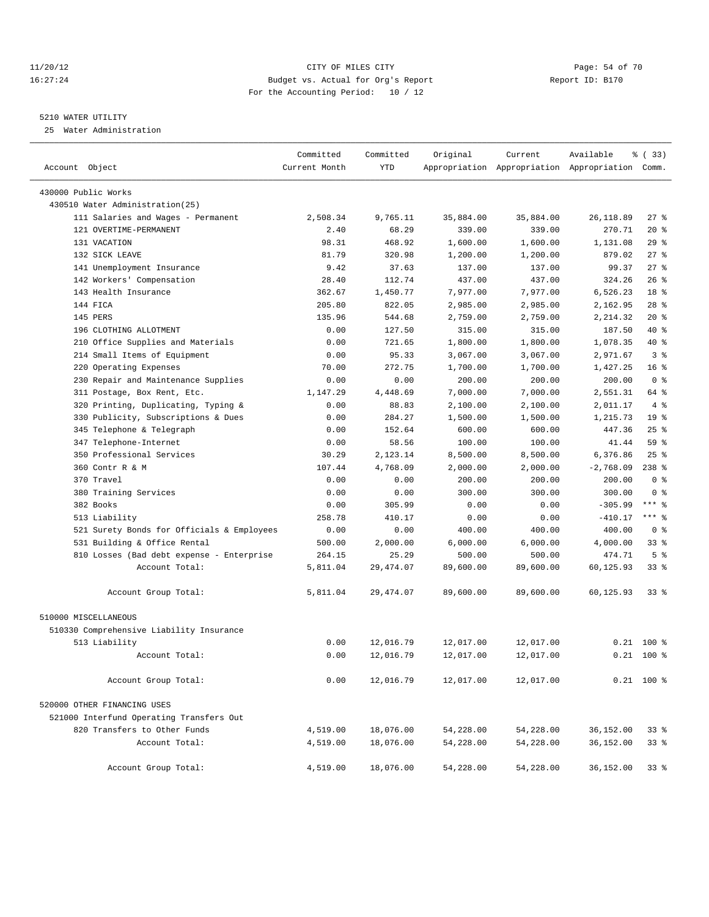CITY OF MILES CITY
Budget vs. Actual for Org's Report
For the Accounting Period: 10 / 12

11/20/12
16:27:24

Report ID: B170

## 5210 WATER UTILITY

25 Water Administration

| Account Object | Committed Current Month | Committed YTD | Original Appropriation | Current Appropriation | Available Appropriation | % ( 33) Comm. |
|---|---|---|---|---|---|---|
| 430000 Public Works | | | | | | |
| 430510 Water Administration(25) | | | | | | |
| 111 Salaries and Wages - Permanent | 2,508.34 | 9,765.11 | 35,884.00 | 35,884.00 | 26,118.89 | 27 % |
| 121 OVERTIME-PERMANENT | 2.40 | 68.29 | 339.00 | 339.00 | 270.71 | 20 % |
| 131 VACATION | 98.31 | 468.92 | 1,600.00 | 1,600.00 | 1,131.08 | 29 % |
| 132 SICK LEAVE | 81.79 | 320.98 | 1,200.00 | 1,200.00 | 879.02 | 27 % |
| 141 Unemployment Insurance | 9.42 | 37.63 | 137.00 | 137.00 | 99.37 | 27 % |
| 142 Workers' Compensation | 28.40 | 112.74 | 437.00 | 437.00 | 324.26 | 26 % |
| 143 Health Insurance | 362.67 | 1,450.77 | 7,977.00 | 7,977.00 | 6,526.23 | 18 % |
| 144 FICA | 205.80 | 822.05 | 2,985.00 | 2,985.00 | 2,162.95 | 28 % |
| 145 PERS | 135.96 | 544.68 | 2,759.00 | 2,759.00 | 2,214.32 | 20 % |
| 196 CLOTHING ALLOTMENT | 0.00 | 127.50 | 315.00 | 315.00 | 187.50 | 40 % |
| 210 Office Supplies and Materials | 0.00 | 721.65 | 1,800.00 | 1,800.00 | 1,078.35 | 40 % |
| 214 Small Items of Equipment | 0.00 | 95.33 | 3,067.00 | 3,067.00 | 2,971.67 | 3 % |
| 220 Operating Expenses | 70.00 | 272.75 | 1,700.00 | 1,700.00 | 1,427.25 | 16 % |
| 230 Repair and Maintenance Supplies | 0.00 | 0.00 | 200.00 | 200.00 | 200.00 | 0 % |
| 311 Postage, Box Rent, Etc. | 1,147.29 | 4,448.69 | 7,000.00 | 7,000.00 | 2,551.31 | 64 % |
| 320 Printing, Duplicating, Typing & | 0.00 | 88.83 | 2,100.00 | 2,100.00 | 2,011.17 | 4 % |
| 330 Publicity, Subscriptions & Dues | 0.00 | 284.27 | 1,500.00 | 1,500.00 | 1,215.73 | 19 % |
| 345 Telephone & Telegraph | 0.00 | 152.64 | 600.00 | 600.00 | 447.36 | 25 % |
| 347 Telephone-Internet | 0.00 | 58.56 | 100.00 | 100.00 | 41.44 | 59 % |
| 350 Professional Services | 30.29 | 2,123.14 | 8,500.00 | 8,500.00 | 6,376.86 | 25 % |
| 360 Contr R & M | 107.44 | 4,768.09 | 2,000.00 | 2,000.00 | -2,768.09 | 238 % |
| 370 Travel | 0.00 | 0.00 | 200.00 | 200.00 | 200.00 | 0 % |
| 380 Training Services | 0.00 | 0.00 | 300.00 | 300.00 | 300.00 | 0 % |
| 382 Books | 0.00 | 305.99 | 0.00 | 0.00 | -305.99 | *** % |
| 513 Liability | 258.78 | 410.17 | 0.00 | 0.00 | -410.17 | *** % |
| 521 Surety Bonds for Officials & Employees | 0.00 | 0.00 | 400.00 | 400.00 | 400.00 | 0 % |
| 531 Building & Office Rental | 500.00 | 2,000.00 | 6,000.00 | 6,000.00 | 4,000.00 | 33 % |
| 810 Losses (Bad debt expense - Enterprise | 264.15 | 25.29 | 500.00 | 500.00 | 474.71 | 5 % |
| Account Total: | 5,811.04 | 29,474.07 | 89,600.00 | 89,600.00 | 60,125.93 | 33 % |
| Account Group Total: | 5,811.04 | 29,474.07 | 89,600.00 | 89,600.00 | 60,125.93 | 33 % |
| 510000 MISCELLANEOUS | | | | | | |
| 510330 Comprehensive Liability Insurance | | | | | | |
| 513 Liability | 0.00 | 12,016.79 | 12,017.00 | 12,017.00 | 0.21 | 100 % |
| Account Total: | 0.00 | 12,016.79 | 12,017.00 | 12,017.00 | 0.21 | 100 % |
| Account Group Total: | 0.00 | 12,016.79 | 12,017.00 | 12,017.00 | 0.21 | 100 % |
| 520000 OTHER FINANCING USES | | | | | | |
| 521000 Interfund Operating Transfers Out | | | | | | |
| 820 Transfers to Other Funds | 4,519.00 | 18,076.00 | 54,228.00 | 54,228.00 | 36,152.00 | 33 % |
| Account Total: | 4,519.00 | 18,076.00 | 54,228.00 | 54,228.00 | 36,152.00 | 33 % |
| Account Group Total: | 4,519.00 | 18,076.00 | 54,228.00 | 54,228.00 | 36,152.00 | 33 % |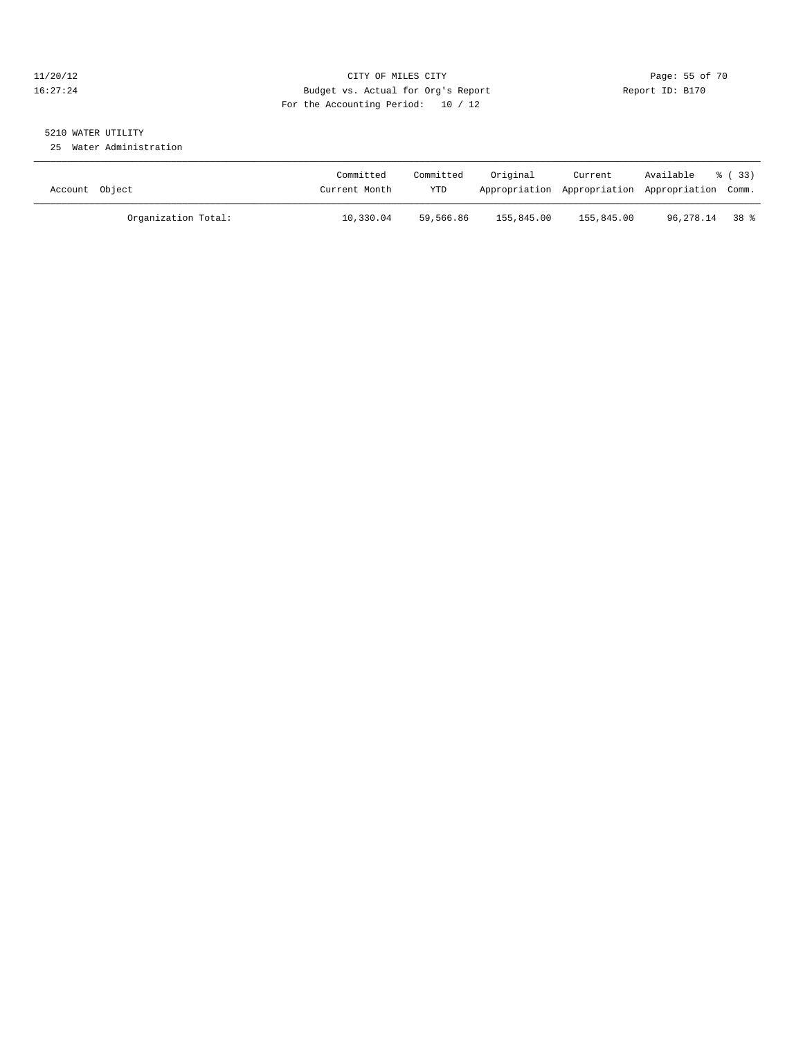CITY OF MILES CITY
Budget vs. Actual for Org's Report
For the Accounting Period: 10 / 12

11/20/12
16:27:24

Report ID: B170

5210 WATER UTILITY
25 Water Administration

| Account Object | Committed Current Month | Committed YTD | Original Appropriation | Current Appropriation | Available Appropriation | % ( 33) Comm. |
|---|---|---|---|---|---|---|
| Organization Total: | 10,330.04 | 59,566.86 | 155,845.00 | 155,845.00 | 96,278.14 | 38 % |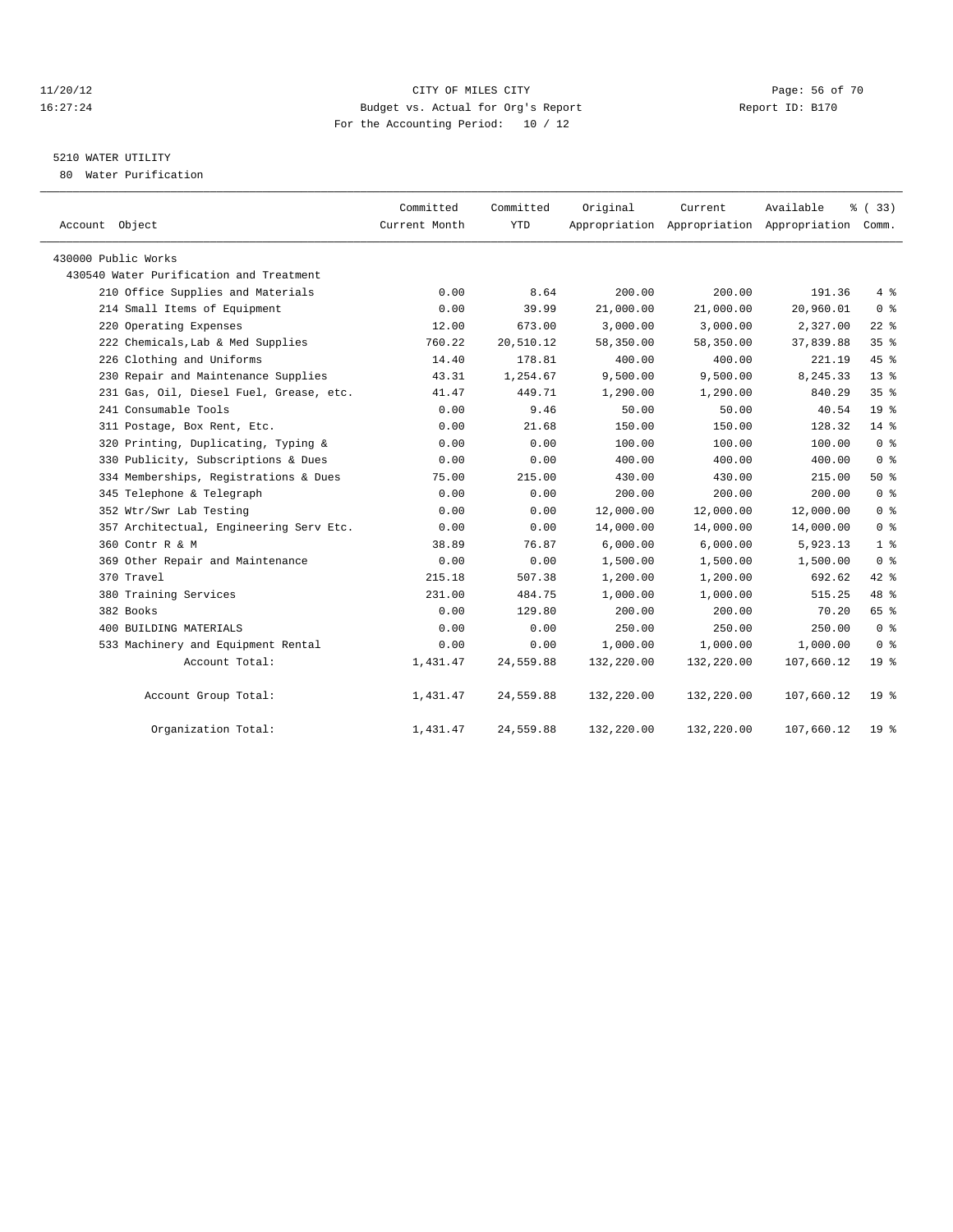# CITY OF MILES CITY

Budget vs. Actual for Org's Report

For the Accounting Period: 10 / 12

## 5210 WATER UTILITY

80 Water Purification

| Account Object | Committed Current Month | Committed YTD | Original Appropriation | Current Appropriation | Available Appropriation | % ( 33) Comm. |
|---|---|---|---|---|---|---|
| 430000 Public Works | | | | | | |
| 430540 Water Purification and Treatment | | | | | | |
| 210 Office Supplies and Materials | 0.00 | 8.64 | 200.00 | 200.00 | 191.36 | 4 % |
| 214 Small Items of Equipment | 0.00 | 39.99 | 21,000.00 | 21,000.00 | 20,960.01 | 0 % |
| 220 Operating Expenses | 12.00 | 673.00 | 3,000.00 | 3,000.00 | 2,327.00 | 22 % |
| 222 Chemicals,Lab & Med Supplies | 760.22 | 20,510.12 | 58,350.00 | 58,350.00 | 37,839.88 | 35 % |
| 226 Clothing and Uniforms | 14.40 | 178.81 | 400.00 | 400.00 | 221.19 | 45 % |
| 230 Repair and Maintenance Supplies | 43.31 | 1,254.67 | 9,500.00 | 9,500.00 | 8,245.33 | 13 % |
| 231 Gas, Oil, Diesel Fuel, Grease, etc. | 41.47 | 449.71 | 1,290.00 | 1,290.00 | 840.29 | 35 % |
| 241 Consumable Tools | 0.00 | 9.46 | 50.00 | 50.00 | 40.54 | 19 % |
| 311 Postage, Box Rent, Etc. | 0.00 | 21.68 | 150.00 | 150.00 | 128.32 | 14 % |
| 320 Printing, Duplicating, Typing & | 0.00 | 0.00 | 100.00 | 100.00 | 100.00 | 0 % |
| 330 Publicity, Subscriptions & Dues | 0.00 | 0.00 | 400.00 | 400.00 | 400.00 | 0 % |
| 334 Memberships, Registrations & Dues | 75.00 | 215.00 | 430.00 | 430.00 | 215.00 | 50 % |
| 345 Telephone & Telegraph | 0.00 | 0.00 | 200.00 | 200.00 | 200.00 | 0 % |
| 352 Wtr/Swr Lab Testing | 0.00 | 0.00 | 12,000.00 | 12,000.00 | 12,000.00 | 0 % |
| 357 Architectual, Engineering Serv Etc. | 0.00 | 0.00 | 14,000.00 | 14,000.00 | 14,000.00 | 0 % |
| 360 Contr R & M | 38.89 | 76.87 | 6,000.00 | 6,000.00 | 5,923.13 | 1 % |
| 369 Other Repair and Maintenance | 0.00 | 0.00 | 1,500.00 | 1,500.00 | 1,500.00 | 0 % |
| 370 Travel | 215.18 | 507.38 | 1,200.00 | 1,200.00 | 692.62 | 42 % |
| 380 Training Services | 231.00 | 484.75 | 1,000.00 | 1,000.00 | 515.25 | 48 % |
| 382 Books | 0.00 | 129.80 | 200.00 | 200.00 | 70.20 | 65 % |
| 400 BUILDING MATERIALS | 0.00 | 0.00 | 250.00 | 250.00 | 250.00 | 0 % |
| 533 Machinery and Equipment Rental | 0.00 | 0.00 | 1,000.00 | 1,000.00 | 1,000.00 | 0 % |
| Account Total: | 1,431.47 | 24,559.88 | 132,220.00 | 132,220.00 | 107,660.12 | 19 % |
| Account Group Total: | 1,431.47 | 24,559.88 | 132,220.00 | 132,220.00 | 107,660.12 | 19 % |
| Organization Total: | 1,431.47 | 24,559.88 | 132,220.00 | 132,220.00 | 107,660.12 | 19 % |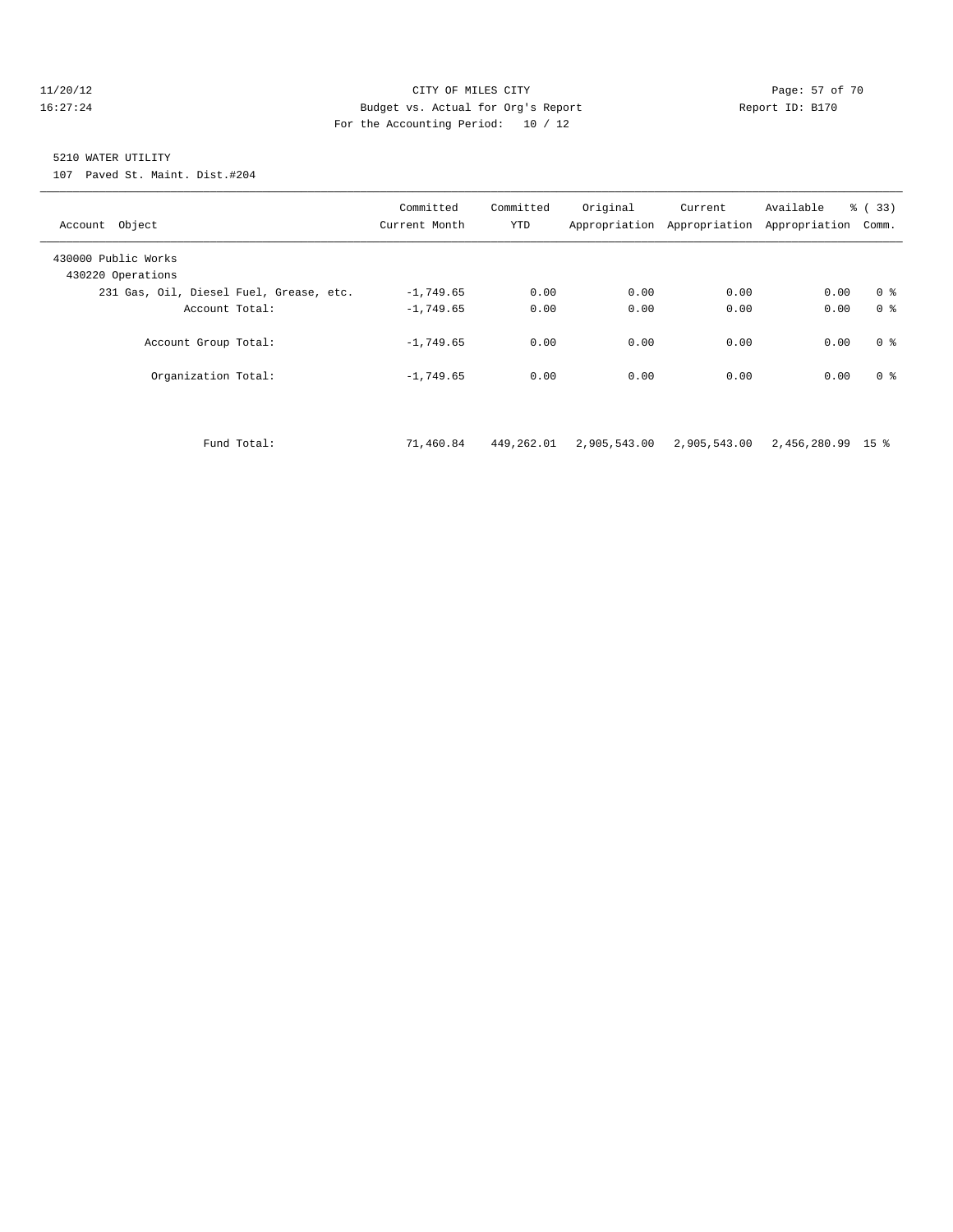11/20/12 CITY OF MILES CITY

16:27:24 Budget vs. Actual for Org's Report Report ID: B170

For the Accounting Period: 10 / 12

5210 WATER UTILITY

107 Paved St. Maint. Dist.#204

| Account Object | Committed Current Month | Committed YTD | Original Appropriation | Current Appropriation | Available Appropriation | % ( 33) Comm. |
|---|---|---|---|---|---|---|
| 430000 Public Works | | | | | | |
| 430220 Operations | | | | | | |
| 231 Gas, Oil, Diesel Fuel, Grease, etc. | -1,749.65 | 0.00 | 0.00 | 0.00 | 0.00 | 0 % |
| Account Total: | -1,749.65 | 0.00 | 0.00 | 0.00 | 0.00 | 0 % |
| Account Group Total: | -1,749.65 | 0.00 | 0.00 | 0.00 | 0.00 | 0 % |
| Organization Total: | -1,749.65 | 0.00 | 0.00 | 0.00 | 0.00 | 0 % |
| Fund Total: | 71,460.84 | 449,262.01 | 2,905,543.00 | 2,905,543.00 | 2,456,280.99 | 15 % |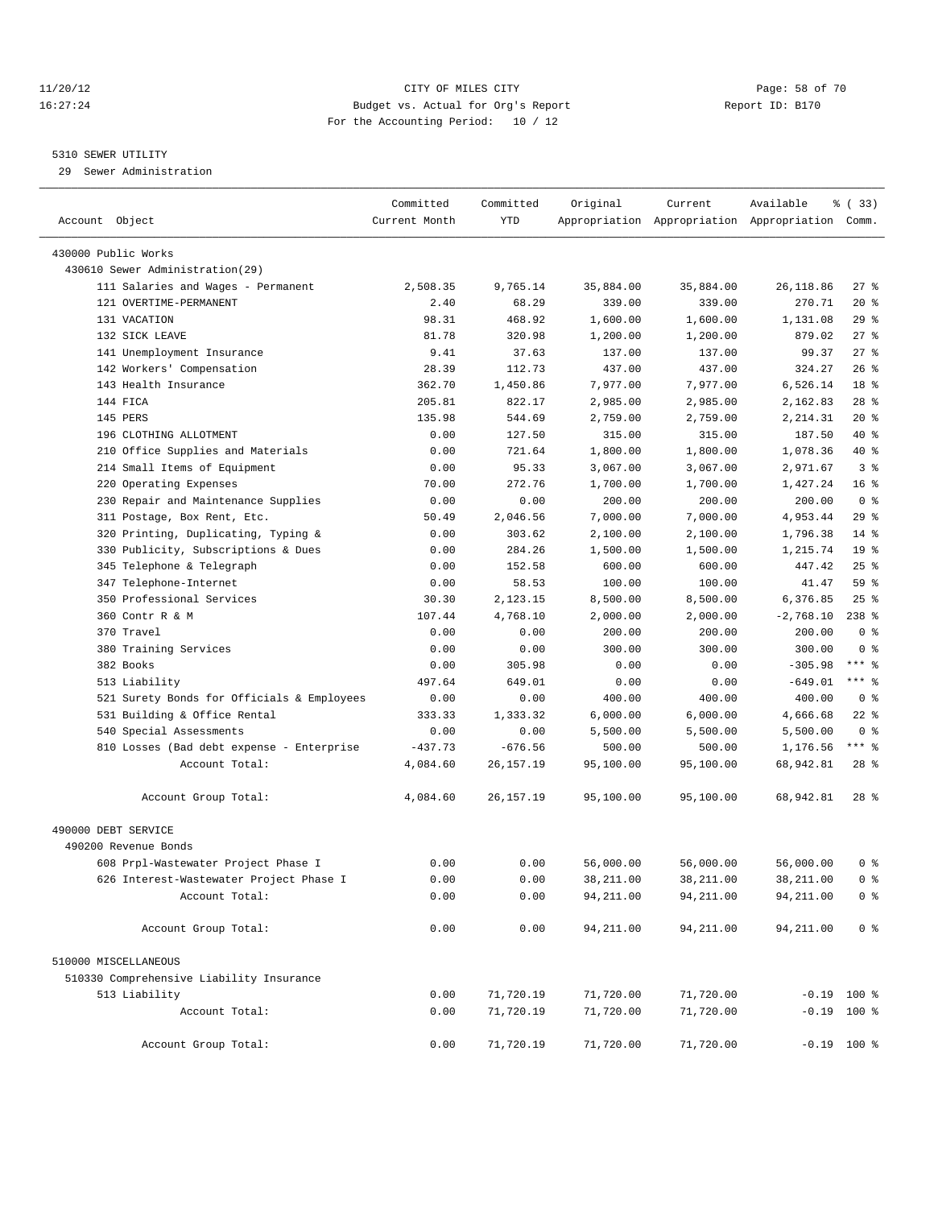CITY OF MILES CITY
Budget vs. Actual for Org's Report
For the Accounting Period: 10 / 12

5310 SEWER UTILITY
29 Sewer Administration

| Account Object | Committed Current Month | Committed YTD | Original Appropriation | Current Appropriation | Available Appropriation | % ( 33) Comm. |
|---|---|---|---|---|---|---|
| 430000 Public Works | | | | | | |
| 430610 Sewer Administration(29) | | | | | | |
| 111 Salaries and Wages - Permanent | 2,508.35 | 9,765.14 | 35,884.00 | 35,884.00 | 26,118.86 | 27 % |
| 121 OVERTIME-PERMANENT | 2.40 | 68.29 | 339.00 | 339.00 | 270.71 | 20 % |
| 131 VACATION | 98.31 | 468.92 | 1,600.00 | 1,600.00 | 1,131.08 | 29 % |
| 132 SICK LEAVE | 81.78 | 320.98 | 1,200.00 | 1,200.00 | 879.02 | 27 % |
| 141 Unemployment Insurance | 9.41 | 37.63 | 137.00 | 137.00 | 99.37 | 27 % |
| 142 Workers' Compensation | 28.39 | 112.73 | 437.00 | 437.00 | 324.27 | 26 % |
| 143 Health Insurance | 362.70 | 1,450.86 | 7,977.00 | 7,977.00 | 6,526.14 | 18 % |
| 144 FICA | 205.81 | 822.17 | 2,985.00 | 2,985.00 | 2,162.83 | 28 % |
| 145 PERS | 135.98 | 544.69 | 2,759.00 | 2,759.00 | 2,214.31 | 20 % |
| 196 CLOTHING ALLOTMENT | 0.00 | 127.50 | 315.00 | 315.00 | 187.50 | 40 % |
| 210 Office Supplies and Materials | 0.00 | 721.64 | 1,800.00 | 1,800.00 | 1,078.36 | 40 % |
| 214 Small Items of Equipment | 0.00 | 95.33 | 3,067.00 | 3,067.00 | 2,971.67 | 3 % |
| 220 Operating Expenses | 70.00 | 272.76 | 1,700.00 | 1,700.00 | 1,427.24 | 16 % |
| 230 Repair and Maintenance Supplies | 0.00 | 0.00 | 200.00 | 200.00 | 200.00 | 0 % |
| 311 Postage, Box Rent, Etc. | 50.49 | 2,046.56 | 7,000.00 | 7,000.00 | 4,953.44 | 29 % |
| 320 Printing, Duplicating, Typing & | 0.00 | 303.62 | 2,100.00 | 2,100.00 | 1,796.38 | 14 % |
| 330 Publicity, Subscriptions & Dues | 0.00 | 284.26 | 1,500.00 | 1,500.00 | 1,215.74 | 19 % |
| 345 Telephone & Telegraph | 0.00 | 152.58 | 600.00 | 600.00 | 447.42 | 25 % |
| 347 Telephone-Internet | 0.00 | 58.53 | 100.00 | 100.00 | 41.47 | 59 % |
| 350 Professional Services | 30.30 | 2,123.15 | 8,500.00 | 8,500.00 | 6,376.85 | 25 % |
| 360 Contr R & M | 107.44 | 4,768.10 | 2,000.00 | 2,000.00 | -2,768.10 | 238 % |
| 370 Travel | 0.00 | 0.00 | 200.00 | 200.00 | 200.00 | 0 % |
| 380 Training Services | 0.00 | 0.00 | 300.00 | 300.00 | 300.00 | 0 % |
| 382 Books | 0.00 | 305.98 | 0.00 | 0.00 | -305.98 | *** % |
| 513 Liability | 497.64 | 649.01 | 0.00 | 0.00 | -649.01 | *** % |
| 521 Surety Bonds for Officials & Employees | 0.00 | 0.00 | 400.00 | 400.00 | 400.00 | 0 % |
| 531 Building & Office Rental | 333.33 | 1,333.32 | 6,000.00 | 6,000.00 | 4,666.68 | 22 % |
| 540 Special Assessments | 0.00 | 0.00 | 5,500.00 | 5,500.00 | 5,500.00 | 0 % |
| 810 Losses (Bad debt expense - Enterprise | -437.73 | -676.56 | 500.00 | 500.00 | 1,176.56 | *** % |
| Account Total: | 4,084.60 | 26,157.19 | 95,100.00 | 95,100.00 | 68,942.81 | 28 % |
| Account Group Total: | 4,084.60 | 26,157.19 | 95,100.00 | 95,100.00 | 68,942.81 | 28 % |
| 490000 DEBT SERVICE | | | | | | |
| 490200 Revenue Bonds | | | | | | |
| 608 Prpl-Wastewater Project Phase I | 0.00 | 0.00 | 56,000.00 | 56,000.00 | 56,000.00 | 0 % |
| 626 Interest-Wastewater Project Phase I | 0.00 | 0.00 | 38,211.00 | 38,211.00 | 38,211.00 | 0 % |
| Account Total: | 0.00 | 0.00 | 94,211.00 | 94,211.00 | 94,211.00 | 0 % |
| Account Group Total: | 0.00 | 0.00 | 94,211.00 | 94,211.00 | 94,211.00 | 0 % |
| 510000 MISCELLANEOUS | | | | | | |
| 510330 Comprehensive Liability Insurance | | | | | | |
| 513 Liability | 0.00 | 71,720.19 | 71,720.00 | 71,720.00 | -0.19 | 100 % |
| Account Total: | 0.00 | 71,720.19 | 71,720.00 | 71,720.00 | -0.19 | 100 % |
| Account Group Total: | 0.00 | 71,720.19 | 71,720.00 | 71,720.00 | -0.19 | 100 % |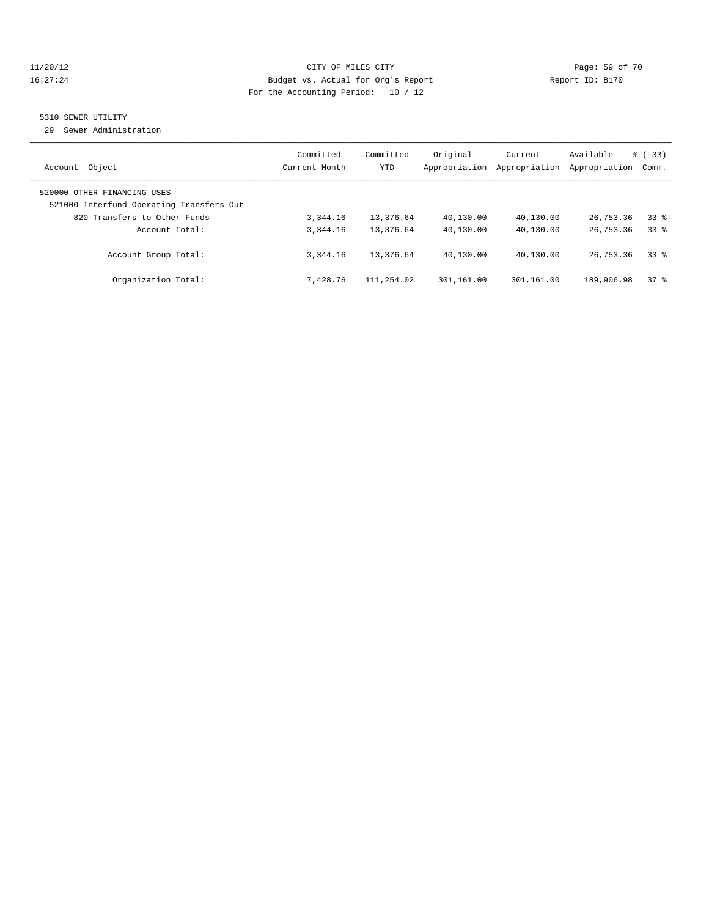CITY OF MILES CITY
Budget vs. Actual for Org's Report
For the Accounting Period: 10 / 12

5310 SEWER UTILITY
29 Sewer Administration

| Account Object | Committed Current Month | Committed YTD | Original Appropriation | Current Appropriation | Available Appropriation | % ( 33) Comm. |
|---|---|---|---|---|---|---|
| 520000 OTHER FINANCING USES | | | | | | |
| 521000 Interfund Operating Transfers Out | | | | | | |
| 820 Transfers to Other Funds | 3,344.16 | 13,376.64 | 40,130.00 | 40,130.00 | 26,753.36 | 33 % |
| Account Total: | 3,344.16 | 13,376.64 | 40,130.00 | 40,130.00 | 26,753.36 | 33 % |
| Account Group Total: | 3,344.16 | 13,376.64 | 40,130.00 | 40,130.00 | 26,753.36 | 33 % |
| Organization Total: | 7,428.76 | 111,254.02 | 301,161.00 | 301,161.00 | 189,906.98 | 37 % |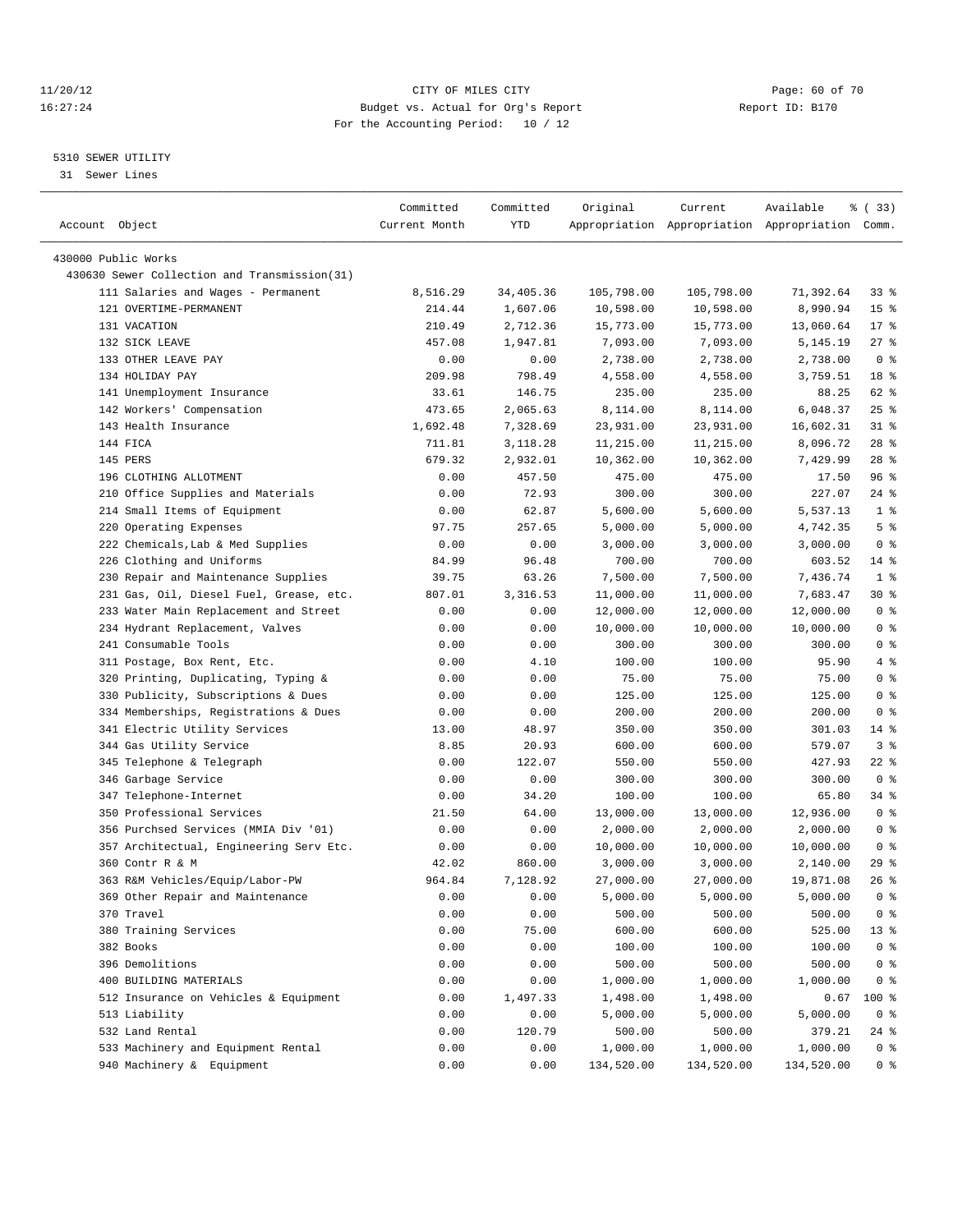CITY OF MILES CITY
Budget vs. Actual for Org's Report
For the Accounting Period: 10 / 12

11/20/12
16:27:24

Report ID: B170

## 5310 SEWER UTILITY

31 Sewer Lines

| Account Object | Committed Current Month | Committed YTD | Original Appropriation | Current Appropriation | Available Appropriation | % ( 33) Comm. |
|---|---|---|---|---|---|---|
| 430000 Public Works | | | | | | |
| 430630 Sewer Collection and Transmission(31) | | | | | | |
| 111 Salaries and Wages - Permanent | 8,516.29 | 34,405.36 | 105,798.00 | 105,798.00 | 71,392.64 | 33 % |
| 121 OVERTIME-PERMANENT | 214.44 | 1,607.06 | 10,598.00 | 10,598.00 | 8,990.94 | 15 % |
| 131 VACATION | 210.49 | 2,712.36 | 15,773.00 | 15,773.00 | 13,060.64 | 17 % |
| 132 SICK LEAVE | 457.08 | 1,947.81 | 7,093.00 | 7,093.00 | 5,145.19 | 27 % |
| 133 OTHER LEAVE PAY | 0.00 | 0.00 | 2,738.00 | 2,738.00 | 2,738.00 | 0 % |
| 134 HOLIDAY PAY | 209.98 | 798.49 | 4,558.00 | 4,558.00 | 3,759.51 | 18 % |
| 141 Unemployment Insurance | 33.61 | 146.75 | 235.00 | 235.00 | 88.25 | 62 % |
| 142 Workers' Compensation | 473.65 | 2,065.63 | 8,114.00 | 8,114.00 | 6,048.37 | 25 % |
| 143 Health Insurance | 1,692.48 | 7,328.69 | 23,931.00 | 23,931.00 | 16,602.31 | 31 % |
| 144 FICA | 711.81 | 3,118.28 | 11,215.00 | 11,215.00 | 8,096.72 | 28 % |
| 145 PERS | 679.32 | 2,932.01 | 10,362.00 | 10,362.00 | 7,429.99 | 28 % |
| 196 CLOTHING ALLOTMENT | 0.00 | 457.50 | 475.00 | 475.00 | 17.50 | 96 % |
| 210 Office Supplies and Materials | 0.00 | 72.93 | 300.00 | 300.00 | 227.07 | 24 % |
| 214 Small Items of Equipment | 0.00 | 62.87 | 5,600.00 | 5,600.00 | 5,537.13 | 1 % |
| 220 Operating Expenses | 97.75 | 257.65 | 5,000.00 | 5,000.00 | 4,742.35 | 5 % |
| 222 Chemicals,Lab & Med Supplies | 0.00 | 0.00 | 3,000.00 | 3,000.00 | 3,000.00 | 0 % |
| 226 Clothing and Uniforms | 84.99 | 96.48 | 700.00 | 700.00 | 603.52 | 14 % |
| 230 Repair and Maintenance Supplies | 39.75 | 63.26 | 7,500.00 | 7,500.00 | 7,436.74 | 1 % |
| 231 Gas, Oil, Diesel Fuel, Grease, etc. | 807.01 | 3,316.53 | 11,000.00 | 11,000.00 | 7,683.47 | 30 % |
| 233 Water Main Replacement and Street | 0.00 | 0.00 | 12,000.00 | 12,000.00 | 12,000.00 | 0 % |
| 234 Hydrant Replacement, Valves | 0.00 | 0.00 | 10,000.00 | 10,000.00 | 10,000.00 | 0 % |
| 241 Consumable Tools | 0.00 | 0.00 | 300.00 | 300.00 | 300.00 | 0 % |
| 311 Postage, Box Rent, Etc. | 0.00 | 4.10 | 100.00 | 100.00 | 95.90 | 4 % |
| 320 Printing, Duplicating, Typing & | 0.00 | 0.00 | 75.00 | 75.00 | 75.00 | 0 % |
| 330 Publicity, Subscriptions & Dues | 0.00 | 0.00 | 125.00 | 125.00 | 125.00 | 0 % |
| 334 Memberships, Registrations & Dues | 0.00 | 0.00 | 200.00 | 200.00 | 200.00 | 0 % |
| 341 Electric Utility Services | 13.00 | 48.97 | 350.00 | 350.00 | 301.03 | 14 % |
| 344 Gas Utility Service | 8.85 | 20.93 | 600.00 | 600.00 | 579.07 | 3 % |
| 345 Telephone & Telegraph | 0.00 | 122.07 | 550.00 | 550.00 | 427.93 | 22 % |
| 346 Garbage Service | 0.00 | 0.00 | 300.00 | 300.00 | 300.00 | 0 % |
| 347 Telephone-Internet | 0.00 | 34.20 | 100.00 | 100.00 | 65.80 | 34 % |
| 350 Professional Services | 21.50 | 64.00 | 13,000.00 | 13,000.00 | 12,936.00 | 0 % |
| 356 Purchsed Services (MMIA Div '01) | 0.00 | 0.00 | 2,000.00 | 2,000.00 | 2,000.00 | 0 % |
| 357 Architectual, Engineering Serv Etc. | 0.00 | 0.00 | 10,000.00 | 10,000.00 | 10,000.00 | 0 % |
| 360 Contr R & M | 42.02 | 860.00 | 3,000.00 | 3,000.00 | 2,140.00 | 29 % |
| 363 R&M Vehicles/Equip/Labor-PW | 964.84 | 7,128.92 | 27,000.00 | 27,000.00 | 19,871.08 | 26 % |
| 369 Other Repair and Maintenance | 0.00 | 0.00 | 5,000.00 | 5,000.00 | 5,000.00 | 0 % |
| 370 Travel | 0.00 | 0.00 | 500.00 | 500.00 | 500.00 | 0 % |
| 380 Training Services | 0.00 | 75.00 | 600.00 | 600.00 | 525.00 | 13 % |
| 382 Books | 0.00 | 0.00 | 100.00 | 100.00 | 100.00 | 0 % |
| 396 Demolitions | 0.00 | 0.00 | 500.00 | 500.00 | 500.00 | 0 % |
| 400 BUILDING MATERIALS | 0.00 | 0.00 | 1,000.00 | 1,000.00 | 1,000.00 | 0 % |
| 512 Insurance on Vehicles & Equipment | 0.00 | 1,497.33 | 1,498.00 | 1,498.00 | 0.67 | 100 % |
| 513 Liability | 0.00 | 0.00 | 5,000.00 | 5,000.00 | 5,000.00 | 0 % |
| 532 Land Rental | 0.00 | 120.79 | 500.00 | 500.00 | 379.21 | 24 % |
| 533 Machinery and Equipment Rental | 0.00 | 0.00 | 1,000.00 | 1,000.00 | 1,000.00 | 0 % |
| 940 Machinery & Equipment | 0.00 | 0.00 | 134,520.00 | 134,520.00 | 134,520.00 | 0 % |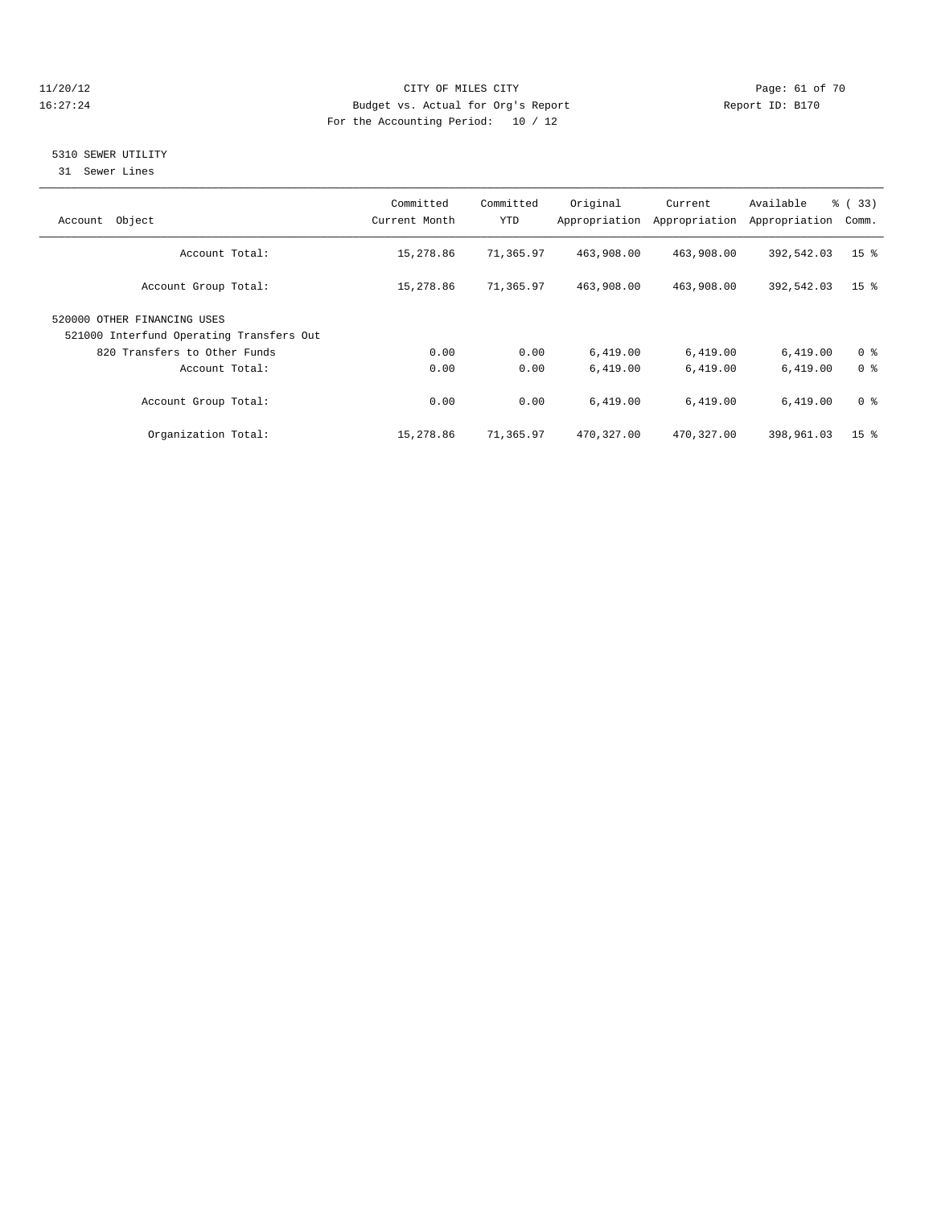CITY OF MILES CITY
Budget vs. Actual for Org's Report
For the Accounting Period: 10 / 12

11/20/12
16:27:24

Report ID: B170

## 5310 SEWER UTILITY

31 Sewer Lines

| Account Object | Committed Current Month | Committed YTD | Original Appropriation | Current Appropriation | Available Appropriation | % ( 33) Comm. |
|---|---|---|---|---|---|---|
| Account Total: | 15,278.86 | 71,365.97 | 463,908.00 | 463,908.00 | 392,542.03 | 15 % |
| Account Group Total: | 15,278.86 | 71,365.97 | 463,908.00 | 463,908.00 | 392,542.03 | 15 % |
| 520000 OTHER FINANCING USES | | | | | | |
| 521000 Interfund Operating Transfers Out | | | | | | |
| 820 Transfers to Other Funds | 0.00 | 0.00 | 6,419.00 | 6,419.00 | 6,419.00 | 0 % |
| Account Total: | 0.00 | 0.00 | 6,419.00 | 6,419.00 | 6,419.00 | 0 % |
| Account Group Total: | 0.00 | 0.00 | 6,419.00 | 6,419.00 | 6,419.00 | 0 % |
| Organization Total: | 15,278.86 | 71,365.97 | 470,327.00 | 470,327.00 | 398,961.03 | 15 % |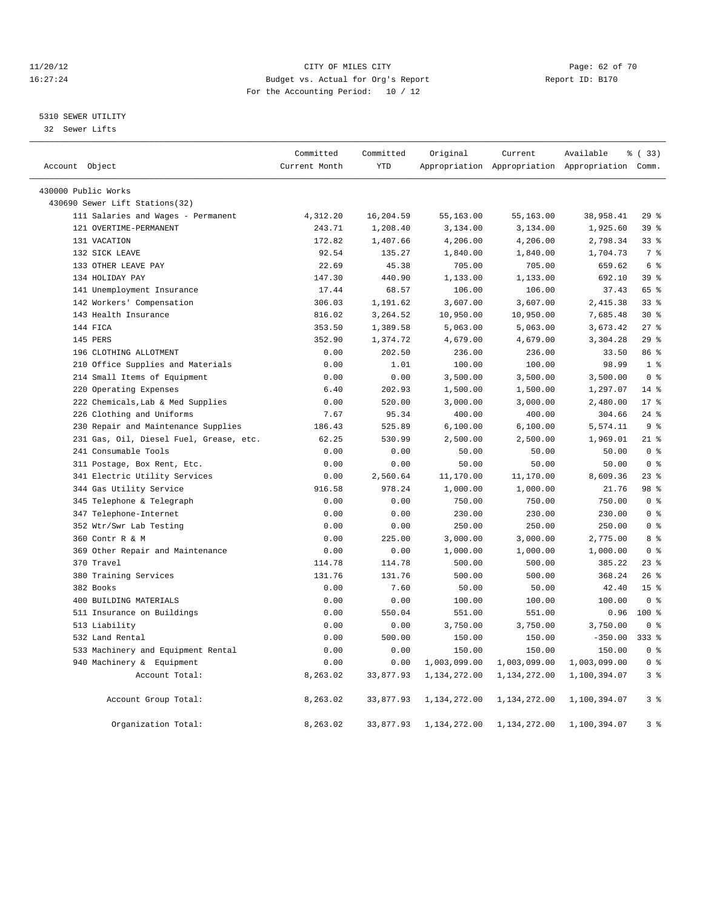CITY OF MILES CITY
Budget vs. Actual for Org's Report
For the Accounting Period: 10 / 12

11/20/12
16:27:24

Report ID: B170

5310 SEWER UTILITY
32 Sewer Lifts

| Account Object | Committed Current Month | Committed YTD | Original Appropriation | Current Appropriation | Available Appropriation | % ( 33) Comm. |
|---|---|---|---|---|---|---|
| 430000 Public Works | | | | | | |
| 430690 Sewer Lift Stations(32) | | | | | | |
| 111 Salaries and Wages - Permanent | 4,312.20 | 16,204.59 | 55,163.00 | 55,163.00 | 38,958.41 | 29 % |
| 121 OVERTIME-PERMANENT | 243.71 | 1,208.40 | 3,134.00 | 3,134.00 | 1,925.60 | 39 % |
| 131 VACATION | 172.82 | 1,407.66 | 4,206.00 | 4,206.00 | 2,798.34 | 33 % |
| 132 SICK LEAVE | 92.54 | 135.27 | 1,840.00 | 1,840.00 | 1,704.73 | 7 % |
| 133 OTHER LEAVE PAY | 22.69 | 45.38 | 705.00 | 705.00 | 659.62 | 6 % |
| 134 HOLIDAY PAY | 147.30 | 440.90 | 1,133.00 | 1,133.00 | 692.10 | 39 % |
| 141 Unemployment Insurance | 17.44 | 68.57 | 106.00 | 106.00 | 37.43 | 65 % |
| 142 Workers' Compensation | 306.03 | 1,191.62 | 3,607.00 | 3,607.00 | 2,415.38 | 33 % |
| 143 Health Insurance | 816.02 | 3,264.52 | 10,950.00 | 10,950.00 | 7,685.48 | 30 % |
| 144 FICA | 353.50 | 1,389.58 | 5,063.00 | 5,063.00 | 3,673.42 | 27 % |
| 145 PERS | 352.90 | 1,374.72 | 4,679.00 | 4,679.00 | 3,304.28 | 29 % |
| 196 CLOTHING ALLOTMENT | 0.00 | 202.50 | 236.00 | 236.00 | 33.50 | 86 % |
| 210 Office Supplies and Materials | 0.00 | 1.01 | 100.00 | 100.00 | 98.99 | 1 % |
| 214 Small Items of Equipment | 0.00 | 0.00 | 3,500.00 | 3,500.00 | 3,500.00 | 0 % |
| 220 Operating Expenses | 6.40 | 202.93 | 1,500.00 | 1,500.00 | 1,297.07 | 14 % |
| 222 Chemicals,Lab & Med Supplies | 0.00 | 520.00 | 3,000.00 | 3,000.00 | 2,480.00 | 17 % |
| 226 Clothing and Uniforms | 7.67 | 95.34 | 400.00 | 400.00 | 304.66 | 24 % |
| 230 Repair and Maintenance Supplies | 186.43 | 525.89 | 6,100.00 | 6,100.00 | 5,574.11 | 9 % |
| 231 Gas, Oil, Diesel Fuel, Grease, etc. | 62.25 | 530.99 | 2,500.00 | 2,500.00 | 1,969.01 | 21 % |
| 241 Consumable Tools | 0.00 | 0.00 | 50.00 | 50.00 | 50.00 | 0 % |
| 311 Postage, Box Rent, Etc. | 0.00 | 0.00 | 50.00 | 50.00 | 50.00 | 0 % |
| 341 Electric Utility Services | 0.00 | 2,560.64 | 11,170.00 | 11,170.00 | 8,609.36 | 23 % |
| 344 Gas Utility Service | 916.58 | 978.24 | 1,000.00 | 1,000.00 | 21.76 | 98 % |
| 345 Telephone & Telegraph | 0.00 | 0.00 | 750.00 | 750.00 | 750.00 | 0 % |
| 347 Telephone-Internet | 0.00 | 0.00 | 230.00 | 230.00 | 230.00 | 0 % |
| 352 Wtr/Swr Lab Testing | 0.00 | 0.00 | 250.00 | 250.00 | 250.00 | 0 % |
| 360 Contr R & M | 0.00 | 225.00 | 3,000.00 | 3,000.00 | 2,775.00 | 8 % |
| 369 Other Repair and Maintenance | 0.00 | 0.00 | 1,000.00 | 1,000.00 | 1,000.00 | 0 % |
| 370 Travel | 114.78 | 114.78 | 500.00 | 500.00 | 385.22 | 23 % |
| 380 Training Services | 131.76 | 131.76 | 500.00 | 500.00 | 368.24 | 26 % |
| 382 Books | 0.00 | 7.60 | 50.00 | 50.00 | 42.40 | 15 % |
| 400 BUILDING MATERIALS | 0.00 | 0.00 | 100.00 | 100.00 | 100.00 | 0 % |
| 511 Insurance on Buildings | 0.00 | 550.04 | 551.00 | 551.00 | 0.96 | 100 % |
| 513 Liability | 0.00 | 0.00 | 3,750.00 | 3,750.00 | 3,750.00 | 0 % |
| 532 Land Rental | 0.00 | 500.00 | 150.00 | 150.00 | -350.00 | 333 % |
| 533 Machinery and Equipment Rental | 0.00 | 0.00 | 150.00 | 150.00 | 150.00 | 0 % |
| 940 Machinery & Equipment | 0.00 | 0.00 | 1,003,099.00 | 1,003,099.00 | 1,003,099.00 | 0 % |
| Account Total: | 8,263.02 | 33,877.93 | 1,134,272.00 | 1,134,272.00 | 1,100,394.07 | 3 % |
| Account Group Total: | 8,263.02 | 33,877.93 | 1,134,272.00 | 1,134,272.00 | 1,100,394.07 | 3 % |
| Organization Total: | 8,263.02 | 33,877.93 | 1,134,272.00 | 1,134,272.00 | 1,100,394.07 | 3 % |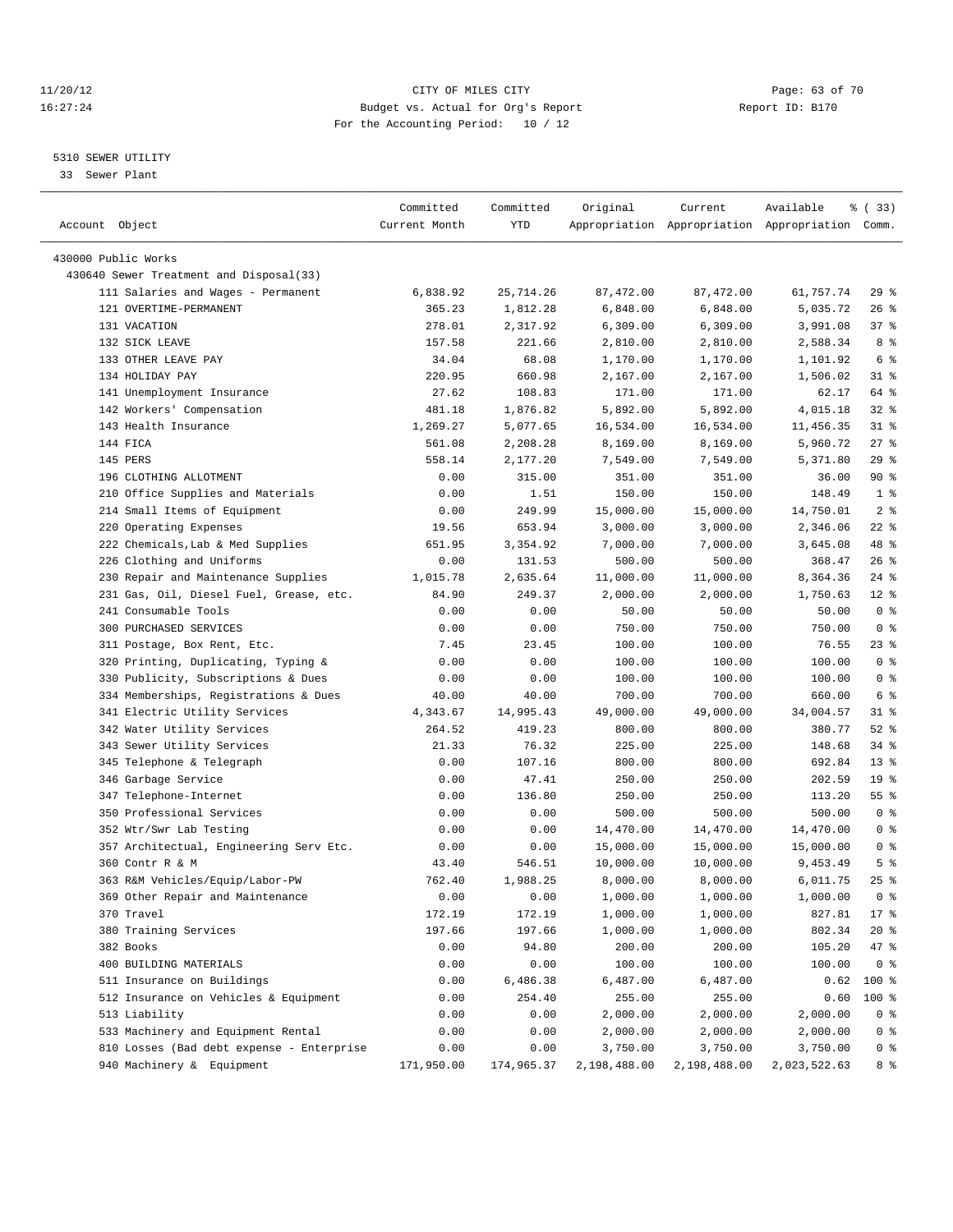11/20/12 CITY OF MILES CITY
16:27:24 Budget vs. Actual for Org's Report Report ID: B170
For the Accounting Period: 10 / 12

5310 SEWER UTILITY
33 Sewer Plant

| Account Object | Committed Current Month | Committed YTD | Original Appropriation | Current Appropriation | Available Appropriation | % ( 33) Comm. |
|---|---|---|---|---|---|---|
| 430000 Public Works | | | | | | |
| 430640 Sewer Treatment and Disposal(33) | | | | | | |
| 111 Salaries and Wages - Permanent | 6,838.92 | 25,714.26 | 87,472.00 | 87,472.00 | 61,757.74 | 29 % |
| 121 OVERTIME-PERMANENT | 365.23 | 1,812.28 | 6,848.00 | 6,848.00 | 5,035.72 | 26 % |
| 131 VACATION | 278.01 | 2,317.92 | 6,309.00 | 6,309.00 | 3,991.08 | 37 % |
| 132 SICK LEAVE | 157.58 | 221.66 | 2,810.00 | 2,810.00 | 2,588.34 | 8 % |
| 133 OTHER LEAVE PAY | 34.04 | 68.08 | 1,170.00 | 1,170.00 | 1,101.92 | 6 % |
| 134 HOLIDAY PAY | 220.95 | 660.98 | 2,167.00 | 2,167.00 | 1,506.02 | 31 % |
| 141 Unemployment Insurance | 27.62 | 108.83 | 171.00 | 171.00 | 62.17 | 64 % |
| 142 Workers' Compensation | 481.18 | 1,876.82 | 5,892.00 | 5,892.00 | 4,015.18 | 32 % |
| 143 Health Insurance | 1,269.27 | 5,077.65 | 16,534.00 | 16,534.00 | 11,456.35 | 31 % |
| 144 FICA | 561.08 | 2,208.28 | 8,169.00 | 8,169.00 | 5,960.72 | 27 % |
| 145 PERS | 558.14 | 2,177.20 | 7,549.00 | 7,549.00 | 5,371.80 | 29 % |
| 196 CLOTHING ALLOTMENT | 0.00 | 315.00 | 351.00 | 351.00 | 36.00 | 90 % |
| 210 Office Supplies and Materials | 0.00 | 1.51 | 150.00 | 150.00 | 148.49 | 1 % |
| 214 Small Items of Equipment | 0.00 | 249.99 | 15,000.00 | 15,000.00 | 14,750.01 | 2 % |
| 220 Operating Expenses | 19.56 | 653.94 | 3,000.00 | 3,000.00 | 2,346.06 | 22 % |
| 222 Chemicals,Lab & Med Supplies | 651.95 | 3,354.92 | 7,000.00 | 7,000.00 | 3,645.08 | 48 % |
| 226 Clothing and Uniforms | 0.00 | 131.53 | 500.00 | 500.00 | 368.47 | 26 % |
| 230 Repair and Maintenance Supplies | 1,015.78 | 2,635.64 | 11,000.00 | 11,000.00 | 8,364.36 | 24 % |
| 231 Gas, Oil, Diesel Fuel, Grease, etc. | 84.90 | 249.37 | 2,000.00 | 2,000.00 | 1,750.63 | 12 % |
| 241 Consumable Tools | 0.00 | 0.00 | 50.00 | 50.00 | 50.00 | 0 % |
| 300 PURCHASED SERVICES | 0.00 | 0.00 | 750.00 | 750.00 | 750.00 | 0 % |
| 311 Postage, Box Rent, Etc. | 7.45 | 23.45 | 100.00 | 100.00 | 76.55 | 23 % |
| 320 Printing, Duplicating, Typing & | 0.00 | 0.00 | 100.00 | 100.00 | 100.00 | 0 % |
| 330 Publicity, Subscriptions & Dues | 0.00 | 0.00 | 100.00 | 100.00 | 100.00 | 0 % |
| 334 Memberships, Registrations & Dues | 40.00 | 40.00 | 700.00 | 700.00 | 660.00 | 6 % |
| 341 Electric Utility Services | 4,343.67 | 14,995.43 | 49,000.00 | 49,000.00 | 34,004.57 | 31 % |
| 342 Water Utility Services | 264.52 | 419.23 | 800.00 | 800.00 | 380.77 | 52 % |
| 343 Sewer Utility Services | 21.33 | 76.32 | 225.00 | 225.00 | 148.68 | 34 % |
| 345 Telephone & Telegraph | 0.00 | 107.16 | 800.00 | 800.00 | 692.84 | 13 % |
| 346 Garbage Service | 0.00 | 47.41 | 250.00 | 250.00 | 202.59 | 19 % |
| 347 Telephone-Internet | 0.00 | 136.80 | 250.00 | 250.00 | 113.20 | 55 % |
| 350 Professional Services | 0.00 | 0.00 | 500.00 | 500.00 | 500.00 | 0 % |
| 352 Wtr/Swr Lab Testing | 0.00 | 0.00 | 14,470.00 | 14,470.00 | 14,470.00 | 0 % |
| 357 Architectual, Engineering Serv Etc. | 0.00 | 0.00 | 15,000.00 | 15,000.00 | 15,000.00 | 0 % |
| 360 Contr R & M | 43.40 | 546.51 | 10,000.00 | 10,000.00 | 9,453.49 | 5 % |
| 363 R&M Vehicles/Equip/Labor-PW | 762.40 | 1,988.25 | 8,000.00 | 8,000.00 | 6,011.75 | 25 % |
| 369 Other Repair and Maintenance | 0.00 | 0.00 | 1,000.00 | 1,000.00 | 1,000.00 | 0 % |
| 370 Travel | 172.19 | 172.19 | 1,000.00 | 1,000.00 | 827.81 | 17 % |
| 380 Training Services | 197.66 | 197.66 | 1,000.00 | 1,000.00 | 802.34 | 20 % |
| 382 Books | 0.00 | 94.80 | 200.00 | 200.00 | 105.20 | 47 % |
| 400 BUILDING MATERIALS | 0.00 | 0.00 | 100.00 | 100.00 | 100.00 | 0 % |
| 511 Insurance on Buildings | 0.00 | 6,486.38 | 6,487.00 | 6,487.00 | 0.62 | 100 % |
| 512 Insurance on Vehicles & Equipment | 0.00 | 254.40 | 255.00 | 255.00 | 0.60 | 100 % |
| 513 Liability | 0.00 | 0.00 | 2,000.00 | 2,000.00 | 2,000.00 | 0 % |
| 533 Machinery and Equipment Rental | 0.00 | 0.00 | 2,000.00 | 2,000.00 | 2,000.00 | 0 % |
| 810 Losses (Bad debt expense - Enterprise | 0.00 | 0.00 | 3,750.00 | 3,750.00 | 3,750.00 | 0 % |
| 940 Machinery & Equipment | 171,950.00 | 174,965.37 | 2,198,488.00 | 2,198,488.00 | 2,023,522.63 | 8 % |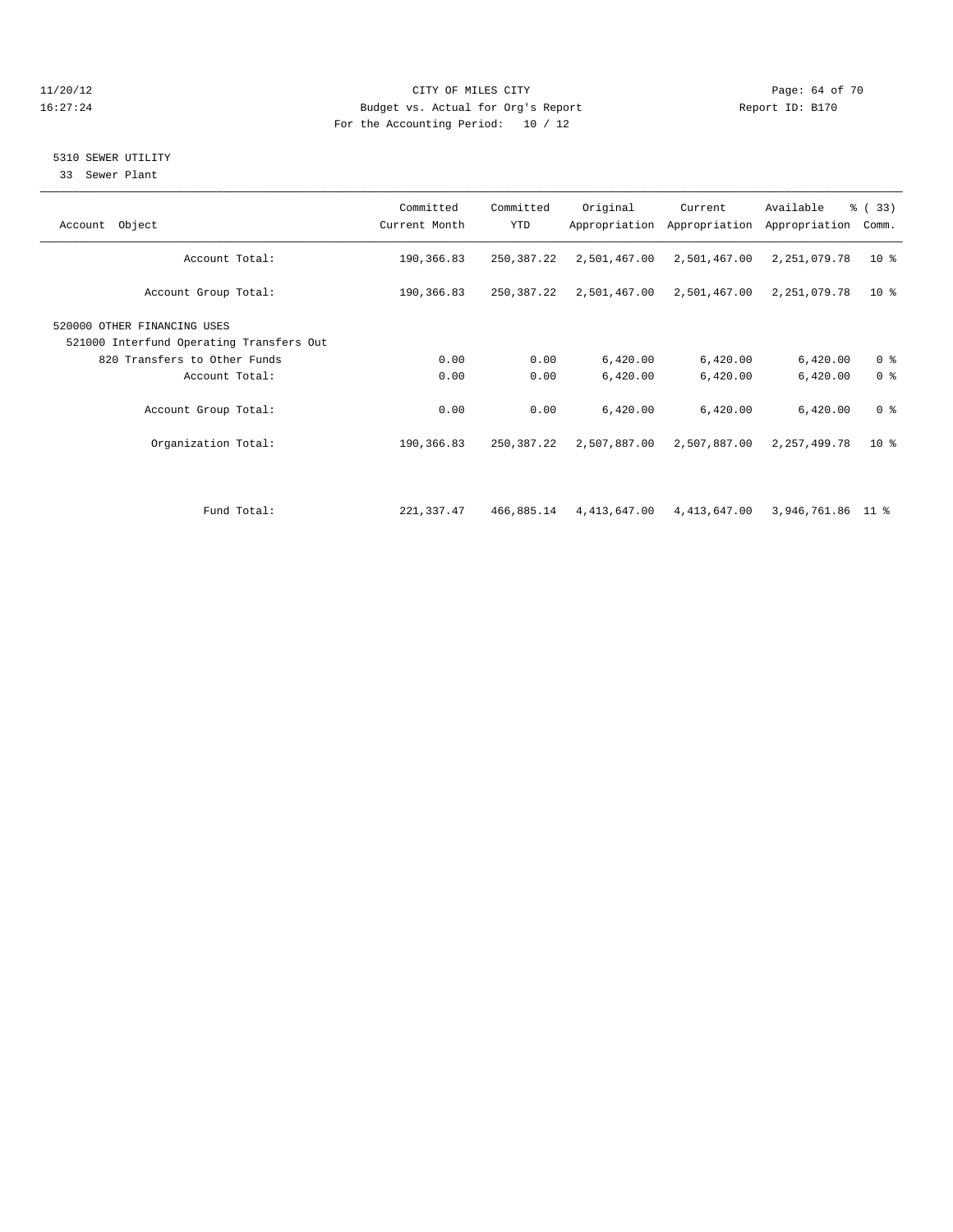CITY OF MILES CITY
Budget vs. Actual for Org's Report
For the Accounting Period: 10 / 12

11/20/12
16:27:24

Report ID: B170

## 5310 SEWER UTILITY

33 Sewer Plant

| Account Object | Committed Current Month | Committed YTD | Original Appropriation | Current Appropriation | Available Appropriation | % ( 33) Comm. |
|---|---|---|---|---|---|---|
| Account Total: | 190,366.83 | 250,387.22 | 2,501,467.00 | 2,501,467.00 | 2,251,079.78 | 10 % |
| Account Group Total: | 190,366.83 | 250,387.22 | 2,501,467.00 | 2,501,467.00 | 2,251,079.78 | 10 % |
| 520000 OTHER FINANCING USES | | | | | | |
| 521000 Interfund Operating Transfers Out | | | | | | |
| 820 Transfers to Other Funds | 0.00 | 0.00 | 6,420.00 | 6,420.00 | 6,420.00 | 0 % |
| Account Total: | 0.00 | 0.00 | 6,420.00 | 6,420.00 | 6,420.00 | 0 % |
| Account Group Total: | 0.00 | 0.00 | 6,420.00 | 6,420.00 | 6,420.00 | 0 % |
| Organization Total: | 190,366.83 | 250,387.22 | 2,507,887.00 | 2,507,887.00 | 2,257,499.78 | 10 % |
| Fund Total: | 221,337.47 | 466,885.14 | 4,413,647.00 | 4,413,647.00 | 3,946,761.86 | 11 % |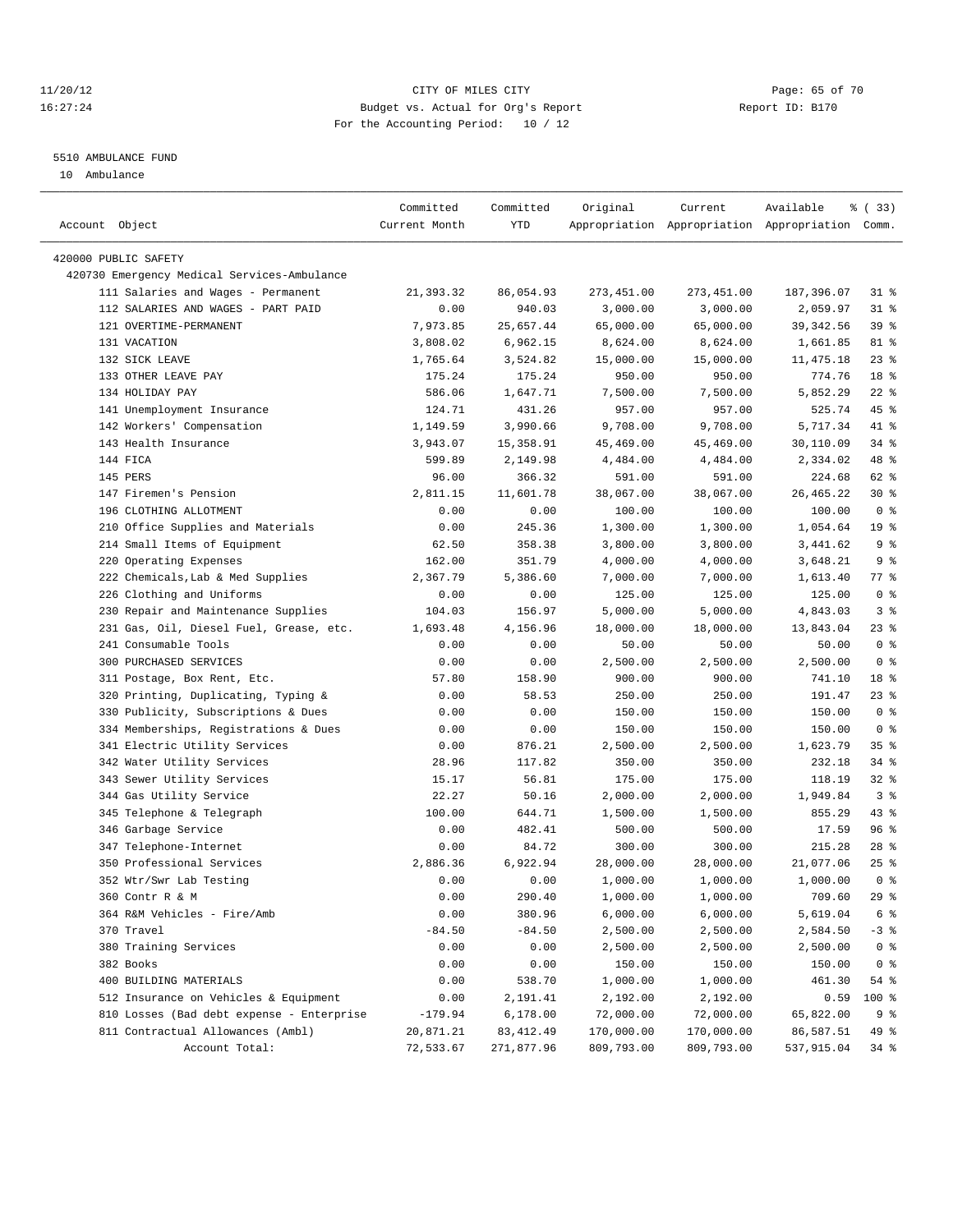CITY OF MILES CITY
Budget vs. Actual for Org's Report
For the Accounting Period: 10 / 12

5510 AMBULANCE FUND

10 Ambulance

| Account Object | Committed Current Month | Committed YTD | Original Appropriation | Current Appropriation | Available Appropriation | % ( 33) Comm. |
|---|---|---|---|---|---|---|
| 420000 PUBLIC SAFETY | | | | | | |
| 420730 Emergency Medical Services-Ambulance | | | | | | |
| 111 Salaries and Wages - Permanent | 21,393.32 | 86,054.93 | 273,451.00 | 273,451.00 | 187,396.07 | 31 % |
| 112 SALARIES AND WAGES - PART PAID | 0.00 | 940.03 | 3,000.00 | 3,000.00 | 2,059.97 | 31 % |
| 121 OVERTIME-PERMANENT | 7,973.85 | 25,657.44 | 65,000.00 | 65,000.00 | 39,342.56 | 39 % |
| 131 VACATION | 3,808.02 | 6,962.15 | 8,624.00 | 8,624.00 | 1,661.85 | 81 % |
| 132 SICK LEAVE | 1,765.64 | 3,524.82 | 15,000.00 | 15,000.00 | 11,475.18 | 23 % |
| 133 OTHER LEAVE PAY | 175.24 | 175.24 | 950.00 | 950.00 | 774.76 | 18 % |
| 134 HOLIDAY PAY | 586.06 | 1,647.71 | 7,500.00 | 7,500.00 | 5,852.29 | 22 % |
| 141 Unemployment Insurance | 124.71 | 431.26 | 957.00 | 957.00 | 525.74 | 45 % |
| 142 Workers' Compensation | 1,149.59 | 3,990.66 | 9,708.00 | 9,708.00 | 5,717.34 | 41 % |
| 143 Health Insurance | 3,943.07 | 15,358.91 | 45,469.00 | 45,469.00 | 30,110.09 | 34 % |
| 144 FICA | 599.89 | 2,149.98 | 4,484.00 | 4,484.00 | 2,334.02 | 48 % |
| 145 PERS | 96.00 | 366.32 | 591.00 | 591.00 | 224.68 | 62 % |
| 147 Firemen's Pension | 2,811.15 | 11,601.78 | 38,067.00 | 38,067.00 | 26,465.22 | 30 % |
| 196 CLOTHING ALLOTMENT | 0.00 | 0.00 | 100.00 | 100.00 | 100.00 | 0 % |
| 210 Office Supplies and Materials | 0.00 | 245.36 | 1,300.00 | 1,300.00 | 1,054.64 | 19 % |
| 214 Small Items of Equipment | 62.50 | 358.38 | 3,800.00 | 3,800.00 | 3,441.62 | 9 % |
| 220 Operating Expenses | 162.00 | 351.79 | 4,000.00 | 4,000.00 | 3,648.21 | 9 % |
| 222 Chemicals,Lab & Med Supplies | 2,367.79 | 5,386.60 | 7,000.00 | 7,000.00 | 1,613.40 | 77 % |
| 226 Clothing and Uniforms | 0.00 | 0.00 | 125.00 | 125.00 | 125.00 | 0 % |
| 230 Repair and Maintenance Supplies | 104.03 | 156.97 | 5,000.00 | 5,000.00 | 4,843.03 | 3 % |
| 231 Gas, Oil, Diesel Fuel, Grease, etc. | 1,693.48 | 4,156.96 | 18,000.00 | 18,000.00 | 13,843.04 | 23 % |
| 241 Consumable Tools | 0.00 | 0.00 | 50.00 | 50.00 | 50.00 | 0 % |
| 300 PURCHASED SERVICES | 0.00 | 0.00 | 2,500.00 | 2,500.00 | 2,500.00 | 0 % |
| 311 Postage, Box Rent, Etc. | 57.80 | 158.90 | 900.00 | 900.00 | 741.10 | 18 % |
| 320 Printing, Duplicating, Typing & | 0.00 | 58.53 | 250.00 | 250.00 | 191.47 | 23 % |
| 330 Publicity, Subscriptions & Dues | 0.00 | 0.00 | 150.00 | 150.00 | 150.00 | 0 % |
| 334 Memberships, Registrations & Dues | 0.00 | 0.00 | 150.00 | 150.00 | 150.00 | 0 % |
| 341 Electric Utility Services | 0.00 | 876.21 | 2,500.00 | 2,500.00 | 1,623.79 | 35 % |
| 342 Water Utility Services | 28.96 | 117.82 | 350.00 | 350.00 | 232.18 | 34 % |
| 343 Sewer Utility Services | 15.17 | 56.81 | 175.00 | 175.00 | 118.19 | 32 % |
| 344 Gas Utility Service | 22.27 | 50.16 | 2,000.00 | 2,000.00 | 1,949.84 | 3 % |
| 345 Telephone & Telegraph | 100.00 | 644.71 | 1,500.00 | 1,500.00 | 855.29 | 43 % |
| 346 Garbage Service | 0.00 | 482.41 | 500.00 | 500.00 | 17.59 | 96 % |
| 347 Telephone-Internet | 0.00 | 84.72 | 300.00 | 300.00 | 215.28 | 28 % |
| 350 Professional Services | 2,886.36 | 6,922.94 | 28,000.00 | 28,000.00 | 21,077.06 | 25 % |
| 352 Wtr/Swr Lab Testing | 0.00 | 0.00 | 1,000.00 | 1,000.00 | 1,000.00 | 0 % |
| 360 Contr R & M | 0.00 | 290.40 | 1,000.00 | 1,000.00 | 709.60 | 29 % |
| 364 R&M Vehicles - Fire/Amb | 0.00 | 380.96 | 6,000.00 | 6,000.00 | 5,619.04 | 6 % |
| 370 Travel | -84.50 | -84.50 | 2,500.00 | 2,500.00 | 2,584.50 | -3 % |
| 380 Training Services | 0.00 | 0.00 | 2,500.00 | 2,500.00 | 2,500.00 | 0 % |
| 382 Books | 0.00 | 0.00 | 150.00 | 150.00 | 150.00 | 0 % |
| 400 BUILDING MATERIALS | 0.00 | 538.70 | 1,000.00 | 1,000.00 | 461.30 | 54 % |
| 512 Insurance on Vehicles & Equipment | 0.00 | 2,191.41 | 2,192.00 | 2,192.00 | 0.59 | 100 % |
| 810 Losses (Bad debt expense - Enterprise | -179.94 | 6,178.00 | 72,000.00 | 72,000.00 | 65,822.00 | 9 % |
| 811 Contractual Allowances (Ambl) | 20,871.21 | 83,412.49 | 170,000.00 | 170,000.00 | 86,587.51 | 49 % |
| Account Total: | 72,533.67 | 271,877.96 | 809,793.00 | 809,793.00 | 537,915.04 | 34 % |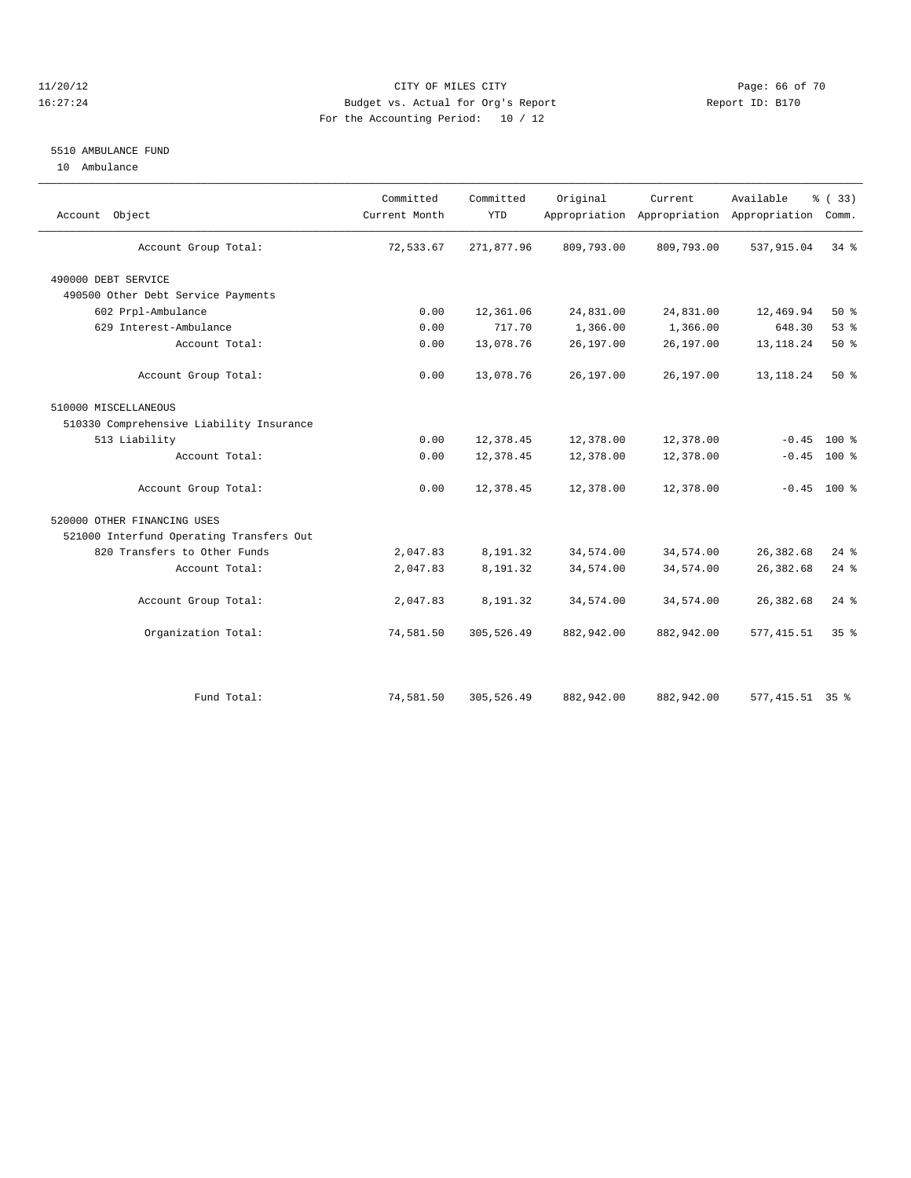CITY OF MILES CITY
Budget vs. Actual for Org's Report
For the Accounting Period: 10 / 12

Report ID: B170

5510 AMBULANCE FUND

10 Ambulance

| Account Object | Committed Current Month | Committed YTD | Original Appropriation | Current Appropriation | Available Appropriation | % ( 33) Comm. |
|---|---|---|---|---|---|---|
| Account Group Total: | 72,533.67 | 271,877.96 | 809,793.00 | 809,793.00 | 537,915.04 | 34 % |
| 490000 DEBT SERVICE | | | | | | |
| 490500 Other Debt Service Payments | | | | | | |
| 602 Prpl-Ambulance | 0.00 | 12,361.06 | 24,831.00 | 24,831.00 | 12,469.94 | 50 % |
| 629 Interest-Ambulance | 0.00 | 717.70 | 1,366.00 | 1,366.00 | 648.30 | 53 % |
| Account Total: | 0.00 | 13,078.76 | 26,197.00 | 26,197.00 | 13,118.24 | 50 % |
| Account Group Total: | 0.00 | 13,078.76 | 26,197.00 | 26,197.00 | 13,118.24 | 50 % |
| 510000 MISCELLANEOUS | | | | | | |
| 510330 Comprehensive Liability Insurance | | | | | | |
| 513 Liability | 0.00 | 12,378.45 | 12,378.00 | 12,378.00 | -0.45 | 100 % |
| Account Total: | 0.00 | 12,378.45 | 12,378.00 | 12,378.00 | -0.45 | 100 % |
| Account Group Total: | 0.00 | 12,378.45 | 12,378.00 | 12,378.00 | -0.45 | 100 % |
| 520000 OTHER FINANCING USES | | | | | | |
| 521000 Interfund Operating Transfers Out | | | | | | |
| 820 Transfers to Other Funds | 2,047.83 | 8,191.32 | 34,574.00 | 34,574.00 | 26,382.68 | 24 % |
| Account Total: | 2,047.83 | 8,191.32 | 34,574.00 | 34,574.00 | 26,382.68 | 24 % |
| Account Group Total: | 2,047.83 | 8,191.32 | 34,574.00 | 34,574.00 | 26,382.68 | 24 % |
| Organization Total: | 74,581.50 | 305,526.49 | 882,942.00 | 882,942.00 | 577,415.51 | 35 % |
| Fund Total: | 74,581.50 | 305,526.49 | 882,942.00 | 882,942.00 | 577,415.51 | 35 % |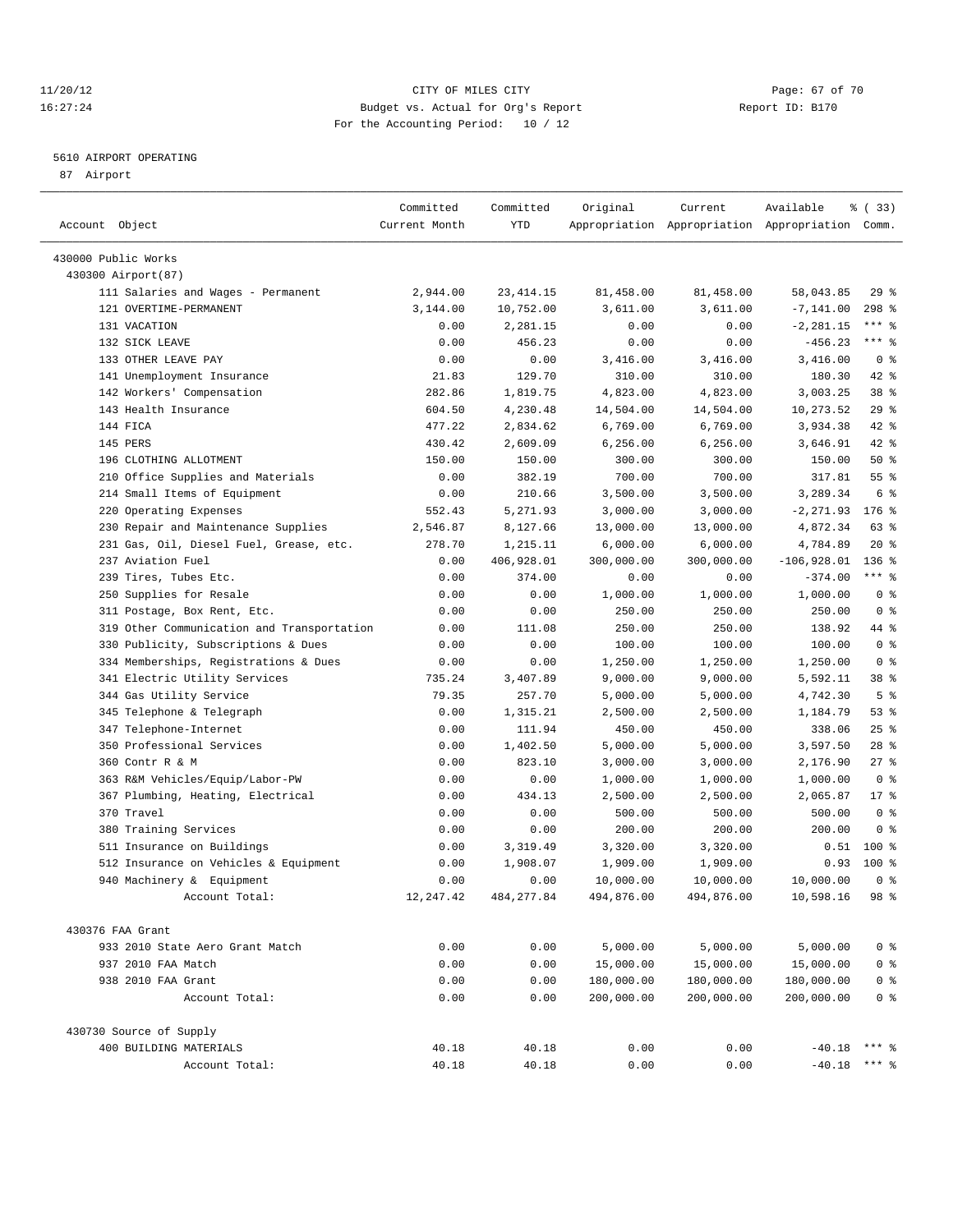CITY OF MILES CITY
Budget vs. Actual for Org's Report
For the Accounting Period: 10 / 12

11/20/12
16:27:24

Report ID: B170

5610 AIRPORT OPERATING
87 Airport

| Account Object | Committed Current Month | Committed YTD | Original Appropriation | Current Appropriation | Available Appropriation | % ( 33) Comm. |
|---|---|---|---|---|---|---|
| 430000 Public Works | | | | | | |
| 430300 Airport(87) | | | | | | |
| 111 Salaries and Wages - Permanent | 2,944.00 | 23,414.15 | 81,458.00 | 81,458.00 | 58,043.85 | 29 % |
| 121 OVERTIME-PERMANENT | 3,144.00 | 10,752.00 | 3,611.00 | 3,611.00 | -7,141.00 | 298 % |
| 131 VACATION | 0.00 | 2,281.15 | 0.00 | 0.00 | -2,281.15 | *** % |
| 132 SICK LEAVE | 0.00 | 456.23 | 0.00 | 0.00 | -456.23 | *** % |
| 133 OTHER LEAVE PAY | 0.00 | 0.00 | 3,416.00 | 3,416.00 | 3,416.00 | 0 % |
| 141 Unemployment Insurance | 21.83 | 129.70 | 310.00 | 310.00 | 180.30 | 42 % |
| 142 Workers' Compensation | 282.86 | 1,819.75 | 4,823.00 | 4,823.00 | 3,003.25 | 38 % |
| 143 Health Insurance | 604.50 | 4,230.48 | 14,504.00 | 14,504.00 | 10,273.52 | 29 % |
| 144 FICA | 477.22 | 2,834.62 | 6,769.00 | 6,769.00 | 3,934.38 | 42 % |
| 145 PERS | 430.42 | 2,609.09 | 6,256.00 | 6,256.00 | 3,646.91 | 42 % |
| 196 CLOTHING ALLOTMENT | 150.00 | 150.00 | 300.00 | 300.00 | 150.00 | 50 % |
| 210 Office Supplies and Materials | 0.00 | 382.19 | 700.00 | 700.00 | 317.81 | 55 % |
| 214 Small Items of Equipment | 0.00 | 210.66 | 3,500.00 | 3,500.00 | 3,289.34 | 6 % |
| 220 Operating Expenses | 552.43 | 5,271.93 | 3,000.00 | 3,000.00 | -2,271.93 | 176 % |
| 230 Repair and Maintenance Supplies | 2,546.87 | 8,127.66 | 13,000.00 | 13,000.00 | 4,872.34 | 63 % |
| 231 Gas, Oil, Diesel Fuel, Grease, etc. | 278.70 | 1,215.11 | 6,000.00 | 6,000.00 | 4,784.89 | 20 % |
| 237 Aviation Fuel | 0.00 | 406,928.01 | 300,000.00 | 300,000.00 | -106,928.01 | 136 % |
| 239 Tires, Tubes Etc. | 0.00 | 374.00 | 0.00 | 0.00 | -374.00 | *** % |
| 250 Supplies for Resale | 0.00 | 0.00 | 1,000.00 | 1,000.00 | 1,000.00 | 0 % |
| 311 Postage, Box Rent, Etc. | 0.00 | 0.00 | 250.00 | 250.00 | 250.00 | 0 % |
| 319 Other Communication and Transportation | 0.00 | 111.08 | 250.00 | 250.00 | 138.92 | 44 % |
| 330 Publicity, Subscriptions & Dues | 0.00 | 0.00 | 100.00 | 100.00 | 100.00 | 0 % |
| 334 Memberships, Registrations & Dues | 0.00 | 0.00 | 1,250.00 | 1,250.00 | 1,250.00 | 0 % |
| 341 Electric Utility Services | 735.24 | 3,407.89 | 9,000.00 | 9,000.00 | 5,592.11 | 38 % |
| 344 Gas Utility Service | 79.35 | 257.70 | 5,000.00 | 5,000.00 | 4,742.30 | 5 % |
| 345 Telephone & Telegraph | 0.00 | 1,315.21 | 2,500.00 | 2,500.00 | 1,184.79 | 53 % |
| 347 Telephone-Internet | 0.00 | 111.94 | 450.00 | 450.00 | 338.06 | 25 % |
| 350 Professional Services | 0.00 | 1,402.50 | 5,000.00 | 5,000.00 | 3,597.50 | 28 % |
| 360 Contr R & M | 0.00 | 823.10 | 3,000.00 | 3,000.00 | 2,176.90 | 27 % |
| 363 R&M Vehicles/Equip/Labor-PW | 0.00 | 0.00 | 1,000.00 | 1,000.00 | 1,000.00 | 0 % |
| 367 Plumbing, Heating, Electrical | 0.00 | 434.13 | 2,500.00 | 2,500.00 | 2,065.87 | 17 % |
| 370 Travel | 0.00 | 0.00 | 500.00 | 500.00 | 500.00 | 0 % |
| 380 Training Services | 0.00 | 0.00 | 200.00 | 200.00 | 200.00 | 0 % |
| 511 Insurance on Buildings | 0.00 | 3,319.49 | 3,320.00 | 3,320.00 | 0.51 | 100 % |
| 512 Insurance on Vehicles & Equipment | 0.00 | 1,908.07 | 1,909.00 | 1,909.00 | 0.93 | 100 % |
| 940 Machinery & Equipment | 0.00 | 0.00 | 10,000.00 | 10,000.00 | 10,000.00 | 0 % |
| Account Total: | 12,247.42 | 484,277.84 | 494,876.00 | 494,876.00 | 10,598.16 | 98 % |
| 430376 FAA Grant | | | | | | |
| 933 2010 State Aero Grant Match | 0.00 | 0.00 | 5,000.00 | 5,000.00 | 5,000.00 | 0 % |
| 937 2010 FAA Match | 0.00 | 0.00 | 15,000.00 | 15,000.00 | 15,000.00 | 0 % |
| 938 2010 FAA Grant | 0.00 | 0.00 | 180,000.00 | 180,000.00 | 180,000.00 | 0 % |
| Account Total: | 0.00 | 0.00 | 200,000.00 | 200,000.00 | 200,000.00 | 0 % |
| 430730 Source of Supply | | | | | | |
| 400 BUILDING MATERIALS | 40.18 | 40.18 | 0.00 | 0.00 | -40.18 | *** % |
| Account Total: | 40.18 | 40.18 | 0.00 | 0.00 | -40.18 | *** % |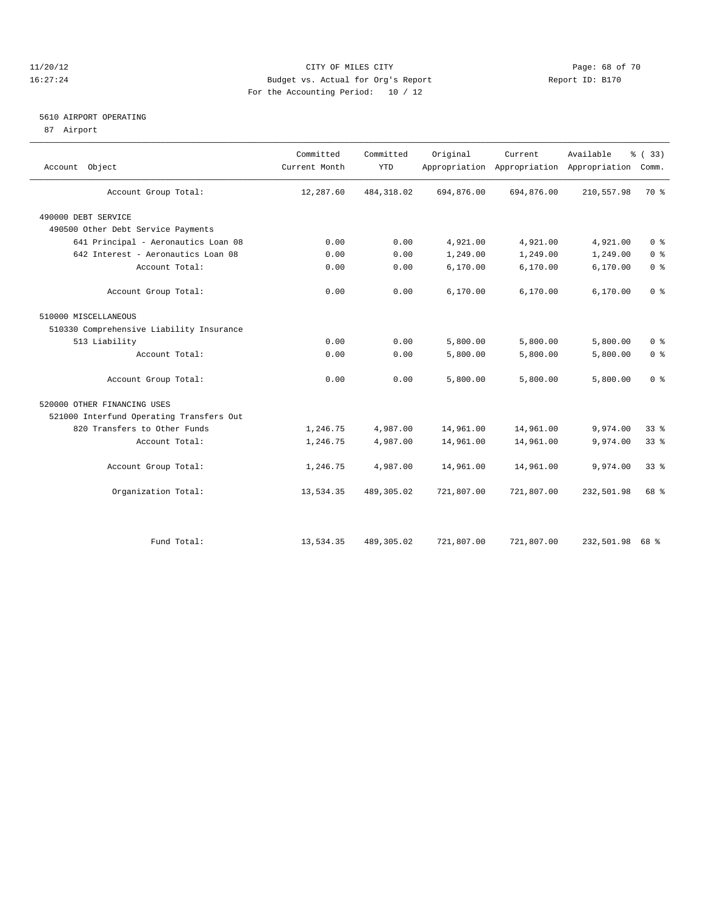CITY OF MILES CITY
Budget vs. Actual for Org's Report
For the Accounting Period: 10 / 12

11/20/12
16:27:24

Report ID: B170

## 5610 AIRPORT OPERATING

87 Airport

| Account Object | Committed Current Month | Committed YTD | Original Appropriation | Current Appropriation | Available Appropriation | % ( 33) Comm. |
|---|---|---|---|---|---|---|
| Account Group Total: | 12,287.60 | 484,318.02 | 694,876.00 | 694,876.00 | 210,557.98 | 70 % |
| 490000 DEBT SERVICE | | | | | | |
| 490500 Other Debt Service Payments | | | | | | |
| 641 Principal - Aeronautics Loan 08 | 0.00 | 0.00 | 4,921.00 | 4,921.00 | 4,921.00 | 0 % |
| 642 Interest - Aeronautics Loan 08 | 0.00 | 0.00 | 1,249.00 | 1,249.00 | 1,249.00 | 0 % |
| Account Total: | 0.00 | 0.00 | 6,170.00 | 6,170.00 | 6,170.00 | 0 % |
| Account Group Total: | 0.00 | 0.00 | 6,170.00 | 6,170.00 | 6,170.00 | 0 % |
| 510000 MISCELLANEOUS | | | | | | |
| 510330 Comprehensive Liability Insurance | | | | | | |
| 513 Liability | 0.00 | 0.00 | 5,800.00 | 5,800.00 | 5,800.00 | 0 % |
| Account Total: | 0.00 | 0.00 | 5,800.00 | 5,800.00 | 5,800.00 | 0 % |
| Account Group Total: | 0.00 | 0.00 | 5,800.00 | 5,800.00 | 5,800.00 | 0 % |
| 520000 OTHER FINANCING USES | | | | | | |
| 521000 Interfund Operating Transfers Out | | | | | | |
| 820 Transfers to Other Funds | 1,246.75 | 4,987.00 | 14,961.00 | 14,961.00 | 9,974.00 | 33 % |
| Account Total: | 1,246.75 | 4,987.00 | 14,961.00 | 14,961.00 | 9,974.00 | 33 % |
| Account Group Total: | 1,246.75 | 4,987.00 | 14,961.00 | 14,961.00 | 9,974.00 | 33 % |
| Organization Total: | 13,534.35 | 489,305.02 | 721,807.00 | 721,807.00 | 232,501.98 | 68 % |
| Fund Total: | 13,534.35 | 489,305.02 | 721,807.00 | 721,807.00 | 232,501.98 | 68 % |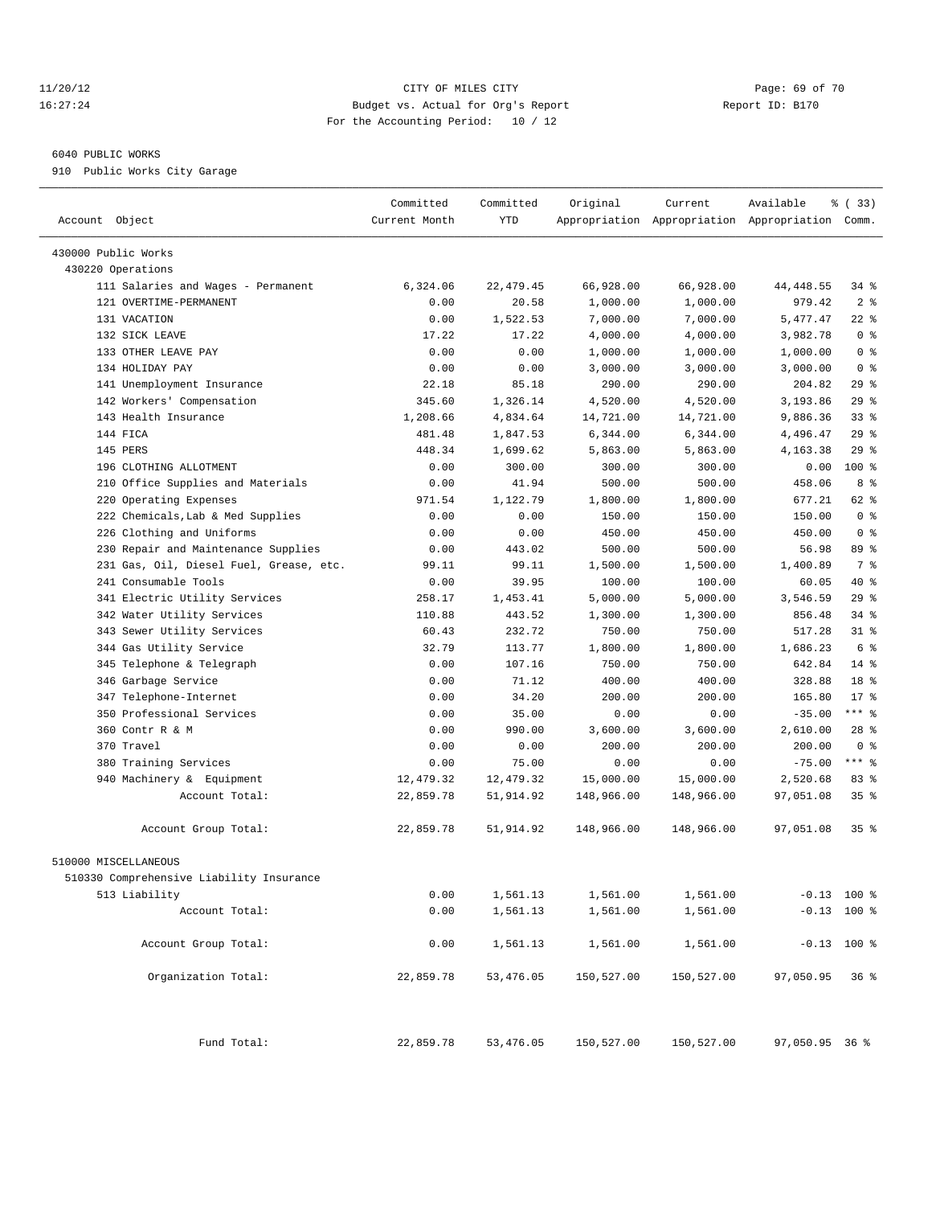CITY OF MILES CITY
Budget vs. Actual for Org's Report
For the Accounting Period: 10 / 12

6040 PUBLIC WORKS
910 Public Works City Garage

| Account Object | Committed Current Month | Committed YTD | Original Appropriation | Current Appropriation | Available Appropriation | % ( 33) Comm. |
|---|---|---|---|---|---|---|
| 430000 Public Works | | | | | | |
| 430220 Operations | | | | | | |
| 111 Salaries and Wages - Permanent | 6,324.06 | 22,479.45 | 66,928.00 | 66,928.00 | 44,448.55 | 34 % |
| 121 OVERTIME-PERMANENT | 0.00 | 20.58 | 1,000.00 | 1,000.00 | 979.42 | 2 % |
| 131 VACATION | 0.00 | 1,522.53 | 7,000.00 | 7,000.00 | 5,477.47 | 22 % |
| 132 SICK LEAVE | 17.22 | 17.22 | 4,000.00 | 4,000.00 | 3,982.78 | 0 % |
| 133 OTHER LEAVE PAY | 0.00 | 0.00 | 1,000.00 | 1,000.00 | 1,000.00 | 0 % |
| 134 HOLIDAY PAY | 0.00 | 0.00 | 3,000.00 | 3,000.00 | 3,000.00 | 0 % |
| 141 Unemployment Insurance | 22.18 | 85.18 | 290.00 | 290.00 | 204.82 | 29 % |
| 142 Workers' Compensation | 345.60 | 1,326.14 | 4,520.00 | 4,520.00 | 3,193.86 | 29 % |
| 143 Health Insurance | 1,208.66 | 4,834.64 | 14,721.00 | 14,721.00 | 9,886.36 | 33 % |
| 144 FICA | 481.48 | 1,847.53 | 6,344.00 | 6,344.00 | 4,496.47 | 29 % |
| 145 PERS | 448.34 | 1,699.62 | 5,863.00 | 5,863.00 | 4,163.38 | 29 % |
| 196 CLOTHING ALLOTMENT | 0.00 | 300.00 | 300.00 | 300.00 | 0.00 | 100 % |
| 210 Office Supplies and Materials | 0.00 | 41.94 | 500.00 | 500.00 | 458.06 | 8 % |
| 220 Operating Expenses | 971.54 | 1,122.79 | 1,800.00 | 1,800.00 | 677.21 | 62 % |
| 222 Chemicals, Lab & Med Supplies | 0.00 | 0.00 | 150.00 | 150.00 | 150.00 | 0 % |
| 226 Clothing and Uniforms | 0.00 | 0.00 | 450.00 | 450.00 | 450.00 | 0 % |
| 230 Repair and Maintenance Supplies | 0.00 | 443.02 | 500.00 | 500.00 | 56.98 | 89 % |
| 231 Gas, Oil, Diesel Fuel, Grease, etc. | 99.11 | 99.11 | 1,500.00 | 1,500.00 | 1,400.89 | 7 % |
| 241 Consumable Tools | 0.00 | 39.95 | 100.00 | 100.00 | 60.05 | 40 % |
| 341 Electric Utility Services | 258.17 | 1,453.41 | 5,000.00 | 5,000.00 | 3,546.59 | 29 % |
| 342 Water Utility Services | 110.88 | 443.52 | 1,300.00 | 1,300.00 | 856.48 | 34 % |
| 343 Sewer Utility Services | 60.43 | 232.72 | 750.00 | 750.00 | 517.28 | 31 % |
| 344 Gas Utility Service | 32.79 | 113.77 | 1,800.00 | 1,800.00 | 1,686.23 | 6 % |
| 345 Telephone & Telegraph | 0.00 | 107.16 | 750.00 | 750.00 | 642.84 | 14 % |
| 346 Garbage Service | 0.00 | 71.12 | 400.00 | 400.00 | 328.88 | 18 % |
| 347 Telephone-Internet | 0.00 | 34.20 | 200.00 | 200.00 | 165.80 | 17 % |
| 350 Professional Services | 0.00 | 35.00 | 0.00 | 0.00 | -35.00 | *** % |
| 360 Contr R & M | 0.00 | 990.00 | 3,600.00 | 3,600.00 | 2,610.00 | 28 % |
| 370 Travel | 0.00 | 0.00 | 200.00 | 200.00 | 200.00 | 0 % |
| 380 Training Services | 0.00 | 75.00 | 0.00 | 0.00 | -75.00 | *** % |
| 940 Machinery & Equipment | 12,479.32 | 12,479.32 | 15,000.00 | 15,000.00 | 2,520.68 | 83 % |
| Account Total: | 22,859.78 | 51,914.92 | 148,966.00 | 148,966.00 | 97,051.08 | 35 % |
| Account Group Total: | 22,859.78 | 51,914.92 | 148,966.00 | 148,966.00 | 97,051.08 | 35 % |
| 510000 MISCELLANEOUS | | | | | | |
| 510330 Comprehensive Liability Insurance | | | | | | |
| 513 Liability | 0.00 | 1,561.13 | 1,561.00 | 1,561.00 | -0.13 | 100 % |
| Account Total: | 0.00 | 1,561.13 | 1,561.00 | 1,561.00 | -0.13 | 100 % |
| Account Group Total: | 0.00 | 1,561.13 | 1,561.00 | 1,561.00 | -0.13 | 100 % |
| Organization Total: | 22,859.78 | 53,476.05 | 150,527.00 | 150,527.00 | 97,050.95 | 36 % |
| Fund Total: | 22,859.78 | 53,476.05 | 150,527.00 | 150,527.00 | 97,050.95 | 36 % |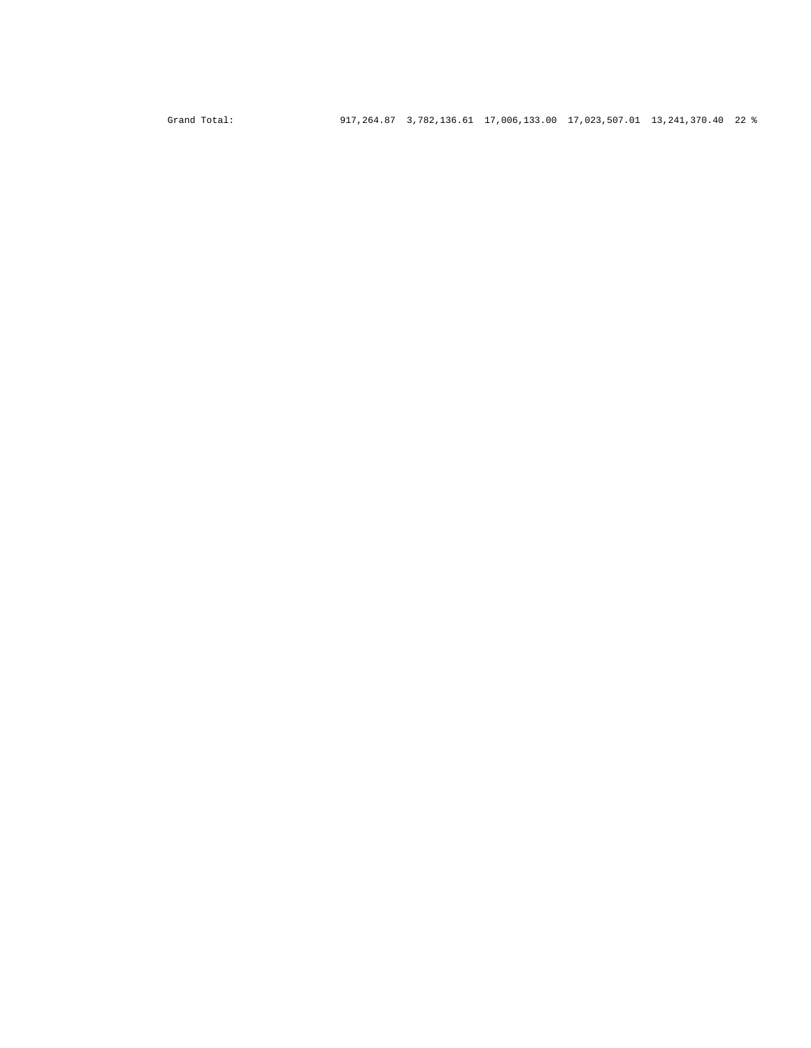| | | | | | | |
|---|---|---|---|---|---|---|
| Grand Total: | 917,264.87 | 3,782,136.61 | 17,006,133.00 | 17,023,507.01 | 13,241,370.40 | 22 % |